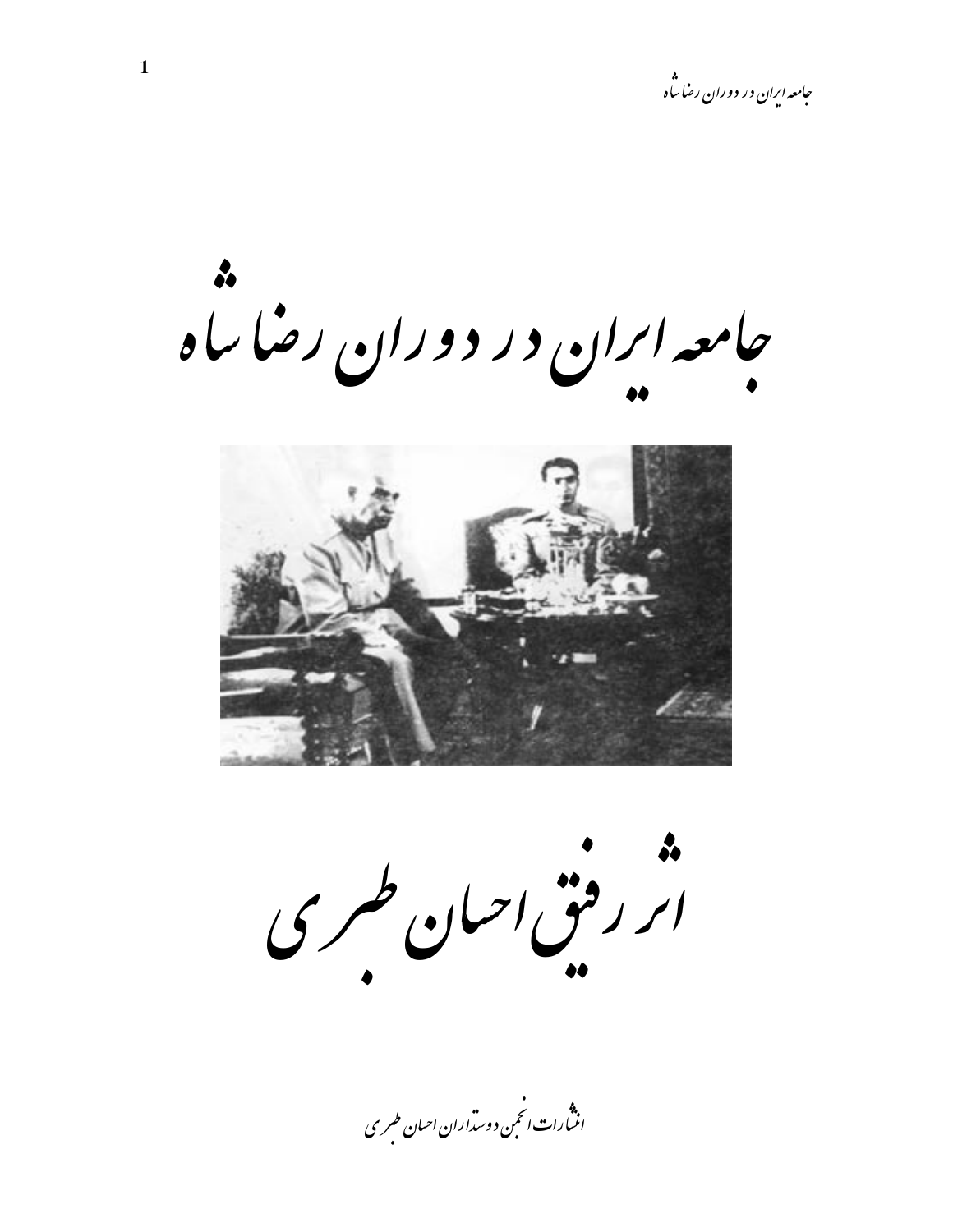# جامعه ایران در دوران رضا شاه

## اثر رفیق احسان طبری

انتشارات انجمن دوستداران احسان طبری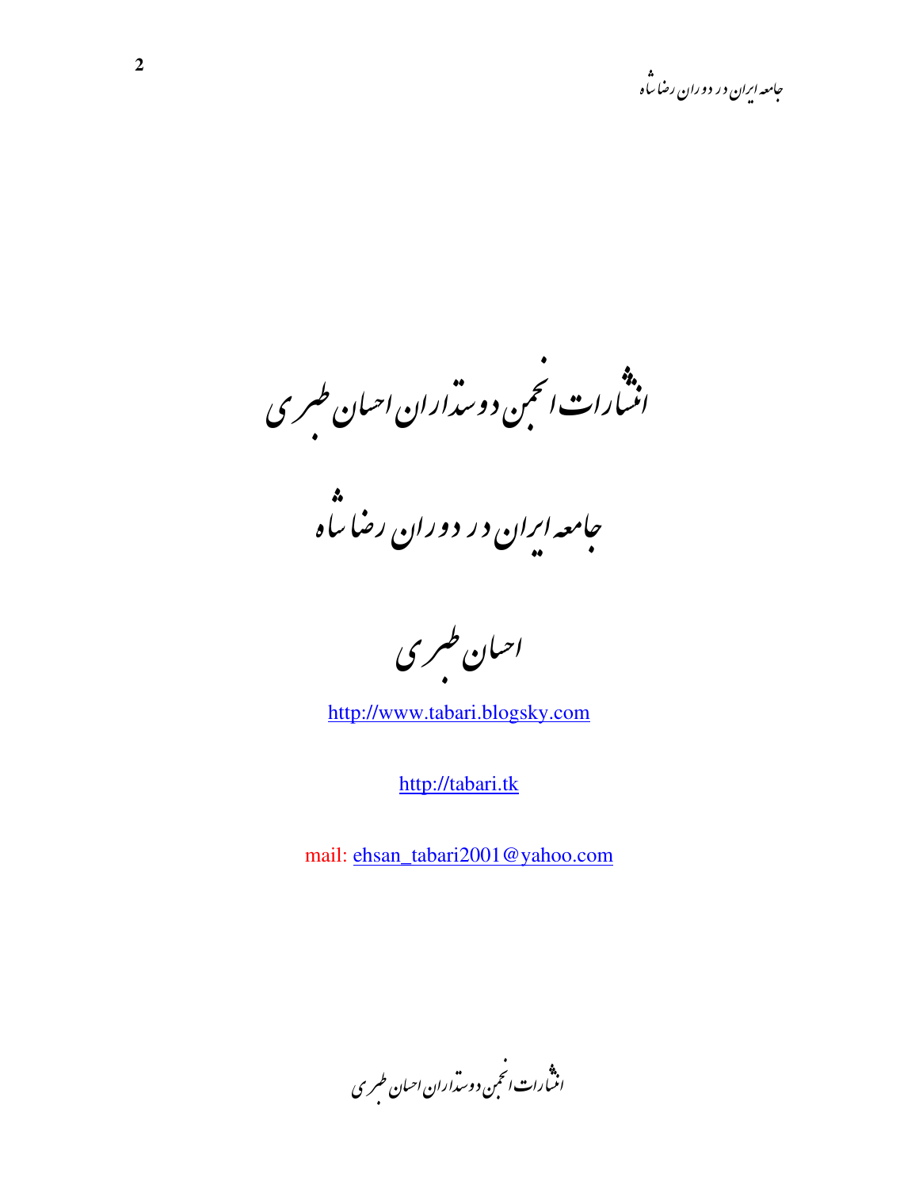# انتشارات انجمن دوستداران احسان طبری

# جامعه ایران در دوران رضا شاه

## احسان طبری

http://www.tabari.blogsky.com

http://tabari.tk

mail: ehsan_tabari2001@yahoo.com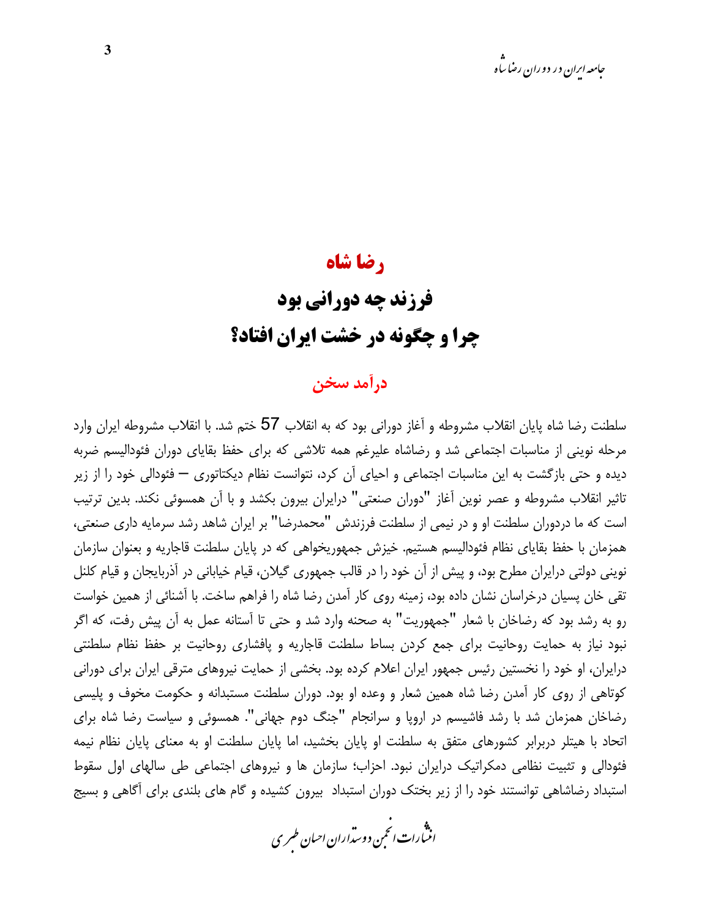# رضا شاه

# فرزند چه دورانی بود
# چرا و چگونه در خشت ایران افتاد؟

## درآمد سخن

سلطنت رضا شاه پایان انقلاب مشروطه و آغاز دورانی بود که به انقلاب 57 ختم شد. با انقلاب مشروطه ایران وارد مرحله نوینی از مناسبات اجتماعی شد و رضاشاه علیرغم همه تلاشی که برای حفظ بقایای دوران فئودالیسم ضربه دیده و حتی بازگشت به این مناسبات اجتماعی و احیای آن کرد، نتوانست نظام دیکتاتوری – فئودالی خود را از زیر تاثیر انقلاب مشروطه و عصر نوین آغاز "دوران صنعتی" درایران بیرون بکشد و با آن همسوئی نکند. بدین ترتیب است که ما دردوران سلطنت او و در نیمی از سلطنت فرزندش "محمدرضا" بر ایران شاهد رشد سرمایه داری صنعتی، همزمان با حفظ بقایای نظام فئودالیسم هستیم. خیزش جمهوریخواهی که در پایان سلطنت قاجاریه و بعنوان سازمان نوینی دولتی درایران مطرح بود، و پیش از آن خود را در قالب جمهوری گیلان، قیام خیابانی در آذربایجان و قیام کلنل تقی خان پسیان درخراسان نشان داده بود، زمینه روی کار آمدن رضا شاه را فراهم ساخت. با آشنائی از همین خواست رو به رشد بود که رضاخان با شعار "جمهوریت" به صحنه وارد شد و حتی تا آستانه عمل به آن پیش رفت، که اگر نبود نیاز به حمایت روحانیت برای جمع کردن بساط سلطنت قاجاریه و پافشاری روحانیت بر حفظ نظام سلطنتی درایران، او خود را نخستین رئیس جمهور ایران اعلام کرده بود. بخشی از حمایت نیروهای مترقی ایران برای دورانی کوتاهی از روی کار آمدن رضا شاه همین شعار و وعده او بود. دوران سلطنت مستبدانه و حکومت مخوف و پلیسی رضاخان همزمان شد با رشد فاشیسم در اروپا و سرانجام "جنگ دوم جهانی". همسوئی و سیاست رضا شاه برای اتحاد با هیتلر دربرابر کشورهای متفق به سلطنت او پایان بخشید، اما پایان سلطنت او به معنای پایان نظام نیمه فئودالی و تثبیت نظامی دمکراتیک درایران نبود. احزاب؛ سازمان ها و نیروهای اجتماعی طی سالهای اول سقوط استبداد رضاشاهی توانستند خود را از زیر بختک دوران استبداد بیرون کشیده و گام های بلندی برای آگاهی و بسیج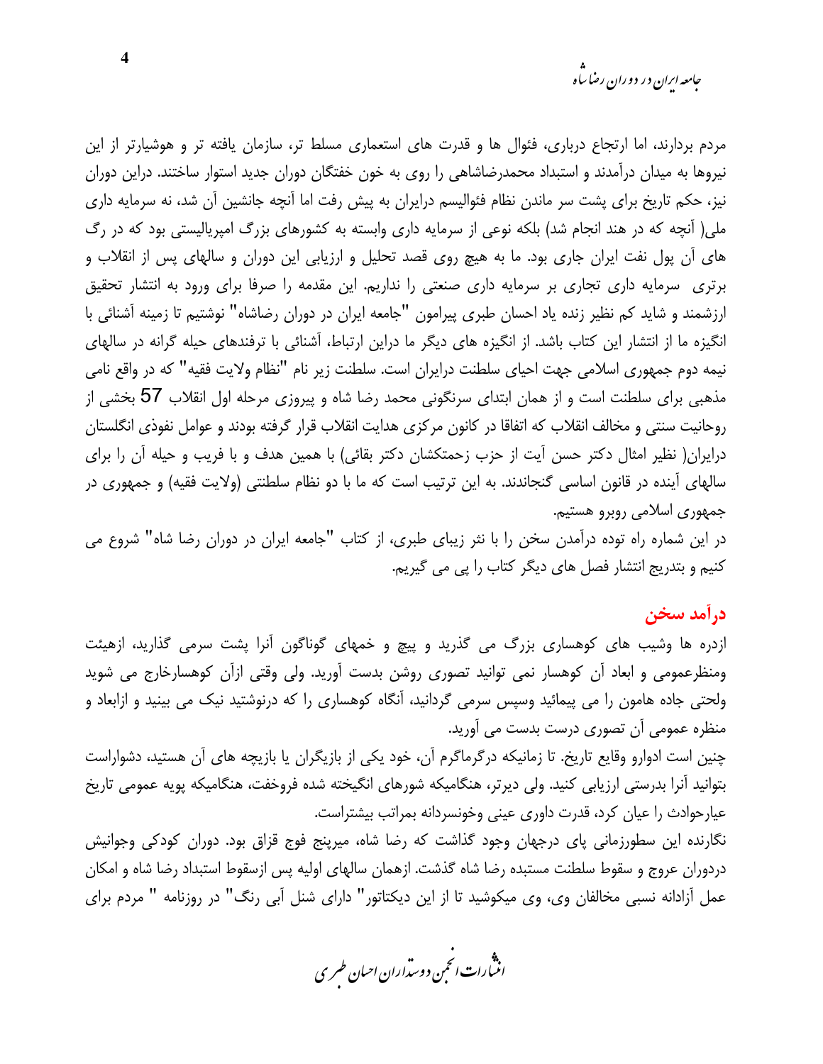مردم بردارند، اما ارتجاع درباری، فئوال ها و قدرت های استعماری مسلط تر، سازمان یافته تر و هوشیارتر از این نیروها به میدان درآمدند و استبداد محمدرضاشاهی را روی به خون خفتگان دوران جدید استوار ساختند. دراین دوران نیز، حکم تاریخ برای پشت سر ماندن نظام فئوالیسم درایران به پیش رفت اما آنچه جانشین آن شد، نه سرمایه داری ملی( آنچه که در هند انجام شد) بلکه نوعی از سرمایه داری وابسته به کشورهای بزرگ امپریالیستی بود که در رگ های آن پول نفت ایران جاری بود. ما به هیچ روی قصد تحلیل و ارزیابی این دوران و سالهای پس از انقلاب و برتری سرمایه داری تجاری بر سرمایه داری صنعتی را نداریم. این مقدمه را صرفا برای ورود به انتشار تحقیق ارزشمند و شاید کم نظیر زنده یاد احسان طبری پیرامون "جامعه ایران در دوران رضاشاه" نوشتیم تا زمینه آشنائی با انگیزه ما از انتشار این کتاب باشد. از انگیزه های دیگر ما دراین ارتباط، آشنائی با ترفندهای حیله گرانه در سالهای نیمه دوم جمهوری اسلامی جهت احیای سلطنت درایران است. سلطنت زیر نام "نظام ولایت فقیه" که در واقع نامی مذهبی برای سلطنت است و از همان ابتدای سرنگونی محمد رضا شاه و پیروزی مرحله اول انقلاب 57 بخشی از روحانیت سنتی و مخالف انقلاب که اتفاقا در کانون مرکزی هدایت انقلاب قرار گرفته بودند و عوامل نفوذی انگلستان درایران( نظیر امثال دکتر حسن آیت از حزب زحمتکشان دکتر بقائی) با همین هدف و با فریب و حیله آن را برای سالهای آینده در قانون اساسی گنجاندند. به این ترتیب است که ما با دو نظام سلطنتی (ولایت فقیه) و جمهوری در جمهوری اسلامی روبرو هستیم.

در این شماره راه توده درآمدن سخن را با نثر زیبای طبری، از کتاب "جامعه ایران در دوران رضا شاه" شروع می کنیم و بتدریج انتشار فصل های دیگر کتاب را پی می گیریم.

## درآمد سخن

ازدره ها وشیب های کوهساری بزرگ می گذرید و پیچ و خمهای گوناگون آنرا پشت سرمی گذارید، ازهیئت ومنظرعمومی و ابعاد آن کوهسار نمی توانید تصوری روشن بدست آورید. ولی وقتی ازآن کوهسارخارج می شوید ولحتی جاده هامون را می پیمائید وسپس سرمی گردانید، آنگاه کوهساری را که درنوشتید نیک می بینید و ازابعاد و منظره عمومی آن تصوری درست بدست می آورید.

چنین است ادوارو وقایع تاریخ. تا زمانیکه درگرماگرم آن، خود یکی از بازیگران یا بازیچه های آن هستید، دشواراست بتوانید آنرا بدرستی ارزیابی کنید. ولی دیرتر، هنگامیکه شورهای انگیخته شده فروخفت، هنگامیکه پویه عمومی تاریخ عیارحوادث را عیان کرد، قدرت داوری عینی وخونسردانه بمراتب بیشتراست.

نگارنده این سطورزمانی پای درجهان وجود گذاشت که رضا شاه، میرپنج فوج قزاق بود. دوران کودکی وجوانیش دردوران عروج و سقوط سلطنت مستبده رضا شاه گذشت. ازهمان سالهای اولیه پس ازسقوط استبداد رضا شاه و امکان عمل آزادانه نسبی مخالفان وی، وی میکوشید تا از این دیکتاتور" دارای شنل آبی رنگ" در روزنامه " مردم برای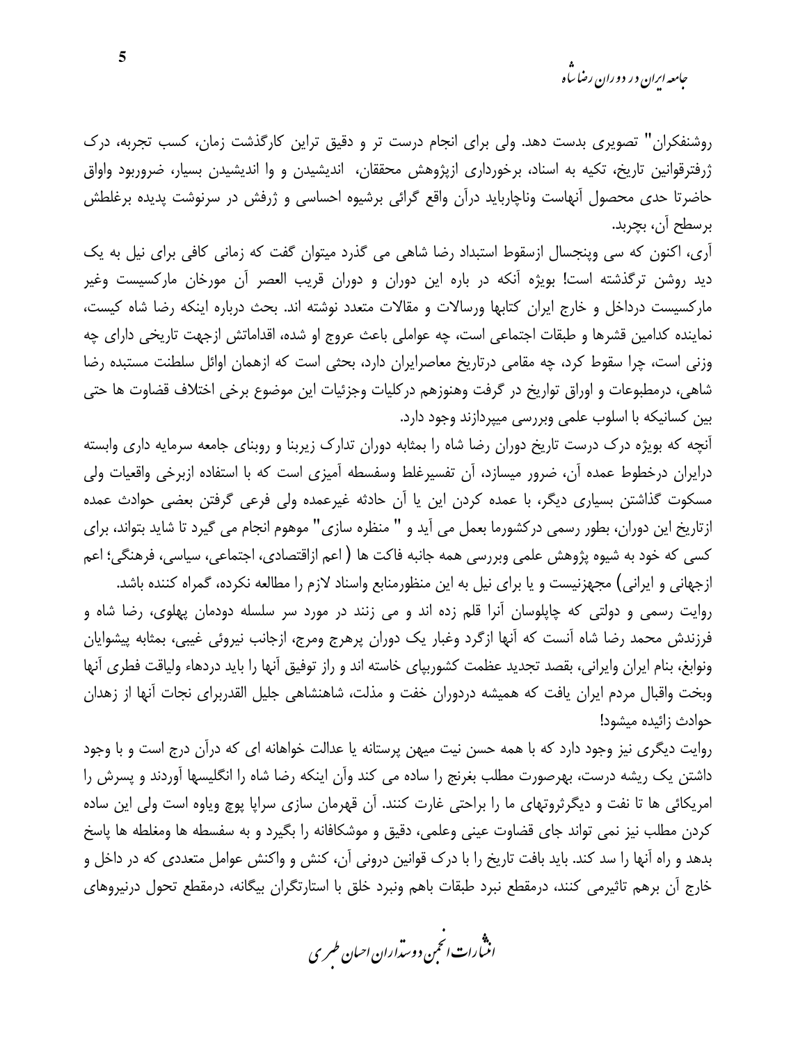روشنفکران" تصویری بدست دهد. ولی برای انجام درست تر و دقیق ترین کارگذشت زمان، کسب تجربه، درک ژرفترقوانین تاریخ، تکیه به اسناد، برخورداری ازپژوهش محققان، اندیشیدن و وا اندیشیدن بسیار، ضروربود واوراق حاضرتا حدی محصول آنهاست وناچارباید درآن واقع گرائی برشیوه احساسی و ژرفش در سرنوشت پدیده برغلطش برسطح آن، بچربد.

آری، اکنون که سی وپنجسال ازسقوط استبداد رضا شاهی می گذرد میتوان گفت که زمانی کافی برای نیل به یک دید روشن ترگذشته است! بویژه آنکه در باره این دوران و دوران قریب العصر آن مورخان مارکسیست وغیر مارکسیست درداخل و خارج ایران کتابها ورسالات و مقالات متعدد نوشته اند. بحث درباره اینکه رضا شاه کیست، نماینده کدامین قشرها و طبقات اجتماعی است، چه عواملی باعث عروج او شده، اقداماتش ازجهت تاریخی دارای چه وزنی است، چرا سقوط کرد، چه مقامی درتاریخ معاصرایران دارد، بحثی است که ازهمان اوائل سلطنت مستبده رضا شاهی، درمطبوعات و اوراق تواریخ در گرفت وهنوزهم درکلیات وجزئیات این موضوع برخی اختلاف قضاوت ها حتی بین کسانیکه با اسلوب علمی وبررسی میپردازند وجود دارد.

آنچه که بویژه درک درست تاریخ دوران رضا شاه را بمثابه دوران تدارک زیربنا و روبنای جامعه سرمایه داری وابسته درایران درخطوط عمده آن، ضرور میسازد، آن تفسیرغلط وسفسطه آمیزی است که با استفاده ازبرخی واقعیات ولی مسکوت گذاشتن بسیاری دیگر، با عمده کردن این یا آن حادثه غیرعمده ولی فرعی گرفتن بعضی حوادث عمده ازتاریخ این دوران، بطور رسمی درکشورما بعمل می آید و " منظره سازی" موهوم انجام می گیرد تا شاید بتواند، برای کسی که خود به شیوه پژوهش علمی وبررسی همه جانبه فاکت ها ( اعم ازاقتصادی، اجتماعی، سیاسی، فرهنگی؛ اعم ازجهانی و ایرانی) مجهزنیست و یا برای نیل به این منظورمنابع واسناد لازم را مطالعه نکرده، گمراه کننده باشد.

روایت رسمی و دولتی که چاپلوسان آنرا قلم زده اند و می زنند در مورد سر سلسله دودمان پهلوی، رضا شاه و فرزندش محمد رضا شاه آنست که آنها ازگرد وغبار یک دوران پرهرج ومرج، ازجانب نیروئی غیبی، بمثابه پیشوایان ونوابغ، بنام ایران وایرانی، بقصد تجدید عظمت کشوربپای خاسته اند و راز توفیق آنها را باید دردهاء ولیاقت فطری آنها وبخت واقبال مردم ایران یافت که همیشه دردوران خفت و مذلت، شاهنشاهی جلیل القدربرای نجات آنها از زهدان حوادث زائیده میشود!

روایت دیگری نیز وجود دارد که با همه حسن نیت میهن پرستانه یا عدالت خواهانه ای که درآن درج است و با وجود داشتن یک ریشه درست، بهرصورت مطلب بغرنج را ساده می کند وآن اینکه رضا شاه را انگلیسها آوردند و پسرش را امریکائی ها تا نفت و دیگرثروتهای ما را براحتی غارت کنند. آن قهرمان سازی سراپا پوچ ویاوه است ولی این ساده کردن مطلب نیز نمی تواند جای قضاوت عینی وعلمی، دقیق و موشکافانه را بگیرد و به سفسطه ها ومغلطه ها پاسخ بدهد و راه آنها را سد کند. باید بافت تاریخ را با درک قوانین درونی آن، کنش و واکنش عوامل متعددی که در داخل و خارج آن برهم تاثیرمی کنند، درمقطع نبرد طبقات باهم ونبرد خلق با استارتگران بیگانه، درمقطع تحول درنیروهای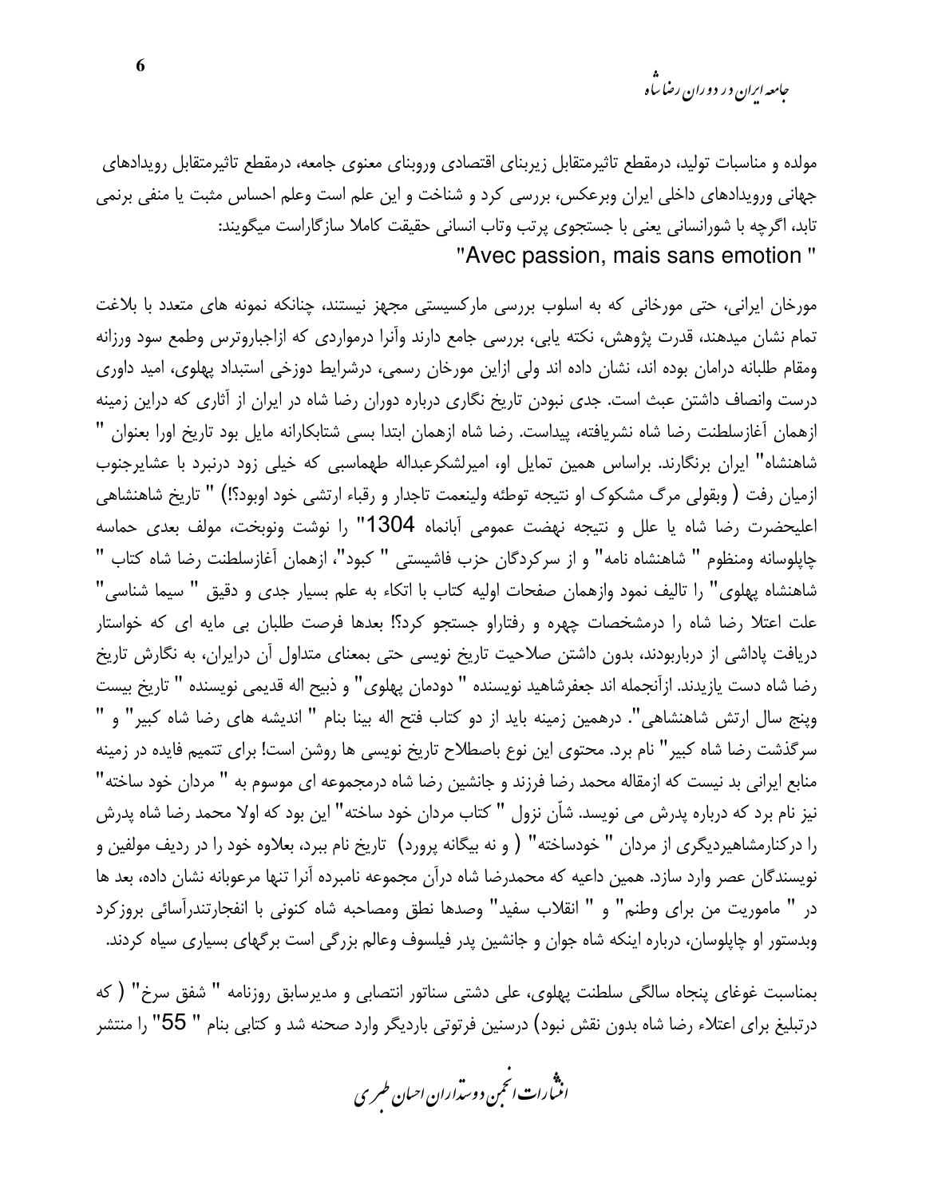مولده و مناسبات تولید، درمقطع تاثیرمتقابل زیربنای اقتصادی وروبنای معنوی جامعه، درمقطع تاثیرمتقابل رویدادهای جهانی ورویدادهای داخلی ایران وبرعکس، بررسی کرد و شناخت و این علم است وعلم احساس مثبت یا منفی برنمی تابد، اگرچه با شورانسانی یعنی با جستجوی پرتب وتاب انسانی حقیقت کاملا سازگاراست میگویند:

"Avec passion, mais sans emotion "

مورخان ایرانی، حتی مورخانی که به اسلوب بررسی مارکسیستی مجهز نیستند، چنانکه نمونه های متعدد با بلاغت تمام نشان میدهند، قدرت پژوهش، نکته یابی، بررسی جامع دارند وآنرا درمواردی که ازاجباروترس وطمع سود ورزانه ومقام طلبانه درامان بوده اند، نشان داده اند ولی ازاین مورخان رسمی، درشرایط دوزخی استبداد پهلوی، امید داوری درست وانصاف داشتن عبث است. جدی نبودن تاریخ نگاری درباره دوران رضا شاه در ایران از آثاری که دراین زمینه ازهمان آغازسلطنت رضا شاه نشریافته، پیداست. رضا شاه ازهمان ابتدا بسی شتابکارانه مایل بود تاریخ اورا بعنوان " شاهنشاه" ایران برنگارند. براساس همین تمایل او، امیرلشکرعبداله طهماسبی که خیلی زود درنبرد با عشایرجنوب ازمیان رفت ( وبقولی مرگ مشکوک او نتیجه توطئه ولینعمت تاجدار و رقباء ارتشی خود اوبود؟!) " تاریخ شاهنشاهی اعلیحضرت رضا شاه یا علل و نتیجه نهضت عمومی آبانماه 1304" را نوشت ونوبخت، مولف بعدی حماسه چاپلوسانه ومنظوم " شاهنشاه نامه" و از سرکردگان حزب فاشیستی " کبود"، ازهمان آغازسلطنت رضا شاه کتاب " شاهنشاه پهلوی" را تالیف نمود وازهمان صفحات اولیه کتاب با اتکاء به علم بسیار جدی و دقیق " سیما شناسی" علت اعتلا رضا شاه را درمشخصات چهره و رفتاراو جستجو کرد؟! بعدها فرصت طلبان بی مایه ای که خواستار دریافت پاداشی از درباربودند، بدون داشتن صلاحیت تاریخ نویسی حتی بمعنای متداول آن درایران، به نگارش تاریخ رضا شاه دست یازیدند. ازآنجمله اند جعفرشاهید نویسنده " دودمان پهلوی" و ذبیح اله قدیمی نویسنده " تاریخ بیست وپنج سال ارتش شاهنشاهی". درهمین زمینه باید از دو کتاب فتح اله بینا بنام " اندیشه های رضا شاه کبیر" و " سرگذشت رضا شاه کبیر" نام برد. محتوی این نوع باصطلاح تاریخ نویسی ها روشن است! برای تتمیم فایده در زمینه منابع ایرانی بد نیست که ازمقاله محمد رضا فرزند و جانشین رضا شاه درمجموعه ای موسوم به " مردان خود ساخته" نیز نام برد که درباره پدرش می نویسد. شأن نزول " کتاب مردان خود ساخته" این بود که اولا محمد رضا شاه پدرش را درکنارمشاهیردیگری از مردان " خودساخته" ( و نه بیگانه پرورد) تاریخ نام ببرد، بعلاوه خود را در ردیف مولفین و نویسندگان عصر وارد سازد. همین داعیه که محمدرضا شاه درآن مجموعه نامبرده آنرا تنها مرعوبانه نشان داده، بعد ها در " ماموریت من برای وطنم" و " انقلاب سفید" وصدها نطق ومصاحبه شاه کنونی با انفجارتندرآسائی بروزکرد وبدستور او چاپلوسان، درباره اینکه شاه جوان و جانشین پدر فیلسوف وعالم بزرگی است برگهای بسیاری سیاه کردند.

بمناسبت غوغای پنجاه سالگی سلطنت پهلوی، علی دشتی سناتور انتصابی و مدیرسابق روزنامه " شفق سرخ" ( که درتبلیغ برای اعتلاء رضا شاه بدون نقش نبود) درسنین فرتوتی باردیگر وارد صحنه شد و کتابی بنام " 55" را منتشر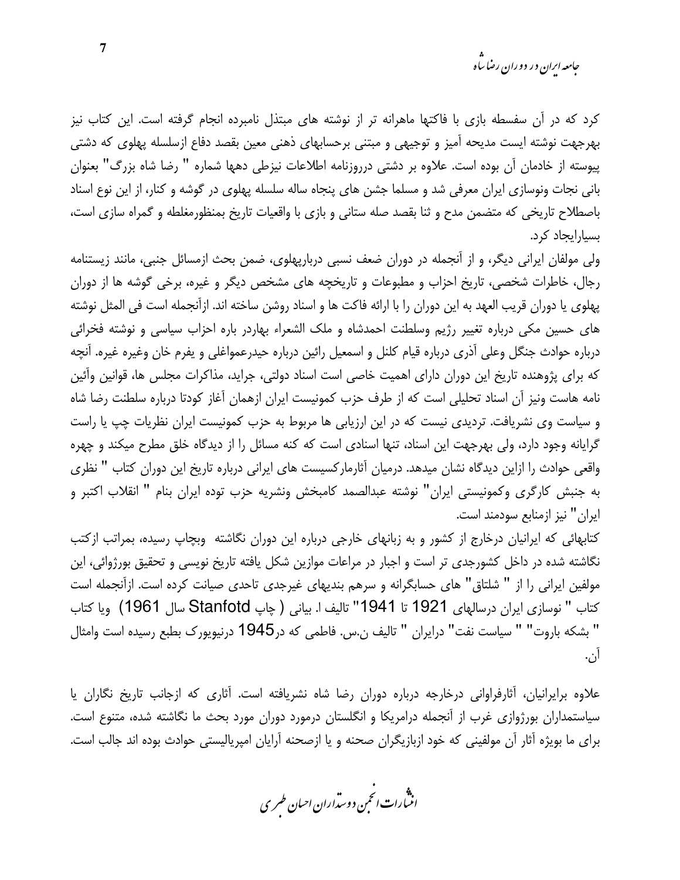کرد که در آن سفسطه بازی با فاکتها ماهرانه تر از نوشته های مبتذل نامبرده انجام گرفته است. این کتاب نیز بهرجهت نوشته ایست مدیحه آمیز و توجیهی و مبتنی برحسابهای ذهنی معین بقصد دفاع ازسلسله پهلوی که دشتی پیوسته از خادمان آن بوده است. علاوه بر دشتی درروزنامه اطلاعات نیزطی دهها شماره " رضا شاه بزرگ" بعنوان بانی نجات ونوسازی ایران معرفی شد و مسلما جشن های پنجاه ساله سلسله پهلوی در گوشه و کنار، از این نوع اسناد باصطلاح تاریخی که متضمن مدح و ثنا بقصد صله ستانی و بازی با واقعیات تاریخ بمنظورمغلطه و گمراه سازی است، بسیارایجاد کرد.

ولی مولفان ایرانی دیگر، و از آنجمله در دوران ضعف نسبی درباریهلوی، ضمن بحث ازمسائل جنبی، مانند زیستنامه رجال، خاطرات شخصی، تاریخ احزاب و مطبوعات و تاریخچه های مشخص دیگر و غیره، برخی گوشه ها از دوران پهلوی یا دوران قریب العهد به این دوران را با ارائه فاکت ها و اسناد روشن ساخته اند. ازآنجمله است فی المثل نوشته های حسین مکی درباره تغییر رژیم وسلطنت احمدشاه و ملک الشعراء بهاردر باره احزاب سیاسی و نوشته فخرائی درباره حوادث جنگل وعلی آذری درباره قیام کلنل و اسمعیل رائین درباره حیدرعمواغلی و یفرم خان وغیره غیره. آنچه که برای پژوهنده تاریخ این دوران دارای اهمیت خاصی است اسناد دولتی، جراید، مذاکرات مجلس ها، قوانین وآئین نامه هاست ونیز آن اسناد تحلیلی است که از طرف حزب کمونیست ایران ازهمان آغاز کودتا درباره سلطنت رضا شاه و سیاست وی نشریافت. تردیدی نیست که در این ارزیابی ها مربوط به حزب کمونیست ایران نظریات چپ یا راست گرایانه وجود دارد، ولی بهرجهت این اسناد، تنها اسنادی است که کنه مسائل را از دیدگاه خلق مطرح میکند و چهره واقعی حوادث را ازاین دیدگاه نشان میدهد. درمیان آثارمارکسیست های ایرانی درباره تاریخ این دوران کتاب " نظری به جنبش کارگری وکمونیستی ایران" نوشته عبدالصمد کامبخش ونشریه حزب توده ایران بنام " انقلاب اکتبر و ایران" نیز ازمنابع سودمند است.

کتابهائی که ایرانیان درخارج از کشور و به زبانهای خارجی درباره این دوران نگاشته وبچاپ رسیده، بمراتب ازکتب نگاشته شده در داخل کشورجدی تر است و اجبار در مراعات موازین شکل یافته تاریخ نویسی و تحقیق بورژوائی، این مولفین ایرانی را از " شلتاق" های حسابگرانه و سرهم بندیهای غیرجدی تاحدی صیانت کرده است. ازآنجمله است کتاب " نوسازی ایران درسالهای 1921 تا 1941" تالیف ا. بیانی ( چاپ Stanfotd سال 1961) ویا کتاب " بشکه باروت" " سیاست نفت" درایران " تالیف ن.س. فاطمی که در1945 درنیویورک بطبع رسیده است وامثال آن.

علاوه برایرانیان، آثارفراوانی درخارجه درباره دوران رضا شاه نشریافته است. آثاری که ازجانب تاریخ نگاران یا سیاستمداران بورژوازی غرب از آنجمله درامریکا و انگلستان درمورد دوران مورد بحث ما نگاشته شده، متنوع است. برای ما بویژه آثار آن مولفینی که خود ازبازیگران صحنه و یا ازصحنه آرایان امپریالیستی حوادث بوده اند جالب است.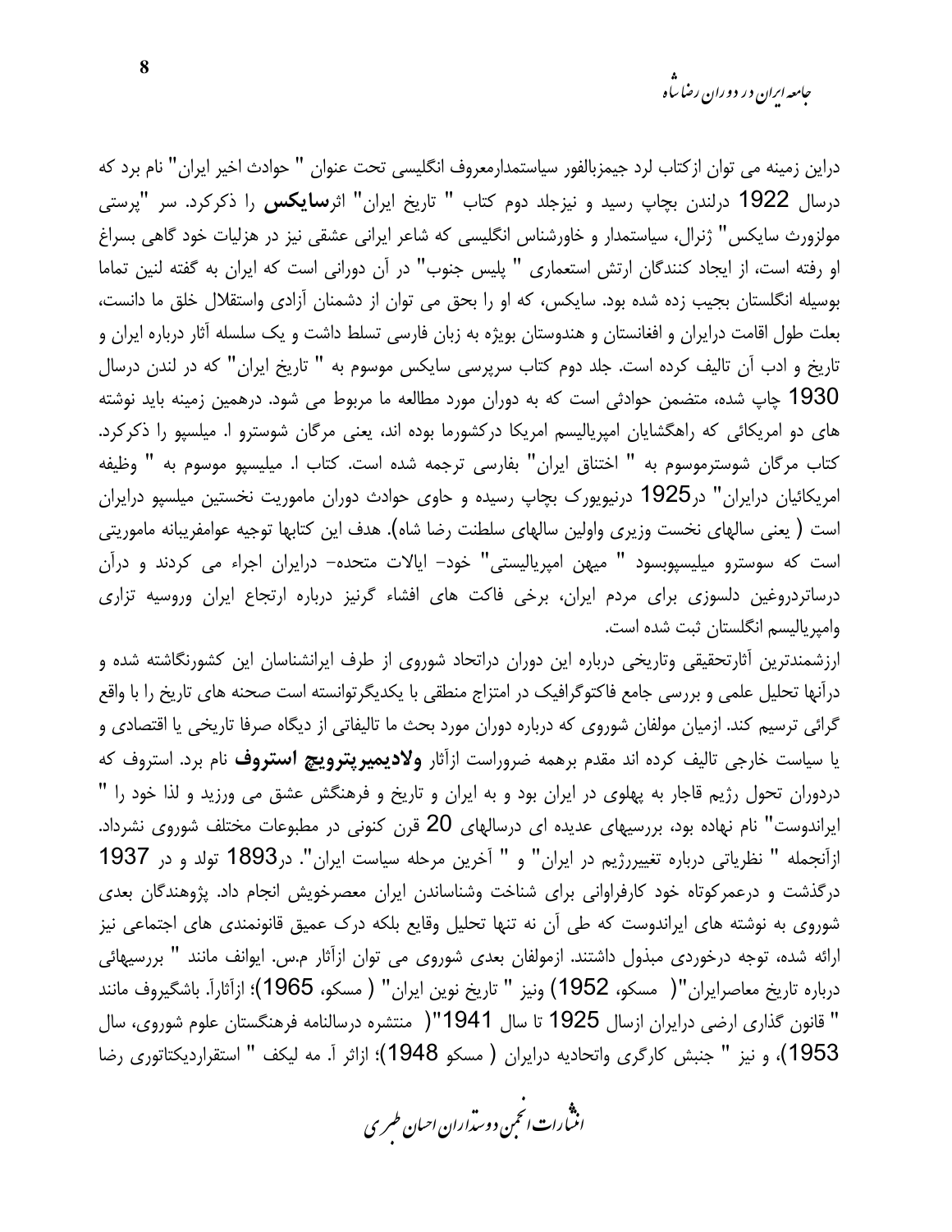دراین زمینه می توان ازکتاب لرد جیمزبالفور سیاستمدارمعروف انگلیسی تحت عنوان " حوادث اخیر ایران" نام برد که درسال 1922 درلندن بچاپ رسید و نیزجلد دوم کتاب " تاریخ ایران" اثر**سایکس** را ذکرکرد. سر "پرستی مولزورث سایکس" ژنرال، سیاستمدار و خاورشناس انگلیسی که شاعر ایرانی عشقی نیز در هزلیات خود گاهی بسراغ او رفته است، از ایجاد کنندگان ارتش استعماری " پلیس جنوب" در آن دورانی است که ایران به گفته لنین تماما بوسیله انگلستان بجیب زده شده بود. سایکس، که او را بحق می توان از دشمنان آزادی واستقلال خلق ما دانست، بعلت طول اقامت درایران و افغانستان و هندوستان بویژه به زبان فارسی تسلط داشت و یک سلسله آثار درباره ایران و تاریخ و ادب آن تالیف کرده است. جلد دوم کتاب سرپرسی سایکس موسوم به " تاریخ ایران" که در لندن درسال 1930 چاپ شده، متضمن حوادثی است که به دوران مورد مطالعه ما مربوط می شود. درهمین زمینه باید نوشته های دو امریکائی که راهگشایان امپریالیسم امریکا درکشورما بوده اند، یعنی مرگان شوسترو ا. میلسپو را ذکرکرد. کتاب مرگان شوسترموسوم به " اختناق ایران" بفارسی ترجمه شده است. کتاب ا. میلیسپو موسوم به " وظیفه امریکائیان درایران" در1925 درنیویورک بچاپ رسیده و حاوی حوادث دوران ماموریت نخستین میلسپو درایران است ( یعنی سالهای نخست وزیری واولین سالهای سلطنت رضا شاه). هدف این کتابها توجیه عوامفریبانه ماموریتی است که سوسترو میلیسپوبسود " میهن امپریالیستی" خود- ایالات متحده- درایران اجراء می کردند و درآن درساتردروغین دلسوزی برای مردم ایران، برخی فاکت های افشاء گرنیز درباره ارتجاع ایران وروسیه تزاری وامپریالیسم انگلستان ثبت شده است.

ارزشمندترین آثارتحقیقی وتاریخی درباره این دوران دراتحاد شوروی از طرف ایرانشناسان این کشورنگاشته شده و درآنها تحلیل علمی و بررسی جامع فاکتوگرافیک در امتزاج منطقی با یکدیگرتوانسته است صحنه های تاریخ را با واقع گرائی ترسیم کند. ازمیان مولفان شوروی که درباره دوران مورد بحث ما تالیفاتی از دیگاه صرفا تاریخی یا اقتصادی و یا سیاست خارجی تالیف کرده اند مقدم برهمه ضروراست ازآثار **ولادیمیرپترویچ استروف** نام برد. استروف که دردوران تحول رژیم قاجار به پهلوی در ایران بود و به ایران و تاریخ و فرهنگش عشق می ورزید و لذا خود را " ایراندوست" نام نهاده بود، بررسیهای عدیده ای درسالهای 20 قرن کنونی در مطبوعات مختلف شوروی نشرداد. ازآنجمله " نظریاتی درباره تغییررژیم در ایران" و " آخرین مرحله سیاست ایران". در1893 تولد و در 1937 درگذشت و درعمرکوتاه خود کارفراوانی برای شناخت وشناساندن ایران معصرخویش انجام داد. پژوهندگان بعدی شوروی به نوشته های ایراندوست که طی آن نه تنها تحلیل وقایع بلکه درک عمیق قانونمندی های اجتماعی نیز ارائه شده، توجه درخوردی مبذول داشتند. ازمولفان بعدی شوروی می توان ازآثار م.س. ایوانف مانند " بررسیهائی درباره تاریخ معاصرایران"( مسکو، 1952) ونیز " تاریخ نوین ایران" ( مسکو، 1965)؛ ازآثارآ. باشگیروف مانند " قانون گذاری ارضی درایران ازسال 1925 تا سال 1941"( منتشره درسالنامه فرهنگستان علوم شوروی، سال 1953)، و نیز " جنبش کارگری واتحادیه درایران ( مسکو 1948)؛ ازاثر آ. مه لیکف " استقراردیکتاتوری رضا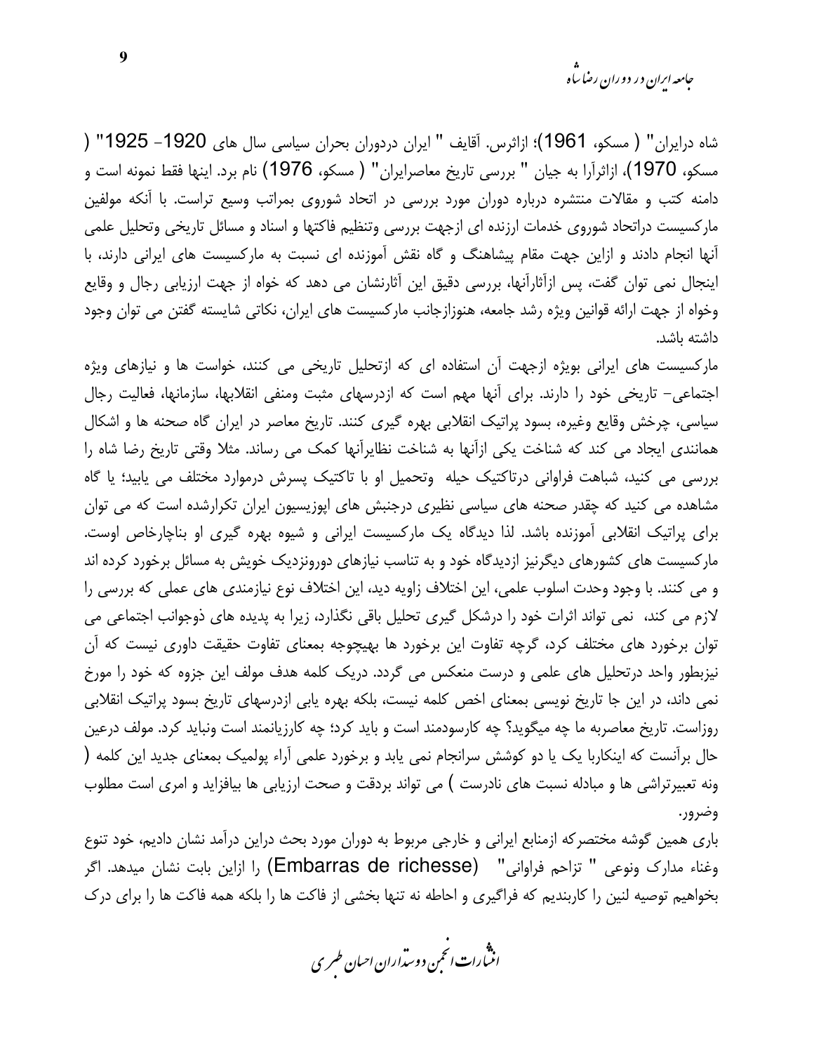شاه درایران" ( مسکو، 1961)؛ ازاثرس. آقایف " ایران دردوران بحران سیاسی سال های 1920- 1925" ( مسکو، 1970)، ازاثرآرا به جیان " بررسی تاریخ معاصرایران" ( مسکو، 1976) نام برد. اینها فقط نمونه است و دامنه کتب و مقالات منتشره درباره دوران مورد بررسی در اتحاد شوروی بمراتب وسیع تراست. با آنکه مولفین مارکسیست دراتحاد شوروی خدمات ارزنده ای ازجهت بررسی وتنظیم فاکتها و اسناد و مسائل تاریخی وتحلیل علمی آنها انجام دادند و ازاین جهت مقام پیشاهنگ و گاه نقش آموزنده ای نسبت به مارکسیست های ایرانی دارند، با اینجال نمی توان گفت، پس ازآثارآنها، بررسی دقیق این آثارنشان می دهد که خواه از جهت ارزیابی رجال و وقایع وخواه از جهت ارائه قوانین ویژه رشد جامعه، هنوزازجانب مارکسیست های ایران، نکاتی شایسته گفتن می توان وجود داشته باشد.

مارکسیست های ایرانی بویژه ازجهت آن استفاده ای که ازتحلیل تاریخی می کنند، خواست ها و نیازهای ویژه اجتماعی- تاریخی خود را دارند. برای آنها مهم است که ازدرسهای مثبت ومنفی انقلابها، سازمانها، فعالیت رجال سیاسی، چرخش وقایع وغیره، بسود پراتیک انقلابی بهره گیری کنند. تاریخ معاصر در ایران گاه صحنه ها و اشکال همانندی ایجاد می کند که شناخت یکی ازآنها به شناخت نظایرآنها کمک می رساند. مثلا وقتی تاریخ رضا شاه را بررسی می کنید، شباهت فراوانی درتاکتیک حیله وتحمیل او با تاکتیک پسرش درموارد مختلف می یابید؛ یا گاه مشاهده می کنید که چقدر صحنه های سیاسی نظیری درجنبش های اپوزیسیون ایران تکرارشده است که می توان برای پراتیک انقلابی آموزنده باشد. لذا دیدگاه یک مارکسیست ایرانی و شیوه بهره گیری او بناچارخاص اوست. مارکسیست های کشورهای دیگرنیز ازدیدگاه خود و به تناسب نیازهای دورونزدیک خویش به مسائل برخورد کرده اند و می کنند. با وجود وحدت اسلوب علمی، این اختلاف زاویه دید، این اختلاف نوع نیازمندی های عملی که بررسی را لازم می کند، نمی تواند اثرات خود را درشکل گیری تحلیل باقی نگذارد، زیرا به پدیده های ذوجوانب اجتماعی می توان برخورد های مختلف کرد، گرچه تفاوت این برخورد ها بهیچوجه بمعنای تفاوت حقیقت داوری نیست که آن نیزبطور واحد درتحلیل های علمی و درست منعکس می گردد. دریک کلمه هدف مولف این جزوه که خود را مورخ نمی داند، در این جا تاریخ نویسی بمعنای اخص کلمه نیست، بلکه بهره یابی ازدرسهای تاریخ بسود پراتیک انقلابی روزاست. تاریخ معاصربه ما چه میگوید؟ چه کارسودمند است و باید کرد؛ چه کارزیانمند است ونباید کرد. مولف درعین حال برآنست که اینکاربا یک یا دو کوشش سرانجام نمی یابد و برخورد علمی آراء پولمیک بمعنای جدید این کلمه ( ونه تعبیرتراشی ها و مبادله نسبت های نادرست ) می تواند بردقت و صحت ارزیابی ها بیافزاید و امری است مطلوب وضرور.

باری همین گوشه مختصرکه ازمنابع ایرانی و خارجی مربوط به دوران مورد بحث دراین درآمد نشان دادیم، خود تنوع وغناء مدارک ونوعی " تزاحم فراوانی" (Embarras de richesse) را ازاین بابت نشان میدهد. اگر بخواهیم توصیه لنین را کاربندیم که فراگیری و احاطه نه تنها بخشی از فاکت ها را بلکه همه فاکت ها را برای درک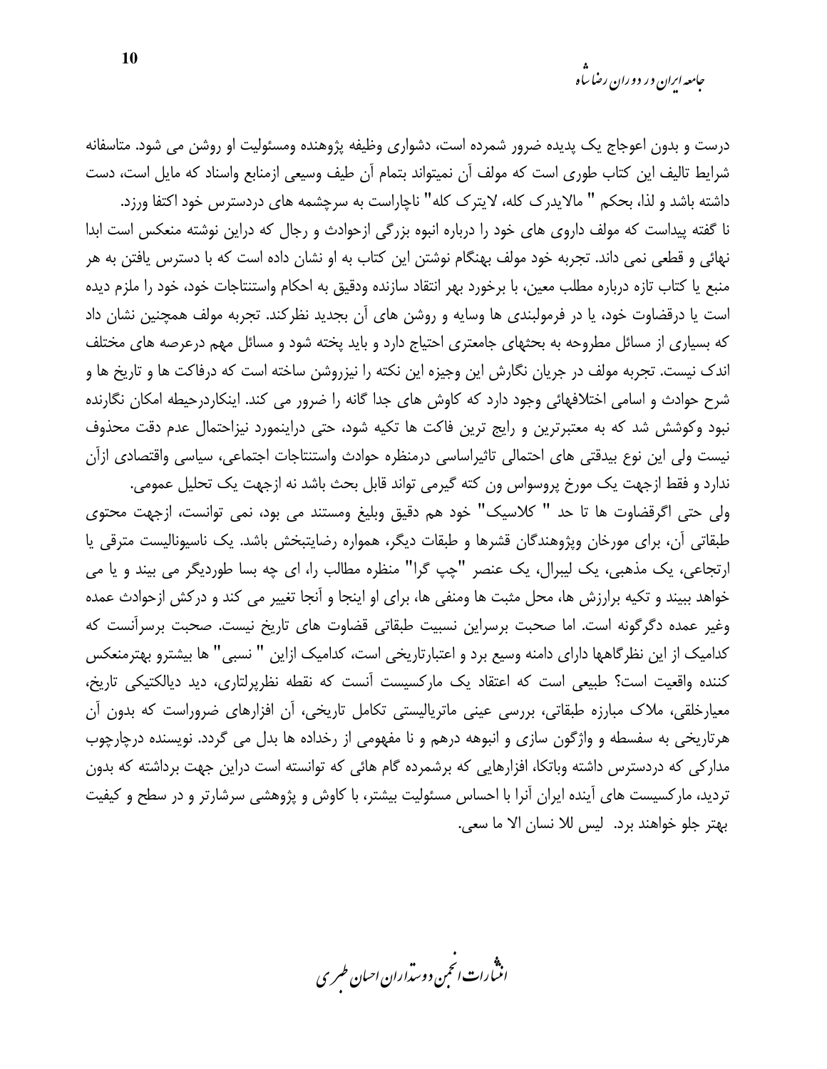درست و بدون اعوجاج یک پدیده ضرور شمرده است، دشواری وظیفه پژوهنده ومسئولیت او روشن می شود. متاسفانه شرایط تالیف این کتاب طوری است که مولف آن نمیتواند بتمام آن طیف وسیعی ازمنابع واسناد که مایل است، دست داشته باشد و لذا، بحکم " مالایدرک کله، لایترک کله" ناچاراست به سرچشمه های دردسترس خود اکتفا ورزد.

نا گفته پیداست که مولف داروی های خود را درباره انبوه بزرگی ازحوادث و رجال که دراین نوشته منعکس است ابدا نهائی و قطعی نمی داند. تجربه خود مولف بهنگام نوشتن این کتاب به او نشان داده است که با دسترس یافتن به هر منبع یا کتاب تازه درباره مطلب معین، با برخورد بهر انتقاد سازنده ودقیق به احکام واستنتاجات خود، خود را ملزم دیده است یا درقضاوت خود، یا در فرمولبندی ها وسایه و روشن های آن بجدید نظرکند. تجربه مولف همچنین نشان داد که بسیاری از مسائل مطروحه به بحثهای جامعتری احتیاج دارد و باید پخته شود و مسائل مهم درعرصه های مختلف اندک نیست. تجربه مولف در جریان نگارش این وجیزه این نکته را نیزروشن ساخته است که درفاکت ها و تاریخ ها و شرح حوادث و اسامی اختلافهائی وجود دارد که کاوش های جدا گانه را ضرور می کند. اینکاردرحیطه امکان نگارنده نبود وکوشش شد که به معتبرترین و رایج ترین فاکت ها تکیه شود، حتی دراینمورد نیزاحتمال عدم دقت محذوف نیست ولی این نوع بیدقتی های احتمالی تاثیراساسی درمنظره حوادث واستنتاجات اجتماعی، سیاسی واقتصادی ازآن ندارد و فقط ازجهت یک مورخ پروسواس ون کته گیرمی تواند قابل بحث باشد نه ازجهت یک تحلیل عمومی.

ولی حتی اگرقضاوت ها تا حد " کلاسیک" خود هم دقیق وبلیغ ومستند می بود، نمی توانست، ازجهت محتوی طبقاتی آن، برای مورخان وپژوهندگان قشرها و طبقات دیگر، همواره رضایتبخش باشد. یک ناسیونالیست مترقی یا ارتجاعی، یک مذهبی، یک لیبرال، یک عنصر "چپ گرا" منظره مطالب را، ای چه بسا طوردیگر می بیند و یا می خواهد ببیند و تکیه برارزش ها، محل مثبت ها ومنفی ها، برای او اینجا و آنجا تغییر می کند و درکش ازحوادث عمده وغیر عمده دگرگونه است. اما صحبت برسراین نسبیت طبقاتی قضاوت های تاریخ نیست. صحبت برسرآنست که کدامیک از این نظرگاهها دارای دامنه وسیع برد و اعتبارتاریخی است، کدامیک ازاین " نسبی" ها بیشترو بهترمنعکس کننده واقعیت است؟ طبیعی است که اعتقاد یک مارکسیست آنست که نقطه نظرپرلتاری، دید دیالکتیکی تاریخ، معیارخلقی، ملاک مبارزه طبقاتی، بررسی عینی ماتریالیستی تکامل تاریخی، آن افزارهای ضروراست که بدون آن هرتاریخی به سفسطه و واژگون سازی و انبوهه درهم و نا مفهومی از رخداده ها بدل می گردد. نویسنده درچارچوب مدارکی که دردسترس داشته وباتکا، افزارهایی که برشمرده گام هائی که توانسته است دراین جهت برداشته که بدون تردید، مارکسیست های آینده ایران آنرا با احساس مسئولیت بیشتر، با کاوش و پژوهشی سرشارتر و در سطح و کیفیت بهتر جلو خواهند برد. لیس للا نسان الا ما سعی.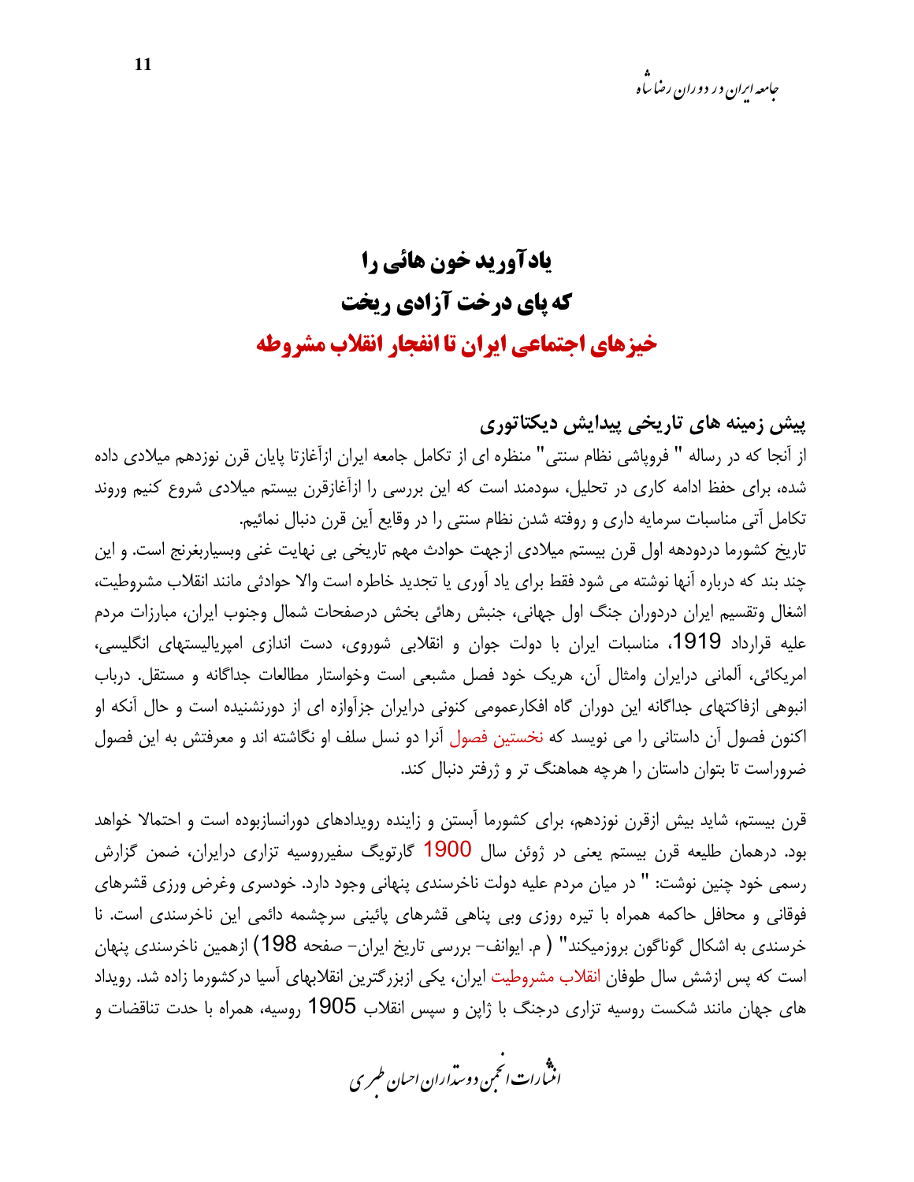# یادآورید خون هائی را
# که پای درخت آزادی ریخت
# خیزهای اجتماعی ایران تا انفجار انقلاب مشروطه

## پیش زمینه های تاریخی پیدایش دیکتاتوری

از آنجا که در رساله " فروپاشی نظام سنتی" منظره ای از تکامل جامعه ایران ازآغازتا پایان قرن نوزدهم میلادی داده شده، برای حفظ ادامه کاری در تحلیل، سودمند است که این بررسی را ازآغازقرن بیستم میلادی شروع کنیم وروند تکامل آتی مناسبات سرمایه داری و روفته شدن نظام سنتی را در وقایع آین قرن دنبال نمائیم.

تاریخ کشورما دردودهه اول قرن بیستم میلادی ازجهت حوادث مهم تاریخی بی نهایت غنی وبسیاربغرنج است. و این چند بند که درباره آنها نوشته می شود فقط برای یاد آوری یا تجدید خاطره است والا حوادثی مانند انقلاب مشروطیت، اشغال وتقسیم ایران دردوران جنگ اول جهانی، جنبش رهائی بخش درصفحات شمال وجنوب ایران، مبارزات مردم علیه قرارداد 1919، مناسبات ایران با دولت جوان و انقلابی شوروی، دست اندازی امپریالیستهای انگلیسی، امریکائی، آلمانی درایران وامثال آن، هریک خود فصل مشبعی است وخواستار مطالعات جداگانه و مستقل. درباب انبوهی ازفاکتهای جداگانه این دوران گاه افکارعمومی کنونی درایران جزآوازه ای از دورنشنیده است و حال آنکه او اکنون فصول آن داستانی را می نویسد که نخستین فصول آنرا دو نسل سلف او نگاشته اند و معرفتش به این فصول ضروراست تا بتوان داستان را هرچه هماهنگ تر و ژرفتر دنبال کند.

قرن بیستم، شاید بیش ازقرن نوزدهم، برای کشورما آبستن و زاینده رویدادهای دورانسازبوده است و احتمالا خواهد بود. درهمان طلیعه قرن بیستم یعنی در ژوئن سال 1900 گارتویگ سفیرروسیه تزاری درایران، ضمن گزارش رسمی خود چنین نوشت: " در میان مردم علیه دولت ناخرسندی پنهانی وجود دارد. خودسری وغرض ورزی قشرهای فوقانی و محافل حاکمه همراه با تیره روزی وبی پناهی قشرهای پائینی سرچشمه دائمی این ناخرسندی است. نا خرسندی به اشکال گوناگون بروزمیکند" ( م. ایوانف– بررسی تاریخ ایران– صفحه 198) ازهمین ناخرسندی پنهان است که پس ازشش سال طوفان انقلاب مشروطیت ایران، یکی ازبزرگترین انقلابهای آسیا درکشورما زاده شد. رویداد های جهان مانند شکست روسیه تزاری درجنگ با ژاپن و سپس انقلاب 1905 روسیه، همراه با حدت تناقضات و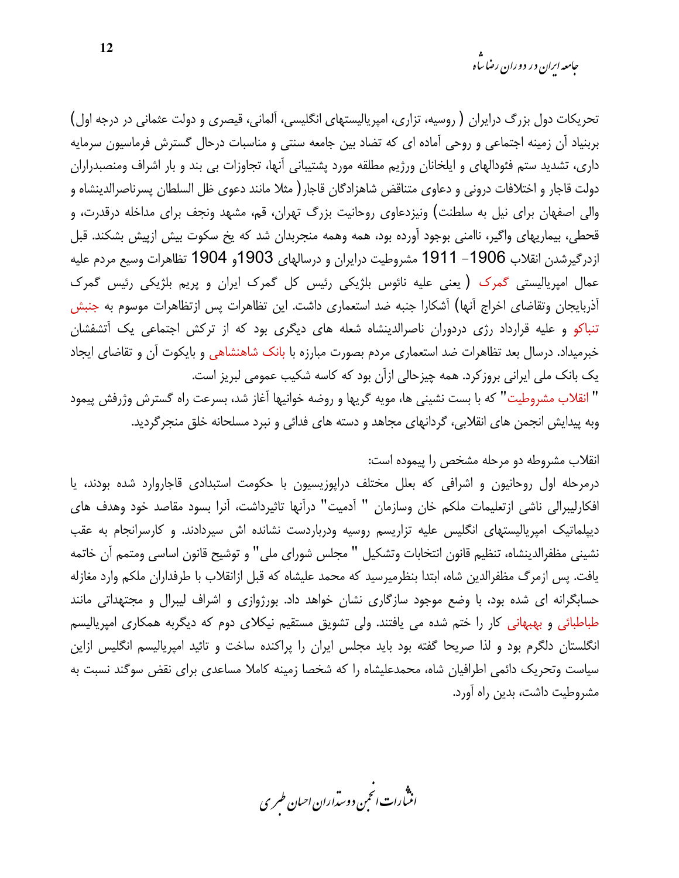تحریکات دول بزرگ درایران ( روسیه، تزاری، امپریالیستهای انگلیسی، آلمانی، قیصری و دولت عثمانی در درجه اول) بربنیاد آن زمینه اجتماعی و روحی آماده ای که تضاد بین جامعه سنتی و مناسبات درحال گسترش فرماسیون سرمایه داری، تشدید ستم فئودالهای و ایلخانان ورژیم مطلقه مورد پشتیبانی آنها، تجاوزات بی بند و بار اشراف ومنصبداران دولت قاجار و اختلافات درونی و دعاوی متناقض شاهزادگان قاجار( مثلا مانند دعوی ظل السلطان پسرناصرالدینشاه و والی اصفهان برای نیل به سلطنت) ونیزدعاوی روحانیت بزرگ تهران، قم، مشهد ونجف برای مداخله درقدرت، و قحطی، بیماریهای واگیر، ناامنی بوجود آورده بود، همه وهمه منجربدان شد که یخ سکوت بیش ازپیش بشکند. قبل ازدرگیرشدن انقلاب 1906- 1911 مشروطیت درایران و درسالهای 1903و 1904 تظاهرات وسیع مردم علیه عمال امپریالیستی گمرک ( یعنی علیه نائوس بلژیکی رئیس کل گمرک ایران و پریم بلژیکی رئیس گمرک آذربایجان وتقاضای اخراج آنها) آشکارا جنبه ضد استعماری داشت. این تظاهرات پس ازتظاهرات موسوم به جنبش تنباکو و علیه قرارداد رژی دردوران ناصرالدینشاه شعله های دیگری بود که از ترکش اجتماعی یک آتشفشان خبرمیداد. درسال بعد تظاهرات ضد استعماری مردم بصورت مبارزه با بانک شاهنشاهی و بایکوت آن و تقاضای ایجاد یک بانک ملی ایرانی بروزکرد. همه چیزحالی ازآن بود که کاسه شکیب عمومی لبریز است.

" انقلاب مشروطیت" که با بست نشینی ها، مویه گریها و روضه خوانیها آغاز شد، بسرعت راه گسترش وژرفش پیمود وبه پیدایش انجمن های انقلابی، گردانهای مجاهد و دسته های فدائی و نبرد مسلحانه خلق منجرگردید.

انقلاب مشروطه دو مرحله مشخص را پیموده است:

درمرحله اول روحانیون و اشرافی که بعلل مختلف دراپوزیسیون با حکومت استبدادی قاجاروارد شده بودند، یا افکارلیبرالی ناشی ازتعلیمات ملکم خان وسازمان " آدمیت" درآنها تاثیرداشت، آنرا بسود مقاصد خود وهدف های دیپلماتیک امپریالیستهای انگلیس علیه تزاریسم روسیه ودربازدست نشانده اش سپردادند. و کارسرانجام به عقب نشینی مظفرالدینشاه، تنظیم قانون انتخابات وتشکیل " مجلس شورای ملی" و توشیح قانون اساسی ومتمم آن خاتمه یافت. پس ازمرگ مظفرالدین شاه، ابتدا بنظرمیرسید که محمد علیشاه که قبل ازانقلاب با طرفداران ملکم وارد مغازله حسابگرانه ای شده بود، با وضع موجود سازگاری نشان خواهد داد. بورژوازی و اشراف لیبرال و مجتهداتی مانند طباطبائی و بهبهانی کار را ختم شده می یافتند. ولی تشویق مستقیم نیکلای دوم که دیگربه همکاری امپریالیسم انگلستان دلگرم بود و لذا صریحا گفته بود باید مجلس ایران را پراکنده ساخت و تائید امپریالیسم انگلیس ازاین سیاست وتحریک دائمی اطرافیان شاه، محمدعلیشاه را که شخصا زمینه کاملا مساعدی برای نقض سوگند نسبت به مشروطیت داشت، بدین راه آورد.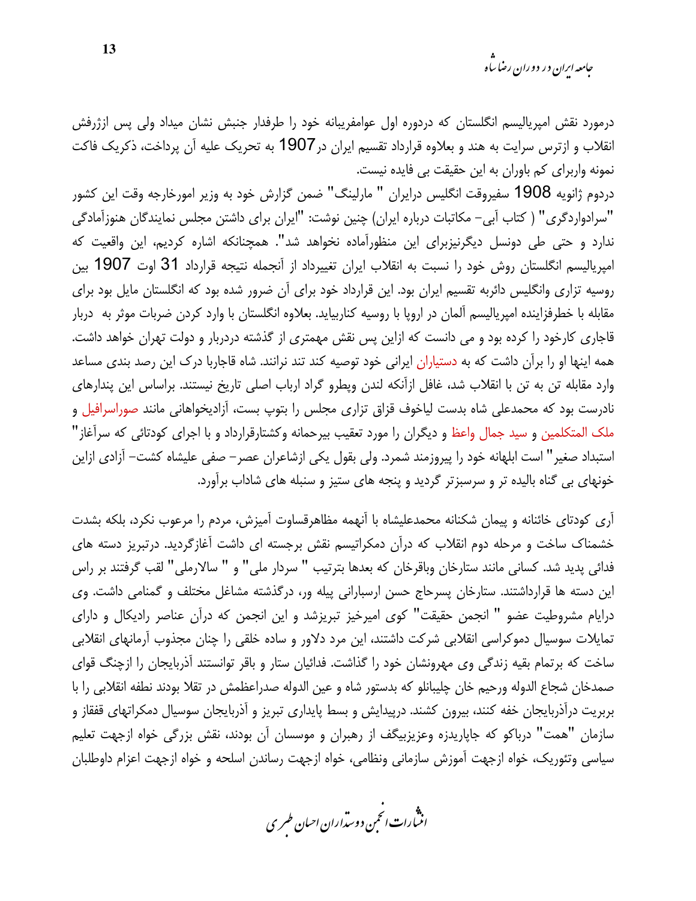درمورد نقش امپریالیسم انگلستان که دردوره اول عوامفریبانه خود را طرفدار جنبش نشان میداد ولی پس ازژرفش انقلاب و ازترس سرایت به هند و بعلاوه قرارداد تقسیم ایران در1907 به تحریک علیه آن پرداخت، ذکریک فاکت نمونه واربرای کم باوران به این حقیقت بی فایده نیست.

دردوم ژانویه 1908 سفیروقت انگلیس درایران " مارلینگ" ضمن گزارش خود به وزیر امورخارجه وقت این کشور "سرادواردگری" ( کتاب آبی- مکاتبات درباره ایران) چنین نوشت: "ایران برای داشتن مجلس نمایندگان هنوزآمادگی ندارد و حتی طی دونسل دیگرنیزبرای این منظورآماده نخواهد شد". همچنانکه اشاره کردیم، این واقعیت که امپریالیسم انگلستان روش خود را نسبت به انقلاب ایران تغییرداد از آنجمله نتیجه قرارداد 31 اوت 1907 بین روسیه تزاری وانگلیس دائربه تقسیم ایران بود. این قرارداد خود برای آن ضرور شده بود که انگلستان مایل بود برای مقابله با خطرفزاینده امپریالیسم آلمان در اروپا با روسیه کناربیاید. بعلاوه انگلستان با وارد کردن ضربات موثر به دربار قاجاری کارخود را کرده بود و می دانست که ازاین پس نقش مهمتری از گذشته دردربار و دولت تهران خواهد داشت. همه اینها او را برآن داشت که به دستیاران ایرانی خود توصیه کند تند نرانند. شاه قاجاربا درک این رصد بندی مساعد وارد مقابله تن به تن با انقلاب شد، غافل ازآنکه لندن وپطرو گراد ارباب اصلی تاریخ نیستند. براساس این پندارهای نادرست بود که محمدعلی شاه بدست لیاخوف قزاق تزاری مجلس را بتوپ بست، آزادیخواهانی مانند صوراسرافیل و ملک المتکلمین و سید جمال واعظ و دیگران را مورد تعقیب بیرحمانه وکشتارقرارداد و با اجرای کودتائی که سرآغاز" استبداد صغیر" است ابلهانه خود را پیروزمند شمرد. ولی بقول یکی ازشاعران عصر- صفی علیشاه کشت- آزادی ازاین خونهای بی گناه بالیده تر و سرسبزتر گردید و پنجه های ستیز و سنبله های شاداب برآورد.

آری کودتای خائنانه و پیمان شکنانه محمدعلیشاه با آنهمه مظاهرقساوت آمیزش، مردم را مرعوب نکرد، بلکه بشدت خشمناک ساخت و مرحله دوم انقلاب که درآن دمکراتیسم نقش برجسته ای داشت آغازگردید. درتبریز دسته های فدائی پدید شد. کسانی مانند ستارخان وباقرخان که بعدها بترتیب " سردار ملی" و " سالارملی" لقب گرفتند بر راس این دسته ها قرارداشتند. ستارخان پسرحاج حسن ارسبارانی پیله ور، درگذشته مشاغل مختلف و گمنامی داشت. وی درایام مشروطیت عضو " انجمن حقیقت" کوی امیرخیز تبریزشد و این انجمن که درآن عناصر رادیکال و دارای تمایلات سوسیال دموکراسی انقلابی شرکت داشتند، این مرد دلاور و ساده خلقی را چنان مجذوب آرمانهای انقلابی ساخت که برتمام بقیه زندگی وی مهرونشان خود را گذاشت. فدائیان ستار و باقر توانستند آذربایجان را ازچنگ قوای صمدخان شجاع الدوله ورحیم خان چلیبانلو که بدستور شاه و عین الدوله صدراعظمش در تقلا بودند نطفه انقلابی را با بربریت درآذربایجان خفه کنند، بیرون کشند. درپیدایش و بسط پایداری تبریز و آذربایجان سوسیال دمکراتهای قفقاز و سازمان "همت" درباکو که جاپاریدزه وعزیزبیگف از رهبران و موسسان آن بودند، نقش بزرگی خواه ازجهت تعلیم سیاسی وتئوریک، خواه ازجهت آموزش سازمانی ونظامی، خواه ازجهت رساندن اسلحه و خواه ازجهت اعزام داوطلبان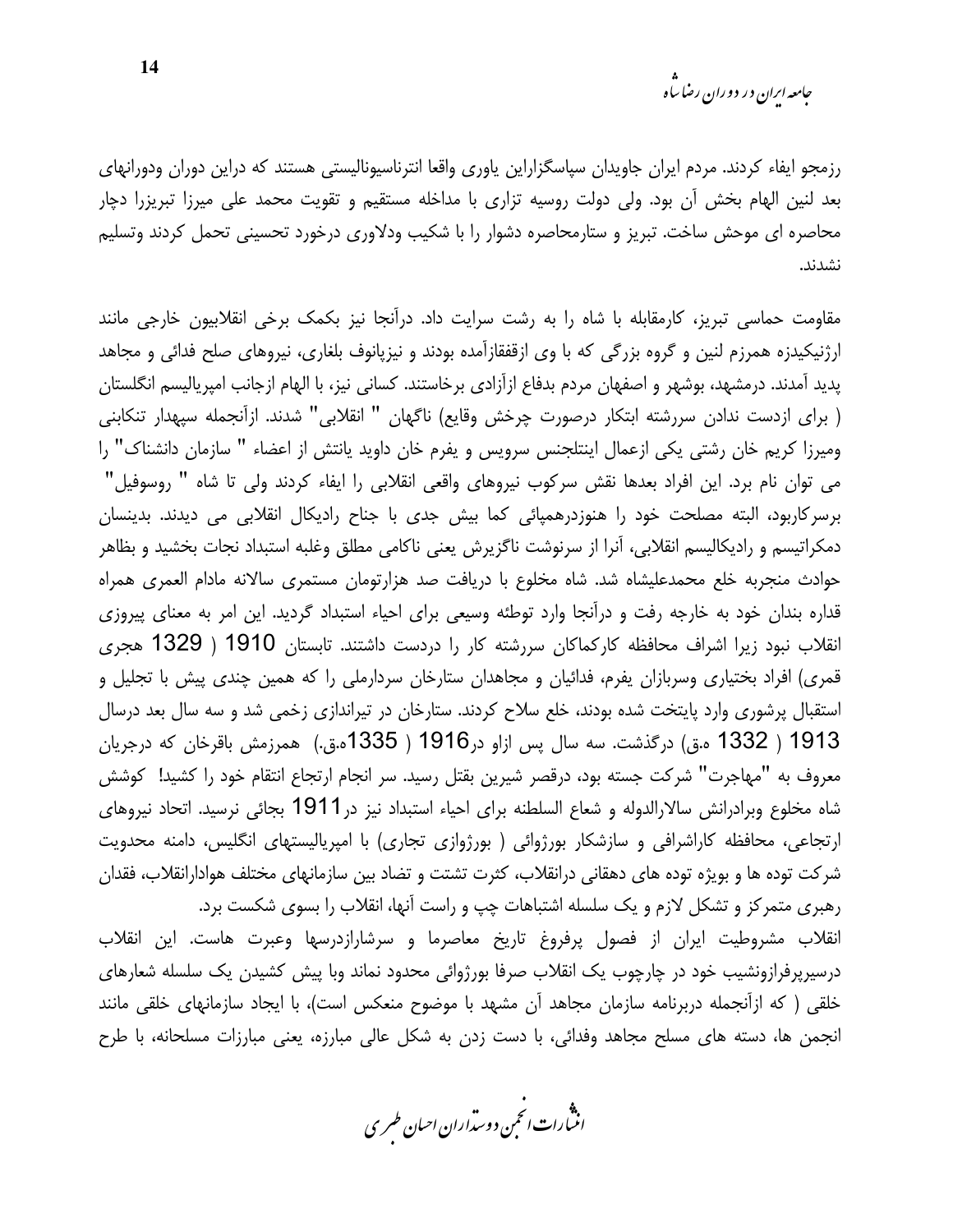رزمجو ایفاء کردند. مردم ایران جاویدان سپاسگزاراین یاوری واقعا انترناسیونالیستی هستند که دراین دوران ودورانهای بعد لنین الهام بخش آن بود. ولی دولت روسیه تزاری با مداخله مستقیم و تقویت محمد علی میرزا تبریزرا دچار محاصره ای موحش ساخت. تبریز و ستارمحاصره دشوار را با شکیب ودلاوری درخورد تحسینی تحمل کردند وتسلیم نشدند.

مقاومت حماسی تبریز، کارمقابله با شاه را به رشت سرایت داد. درآنجا نیز بکمک برخی انقلابیون خارجی مانند ارژنیکیدزه همرزم لنین و گروه بزرگی که با وی ازقفقازآمده بودند و نیزپانوف بلغاری، نیروهای صلح فدائی و مجاهد پدید آمدند. درمشهد، بوشهر و اصفهان مردم بدفاع ازآزادی برخاستند. کسانی نیز، با الهام ازجانب امپریالیسم انگلستان ( برای ازدست ندادن سررشته ابتکار درصورت چرخش وقایع) ناگهان " انقلابی" شدند. ازآنجمله سپهدار تنکابنی ومیرزا کریم خان رشتی یکی ازعمال اینتلجنس سرویس و یفرم خان داوید یانتش از اعضاء " سازمان دانشناک" را می توان نام برد. این افراد بعدها نقش سرکوب نیروهای واقعی انقلابی را ایفاء کردند ولی تا شاه " روسوفیل" برسرکاربود، البته مصلحت خود را هنوزدرهمپائی کما بیش جدی با جناح رادیکال انقلابی می دیدند. بدینسان دمکراتیسم و رادیکالیسم انقلابی، آنرا از سرنوشت ناگزیرش یعنی ناکامی مطلق وغلبه استبداد نجات بخشید و بظاهر حوادث منجربه خلع محمدعلیشاه شد. شاه مخلوع با دریافت صد هزارتومان مستمری سالانه مادام العمری همراه قداره بندان خود به خارجه رفت و درآنجا وارد توطئه وسیعی برای احیاء استبداد گردید. این امر به معنای پیروزی انقلاب نبود زیرا اشراف محافظه کارکماکان سررشته کار را دردست داشتند. تابستان 1910 ( 1329 هجری قمری) افراد بختیاری وسربازان یفرم، فدائیان و مجاهدان ستارخان سردارملی را که همین چندی پیش با تجلیل و استقبال پرشوری وارد پایتخت شده بودند، خلع سلاح کردند. ستارخان در تیراندازی زخمی شد و سه سال بعد درسال 1913 ( 1332 ه.ق) درگذشت. سه سال پس ازاو در1916 ( 1335ه.ق.) همرزمش باقرخان که درجریان معروف به "مهاجرت" شرکت جسته بود، درقصر شیرین بقتل رسید. سر انجام ارتجاع انتقام خود را کشید! کوشش شاه مخلوع وبرادرانش سالارالدوله و شعاع السلطنه برای احیاء استبداد نیز در1911 بجائی نرسید. اتحاد نیروهای ارتجاعی، محافظه کاراشرافی و سازشکار بورژوائی ( بورژوازی تجاری) با امپریالیستهای انگلیس، دامنه محدویت شرکت توده ها و بویژه توده های دهقانی درانقلاب، کثرت تشتت و تضاد بین سازمانهای مختلف هوادارانقلاب، فقدان رهبری متمرکز و تشکل لازم و یک سلسله اشتباهات چپ و راست آنها، انقلاب را بسوی شکست برد.

انقلاب مشروطیت ایران از فصول پرفروغ تاریخ معاصرما و سرشارازدرسها وعبرت هاست. این انقلاب درسیرپرفرازونشیب خود در چارچوب یک انقلاب صرفا بورژوائی محدود نماند وبا پیش کشیدن یک سلسله شعارهای خلقی ( که ازآنجمله دربرنامه سازمان مجاهد آن مشهد با موضوح منعکس است)، با ایجاد سازمانهای خلقی مانند انجمن ها، دسته های مسلح مجاهد وفدائی، با دست زدن به شکل عالی مبارزه، یعنی مبارزات مسلحانه، با طرح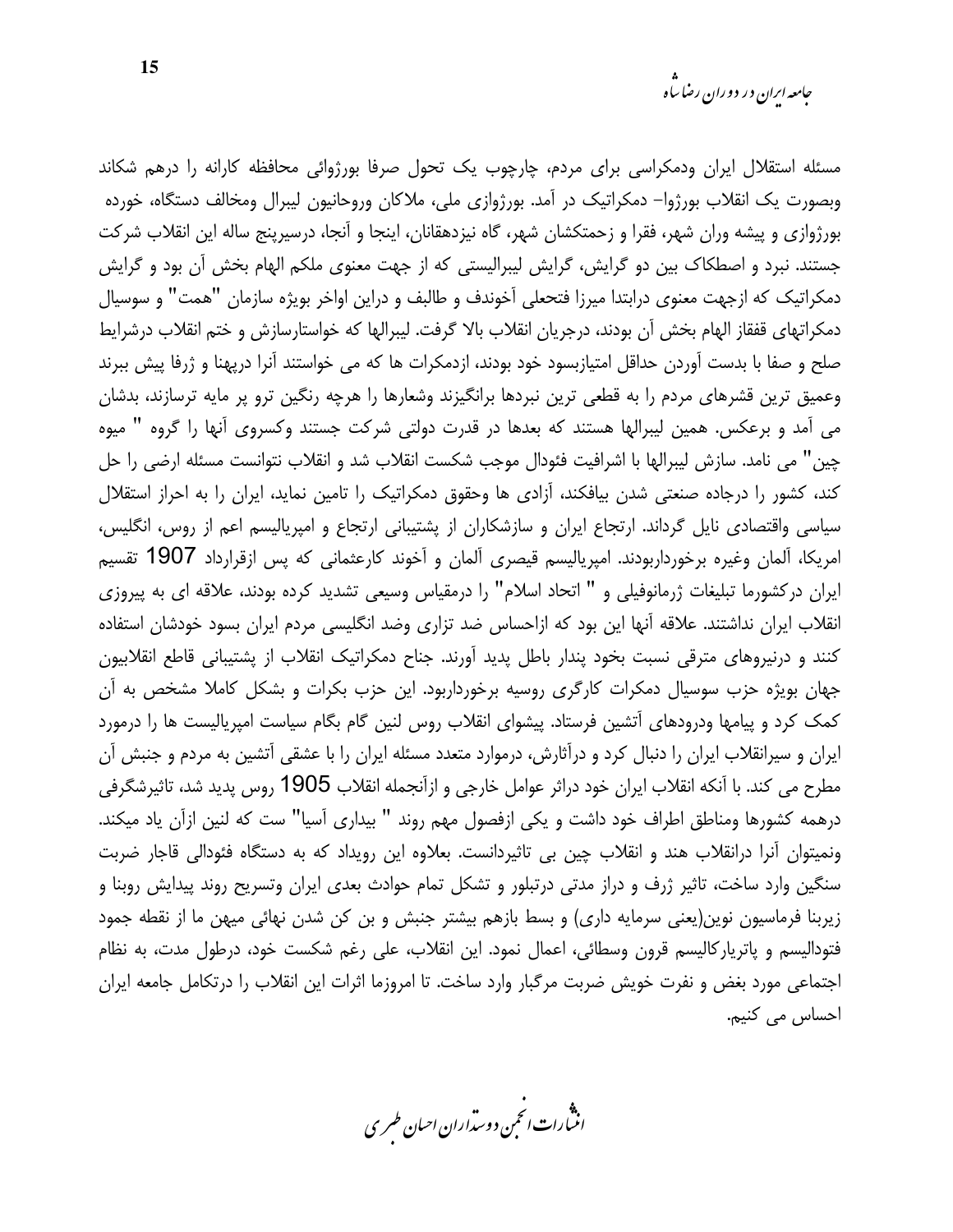مسئله استقلال ایران ودمکراسی برای مردم، چارچوب یک تحول صرفا بورژوائی محافظه کارانه را درهم شکاند وبصورت یک انقلاب بورژوا- دمکراتیک در آمد. بورژوازی ملی، ملاکان وروحانیون لیبرال ومخالف دستگاه، خورده بورژوازی و پیشه وران شهر، فقرا و زحمتکشان شهر، گاه نیزدهقانان، اینجا و آنجا، درسیرپنج ساله این انقلاب شرکت جستند. نبرد و اصطکاک بین دو گرایش، گرایش لیبرالیستی که از جهت معنوی ملکم الهام بخش آن بود و گرایش دمکراتیک که ازجهت معنوی درابتدا میرزا فتحعلی آخوندف و طالبف و دراین اواخر بویژه سازمان "همت" و سوسیال دمکراتهای قفقاز الهام بخش آن بودند، درجریان انقلاب بالا گرفت. لیبرالها که خواستارسازش و ختم انقلاب درشرایط صلح و صفا با بدست آوردن حداقل امتیازبسود خود بودند، ازدمکرات ها که می خواستند آنرا درپهنا و ژرفا پیش ببرند وعمیق ترین قشرهای مردم را به قطعی ترین نبردها برانگیزند وشعارها را هرچه رنگین ترو پر مایه ترسازند، بدشان می آمد و برعکس. همین لیبرالها هستند که بعدها در قدرت دولتی شرکت جستند وکسروی آنها را گروه " میوه چین" می نامد. سازش لیبرالها با اشرافیت فئودال موجب شکست انقلاب شد و انقلاب نتوانست مسئله ارضی را حل کند، کشور را درجاده صنعتی شدن بیافکند، آزادی ها وحقوق دمکراتیک را تامین نماید، ایران را به احراز استقلال سیاسی واقتصادی نایل گرداند. ارتجاع ایران و سازشکاران از پشتیبانی ارتجاع و امپریالیسم اعم از روس، انگلیس، امریکا، آلمان وغیره برخورداربودند. امپریالیسم قیصری آلمان و آخوند کارعثمانی که پس ازقرارداد 1907 تقسیم ایران درکشورما تبلیغات ژرمانوفیلی و " اتحاد اسلام" را درمقیاس وسیعی تشدید کرده بودند، علاقه ای به پیروزی انقلاب ایران نداشتند. علاقه آنها این بود که ازاحساس ضد تزاری وضد انگلیسی مردم ایران بسود خودشان استفاده کنند و درنیروهای مترقی نسبت بخود پندار باطل پدید آورند. جناح دمکراتیک انقلاب از پشتیبانی قاطع انقلابیون جهان بویژه حزب سوسیال دمکرات کارگری روسیه برخورداربود. این حزب بکرات و بشکل کاملا مشخص به آن کمک کرد و پیامها ودرودهای آتشین فرستاد. پیشوای انقلاب روس لنین گام بگام سیاست امپریالیست ها را درمورد ایران و سیرانقلاب ایران را دنبال کرد و درآثارش، درموارد متعدد مسئله ایران را با عشقی آتشین به مردم و جنبش آن مطرح می کند. با آنکه انقلاب ایران خود دراثر عوامل خارجی و ازآنجمله انقلاب 1905 روس پدید شد، تاثیرشگرفی درهمه کشورها ومناطق اطراف خود داشت و یکی ازفصول مهم روند " بیداری آسیا" ست که لنین ازآن یاد میکند. ونمیتوان آنرا درانقلاب هند و انقلاب چین بی تاثیردانست. بعلاوه این رویداد که به دستگاه فئودالی قاجار ضربت سنگین وارد ساخت، تاثیر ژرف و دراز مدتی درتبلور و تشکل تمام حوادث بعدی ایران وتسریع روند پیدایش روبنا و زیربنا فرماسیون نوین(یعنی سرمایه داری) و بسط بازهم بیشتر جنبش و بن کن شدن نهائی میهن ما از نقطه جمود فتودالیسم و پاتریارکالیسم قرون وسطائی، اعمال نمود. این انقلاب، علی رغم شکست خود، درطول مدت، به نظام اجتماعی مورد بغض و نفرت خویش ضربت مرگبار وارد ساخت. تا امروزما اثرات این انقلاب را درتکامل جامعه ایران احساس می کنیم.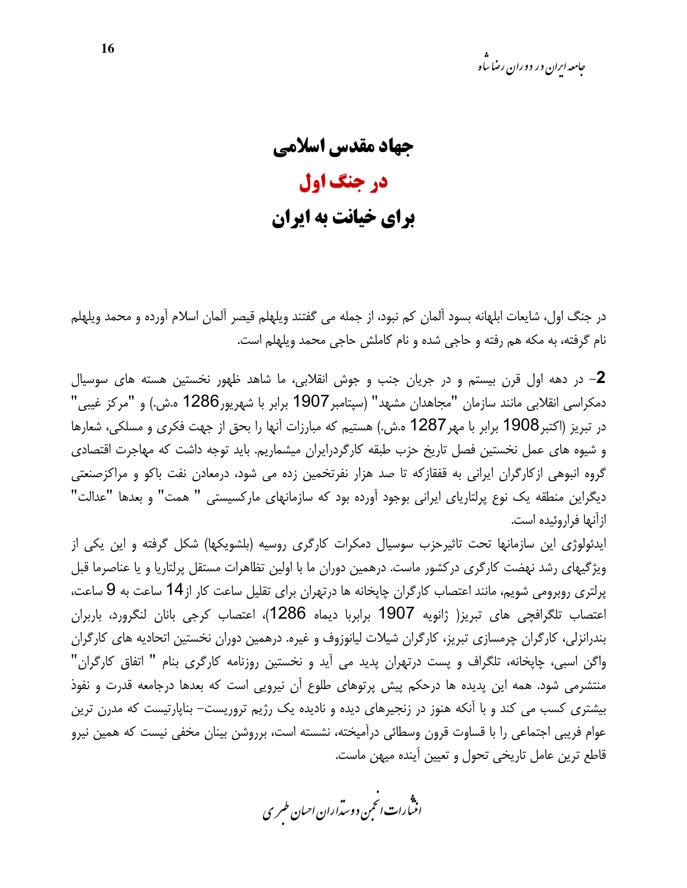# جهاد مقدس اسلامی

# در جنگ اول

# برای خیانت به ایران

در جنگ اول، شایعات ابلهانه بسود آلمان کم نبود، از جمله می گفتند ویلهلم قیصر آلمان اسلام آورده و محمد ویلهلم نام گرفته، به مکه هم رفته و حاجی شده و نام کاملش حاجی محمد ویلهلم است.

**2**- در دهه اول قرن بیستم و در جریان جنب و جوش انقلابی، ما شاهد ظهور نخستین هسته های سوسیال دمکراسی انقلابی مانند سازمان "مجاهدان مشهد" (سپتامبر1907 برابر با شهریور1286 ه.ش.) و "مرکز غیبی" در تبریز (اکتبر1908 برابر با مهر1287 ه.ش.) هستیم که مبارزات آنها را بحق از جهت فکری و مسلکی، شعارها و شیوه های عمل نخستین فصل تاریخ حزب طبقه کارگرد‌رایران میشماریم. باید توجه داشت که مهاجرت اقتصادی گروه انبوهی ازکارگران ایرانی به قفقازکه تا صد هزار نفرتخمین زده می شود، درمعادن نفت باکو و مراکزصنعتی دیگراین منطقه یک نوع پرلتاریای ایرانی بوجود آورده بود که سازمانهای مارکسیستی " همت" و بعدها "عدالت" ازآنها فراروئیده است.

ایدئولوژی این سازمانها تحت تاثیرحزب سوسیال دمکرات کارگری روسیه (بلشویکها) شکل گرفته و این یکی از ویژگیهای رشد نهضت کارگری درکشور ماست. درهمین دوران ما با اولین تظاهرات مستقل پرلتاریا و یا عناصرما قبل پرلتری روبرومی شویم، مانند اعتصاب کارگران چاپخانه ها درتهران برای تقلیل ساعت کار از14 ساعت به 9 ساعت، اعتصاب تلگرافچی های تبریز( ژانویه 1907 برابربا دیماه 1286)، اعتصاب کرجی بانان لنگرورد، باربران بندرانزلی، کارگران چرمسازی تبریز، کارگران شیلات لیانوزوف و غیره. درهمین دوران نخستین اتحادیه های کارگران واگن اسبی، چاپخانه، تلگراف و پست درتهران پدید می آید و نخستین روزنامه کارگری بنام " اتفاق کارگران" منتشرمی شود. همه این پدیده ها درحکم پیش پرتوهای طلوع آن نیرویی است که بعدها درجامعه قدرت و نفوذ بیشتری کسب می کند و با آنکه هنوز در زنجیرهای دیده و نادیده یک رژیم تروریست- بناپارتیست که مدرن ترین عوام فریبی اجتماعی را با قساوت قرون وسطائی درآمیخته، نشسته است، برروشن بینان مخفی نیست که همین نیرو قاطع ترین عامل تاریخی تحول و تعیین آینده میهن ماست.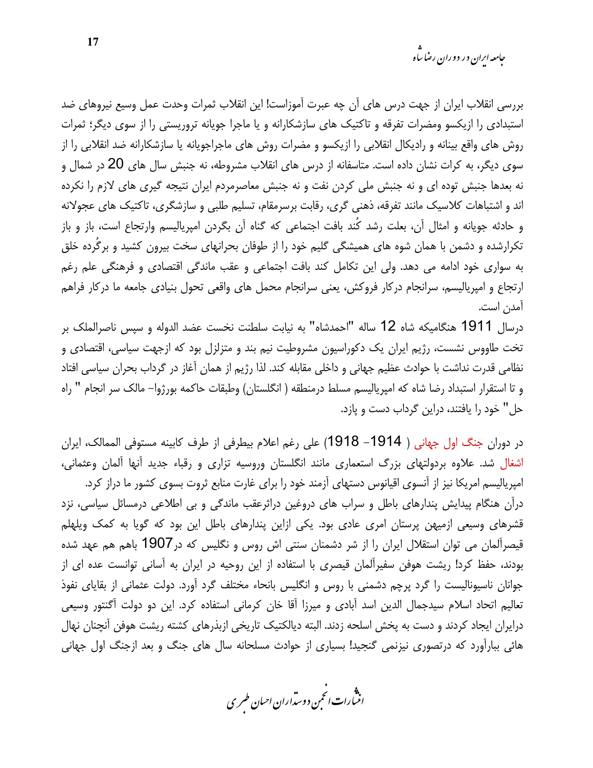بررسی انقلاب ایران از جهت درس های آن چه عبرت آموزاست! این انقلاب ثمرات وحدت عمل وسیع نیروهای ضد استبدادی را ازیکسو ومضرات تفرقه و تاکتیک های سازشکارانه و یا ماجرا جویانه تروریستی را از سوی دیگر؛ ثمرات روش های واقع بینانه و رادیکال انقلابی را ازیکسو و مضرات روش های ماجراجویانه یا سازشکارانه ضد انقلابی را از سوی دیگر، به کرات نشان داده است. متاسفانه از درس های انقلاب مشروطه، نه جنبش سال های 20 در شمال و نه بعدها جنبش توده ای و نه جنبش ملی کردن نفت و نه جنبش معاصرمردم ایران نتیجه گیری های لازم را نکرده اند و اشتباهات کلاسیک مانند تفرقه، ذهنی گری، رقابت برسرمقام، تسلیم طلبی و سازشگری، تاکتیک های عجولانه و حادثه جویانه و امثال آن، بعلت رشد کُند بافت اجتماعی که گناه آن بگردن امپریالیسم وارتجاع است، باز و باز تکرارشده و دشمن با همان شوه های همیشگی گلیم خود را از طوفان بحرانهای سخت بیرون کشید و برگُرده خلق به سواری خود ادامه می دهد. ولی این تکامل کند بافت اجتماعی و عقب ماندگی اقتصادی و فرهنگی علم رغم ارتجاع و امپریالیسم، سرانجام درکار فروکش، یعنی سرانجام محمل های واقعی تحول بنیادی جامعه ما درکار فراهم آمدن است.

درسال 1911 هنگامیکه شاه 12 ساله "احمدشاه" به نیابت سلطنت نخست عضد الدوله و سپس ناصرالملک بر تخت طاووس نشست، رژیم ایران یک دکوراسیون مشروطیت نیم بند و متزلزل بود که ازجهت سیاسی، اقتصادی و نظامی قدرت نداشت با حوادث عظیم جهانی و داخلی مقابله کند. لذا رژیم از همان آغاز در گرداب بحران سیاسی افتاد و تا استقرار استبداد رضا شاه که امپریالیسم مسلط درمنطقه ( انگلستان) وطبقات حاکمه بورژوا- مالک سر انجام " راه حل" خود را یافتند، دراین گرداب دست و پازد.

در دوران جنگ اول جهانی ( 1914- 1918) علی رغم اعلام بیطرفی از طرف کابینه مستوفی الممالک، ایران اشغال شد. علاوه بردولتهای بزرگ استعماری مانند انگلستان وروسیه تزاری و رقباء جدید آنها آلمان وعثمانی، امپریالیسم امریکا نیز از آنسوی اقیانوس دستهای آزمند خود را برای غارت منابع ثروت بسوی کشور ما دراز کرد. درآن هنگام پیدایش پندارهای باطل و سراب های دروغین دراثرعقب ماندگی و بی اطلاعی درمسائل سیاسی، نزد قشرهای وسیعی ازمیهن پرستان امری عادی بود. یکی ازاین پندارهای باطل این بود که گویا به کمک ویلهلم قیصرآلمان می توان استقلال ایران را از شر دشمنان سنتی اش روس و نگلیس که در1907 باهم هم عهد شده بودند، حفظ کرد! ریشت هوفن سفیرآلمان قیصری با استفاده از این روحیه در ایران به آسانی توانست عده ای از جوانان ناسیونالیست را گرد پرچم دشمنی با روس و انگلیس بانحاء مختلف گرد آورد. دولت عثمانی از بقایای نفوذ تعالیم اتحاد اسلام سیدجمال الدین اسد آبادی و میرزا آقا خان کرمانی استفاده کرد. این دو دولت آگنتور وسیعی درایران ایجاد کردند و دست به پخش اسلحه زدند. البته دیالکتیک تاریخی ازبذرهای کشته ریشت هوفن آنچنان نهال هائی ببارآورد که درتصوری نیزنمی گنجید! بسیاری از حوادث مسلحانه سال های جنگ و بعد ازجنگ اول جهانی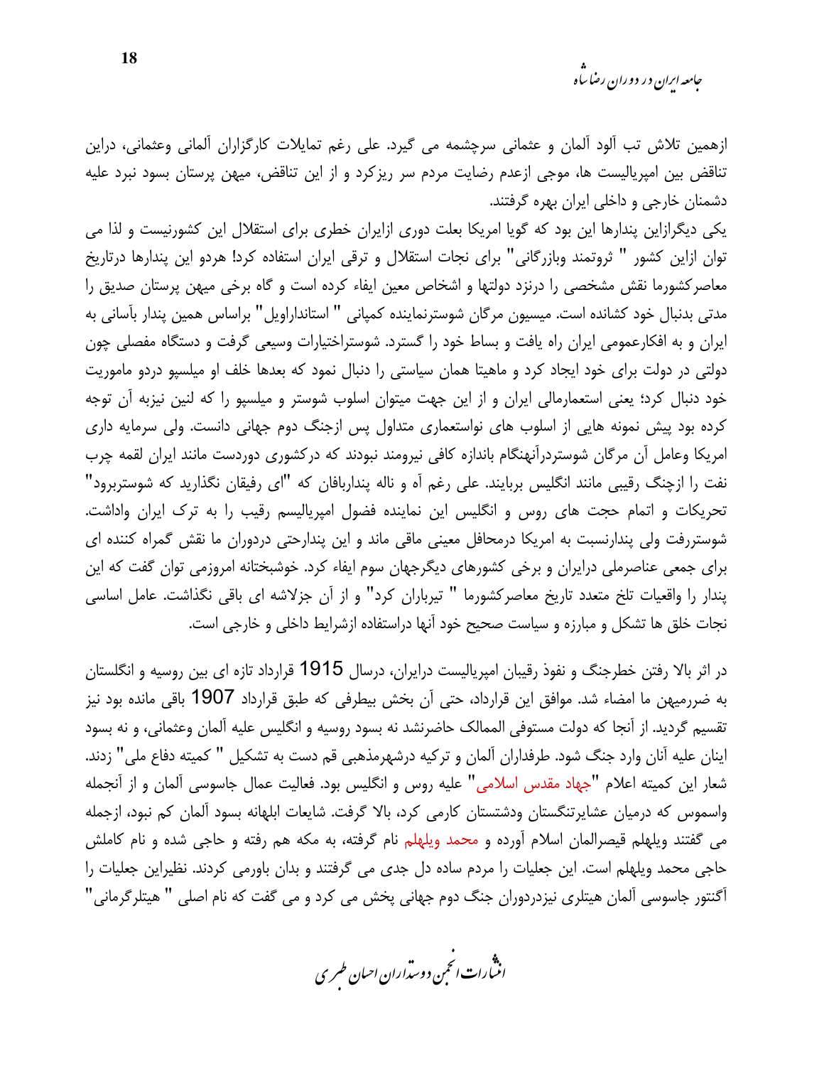ازهمین تلاش تب آلود آلمان و عثمانی سرچشمه می گیرد. علی رغم تمایلات کارگزاران آلمانی وعثمانی، دراین تناقض بین امپریالیست ها، موجی ازعدم رضایت مردم سر ریزکرد و از این تناقض، میهن پرستان بسود نبرد علیه دشمنان خارجی و داخلی ایران بهره گرفتند.

یکی دیگرازاین پندارها این بود که گویا امریکا بعلت دوری ازایران خطری برای استقلال این کشورنیست و لذا می توان ازاین کشور " ثروتمند وبازرگانی" برای نجات استقلال و ترقی ایران استفاده کرد! هردو این پندارها درتاریخ معاصرکشورما نقش مشخصی را درنزد دولتها و اشخاص معین ایفاء کرده است و گاه برخی میهن پرستان صدیق را مدتی بدنبال خود کشانده است. میسیون مرگان شوسترنماینده کمپانی " استانداراویل" براساس همین پندار بآسانی به ایران و به افکارعمومی ایران راه یافت و بساط خود را گسترد. شوستراختیارات وسیعی گرفت و دستگاه مفصلی چون دولتی در دولت برای خود ایجاد کرد و ماهیتا همان سیاستی را دنبال نمود که بعدها خلف او میلسپو دردو ماموریت خود دنبال کرد؛ یعنی استعمارمالی ایران و از این جهت میتوان اسلوب شوستر و میلسپو را که لنین نیزبه آن توجه کرده بود پیش نمونه هایی از اسلوب های نواستعماری متداول پس ازجنگ دوم جهانی دانست. ولی سرمایه داری امریکا وعامل آن مرگان شوستردرآنهنگام باندازه کافی نیرومند نبودند که درکشوری دوردست مانند ایران لقمه چرب نفت را ازچنگ رقیبی مانند انگلیس بربایند. علی رغم آه و ناله پنداربافان که "ای رفیقان نگذارید که شوستربرود" تحریکات و اتمام حجت های روس و انگلیس این نماینده فضول امپریالیسم رقیب را به ترک ایران واداشت. شوسترفرت ولی پندارنسبت به امریکا درمحافل معینی ماقی ماند و این پندارحتی دردوران ما نقش گمراه کننده ای برای جمعی عناصرملی درایران و برخی کشورهای دیگرجهان سوم ایفاء کرد. خوشبختانه امروزمی توان گفت که این پندار را واقعیات تلخ متعدد تاریخ معاصرکشورما " تیرباران کرد" و از آن جزلاشه ای باقی نگذاشت. عامل اساسی نجات خلق ها تشکل و مبارزه و سیاست صحیح خود آنها دراستفاده ازشرایط داخلی و خارجی است.

در اثر بالا رفتن خطرجنگ و نفوذ رقیبان امپریالیست درایران، درسال 1915 قرارداد تازه ای بین روسیه و انگلستان به ضررمیهن ما امضاء شد. موافق این قرارداد، حتی آن بخش بیطرفی که طبق قرارداد 1907 باقی مانده بود نیز تقسیم گردید. از آنجا که دولت مستوفی الممالک حاضرنشد نه بسود روسیه و انگلیس علیه آلمان وعثمانی، و نه بسود اینان علیه آنان وارد جنگ شود. طرفداران آلمان و ترکیه درشهرمذهبی قم دست به تشکیل " کمیته دفاع ملی" زدند. شعار این کمیته اعلام "جهاد مقدس اسلامی" علیه روس و انگلیس بود. فعالیت عمال جاسوسی آلمان و از آنجمله واسموس که درمیان عشایرتنگستان ودشتستان کارمی کرد، بالا گرفت. شایعات ابلهانه بسود آلمان کم نبود، ازجمله می گفتند ویلهلم قیصرالمان اسلام آورده و محمد ویلهلم نام گرفته، به مکه هم رفته و حاجی شده و نام کاملش حاجی محمد ویلهلم است. این جعلیات را مردم ساده دل جدی می گرفتند و بدان باورمی کردند. نظیراین جعلیات را آگنتور جاسوسی آلمان هیتلری نیزدردوران جنگ دوم جهانی پخش می کرد و می گفت که نام اصلی " هیتلرگرمانی"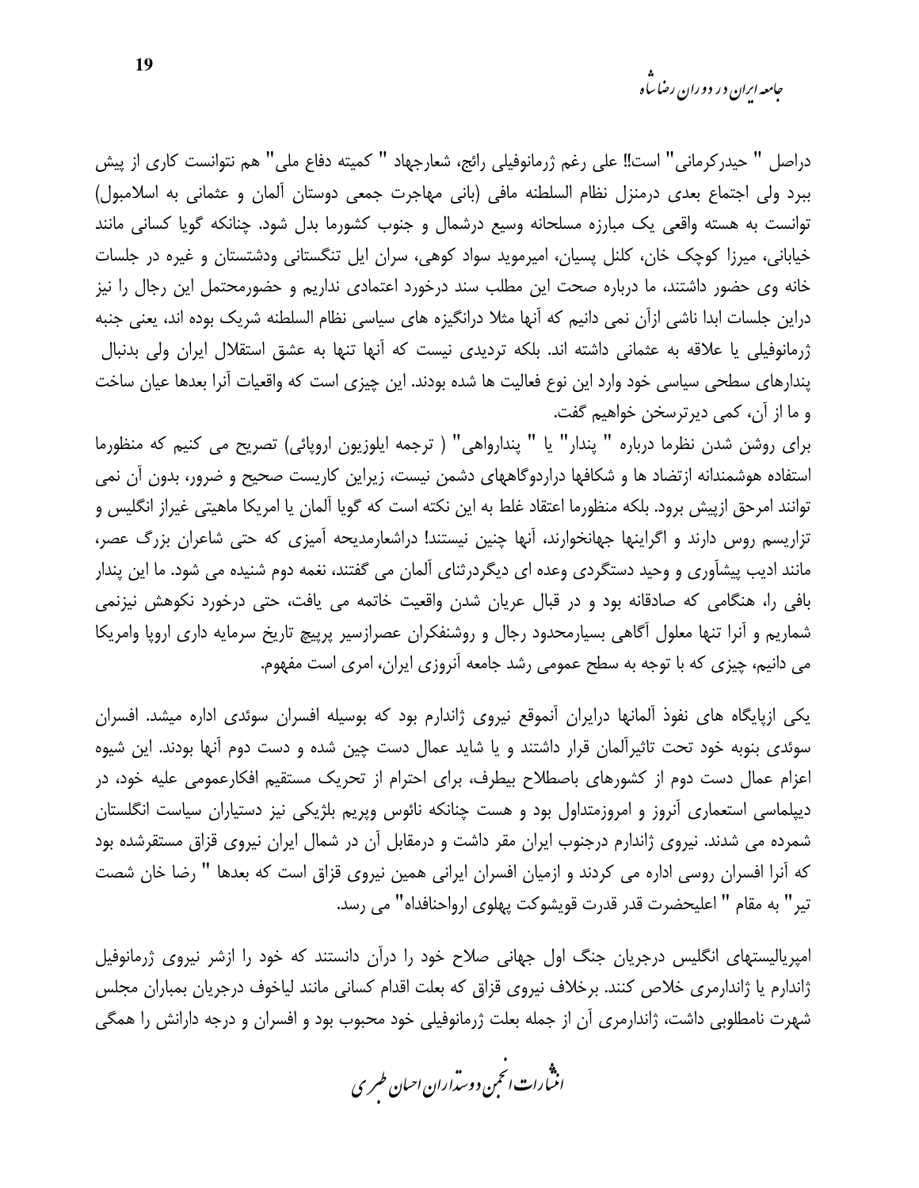دراصل " حیدرکرمانی" است!! علی رغم ژرمانوفیلی رائج، شعارجهاد " کمیته دفاع ملی" هم نتوانست کاری از پیش ببرد ولی اجتماع بعدی درمنزل نظام السلطنه مافی (بانی مهاجرت جمعی دوستان آلمان و عثمانی به اسلامبول) توانست به هسته واقعی یک مبارزه مسلحانه وسیع درشمال و جنوب کشورما بدل شود. چنانکه گویا کسانی مانند خیابانی، میرزا کوچک خان، کلنل پسیان، امیرموید سواد کوهی، سران ایل تنگستانی ودشتستان و غیره در جلسات خانه وی حضور داشتند، ما درباره صحت این مطلب سند درخورد اعتمادی نداریم و حضورمحتمل این رجال را نیز دراین جلسات ابدا ناشی ازآن نمی دانیم که آنها مثلا درانگیزه های سیاسی نظام السلطنه شریک بوده اند، یعنی جنبه ژرمانوفیلی یا علاقه به عثمانی داشته اند. بلکه تردیدی نیست که آنها تنها به عشق استقلال ایران ولی بدنبال پندارهای سطحی سیاسی خود وارد این نوع فعالیت ها شده بودند. این چیزی است که واقعیات آنرا بعدها عیان ساخت و ما از آن، کمی دیرترسخن خواهیم گفت.

برای روشن شدن نظرما درباره " پندار" یا " پندارواهی" ( ترجمه ایلوزیون اروپائی) تصریح می کنیم که منظورما استفاده هوشمندانه ازتضاد ها و شکافها دراردوگاههای دشمن نیست، زیراین کاریست صحیح و ضرور، بدون آن نمی توانند امرحق ازپیش برود. بلکه منظورما اعتقاد غلط به این نکته است که گویا آلمان یا امریکا ماهیتی غیراز انگلیس و تزاریسم روس دارند و اگراینها جهانخوارند، آنها چنین نیستند! دراشعارمدیحه آمیزی که حتی شاعران بزرگ عصر، مانند ادیب پیشاوری و وحید دستگردی وعده ای دیگردرثنای آلمان می گفتند، نغمه دوم شنیده می شود. ما این پندار بافی را، هنگامی که صادقانه بود و در قبال عریان شدن واقعیت خاتمه می یافت، حتی درخورد نکوهش نیزنمی شماریم و آنرا تنها معلول آگاهی بسیارمحدود رجال و روشنفکران عصرازسیر پرپیچ تاریخ سرمایه داری اروپا وامریکا می دانیم، چیزی که با توجه به سطح عمومی رشد جامعه آنروزی ایران، امری است مفهوم.

یکی ازپایگاه های نفوذ آلمانها درایران آنموقع نیروی ژاندارم بود که بوسیله افسران سوئدی اداره میشد. افسران سوئدی بنوبه خود تحت تاثیرآلمان قرار داشتند و یا شاید عمال دست چین شده و دست دوم آنها بودند. این شیوه اعزام عمال دست دوم از کشورهای باصطلاح بیطرف، برای احترام از تحریک مستقیم افکارعمومی علیه خود، در دیپلماسی استعماری آنروز و امروزمتداول بود و هست چنانکه نائوس وپریم بلژیکی نیز دستیاران سیاست انگلستان شمرده می شدند. نیروی ژاندارم درجنوب ایران مقر داشت و درمقابل آن در شمال ایران نیروی قزاق مستقرشده بود که آنرا افسران روسی اداره می کردند و ازمیان افسران ایرانی همین نیروی قزاق است که بعدها " رضا خان شصت تیر" به مقام " اعلیحضرت قدر قدرت قویشوکت پهلوی ارواحنافداه" می رسد.

امپریالیستهای انگلیس درجریان جنگ اول جهانی صلاح خود را درآن دانستند که خود را ازشر نیروی ژرمانوفیل ژاندارم یا ژاندارمری خلاص کنند. برخلاف نیروی قزاق که بعلت اقدام کسانی مانند لیاخوف درجریان بمباران مجلس شهرت نامطلوبی داشت، ژاندارمری آن از جمله بعلت ژرمانوفیلی خود محبوب بود و افسران و درجه دارانش را همگی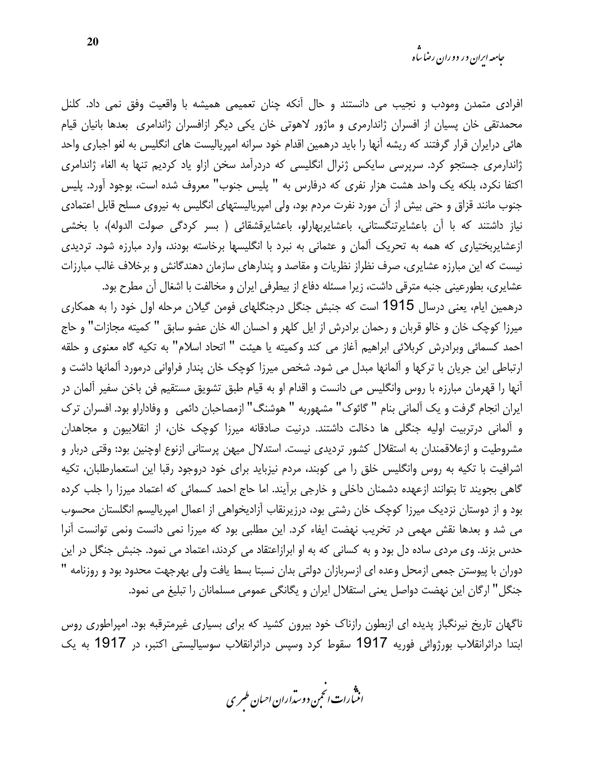افرادی متمدن ومودب و نجیب می دانستند و حال آنکه چنان تعمیمی همیشه با واقعیت وفق نمی داد. کلنل محمدتقی خان پسیان از افسران ژاندارمری و ماژور لاهوتی خان یکی دیگر ازافسران ژاندامری بعدها بانیان قیام هائی درایران قرار گرفتند که ریشه آنها را باید درهمین اقدام خود سرانه امپریالیست های انگلیس به لغو اجباری واحد ژاندارمری جستجو کرد. سرپرسی سایکس ژنرال انگلیسی که دردرآمد سخن ازاو یاد کردیم تنها به الغاء ژاندامری اکتفا نکرد، بلکه یک واحد هشت هزار نفری که درفارس به " پلیس جنوب" معروف شده است، بوجود آورد. پلیس جنوب مانند قزاق و حتی بیش از آن مورد نفرت مردم بود، ولی امپریالیستهای انگلیس به نیروی مسلح قابل اعتمادی نیاز داشتند که با آن باعشایرتنگستانی، باعشایربهارلو، باعشایرقشقائی ( بسر کردگی صولت الدوله)، با بخشی ازعشایربختیاری که همه به تحریک آلمان و عثمانی به نبرد با انگلیسها برخاسته بودند، وارد مبارزه شود. تردیدی نیست که این مبارزه عشایری، صرف نظراز نظریات و مقاصد و پندارهای سازمان دهندگانش و برخلاف غالب مبارزات عشایری، بطورعینی جنبه مترقی داشت، زیرا مسئله دفاع از بیطرفی ایران و مخالفت با اشغال آن مطرح بود.

درهمین ایام، یعنی درسال 1915 است که جنبش جنگل درجنگلهای فومن گیلان مرحله اول خود را به همکاری میرزا کوچک خان و خالو قربان و رحمان برادرش از ایل کلهر و احسان اله خان عضو سابق " کمیته مجازات" و حاج احمد کسمائی وبرادرش کربلائی ابراهیم آغاز می کند وکمیته یا هیئت " اتحاد اسلام" به تکیه گاه معنوی و حلقه ارتباطی این جریان با ترکها و آلمانها مبدل می شود. شخص میرزا کوچک خان پندار فراوانی درمورد آلمانها داشت و آنها را قهرمان مبارزه با روس وانگلیس می دانست و اقدام او به قیام طبق تشویق مستقیم فن باخن سفیر آلمان در ایران انجام گرفت و یک آلمانی بنام " گائوک" مشهوربه " هوشنگ" ازمصاحبان دائمی و وفاداراو بود. افسران ترک و آلمانی درتربیت اولیه جنگلی ها دخالت داشتند. درنیت صادقانه میرزا کوچک خان، از انقلابیون و مجاهدان مشروطیت و ازعلاقمندان به استقلال کشور تردیدی نیست. استدلال میهن پرستانی ازنوع اوچنین بود: وقتی دربار و اشرافیت با تکیه به روس وانگلیس خلق را می کوبند، مردم نیزباید برای خود درجود رقبا این استعمارطلبان، تکیه گاهی بجویند تا بتوانند ازعهده دشمنان داخلی و خارجی برآیند. اما حاج احمد کسمائی که اعتماد میرزا را جلب کرده بود و از دوستان نزدیک میرزا کوچک خان رشتی بود، درزیرنقاب آزادیخواهی از اعمال امپریالیسم انگلستان محسوب می شد و بعدها نقش مهمی در تخریب نهضت ایفاء کرد. این مطلبی بود که میرزا نمی دانست ونمی توانست آنرا حدس بزند. وی مردی ساده دل بود و به کسانی که به او ابرازاعتقاد می کردند، اعتماد می نمود. جنبش جنگل در این دوران با پیوستن جمعی ازمحل وعده ای ازسربازان دولتی بدان نسبتا بسط یافت ولی بهرجهت محدود بود و روزنامه " جنگل" ارگان این نهضت دواصل یعنی استقلال ایران و یگانگی عمومی مسلمانان را تبلیغ می نمود.

ناگهان تاریخ نیرنگباز پدیده ای ازبطون رازناک خود بیرون کشید که برای بسیاری غیرمترقبه بود. امپراطوری روس ابتدا دراثرانقلاب بورژوائی فوریه 1917 سقوط کرد وسپس دراثرانقلاب سوسیالیستی اکتبر، در 1917 به یک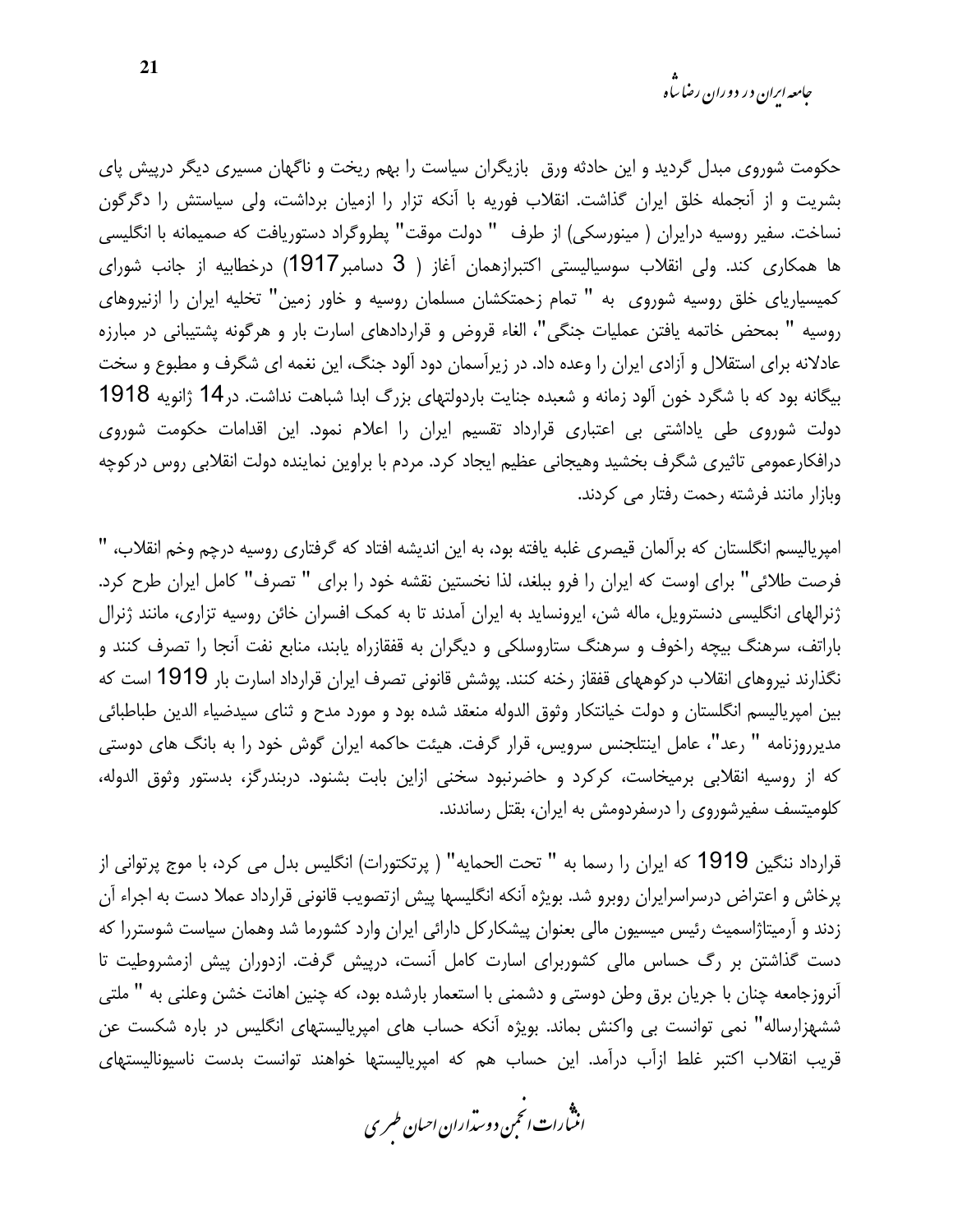حکومت شوروی مبدل گردید و این حادثه ورق  بازیگران سیاست را بهم ریخت و ناگهان مسیری دیگر درپیش پای بشریت و از آنجمله خلق ایران گذاشت. انقلاب فوریه با آنکه تزار را ازمیان برداشت، ولی سیاستش را دگرگون نساخت. سفیر روسیه درایران ( مینورسکی) از طرف  " دولت موقت" پطروگراد دستوریافت که صمیمانه با انگلیسی ها همکاری کند. ولی انقلاب سوسیالیستی اکتبرازهمان آغاز ( 3 دسامبر1917) درخطابیه از جانب شورای کمیسیاریای خلق روسیه شوروی  به " تمام زحمتکشان مسلمان روسیه و خاور زمین" تخلیه ایران را ازنیروهای روسیه " بمحض خاتمه یافتن عملیات جنگی"، الغاء قروض و قراردادهای اسارت بار و هرگونه پشتیبانی در مبارزه عادلانه برای استقلال و آزادی ایران را وعده داد. در زیرآسمان دود آلود جنگ، این نغمه ای شگرف و مطبوع و سخت بیگانه بود که با شگرد خون آلود زمانه و شعبده جنایت باردولتهای بزرگ ابدا شباهت نداشت. در14 ژانویه 1918 دولت شوروی طی یاداشتی بی اعتباری قرارداد تقسیم ایران را اعلام نمود. این اقدامات حکومت شوروی درافکارعمومی تاثیری شگرف بخشید وهیجانی عظیم ایجاد کرد. مردم با براوین نماینده دولت انقلابی روس درکوچه وبازار مانند فرشته رحمت رفتار می کردند.

امپریالیسم انگلستان که برآلمان قیصری غلبه یافته بود، به این اندیشه افتاد که گرفتاری روسیه درچم وخم انقلاب، " فرصت طلائی" برای اوست که ایران را فرو ببلغد، لذا نخستین نقشه خود را برای " تصرف" کامل ایران طرح کرد. ژنرالهای انگلیسی دنسترویل، ماله شن، ایرونساید به ایران آمدند تا به کمک افسران خائن روسیه تزاری، مانند ژنرال باراتف، سرهنگ بیچه راخوف و سرهنگ ستاروسلکی و دیگران به قفقازراه یابند، منابع نفت آنجا را تصرف کنند و نگذارند نیروهای انقلاب درکوههای قفقاز رخنه کنند. پوشش قانونی تصرف ایران قرارداد اسارت بار 1919 است که بین امپریالیسم انگلستان و دولت خیانتکار وثوق الدوله منعقد شده بود و مورد مدح و ثنای سیدضیاء الدین طباطبائی مدیرروزنامه " رعد"، عامل اینتلجنس سرویس، قرار گرفت. هیئت حاکمه ایران گوش خود را به بانگ های دوستی که از روسیه انقلابی برمیخاست، کرکرد و حاضرنبود سخنی ازاین بابت بشنود. دربندرگز، بدستور وثوق الدوله، کلومیتسف سفیرشوروی را درسفردومش به ایران، بقتل رساندند.

قرارداد ننگین 1919 که ایران را رسما به " تحت الحمایه" ( پرتکتورات) انگلیس بدل می کرد، با موج پرتوانی از پرخاش و اعتراض درسراسرایران روبرو شد. بویژه آنکه انگلیسها پیش ازتصویب قانونی قرارداد عملا دست به اجراء آن زدند و آرمیتاژاسمیث رئیس میسیون مالی بعنوان پیشکارکل دارائی ایران وارد کشورما شد وهمان سیاست شوستررا که دست گذاشتن بر رگ حساس مالی کشوربرای اسارت کامل آنست، درپیش گرفت. ازدوران پیش ازمشروطیت تا آنروزجامعه چنان با جریان برق وطن دوستی و دشمنی با استعمار بارشده بود، که چنین اهانت خشن وعلنی به " ملتی ششهزارساله" نمی توانست بی واکنش بماند. بویژه آنکه حساب های امپریالیستهای انگلیس در باره شکست عن قریب انقلاب اکتبر غلط ازآب درآمد. این حساب هم که امپریالیستها خواهند توانست بدست ناسیونالیستهای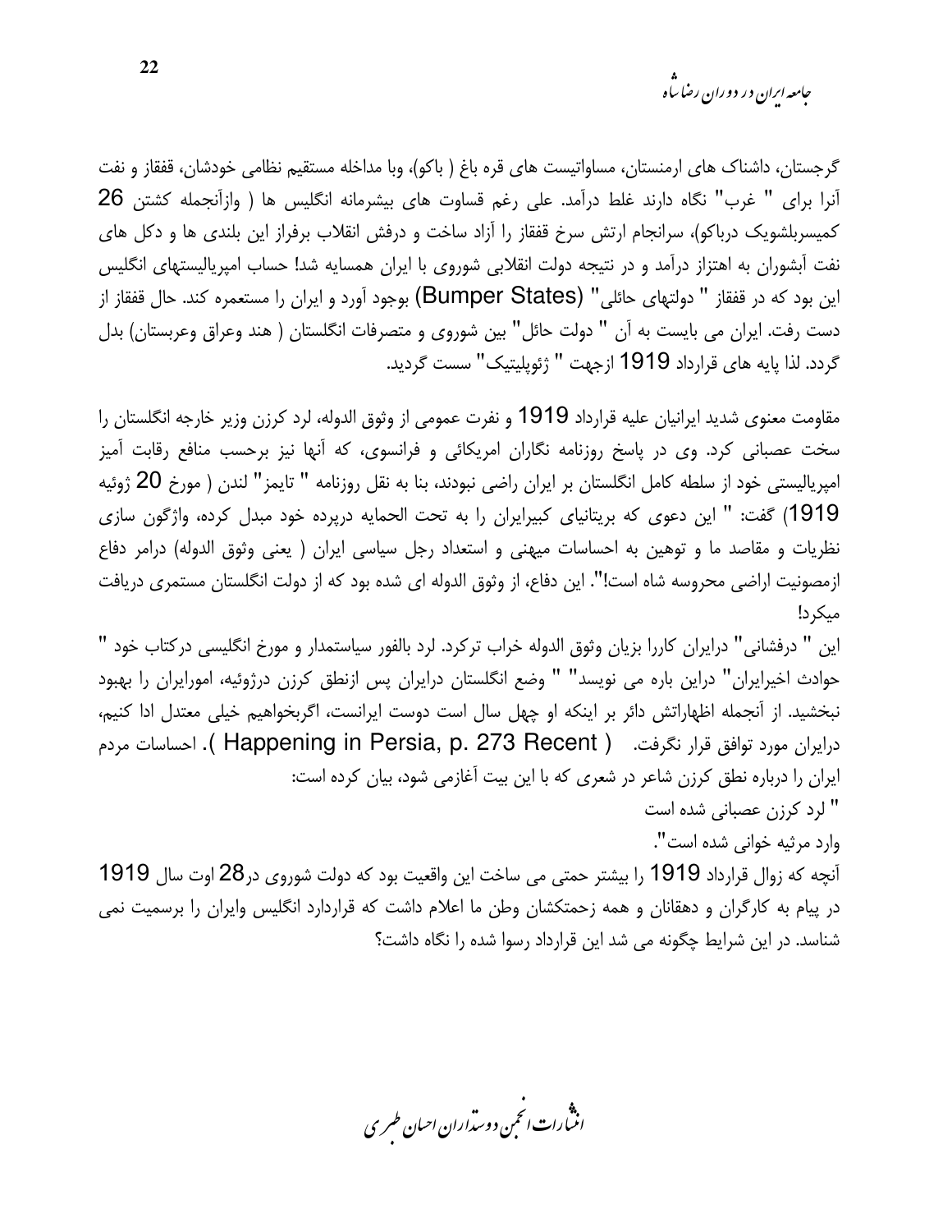گرجستان، داشناک های ارمنستان، مساواتیست های قره باغ ( باکو)، وبا مداخله مستقیم نظامی خودشان، قفقاز و نفت آنرا برای " غرب" نگاه دارند غلط درآمد. علی رغم قساوت های بیشرمانه انگلیس ها ( وازآنجمله کشتن 26 کمیسربلشویک درباکو)، سرانجام ارتش سرخ قفقاز را آزاد ساخت و درفش انقلاب برفراز این بلندی ها و دکل های نفت آبشوران به اهتزاز درآمد و در نتیجه دولت انقلابی شوروی با ایران همسایه شد! حساب امپریالیستهای انگلیس این بود که در قفقاز " دولتهای حائلی" (Bumper States) بوجود آورد و ایران را مستعمره کند. حال قفقاز از دست رفت. ایران می بایست به آن " دولت حائل" بین شوروی و متصرفات انگلستان ( هند وعراق وعربستان) بدل گردد. لذا پایه های قرارداد 1919 ازجهت " ژئوپلیتیک" سست گردید.

مقاومت معنوی شدید ایرانیان علیه قرارداد 1919 و نفرت عمومی از وثوق الدوله، لرد کرزن وزیر خارجه انگلستان را سخت عصبانی کرد. وی در پاسخ روزنامه نگاران امریکائی و فرانسوی، که آنها نیز برحسب منافع رقابت آمیز امپریالیستی خود از سلطه کامل انگلستان بر ایران راضی نبودند، بنا به نقل روزنامه " تایمز" لندن ( مورخ 20 ژوئیه 1919) گفت: " این دعوی که بریتانیای کبیرایران را به تحت الحمایه درپرده خود مبدل کرده، واژگون سازی نظریات و مقاصد ما و توهین به احساسات میهنی و استعداد رجل سیاسی ایران ( یعنی وثوق الدوله) درامر دفاع ازمصونیت اراضی محروسه شاه است!". این دفاع، از وثوق الدوله ای شده بود که از دولت انگلستان مستمری دریافت میکرد!

این " درفشانی" درایران کاررا بزیان وثوق الدوله خراب ترکرد. لرد بالفور سیاستمدار و مورخ انگلیسی درکتاب خود " حوادث اخیرایران" دراین باره می نویسد" " وضع انگلستان درایران پس ازنطق کرزن درژوئیه، امورایران را بهبود نبخشید. از آنجمله اظهاراتش دائر بر اینکه او چهل سال است دوست ایرانست، اگربخواهیم خیلی معتدل ادا کنیم، درایران مورد توافق قرار نگرفت. ( Happening in Persia, p. 273 Recent ). احساسات مردم ایران را درباره نطق کرزن شاعر در شعری که با این بیت آغازمی شود، بیان کرده است:

" لرد کرزن عصبانی شده است

وارد مرثیه خوانی شده است".

آنچه که زوال قرارداد 1919 را بیشتر حمتی می ساخت این واقعیت بود که دولت شوروی در28 اوت سال 1919 در پیام به کارگران و دهقانان و همه زحمتکشان وطن ما اعلام داشت که قراردارد انگلیس وایران را برسمیت نمی شناسد. در این شرایط چگونه می شد این قرارداد رسوا شده را نگاه داشت؟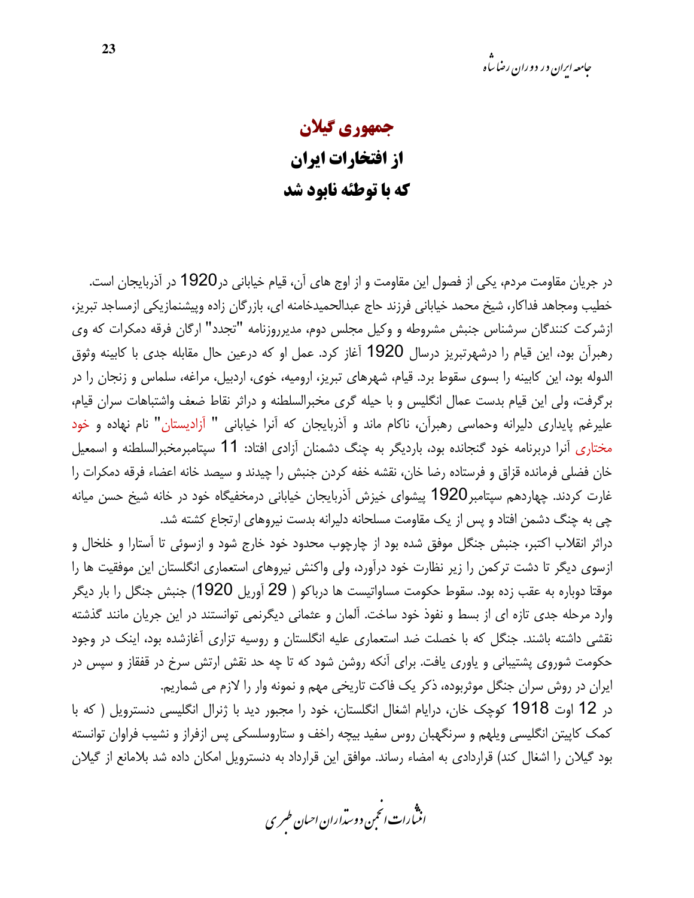# جمهوری گیلان

## از افتخارات ایران

## که با توطئه نابود شد

در جریان مقاومت مردم، یکی از فصول این مقاومت و از اوج های آن، قیام خیابانی در1920 در آذربایجان است. خطیب ومجاهد فداکار، شیخ محمد خیابانی فرزند حاج عبدالحمیدخامنه ای، بازرگان زاده وپیشنمازیکی ازمساجد تبریز، ازشرکت کنندگان سرشناس جنبش مشروطه و وکیل مجلس دوم، مدیرروزنامه "تجدد" ارگان فرقه دمکرات که وی رهبرآن بود، این قیام را درشهرتبریز درسال 1920 آغاز کرد. عمل او که درعین حال مقابله جدی با کابینه وثوق الدوله بود، این کابینه را بسوی سقوط برد. قیام، شهرهای تبریز، ارومیه، خوی، اردبیل، مراغه، سلماس و زنجان را در برگرفت، ولی این قیام بدست عمال انگلیس و با حیله گری مخبرالسلطنه و دراثر نقاط ضعف واشتباهات سران قیام، علیرغم پایداری دلیرانه وحماسی رهبرآن، ناکام ماند و آذربایجان که آنرا خیابانی " آزادیستان" نام نهاده و خود مختاری آنرا دربرنامه خود گنجانده بود، باردیگر به چنگ دشمنان آزادی افتاد: 11 سپتامبرمخبرالسلطنه و اسمعیل خان فضلی فرمانده قزاق و فرستاده رضا خان، نقشه خفه کردن جنبش را چیدند و سیصد خانه اعضاء فرقه دمکرات را غارت کردند. چهاردهم سپتامبر1920 پیشوای خیزش آذربایجان خیابانی درمخفیگاه خود در خانه شیخ حسن میانه چی به چنگ دشمن افتاد و پس از یک مقاومت مسلحانه دلیرانه بدست نیروهای ارتجاع کشته شد.

دراثر انقلاب اکتبر، جنبش جنگل موفق شده بود از چارچوب محدود خود خارج شود و ازسوئی تا آستارا و خلخال و ازسوی دیگر تا دشت ترکمن را زیر نظارت خود درآورد، ولی واکنش نیروهای استعماری انگلستان این موفقیت ها را موقتا دوباره به عقب زده بود. سقوط حکومت مساواتیست ها درباکو ( 29 آوریل 1920) جنبش جنگل را بار دیگر وارد مرحله جدی تازه ای از بسط و نفوذ خود ساخت. آلمان و عثمانی دیگرنمی توانستند در این جریان مانند گذشته نقشی داشته باشند. جنگل که با خصلت ضد استعماری علیه انگلستان و روسیه تزاری آغازشده بود، اینک در وجود حکومت شوروی پشتیبانی و یاوری یافت. برای آنکه روشن شود که تا چه حد نقش ارتش سرخ در قفقاز و سپس در ایران در روش سران جنگل موثربوده، ذکر یک فاکت تاریخی مهم و نمونه وار را لازم می شماریم.

در 12 اوت 1918 کوچک خان، درایام اشغال انگلستان، خود را مجبور دید با ژنرال انگلیسی دنسترویل ( که با کمک کاپیتن انگلیسی ویلهم و سرنگهبان روس سفید بیچه راخف و ستاروسلسکی پس ازفراز و نشیب فراوان توانسته بود گیلان را اشغال کند) قراردادی به امضاء رساند. موافق این قرارداد به دنسترویل امکان داده شد بلامانع از گیلان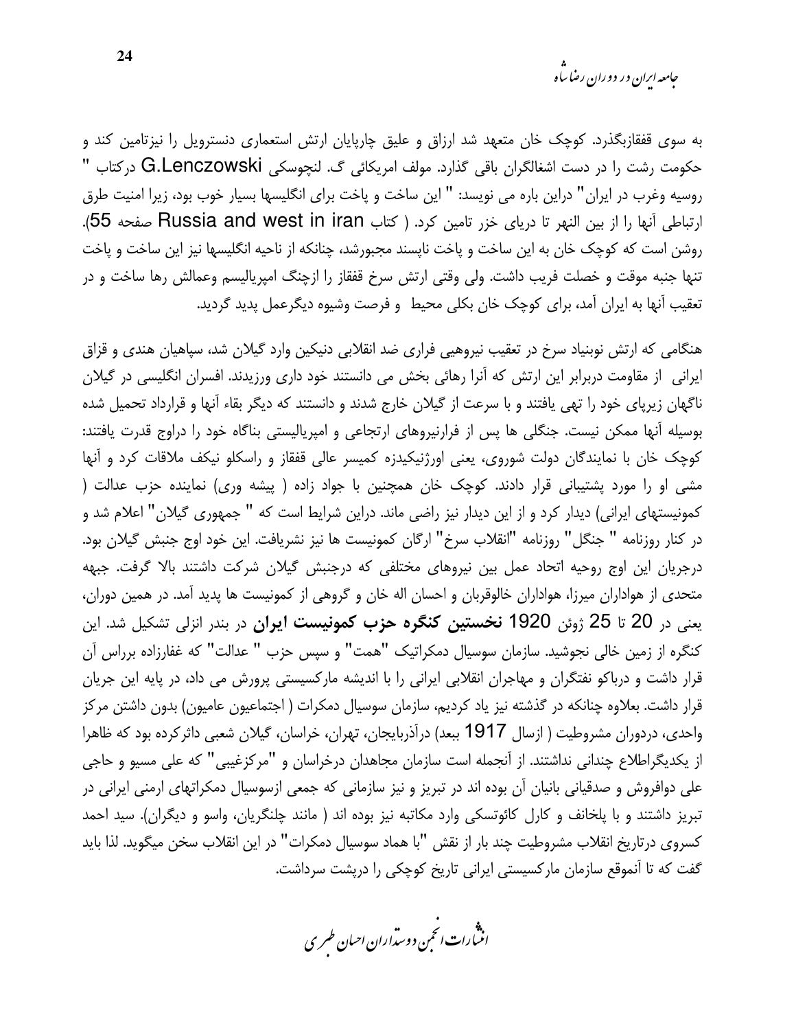به سوی قفقازبگذرد. کوچک خان متعهد شد ارزاق و علیق چارپایان ارتش استعماری دنسترویل را نیزتامین کند و حکومت رشت را در دست اشغالگران باقی گذارد. مولف امریکائی گ. لنچوسکی G.Lenczowski درکتاب " روسیه وغرب در ایران" دراین باره می نویسد: " این ساخت و پاخت برای انگلیسها بسیار خوب بود، زیرا امنیت طرق ارتباطی آنها را از بین النهر تا دریای خزر تامین کرد. ( کتاب Russia and west in iran صفحه 55). روشن است که کوچک خان به این ساخت و پاخت ناپسند مجبورشد، چنانکه از ناحیه انگلیسها نیز این ساخت و پاخت تنها جنبه موقت و خصلت فریب داشت. ولی وقتی ارتش سرخ قفقاز را ازچنگ امپریالیسم وعمالش رها ساخت و در تعقیب آنها به ایران آمد، برای کوچک خان بکلی محیط و فرصت وشیوه دیگرعمل پدید گردید.

هنگامی که ارتش نوبنیاد سرخ در تعقیب نیروهیی فراری ضد انقلابی دنیکین وارد گیلان شد، سپاهیان هندی و قزاق ایرانی از مقاومت دربرابر این ارتش که آنرا رهائی بخش می دانستند خود داری ورزیدند. افسران انگلیسی در گیلان ناگهان زیرپای خود را تهی یافتند و با سرعت از گیلان خارج شدند و دانستند که دیگر بقاء آنها و قرارداد تحمیل شده بوسیله آنها ممکن نیست. جنگلی ها پس از فرارنیروهای ارتجاعی و امپریالیستی بناگاه خود را دراوج قدرت یافتند: کوچک خان با نمایندگان دولت شوروی، یعنی اورژنیکیدزه کمیسر عالی قفقاز و راسکلو نیکف ملاقات کرد و آنها مشی او را مورد پشتیبانی قرار دادند. کوچک خان همچنین با جواد زاده ( پیشه وری) نماینده حزب عدالت ( کمونیستهای ایرانی) دیدار کرد و از این دیدار نیز راضی ماند. دراین شرایط است که " جمهوری گیلان" اعلام شد و در کنار روزنامه " جنگل" روزنامه "انقلاب سرخ" ارگان کمونیست ها نیز نشریافت. این خود اوج جنبش گیلان بود. درجریان این اوج روحیه اتحاد عمل بین نیروهای مختلفی که درجنبش گیلان شرکت داشتند بالا گرفت. جبهه متحدی از هواداران میرزا، هواداران خالوقربان و احسان اله خان و گروهی از کمونیست ها پدید آمد. در همین دوران، یعنی در 20 تا 25 ژوئن 1920 **نخستین کنگره حزب کمونیست ایران** در بندر انزلی تشکیل شد. این کنگره از زمین خالی نجوشید. سازمان سوسیال دمکراتیک "همت" و سپس حزب " عدالت" که غفارزاده برراس آن قرار داشت و درباکو نفتگران و مهاجران انقلابی ایرانی را با اندیشه مارکسیستی پرورش می داد، در پایه این جریان قرار داشت. بعلاوه چنانکه در گذشته نیز یاد کردیم، سازمان سوسیال دمکرات ( اجتماعیون عامیون) بدون داشتن مرکز واحدی، دردوران مشروطیت ( ازسال 1917 ببعد) درآذربایجان، تهران، خراسان، گیلان شعبی داثرکرده بود که ظاهرا از یکدیگراطلاع چندانی نداشتند. از آنجمله است سازمان مجاهدان درخراسان و "مرکزغیبی" که علی مسیو و حاجی علی دوافروش و صدقیانی بانیان آن بوده اند در تبریز و نیز سازمانی که جمعی ازسوسیال دمکراتهای ارمنی ایرانی در تبریز داشتند و با پلخانف و کارل کائوتسکی وارد مکاتبه نیز بوده اند ( مانند چلنگریان، واسو و دیگران). سید احمد کسروی درتاریخ انقلاب مشروطیت چند بار از نقش "با هماد سوسیال دمکرات" در این انقلاب سخن میگوید. لذا باید گفت که تا آنموقع سازمان مارکسیستی ایرانی تاریخ کوچکی را درپشت سرداشت.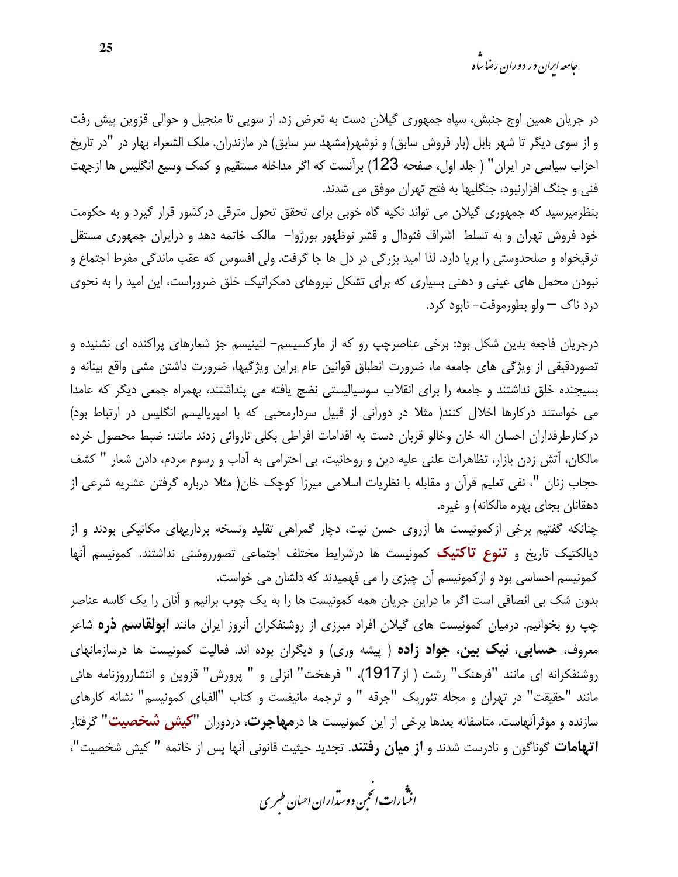در جریان همین اوج جنبش، سپاه جمهوری گیلان دست به تعرض زد. از سویی تا منجیل و حوالی قزوین پیش رفت و از سوی دیگر تا شهر بابل (بار فروش سابق) و نوشهر(مشهد سر سابق) در مازندران. ملک الشعراء بهار در "در تاریخ احزاب سیاسی در ایران" ( جلد اول، صفحه 123) برآنست که اگر مداخله مستقیم و کمک وسیع انگلیس ها ازجهت فنی و جنگ افزارنبود، جنگلیها به فتح تهران موفق می شدند.

بنظرمیرسید که جمهوری گیلان می تواند تکیه گاه خوبی برای تحقق تحول مترقی درکشور قرار گیرد و به حکومت خود فروش تهران و به تسلط اشراف فئودال و قشر نوظهور بورژوا- مالک خاتمه دهد و درایران جمهوری مستقل ترقیخواه و صلحدوستی را برپا دارد. لذا امید بزرگی در دل ها جا گرفت. ولی افسوس که عقب ماندگی مفرط اجتماع و نبودن محمل های عینی و دهنی بسیاری که برای تشکل نیروهای دمکراتیک خلق ضروراست، این امید را به نحوی درد ناک – ولو بطورموقت- نابود کرد.

درجریان فاجعه بدین شکل بود: برخی عناصرچپ رو که از مارکسیسم- لنینیسم جز شعارهای پراکنده ای نشنیده و تصوردقیقی از ویژگی های جامعه ما، ضرورت انطباق قوانین عام براین ویژگیها، ضرورت داشتن مشی واقع بینانه و بسیجنده خلق نداشتند و جامعه را برای انقلاب سوسیالیستی نضج یافته می پنداشتند، بهمراه جمعی دیگر که عامدا می خواستند درکارها اخلال کنند( مثلا در دورانی از قبیل سردارمحبی که با امپریالیسم انگلیس در ارتباط بود) درکنارطرفداران احسان اله خان وخالو قربان دست به اقدامات افراطی بکلی ناروائی زدند مانند: ضبط محصول خرده مالکان، آتش زدن بازار، تظاهرات علنی علیه دین و روحانیت، بی احترامی به آداب و رسوم مردم، دادن شعار " کشف حجاب زنان "، نفی تعلیم قرآن و مقابله با نظریات اسلامی میرزا کوچک خان( مثلا درباره گرفتن عشریه شرعی از دهقانان بجای بهره مالکانه) و غیره.

چنانکه گفتیم برخی ازکمونیست ها ازروی حسن نیت، دچار گمراهی تقلید ونسخه برداریهای مکانیکی بودند و از دیالکتیک تاریخ و **تنوع تاکتیک** کمونیست ها درشرایط مختلف اجتماعی تصورروشنی نداشتند. کمونیسم آنها کمونیسم احساسی بود و ازکمونیسم آن چیزی را می فهمیدند که دلشان می خواست.

بدون شک بی انصافی است اگر ما دراین جریان همه کمونیست ها را به یک چوب برانیم و آنان را یک کاسه عناصر چپ رو بخوانیم. درمیان کمونیست های گیلان افراد مبرزی از روشنفکران آنروز ایران مانند **ابولقاسم ذره** شاعر معروف، **حسابی، نیک بین، جواد زاده** ( پیشه وری) و دیگران بوده اند. فعالیت کمونیست ها درسازمانهای روشنفکرانه ای مانند "فرهنگ" رشت ( از1917)، " فرهخت" انزلی و " پرورش" قزوین و انتشارروزنامه هائی مانند "حقیقت" در تهران و مجله تئوریک "جرقه " و ترجمه مانیفست و کتاب "الفبای کمونیسم" نشانه کارهای سازنده و موثرآنهاست. متاسفانه بعدها برخی از این کمونیست ها در**مهاجرت**، دردوران "**کیش شخصیت**" گرفتار **اتهامات** گوناگون و نادرست شدند و **از میان رفتند**. تجدید حیثیت قانونی آنها پس از خاتمه " کیش شخصیت"،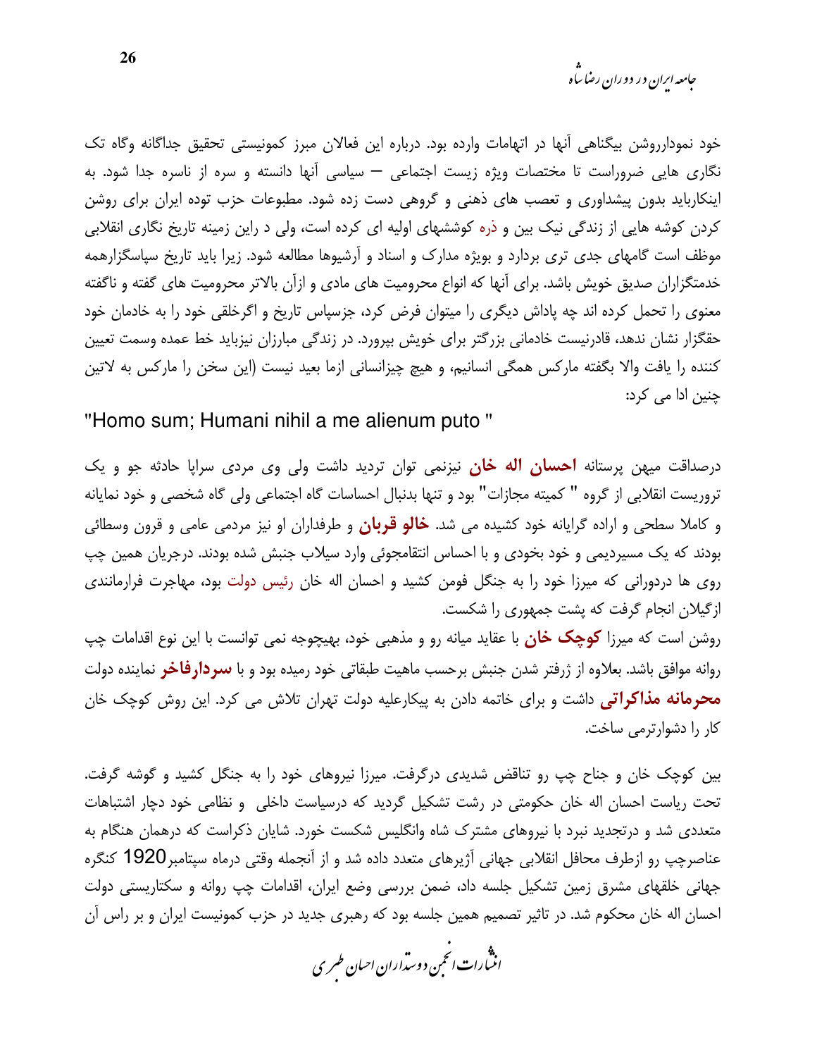خود نمودارروشن بیگناهی آنها در اتهامات وارده بود. درباره این فعالان مبرز کمونیستی تحقیق جداگانه وگاه تک نگاری هایی ضروراست تا مختصات ویژه زیست اجتماعی – سیاسی آنها دانسته و سره از ناسره جدا شود. به اینکاربابد بدون پیشداوری و تعصب های ذهنی و گروهی دست زده شود. مطبوعات حزب توده ایران برای روشن کردن گوشه هایی از زندگی نیک بین و ذره کوششهای اولیه ای کرده است، ولی د راین زمینه تاریخ نگاری انقلابی موظف است گامهای جدی تری بردارد و بویژه مدارک و اسناد و آرشیوها مطالعه شود. زیرا باید تاریخ سپاسگزارهمه خدمتگزاران صدیق خویش باشد. برای آنها که انواع محرومیت های مادی و ازآن بالاتر محرومیت های گفته و ناگفته معنوی را تحمل کرده اند چه پاداش دیگری را میتوان فرض کرد، جزسپاس تاریخ و اگرخلقی خود را به خادمان خود حقگزار نشان ندهد، قادرنیست خادمانی بزرگتر برای خویش بپرورد. در زندگی مبارزان نیزباید خط عمده وسمت تعیین کننده را یافت والا بگفته مارکس همگی انسانیم، و هیچ چیزانسانی ازما بعید نیست (این سخن را مارکس به لاتین چنین ادا می کرد:

"Homo sum; Humani nihil a me alienum puto "

درصداقت میهن پرستانه **احسان اله خان** نیزنمی توان تردید داشت ولی وی مردی سراپا حادثه جو و یک تروریست انقلابی از گروه " کمیته مجازات" بود و تنها بدنبال احساسات گاه اجتماعی ولی گاه شخصی و خود نمایانه و کاملا سطحی و اراده گرایانه خود کشیده می شد. **خالو قربان** و طرفداران او نیز مردمی عامی و قرون وسطائی بودند که یک مسیردیمی و خود بخودی و با احساس انتقامجوئی وارد سیلاب جنبش شده بودند. درجریان همین چپ روی ها دردورانی که میرزا خود را به جنگل فومن کشید و احسان اله خان رئیس دولت بود، مهاجرت فرارمانندی ازگیلان انجام گرفت که پشت جمهوری را شکست.

روشن است که میرزا **کوچک خان** با عقاید میانه رو و مذهبی خود، بهیچوجه نمی توانست با این نوع اقدامات چپ روانه موافق باشد. بعلاوه از ژرفتر شدن جنبش برحسب ماهیت طبقاتی خود رمیده بود و با **سردارفاخر** نماینده دولت **محرمانه مذاکراتی** داشت و برای خاتمه دادن به پیکارعلیه دولت تهران تلاش می کرد. این روش کوچک خان کار را دشوارترمی ساخت.

بین کوچک خان و جناح چپ رو تناقض شدیدی درگرفت. میرزا نیروهای خود را به جنگل کشید و گوشه گرفت. تحت ریاست احسان اله خان حکومتی در رشت تشکیل گردید که درسیاست داخلی و نظامی خود دچار اشتباهات متعددی شد و درتجدید نبرد با نیروهای مشترک شاه وانگلیس شکست خورد. شایان ذکراست که درهمان هنگام به عناصرچپ رو ازطرف محافل انقلابی جهانی آژیرهای متعدد داده شد و از آنجمله وقتی درماه سپتامبر1920 کنگره جهانی خلقهای مشرق زمین تشکیل جلسه داد، ضمن بررسی وضع ایران، اقدامات چپ روانه و سکتاریستی دولت احسان اله خان محکوم شد. در تاثیر تصمیم همین جلسه بود که رهبری جدید در حزب کمونیست ایران و بر راس آن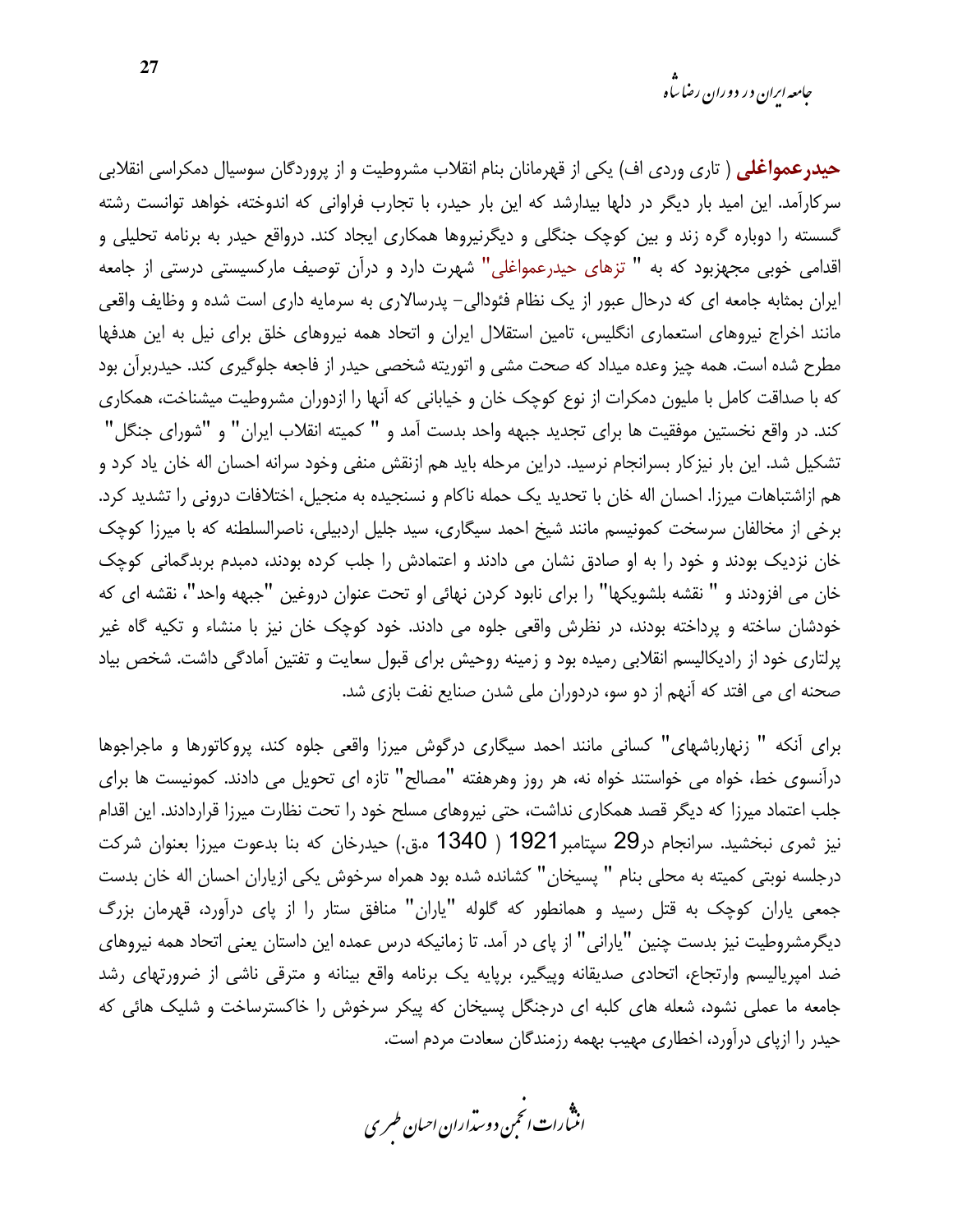**حیدرعمواغلی** ( تاری وردی اف) یکی از قهرمانان بنام انقلاب مشروطیت و از پروردگان سوسیال دمکراسی انقلابی سرکارآمد. این امید بار دیگر در دلها بیدارشد که این بار حیدر، با تجارب فراوانی که اندوخته، خواهد توانست رشته گسسته را دوباره گره زند و بین کوچک جنگلی و دیگرنیروها همکاری ایجاد کند. درواقع حیدر به برنامه تحلیلی و اقدامی خوبی مجهزبود که به " تزهای حیدرعمواغلی" شهرت دارد و درآن توصیف مارکسیستی درستی از جامعه ایران بمثابه جامعه ای که درحال عبور از یک نظام فئودالی- پدرسالاری به سرمایه داری است شده و وظایف واقعی مانند اخراج نیروهای استعماری انگلیس، تامین استقلال ایران و اتحاد همه نیروهای خلق برای نیل به این هدفها مطرح شده است. همه چیز وعده میداد که صحت مشی و اتوریته شخصی حیدر از فاجعه جلوگیری کند. حیدربرآن بود که با صداقت کامل با ملیون دمکرات از نوع کوچک خان و خیابانی که آنها را ازدوران مشروطیت میشناخت، همکاری کند. در واقع نخستین موفقیت ها برای تجدید جبهه واحد بدست آمد و " کمیته انقلاب ایران" و "شورای جنگل" تشکیل شد. این بار نیزکار بسرانجام نرسید. دراین مرحله باید هم ازنقش منفی وخود سرانه احسان اله خان یاد کرد و هم ازاشتباهات میرزا. احسان اله خان با تحدید یک حمله ناکام و نسنجیده به منجیل، اختلافات درونی را تشدید کرد. برخی از مخالفان سرسخت کمونیسم مانند شیخ احمد سیگاری، سید جلیل اردبیلی، ناصرالسلطنه که با میرزا کوچک خان نزدیک بودند و خود را به او صادق نشان می دادند و اعتمادش را جلب کرده بودند، دمبدم بربدگمانی کوچک خان می افزودند و " نقشه بلشویکها" را برای نابود کردن نهائی او تحت عنوان دروغین "جبهه واحد"، نقشه ای که خودشان ساخته و پرداخته بودند، در نظرش واقعی جلوه می دادند. خود کوچک خان نیز با منشاء و تکیه گاه غیر پرلتاری خود از رادیکالیسم انقلابی رمیده بود و زمینه روحیش برای قبول سعایت و تفتین آمادگی داشت. شخص بیاد صحنه ای می افتد که آنهم از دو سو، دردوران ملی شدن صنایع نفت بازی شد.

برای آنکه " زنهارباشهای" کسانی مانند احمد سیگاری درگوش میرزا واقعی جلوه کند، پروکاتورها و ماجراجوها درآنسوی خط، خواه می خواستند خواه نه، هر روز وهرهفته "مصالح" تازه ای تحویل می دادند. کمونیست ها برای جلب اعتماد میرزا که دیگر قصد همکاری نداشت، حتی نیروهای مسلح خود را تحت نظارت میرزا قراردادند. این اقدام نیز ثمری نبخشید. سرانجام در29 سپتامبر1921 ( 1340 ه.ق.) حیدرخان که بنا بدعوت میرزا بعنوان شرکت درجلسه نوبتی کمیته به محلی بنام " پسیخان" کشانده شده بود همراه سرخوش یکی ازیاران احسان اله خان بدست جمعی یاران کوچک به قتل رسید و همانطور که گلوله "یاران" منافق ستار را از پای درآورد، قهرمان بزرگ دیگرمشروطیت نیز بدست چنین "یارانی" از پای در آمد. تا زمانیکه درس عمده این داستان یعنی اتحاد همه نیروهای ضد امپریالیسم وارتجاع، اتحادی صدیقانه وپیگیر، برپایه یک برنامه واقع بینانه و مترقی ناشی از ضرورتهای رشد جامعه ما عملی نشود، شعله های کلبه ای درجنگل پسیخان که پیکر سرخوش را خاکسترساخت و شلیک هائی که حیدر را ازپای درآورد، اخطاری مهیب بهمه رزمندگان سعادت مردم است.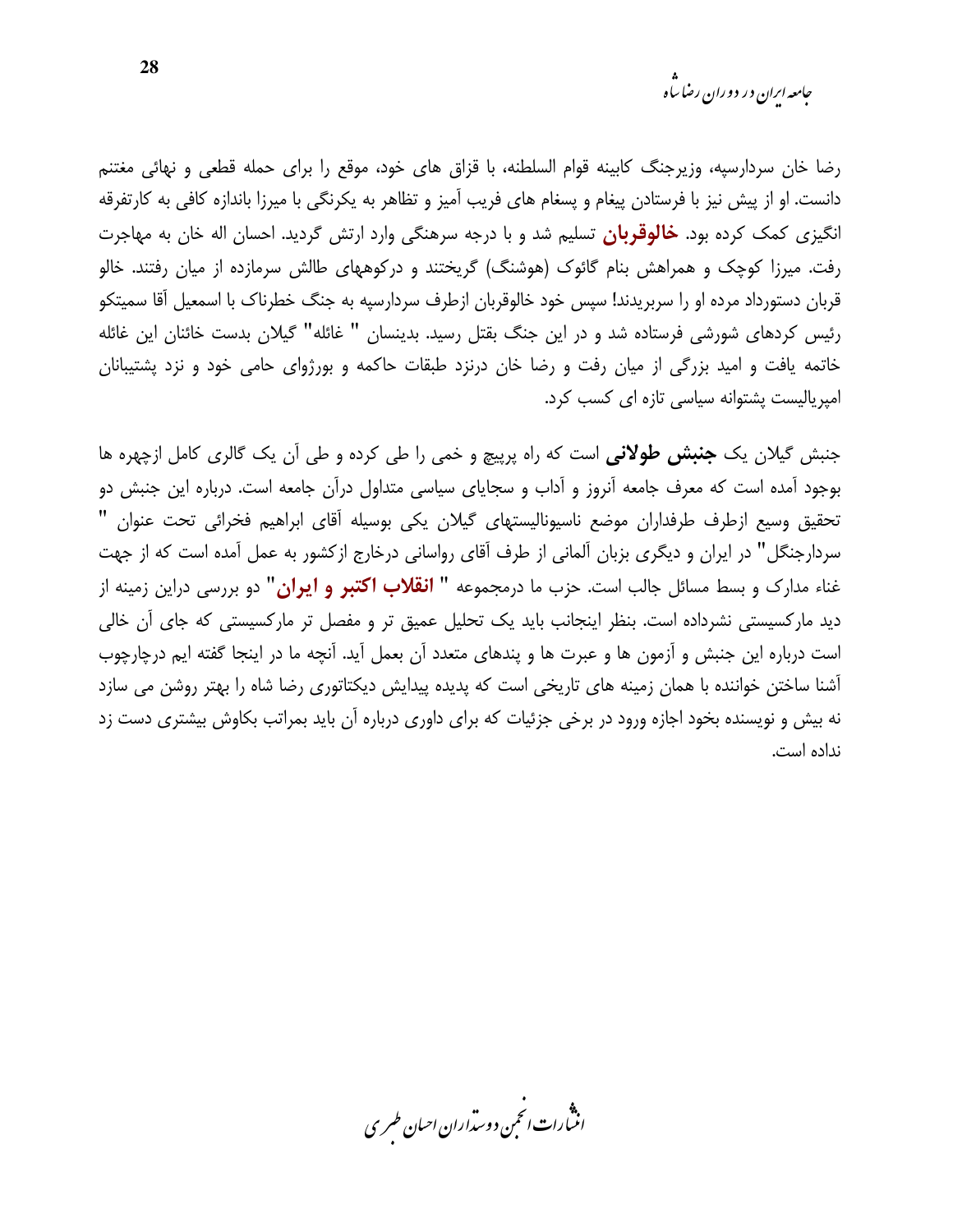رضا خان سردارسپه، وزیرجنگ کابینه قوام السلطنه، با قزاق های خود، موقع را برای حمله قطعی و نهائی مغتنم دانست. او از پیش نیز با فرستادن پیغام و پسغام های فریب آمیز و تظاهر به یکرنگی با میرزا باندازه کافی به کارتفرقه انگیزی کمک کرده بود. **خالوقربان** تسلیم شد و با درجه سرهنگی وارد ارتش گردید. احسان اله خان به مهاجرت رفت. میرزا کوچک و همراهش بنام گائوک (هوشنگ) گریختند و درکوههای طالش سرمازده از میان رفتند. خالو قربان دستورداد مرده او را سربریدند! سپس خود خالوقربان ازطرف سردارسپه به جنگ خطرناک با اسمعیل آقا سمیتکو رئیس کردهای شورشی فرستاده شد و در این جنگ بقتل رسید. بدینسان " غائله" گیلان بدست خائنان این غائله خاتمه یافت و امید بزرگی از میان رفت و رضا خان درنزد طبقات حاکمه و بورژوای حامی خود و نزد پشتیبانان امپریالیست پشتوانه سیاسی تازه ای کسب کرد.

جنبش گیلان یک **جنبش طولانی** است که راه پرپیچ و خمی را طی کرده و طی آن یک گالری کامل ازچهره ها بوجود آمده است که معرف جامعه آنروز و آداب و سجایای سیاسی متداول درآن جامعه است. درباره این جنبش دو تحقیق وسیع ازطرف طرفداران موضع ناسیونالیستهای گیلان یکی بوسیله آقای ابراهیم فخرائی تحت عنوان " سردارجنگل" در ایران و دیگری بزبان آلمانی از طرف آقای رواسانی درخارج ازکشور به عمل آمده است که از جهت غناء مدارک و بسط مسائل جالب است. حزب ما درمجموعه " **انقلاب اکتبر و ایران**" دو بررسی دراین زمینه از دید مارکسیستی نشرداده است. بنظر اینجانب باید یک تحلیل عمیق تر و مفصل تر مارکسیستی که جای آن خالی است درباره این جنبش و آزمون ها و عبرت ها و پندهای متعدد آن بعمل آید. آنچه ما در اینجا گفته ایم درچارچوب آشنا ساختن خواننده با همان زمینه های تاریخی است که پدیده پیدایش دیکتاتوری رضا شاه را بهتر روشن می سازد نه بیش و نویسنده بخود اجازه ورود در برخی جزئیات که برای داوری درباره آن باید بمراتب بکاوش بیشتری دست زد نداده است.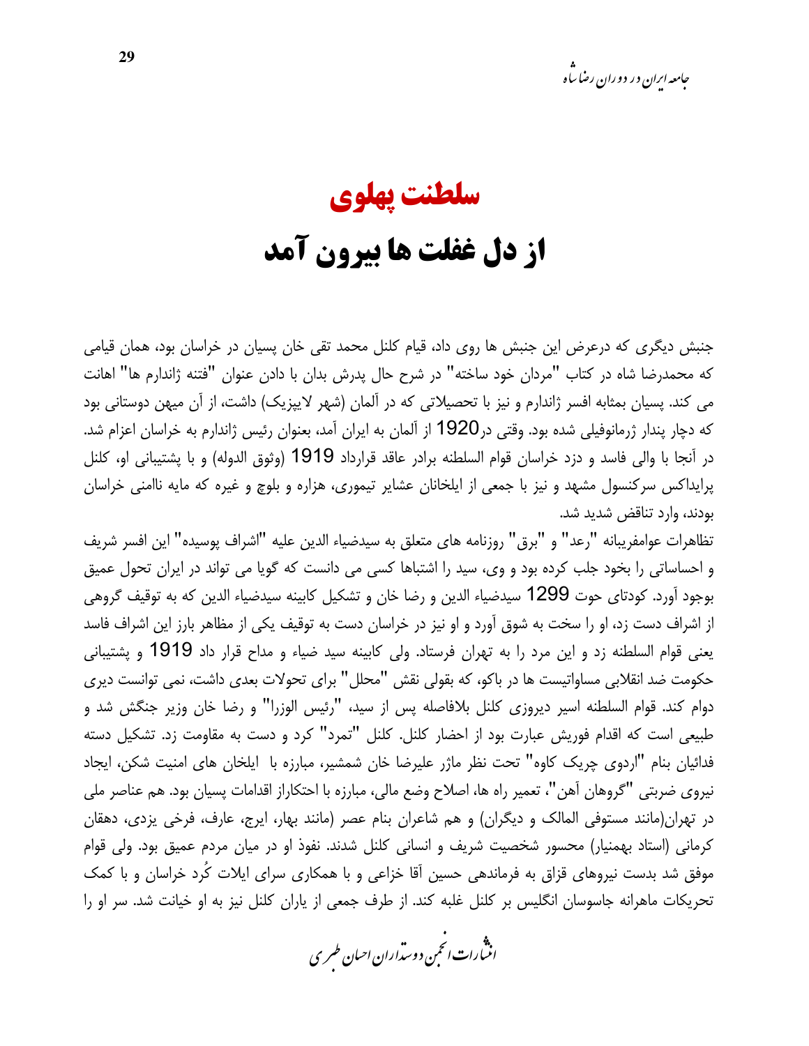# سلطنت پهلوی

# از دل غفلت ها بیرون آمد

جنبش دیگری که درعرض این جنبش ها روی داد، قیام کلنل محمد تقی خان پسیان در خراسان بود، همان قیامی که محمدرضا شاه در کتاب "مردان خود ساخته" در شرح حال پدرش بدان با دادن عنوان "فتنه ژاندارم ها" اهانت می کند. پسیان بمثابه افسر ژاندارم و نیز با تحصیلاتی که در آلمان (شهر لایپزیک) داشت، از آن میهن دوستانی بود که دچار پندار ژرمانوفیلی شده بود. وقتی در1920 از آلمان به ایران آمد، بعنوان رئیس ژاندارم به خراسان اعزام شد. در آنجا با والی فاسد و دزد خراسان قوام السلطنه برادر عاقد قرارداد 1919 (وثوق الدوله) و با پشتیبانی او، کلنل پرایداکس سرکنسول مشهد و نیز با جمعی از ایلخانان عشایر تیموری، هزاره و بلوچ و غیره که مایه ناامنی خراسان بودند، وارد تناقض شدید شد.

تظاهرات عوامفریبانه "رعد" و "برق" روزنامه های متعلق به سیدضیاء الدین علیه "اشراف پوسیده" این افسر شریف و احساساتی را بخود جلب کرده بود و وی، سید را اشتباها کسی می دانست که گویا می تواند در ایران تحول عمیق بوجود آورد. کودتای حوت 1299 سیدضیاء الدین و رضا خان و تشکیل کابینه سیدضیاء الدین که به توقیف گروهی از اشراف دست زد، او را سخت به شوق آورد و او نیز در خراسان دست به توقیف یکی از مظاهر بارز این اشراف فاسد یعنی قوام السلطنه زد و این مرد را به تهران فرستاد. ولی کابینه سید ضیاء و مداح قرار داد 1919 و پشتیبانی حکومت ضد انقلابی مساواتیست ها در باکو، که بقولی نقش "محلل" برای تحولات بعدی داشت، نمی توانست دیری دوام کند. قوام السلطنه اسیر دیروزی کلنل بلافاصله پس از سید، "رئیس الوزرا" و رضا خان وزیر جنگش شد و طبیعی است که اقدام فوریش عبارت بود از احضار کلنل. کلنل "تمرد" کرد و دست به مقاومت زد. تشکیل دسته فدائیان بنام "اردوی چریک کاوه" تحت نظر ماژر علیرضا خان شمشیر، مبارزه با ایلخان های امنیت شکن، ایجاد نیروی ضربتی "گروهان آهن"، تعمیر راه ها، اصلاح وضع مالی، مبارزه با احتکاراز اقدامات پسیان بود. هم عناصر ملی در تهران(مانند مستوفی الممالک و دیگران) و هم شاعران بنام عصر (مانند بهار، ایرج، عارف، فرخی یزدی، دهقان کرمانی (استاد بهمنیار) محسور شخصیت شریف و انسانی کلنل شدند. نفوذ او در میان مردم عمیق بود. ولی قوام موفق شد بدست نیروهای قزاق به فرماندهی حسین آقا خزاعی و با همکاری سرای ایلات کُرد خراسان و با کمک تحریکات ماهرانه جاسوسان انگلیس بر کلنل غلبه کند. از طرف جمعی از یاران کلنل نیز به او خیانت شد. سر او را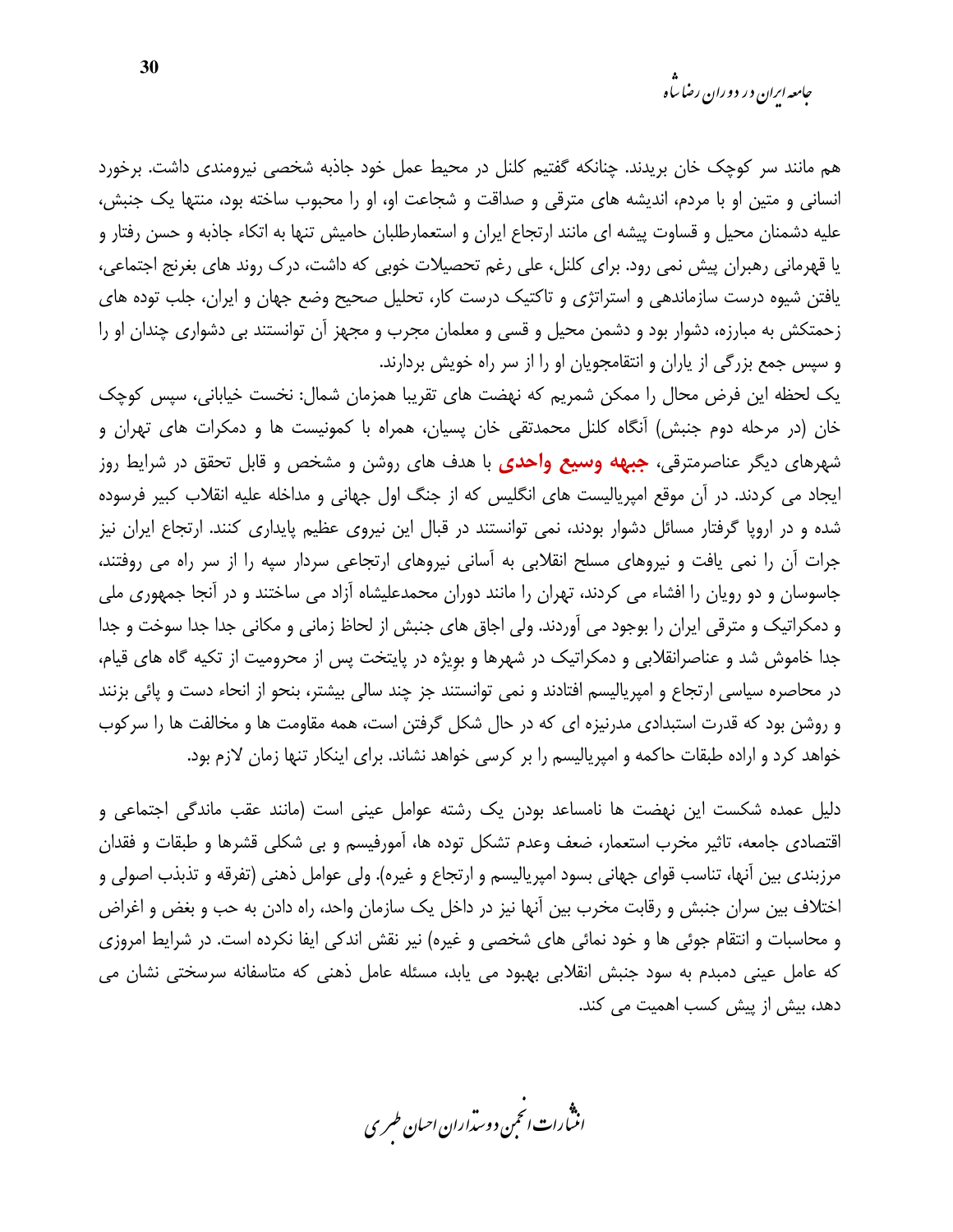هم مانند سر کوچک خان بریدند. چنانکه گفتیم کلنل در محیط عمل خود جاذبه شخصی نیرومندی داشت. برخورد انسانی و متین او با مردم، اندیشه های مترقی و صداقت و شجاعت او، او را محبوب ساخته بود، منتها یک جنبش، علیه دشمنان محیل و قساوت پیشه ای مانند ارتجاع ایران و استعمارطلبان حامیش تنها به اتکاء جاذبه و حسن رفتار و یا قهرمانی رهبران پیش نمی رود. برای کلنل، علی رغم تحصیلات خوبی که داشت، درک روند های بغرنج اجتماعی، یافتن شیوه درست سازماندهی و استراتژی و تاکتیک درست کار، تحلیل صحیح وضع جهان و ایران، جلب توده های زحمتکش به مبارزه، دشوار بود و دشمن محیل و قسی و معلمان مجرب و مجهز آن توانستند بی دشواری چندان او را و سپس جمع بزرگی از یاران و انتقامجویان او را از سر راه خویش بردارند.

یک لحظه این فرض محال را ممکن شمریم که نهضت های تقریبا همزمان شمال: نخست خیابانی، سپس کوچک خان (در مرحله دوم جنبش) آنگاه کلنل محمدتقی خان پسیان، همراه با کمونیست ها و دمکرات های تهران و شهرهای دیگر عناصرمترقی، **جبهه وسیع واحدی** با هدف های روشن و مشخص و قابل تحقق در شرایط روز ایجاد می کردند. در آن موقع امپریالیست های انگلیس که از جنگ اول جهانی و مداخله علیه انقلاب کبیر فرسوده شده و در اروپا گرفتار مسائل دشوار بودند، نمی توانستند در قبال این نیروی عظیم پایداری کنند. ارتجاع ایران نیز جرات آن را نمی یافت و نیروهای مسلح انقلابی به آسانی نیروهای ارتجاعی سردار سپه را از سر راه می روفتند، جاسوسان و دو رویان را افشاء می کردند، تهران را مانند دوران محمدعلیشاه آزاد می ساختند و در آنجا جمهوری ملی و دمکراتیک و مترقی ایران را بوجود می آوردند. ولی اجاق های جنبش از لحاظ زمانی و مکانی جدا جدا سوخت و جدا جدا خاموش شد و عناصرانقلابی و دمکراتیک در شهرها و بویژه در پایتخت پس از محرومیت از تکیه گاه های قیام، در محاصره سیاسی ارتجاع و امپریالیسم افتادند و نمی توانستند جز چند سالی بیشتر، بنحو از انحاء دست و پائی بزنند و روشن بود که قدرت استبدادی مدرنیزه ای که در حال شکل گرفتن است، همه مقاومت ها و مخالفت ها را سرکوب خواهد کرد و اراده طبقات حاکمه و امپریالیسم را بر کرسی خواهد نشاند. برای اینکار تنها زمان لازم بود.

دلیل عمده شکست این نهضت ها نامساعد بودن یک رشته عوامل عینی است (مانند عقب ماندگی اجتماعی و اقتصادی جامعه، تاثیر مخرب استعمار، ضعف وعدم تشکل توده ها، آمورفیسم و بی شکلی قشرها و طبقات و فقدان مرزبندی بین آنها، تناسب قوای جهانی بسود امپریالیسم و ارتجاع و غیره). ولی عوامل ذهنی (تفرقه و تذبذب اصولی و اختلاف بین سران جنبش و رقابت مخرب بین آنها نیز در داخل یک سازمان واحد، راه دادن به حب و بغض و اغراض و محاسبات و انتقام جوئی ها و خود نمائی های شخصی و غیره) نیز نقش اندکی ایفا نکرده است. در شرایط امروزی که عامل عینی دمبدم به سود جنبش انقلابی بهبود می یابد، مسئله عامل ذهنی که متاسفانه سرسختی نشان می دهد، بیش از پیش کسب اهمیت می کند.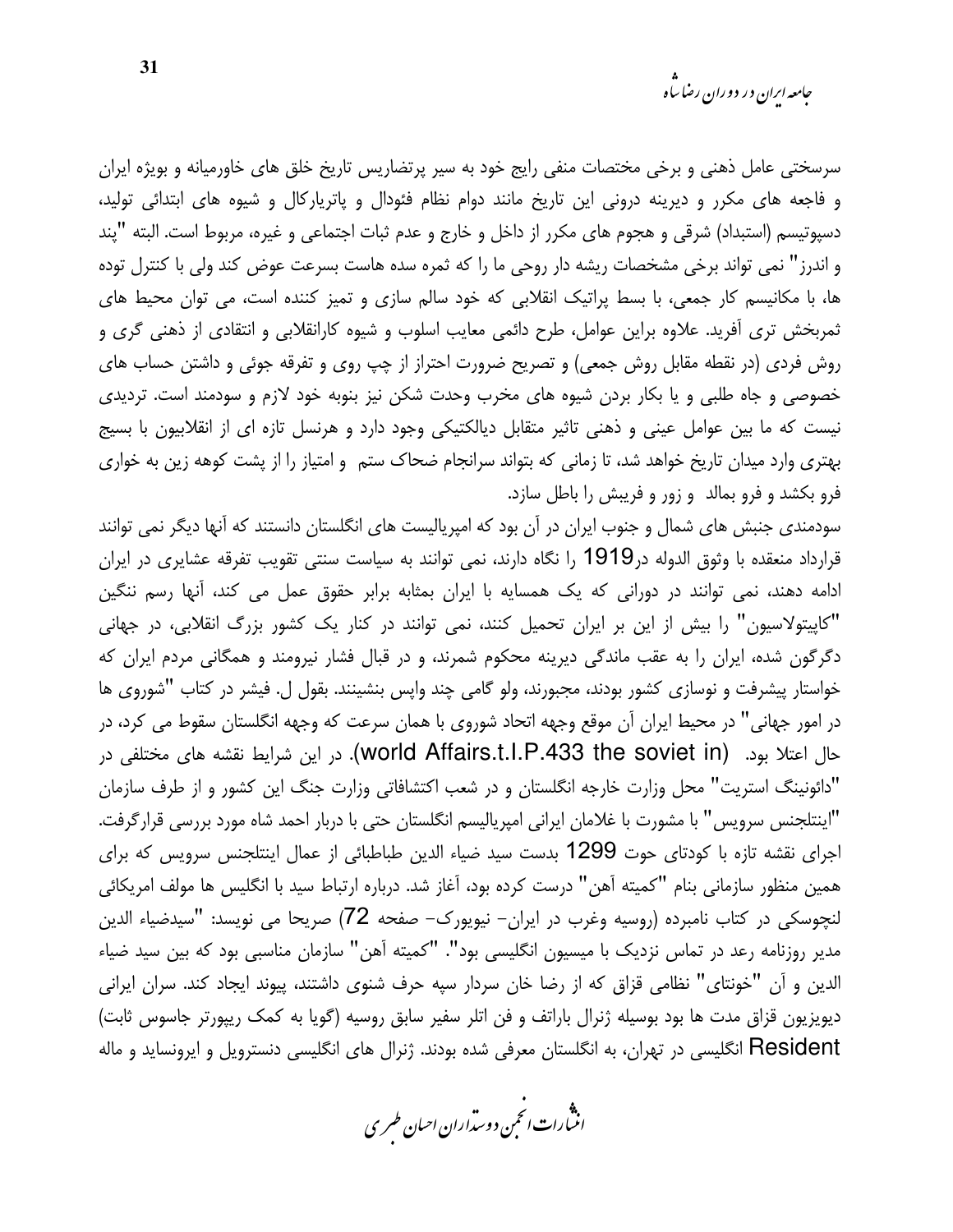سرسختی عامل ذهنی و برخی مختصات منفی رایج خود به سیر پرتضاریس تاریخ خلق های خاورمیانه و بویژه ایران و فاجعه های مکرر و دیرینه درونی این تاریخ مانند دوام نظام فئودال و پاتریارکال و شیوه های ابتدائی تولید، دسپوتیسم (استبداد) شرقی و هجوم های مکرر از داخل و خارج و عدم ثبات اجتماعی و غیره، مربوط است. البته "پند و اندرز" نمی تواند برخی مشخصات ریشه دار روحی ما را که ثمره سده هاست بسرعت عوض کند ولی با کنترل توده ها، با مکانیسم کار جمعی، با بسط پراتیک انقلابی که خود سالم سازی و تمیز کننده است، می توان محیط های ثمربخش تری آفرید. علاوه براین عوامل، طرح دائمی معایب اسلوب و شیوه کارانقلابی و انتقادی از ذهنی گری و روش فردی (در نقطه مقابل روش جمعی) و تصریح ضرورت احتراز از چپ روی و تفرقه جوئی و داشتن حساب های خصوصی و جاه طلبی و یا بکار بردن شیوه های مخرب وحدت شکن نیز بنوبه خود لازم و سودمند است. تردیدی نیست که ما بین عوامل عینی و ذهنی تاثیر متقابل دیالکتیکی وجود دارد و هرنسل تازه ای از انقلابیون با بسیج بهتری وارد میدان تاریخ خواهد شد، تا زمانی که بتواند سرانجام ضحاک ستم و امتیاز را از پشت کوهه زین به خواری فرو بکشد و فرو بمالد و زور و فریبش را باطل سازد.

سودمندی جنبش های شمال و جنوب ایران در آن بود که امپریالیست های انگلستان دانستند که آنها دیگر نمی توانند قرارداد منعقده با وثوق الدوله در1919 را نگاه دارند، نمی توانند به سیاست سنتی تقویب تفرقه عشایری در ایران ادامه دهند، نمی توانند در دورانی که یک همسایه با ایران بمثابه برابر حقوق عمل می کند، آنها رسم ننگین "کاپیتولاسیون" را بیش از این بر ایران تحمیل کنند، نمی توانند در کنار یک کشور بزرگ انقلابی، در جهانی دگرگون شده، ایران را به عقب ماندگی دیرینه محکوم شمرند، و در قبال فشار نیرومند و همگانی مردم ایران که خواستار پیشرفت و نوسازی کشور بودند، مجبورند، ولو گامی چند واپس بنشینند. بقول ل. فیشر در کتاب "شوروی ها در امور جهانی" در محیط ایران آن موقع وجهه اتحاد شوروی با همان سرعت که وجهه انگلستان سقوط می کرد، در حال اعتلا بود. (world Affairs.t.I.P.433 the soviet in). در این شرایط نقشه های مختلفی در "دائونینگ استریت" محل وزارت خارجه انگلستان و در شعب اکتشافاتی وزارت جنگ این کشور و از طرف سازمان "اینتلجنس سرویس" با مشورت با غلامان ایرانی امپریالیسم انگلستان حتی با دربار احمد شاه مورد بررسی قرارگرفت. اجرای نقشه تازه با کودتای حوت 1299 بدست سید ضیاء الدین طباطبائی از عمال اینتلجنس سرویس که برای همین منظور سازمانی بنام "کمیته آهن" درست کرده بود، آغاز شد. درباره ارتباط سید با انگلیس ها مولف امریکائی لنچوسکی در کتاب نامبرده (روسیه وغرب در ایران- نیویورک- صفحه 72) صریحا می نویسد: "سیدضیاء الدین مدیر روزنامه رعد در تماس نزدیک با میسیون انگلیسی بود". "کمیته آهن" سازمان مناسبی بود که بین سید ضیاء الدین و آن "خونتای" نظامی قزاق که از رضا خان سردار سپه حرف شنوی داشتند، پیوند ایجاد کند. سران ایرانی دیویزیون قزاق مدت ها بود بوسیله ژنرال باراتف و فن اتلر سفیر سابق روسیه (گویا به کمک ریپورتر جاسوس ثابت) Resident انگلیسی در تهران، به انگلستان معرفی شده بودند. ژنرال های انگلیسی دنسترویل و ایرونساید و ماله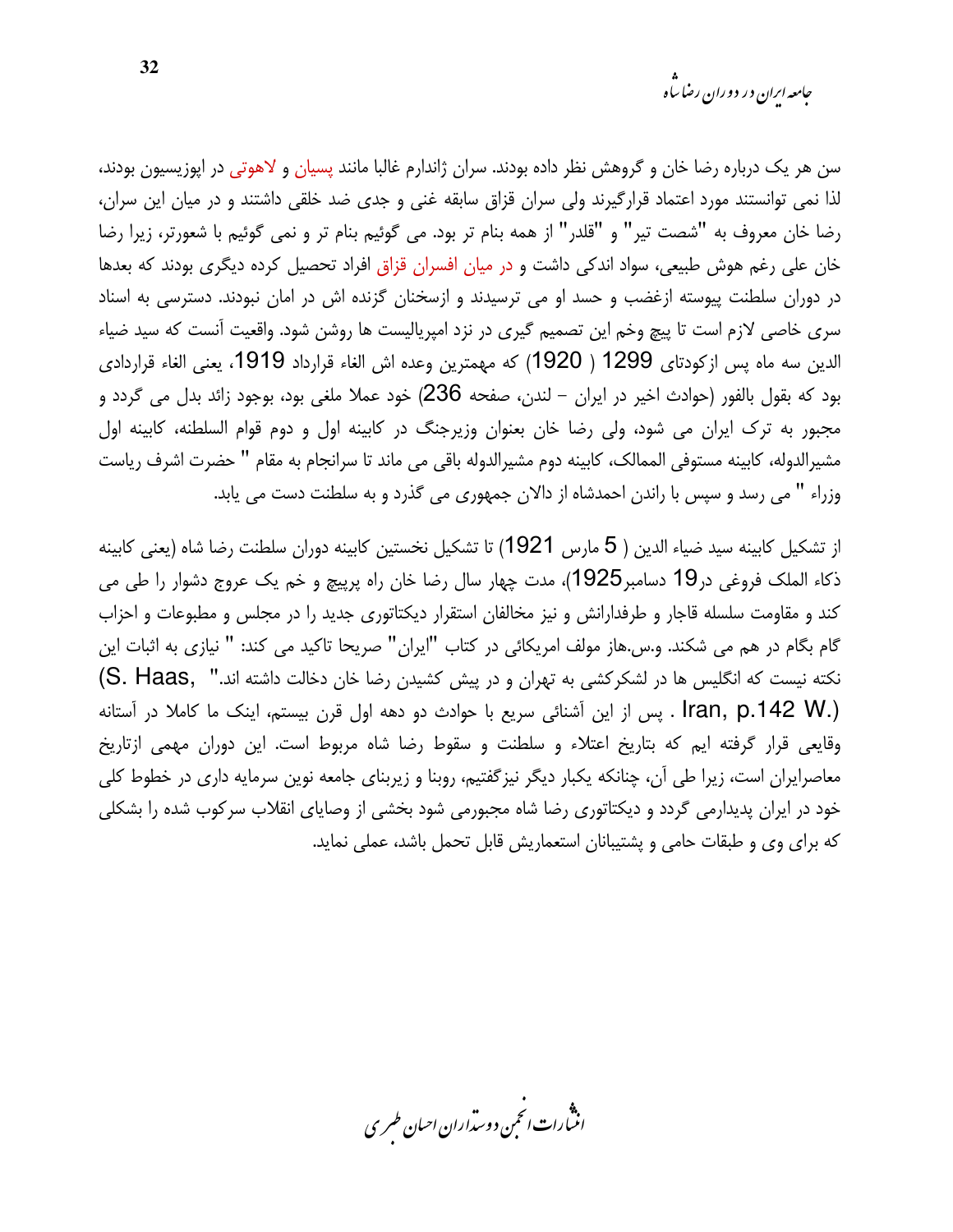سن هر یک درباره رضا خان و گروهش نظر داده بودند. سران ژاندارم غالبا مانند پسیان و لاهوتی در اپوزیسیون بودند، لذا نمی توانستند مورد اعتماد قرارگیرند ولی سران قزاق سابقه غنی و جدی ضد خلقی داشتند و در میان این سران، رضا خان معروف به "شصت تیر" و "قلدر" از همه بنام تر بود. می گوئیم بنام تر و نمی گوئیم با شعورتر، زیرا رضا خان علی رغم هوش طبیعی، سواد اندکی داشت و در میان افسران قزاق افراد تحصیل کرده دیگری بودند که بعدها در دوران سلطنت پیوسته ازغضب و حسد او می ترسیدند و ازسخنان گزنده اش در امان نبودند. دسترسی به اسناد سری خاصی لازم است تا پیچ وخم این تصمیم گیری در نزد امپریالیست ها روشن شود. واقعیت آنست که سید ضیاء الدین سه ماه پس ازکودتای 1299 ( 1920) که مهمترین وعده اش الغاء قرارداد 1919، یعنی الغاء قراردادی بود که بقول بالفور (حوادث اخیر در ایران – لندن، صفحه 236) خود عملا ملغی بود، بوجود زائد بدل می گردد و مجبور به ترک ایران می شود، ولی رضا خان بعنوان وزیرجنگ در کابینه اول و دوم قوام السلطنه، کابینه اول مشیرالدوله، کابینه مستوفی الممالک، کابینه دوم مشیرالدوله باقی می ماند تا سرانجام به مقام " حضرت اشرف ریاست وزراء " می رسد و سپس با راندن احمدشاه از دالان جمهوری می گذرد و به سلطنت دست می یابد.

از تشکیل کابینه سید ضیاء الدین ( 5 مارس 1921) تا تشکیل نخستین کابینه دوران سلطنت رضا شاه (یعنی کابینه ذکاء الملک فروغی در19 دسامبر1925)، مدت چهار سال رضا خان راه پرپیچ و خم یک عروج دشوار را طی می کند و مقاومت سلسله قاجار و طرفدارانش و نیز مخالفان استقرار دیکتاتوری جدید را در مجلس و مطبوعات و احزاب گام بگام در هم می شکند. و.س.هاز مولف امریکائی در کتاب "ایران" صریحا تاکید می کند: " نیازی به اثبات این نکته نیست که انگلیس ها در لشکرکشی به تهران و در پیش کشیدن رضا خان دخالت داشته اند." (W. S. Haas, Iran, p.142.) . پس از این آشنائی سریع با حوادث دو دهه اول قرن بیستم، اینک ما کاملا در آستانه وقایعی قرار گرفته ایم که بتاریخ اعتلاء و سلطنت و سقوط رضا شاه مربوط است. این دوران مهمی ازتاریخ معاصرایران است، زیرا طی آن، چنانکه یکبار دیگر نیزگفتیم، روبنا و زیربنای جامعه نوین سرمایه داری در خطوط کلی خود در ایران پدیدارمی گردد و دیکتاتوری رضا شاه مجبورمی شود بخشی از وصایای انقلاب سرکوب شده را بشکلی که برای وی و طبقات حامی و پشتیبانان استعماریش قابل تحمل باشد، عملی نماید.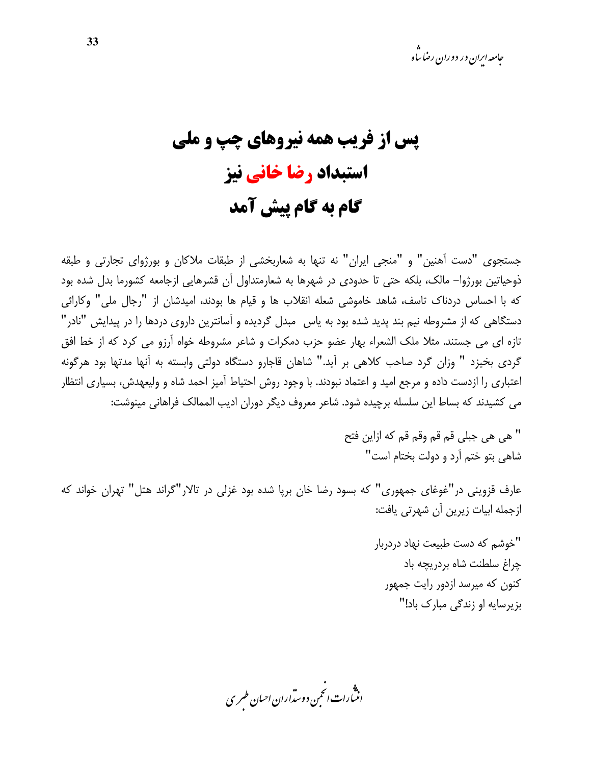# پس از فریب همه نیروهای چپ و ملی
# استبداد رضا خانی نیز
# گام به گام پیش آمد

جستجوی "دست آهنین" و "منجی ایران" نه تنها به شعاربخشی از طبقات ملاکان و بورژوای تجارتی و طبقه ذوحیاتین بورژوا- مالک، بلکه حتی تا حدودی در شهرها به شعارمتداول آن قشرهایی ازجامعه کشورما بدل شده بود که با احساس دردناک تاسف، شاهد خاموشی شعله انقلاب ها و قیام ها بودند، امیدشان از "رجال ملی" وکارائی دستگاهی که از مشروطه نیم بند پدید شده بود به یاس مبدل گردیده و آسانترین داروی دردها را در پیدایش "نادر" تازه ای می جستند. مثلا ملک الشعراء بهار عضو حزب دمکرات و شاعر مشروطه خواه آرزو می کرد که از خط افق گردی بخیزد " وزان گرد صاحب کلاهی بر آید." شاهان قاجارو دستگاه دولتی وابسته به آنها مدتها بود هرگونه اعتباری را ازدست داده و مرجع امید و اعتماد نبودند. با وجود روش احتیاط آمیز احمد شاه و ولیعهدش، بسیاری انتظار می کشیدند که بساط این سلسله برچیده شود. شاعر معروف دیگر دوران ادیب الممالک فراهانی مینوشت:

" هی هی جبلی قم قم وقم قم که ازاین فتح
شاهی بتو ختم آرد و دولت بختام است"

عارف قزوینی در"غوغای جمهوری" که بسود رضا خان برپا شده بود غزلی در تالار"گراند هتل" تهران خواند که ازجمله ابیات زیرین آن شهرتی یافت:

"خوشم که دست طبیعت نهاد دردربار
چراغ سلطنت شاه بردریچه باد
کنون که میرسد ازدور رایت جمهور
بزیرسایه او زندگی مبارک باد!"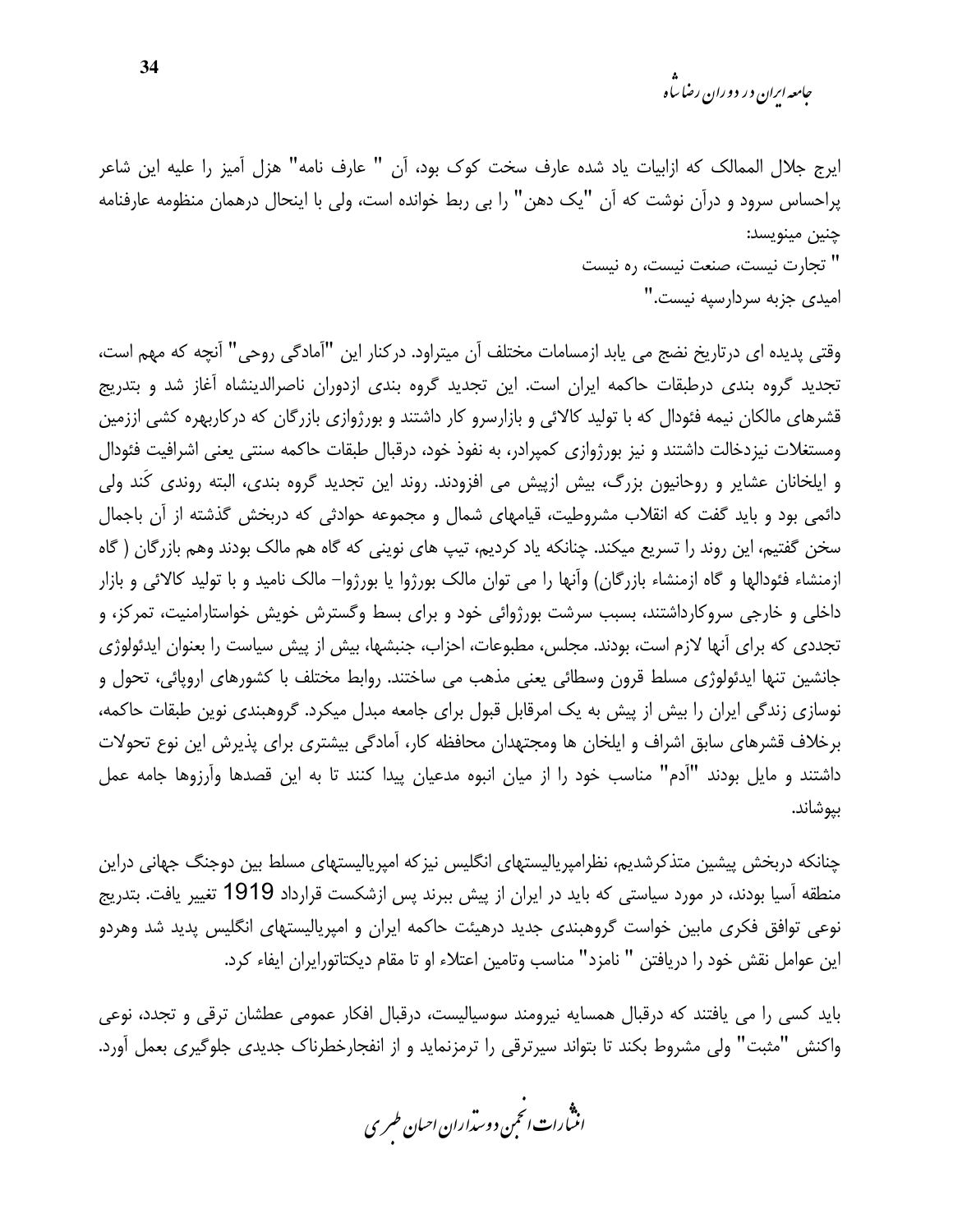ایرج جلال الممالک که ازابیات یاد شده عارف سخت کوک بود، آن " عارف نامه" هزل آمیز را علیه این شاعر پراحساس سرود و درآن نوشت که آن "یک دهن" را بی ربط خوانده است، ولی با اینحال درهمان منظومه عارفنامه چنین مینویسد:

" تجارت نیست، صنعت نیست، ره نیست
امیدی جزبه سردارسپه نیست."

وقتی پدیده ای درتاریخ نضج می یابد ازمسامات مختلف آن میتراود. درکنار این "آمادگی روحی" آنچه که مهم است، تجدید گروه بندی درطبقات حاکمه ایران است. این تجدید گروه بندی ازدوران ناصرالدینشاه آغاز شد و بتدریج قشرهای مالکان نیمه فئودال که با تولید کالائی و بازارسرو کار داشتند و بورژوازی بازرگان که درکاربهره کشی اززمین ومستغلات نیزدخالت داشتند و نیز بورژوازی کمپرادر، به نفوذ خود، درقبال طبقات حاکمه سنتی یعنی اشرافیت فئودال و ایلخانان عشایر و روحانیون بزرگ، بیش ازپیش می افزودند. روند این تجدید گروه بندی، البته روندی کَند ولی دائمی بود و باید گفت که انقلاب مشروطیت، قیامهای شمال و مجموعه حوادثی که دربخش گذشته از آن باجمال سخن گفتیم، این روند را تسریع میکند. چنانکه یاد کردیم، تیپ های نوینی که گاه هم مالک بودند وهم بازرگان ( گاه ازمنشاء فئودالها و گاه ازمنشاء بازرگان) وآنها را می توان مالک بورژوا یا بورژوا- مالک نامید و با تولید کالائی و بازار داخلی و خارجی سروکارداشتند، بسبب سرشت بورژوائی خود و برای بسط وگسترش خویش خواستارامنیت، تمرکز، و تجددی که برای آنها لازم است، بودند. مجلس، مطبوعات، احزاب، جنبشها، بیش از پیش سیاست را بعنوان ایدئولوژی جانشین تنها ایدئولوژی مسلط قرون وسطائی یعنی مذهب می ساختند. روابط مختلف با کشورهای اروپائی، تحول و نوسازی زندگی ایران را بیش از پیش به یک امرقابل قبول برای جامعه مبدل میکرد. گروهبندی نوین طبقات حاکمه، برخلاف قشرهای سابق اشراف و ایلخان ها ومجتهدان محافظه کار، آمادگی بیشتری برای پذیرش این نوع تحولات داشتند و مایل بودند "آدم" مناسب خود را از میان انبوه مدعیان پیدا کنند تا به این قصدها وآرزوها جامه عمل بپوشاند.

چنانکه دربخش پیشین متذکرشدیم، نظرامپریالیستهای انگلیس نیزکه امپریالیستهای مسلط بین دوجنگ جهانی دراین منطقه آسیا بودند، در مورد سیاستی که باید در ایران از پیش ببرند پس ازشکست قرارداد 1919 تغییر یافت. بتدریج نوعی توافق فکری مابین خواست گروهبندی جدید درهیئت حاکمه ایران و امپریالیستهای انگلیس پدید شد وهردو این عوامل نقش خود را دریافتن " نامزد" مناسب وتامین اعتلاء او تا مقام دیکتاتورایران ایفاء کرد.

باید کسی را می یافتند که درقبال همسایه نیرومند سوسیالیست، درقبال افکار عمومی عطشان ترقی و تجدد، نوعی واکنش "مثبت" ولی مشروط بکند تا بتواند سیرترقی را ترمزنماید و از انفجارخطرناک جدیدی جلوگیری بعمل آورد.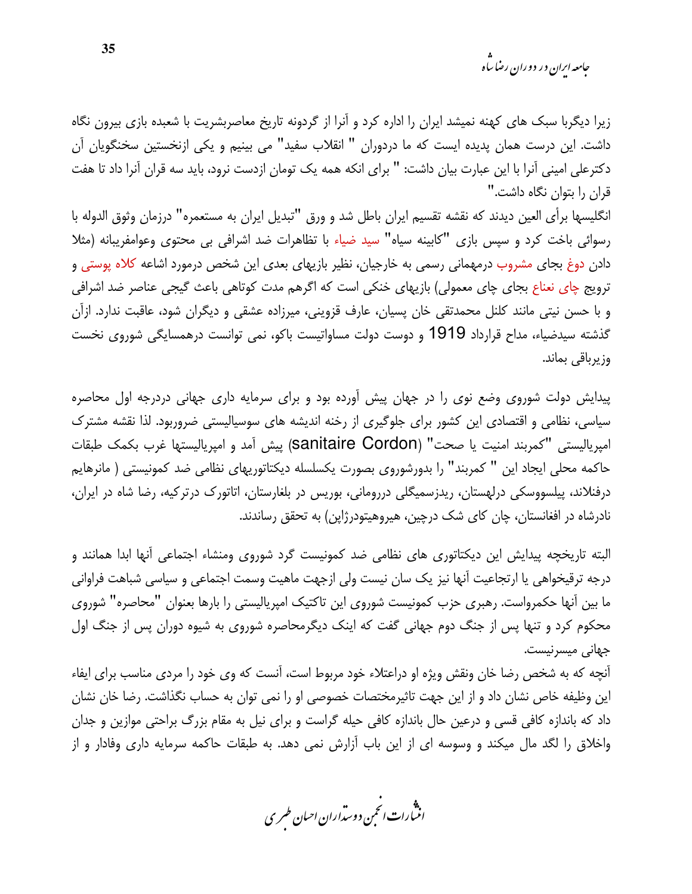زیرا دیگربا سبک های کهنه نمیشد ایران را اداره کرد و آنرا از گردونه تاریخ معاصربشریت با شعبده بازی بیرون نگاه داشت. این درست همان پدیده ایست که ما دردوران " انقلاب سفید" می بینیم و یکی ازنخستین سخنگویان آن دکترعلی امینی آنرا با این عبارت بیان داشت: " برای انکه همه یک تومان ازدست نرود، باید سه قران آنرا داد تا هفت قران را بتوان نگاه داشت."

انگلیسها برأی العین دیدند که نقشه تقسیم ایران باطل شد و ورق "تبدیل ایران به مستعمره" درزمان وثوق الدوله با رسوائی باخت کرد و سپس بازی "کابینه سیاه" سید ضیاء با تظاهرات ضد اشرافی بی محتوی وعوامفریبانه (مثلا دادن دوغ بجای مشروب درمهمانی رسمی به خارجیان، نظیر بازیهای بعدی این شخص درمورد اشاعه کلاه پوستی و ترویج چای نعناع بجای چای معمولی) بازیهای خنکی است که اگرهم مدت کوتاهی باعث گیجی عناصر ضد اشرافی و با حسن نیتی مانند کلنل محمدتقی خان پسیان، عارف قزوینی، میرزاده عشقی و دیگران شود، عاقبت ندارد. ازآن گذشته سیدضیاء، مداح قرارداد 1919 و دوست دولت مساواتیست باکو، نمی توانست درهمسایگی شوروی نخست وزیرباقی بماند.

پیدایش دولت شوروی وضع نوی را در جهان پیش آورده بود و برای سرمایه داری جهانی دردرجه اول محاصره سیاسی، نظامی و اقتصادی این کشور برای جلوگیری از رخنه اندیشه های سوسیالیستی ضروربود. لذا نقشه مشترک امپریالیستی "کمربند امنیت یا صحت" (Cordon sanitaire) پیش آمد و امپریالیستها غرب بکمک طبقات حاکمه محلی ایجاد این " کمربند" را بدورشوروی بصورت یکسلسله دیکتاتوریهای نظامی ضد کمونیستی ( مانرهایم درفنلاند، پیلسووسکی درلهستان، ریدزسمیگلی دررومانی، بوریس در بلغارستان، اتاتورک درترکیه، رضا شاه در ایران، نادرشاه در افغانستان، چان کای شک درچین، هیروهیتودرژاپن) به تحقق رساندند.

البته تاریخچه پیدایش این دیکتاتوری های نظامی ضد کمونیست گرد شوروی ومنشاء اجتماعی آنها ابدا همانند و درجه ترقیخواهی یا ارتجاعیت آنها نیز یک سان نیست ولی ازجهت ماهیت وسمت اجتماعی و سیاسی شباهت فراوانی ما بین آنها حکمرواست. رهبری حزب کمونیست شوروی این تاکتیک امپریالیستی را بارها بعنوان "محاصره" شوروی محکوم کرد و تنها پس از جنگ دوم جهانی گفت که اینک دیگرمحاصره شوروی به شیوه دوران پس از جنگ اول جهانی میسرنیست.

آنچه که به شخص رضا خان ونقش ویژه او دراعتلاء خود مربوط است، آنست که وی خود را مردی مناسب برای ایفاء این وظیفه خاص نشان داد و از این جهت تاثیرمختصات خصوصی او را نمی توان به حساب نگذاشت. رضا خان نشان داد که باندازه کافی قسی و درعین حال باندازه کافی حیله گراست و برای نیل به مقام بزرگ براحتی موازین و جدان واخلاق را لگد مال میکند و وسوسه ای از این باب آزارش نمی دهد. به طبقات حاکمه سرمایه داری وفادار و از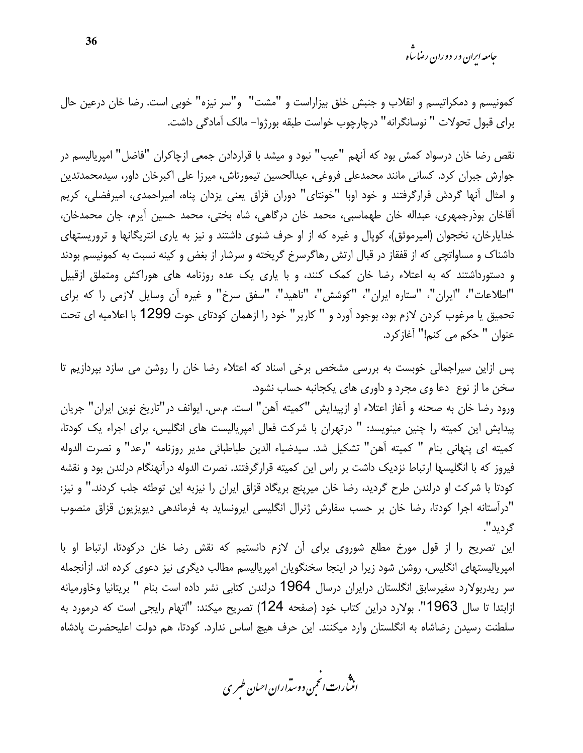کمونیسم و دمکراتیسم و انقلاب و جنبش خلق بیزاراست و "مشت" و"سر نیزه" خوبی است. رضا خان درعین حال برای قبول تحولات " نوسانگرانه" درچارچوب خواست طبقه بورژوا- مالک آمادگی داشت.

نقص رضا خان درسواد کمش بود که آنهم "عیب" نبود و میشد با قراردادن جمعی ازچاکران "فاضل" امپریالیسم در جوارش جبران کرد. کسانی مانند محمدعلی فروغی، عبدالحسین تیمورتاش، میرزا علی اکبرخان داور، سیدمحمدتدین و امثال آنها گردش قرارگرفتند و خود اوبا "خونتای" دوران قزاق یعنی یزدان پناه، امیراحمدی، امیرفضلی، کریم آقاخان بوذرجمهری، عبداله خان طهماسبی، محمد خان درگاهی، شاه بختی، محمد حسین آیرم، جان محمدخان، خدایارخان، نخجوان (امیرموثق)، کوپال و غیره که از او حرف شنوی داشتند و نیز به یاری انتریگانها و تروریستهای داشناک و مساواتچی که از قفقاز در قبال ارتش رهاگرسرخ گریخته و سرشار از بغض و کینه نسبت به کمونیسم بودند و دستورداشتند که به اعتلاء رضا خان کمک کنند، و با یاری یک عده روزنامه های هوراکش ومتملق ازقبیل "اطلاعات"، "ایران"، "ستاره ایران"، "کوشش"، "ناهید"، "سفق سرخ" و غیره آن وسایل لازمی را که برای تحمیق یا مرغوب کردن لازم بود، بوجود آورد و " کاریر" خود را ازهمان کودتای حوت 1299 با اعلامیه ای تحت عنوان " حکم می کنم!" آغازکرد.

پس ازاین سیراجمالی خوبست به بررسی مشخص برخی اسناد که اعتلاء رضا خان را روشن می سازد بپردازیم تا سخن ما از نوع دعا وی مجرد و داوری های یکجانبه حساب نشود.
ورود رضا خان به صحنه و آغاز اعتلاء او ازپیدایش "کمیته آهن" است. م.س. ایوانف در"تاریخ نوین ایران" جریان پیدایش این کمیته را چنین مینویسد: " درتهران با شرکت فعال امپریالیست های انگلیس، برای اجراء یک کودتا، کمیته ای پنهانی بنام " کمیته آهن" تشکیل شد. سیدضیاء الدین طباطبائی مدیر روزنامه "رعد" و نصرت الدوله فیروز که با انگلیسها ارتباط نزدیک داشت بر راس این کمیته قرارگرفتند. نصرت الدوله درآنهنگام درلندن بود و نقشه کودتا با شرکت او درلندن طرح گردید، رضا خان میرپنج بریگاد قزاق ایران را نیزبه این توطئه جلب کردند." و نیز: "درآستانه اجرا کودتا، رضا خان بر حسب سفارش ژنرال انگلیسی ایرونساید به فرماندهی دیویزیون قزاق منصوب گردید".
این تصریح را از قول مورخ مطلع شوروی برای آن لازم دانستیم که نقش رضا خان درکودتا، ارتباط او با امپریالیستهای انگلیس، روشن شود زیرا در اینجا سخنگویان امپریالیسم مطالب دیگری نیز دعوی کرده اند. ازآنجمله سر ریدربولارد سفیرسابق انگلستان درایران درسال 1964 درلندن کتابی نشر داده است بنام " بریتانیا وخاورمیانه ازابتدا تا سال 1963". بولارد دراین کتاب خود (صفحه 124) تصریح میکند: "اتهام رایجی است که درمورد به سلطنت رسیدن رضاشاه به انگلستان وارد میکنند. این حرف هیچ اساس ندارد. کودتا، هم دولت اعلیحضرت پادشاه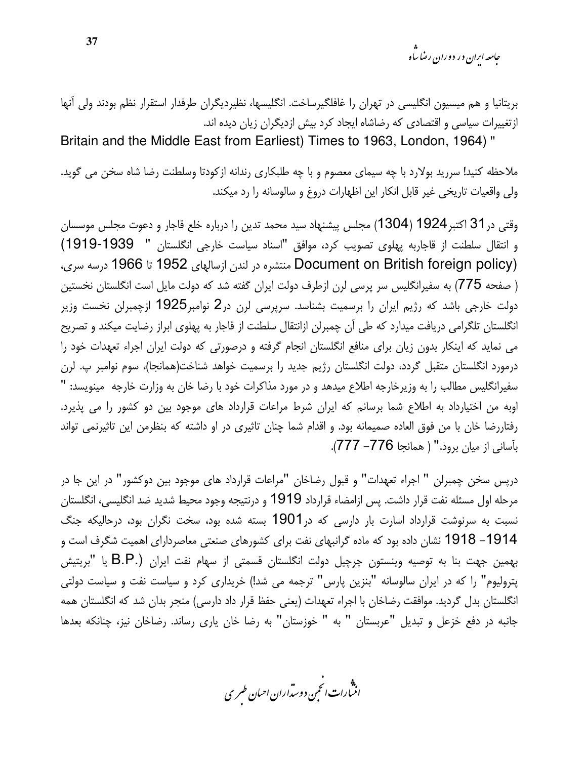بریتانیا و هم میسیون انگلیسی در تهران را غافلگیرساخت. انگلیسها، نظیردیگران طرفدار استقرار نظم بودند ولی آنها ازتغییرات سیاسی و اقتصادی که رضاشاه ایجاد کرد بیش ازدیگران زیان دیده اند.
Britain and the Middle East from Earliest) Times to 1963, London, 1964) "

ملاحظه کنید! سررید بولارد با چه سیمای معصوم و با چه طلبکاری رندانه ازکودتا وسلطنت رضا شاه سخن می گوید. ولی واقعیات تاریخی غیر قابل انکار این اظهارات دروغ و سالوسانه را رد میکند.

وقتی در31 اکتبر1924 (1304) مجلس پیشنهاد سید محمد تدین را درباره خلع قاجار و دعوت مجلس موسسان و انتقال سلطنت از قاجاربه پهلوی تصویب کرد، موافق "اسناد سیاست خارجی انگلستان "  1939-1919) (Document on British foreign policy منتشره در لندن ازسالهای 1952 تا 1966 درسه سری، ( صفحه 775) به سفیرانگلیس سر پرسی لرن ازطرف دولت ایران گفته شد که دولت مایل است انگلستان نخستین دولت خارجی باشد که رژیم ایران را برسمیت بشناسد. سرپرسی لرن در2 نوامبر1925 ازچمبرلن نخست وزیر انگلستان تلگرامی دریافت میدارد که طی آن چمبرلن ازانتقال سلطنت از قاجار به پهلوی ابراز رضایت میکند و تصریح می نماید که اینکار بدون زیان برای منافع انگلستان انجام گرفته و درصورتی که دولت ایران اجراء تعهدات خود را درمورد انگلستان متقبل گردد، دولت انگلستان رژیم جدید را برسمیت خواهد شناخت(همانجا)، سوم نوامبر پ. لرن سفیرانگلیس مطالب را به وزیرخارجه اطلاع میدهد و در مورد مذاکرات خود با رضا خان به وزارت خارجه  مینویسد: " اوبه من اختیارداد به اطلاع شما برسانم که ایران شرط مراعات قرارداد های موجود بین دو کشور را می پذیرد. رفتاررضا خان با من فوق العاده صمیمانه بود. و اقدام شما چنان تاثیری در او داشته که بنظرمن این تاثیرنمی تواند بآسانی از میان برود." ( همانجا 776- 777).

درپس سخن چمبرلن " اجراء تعهدات" و قبول رضاخان "مراعات قرارداد های موجود بین دوکشور" در این جا در مرحله اول مسئله نفت قرار داشت. پس ازامضاء قرارداد 1919 و درنتیجه وجود محیط شدید ضد انگلیسی، انگلستان نسبت به سرنوشت قرارداد اسارت بار دارسی که در1901 بسته شده بود، سخت نگران بود، درحالیکه جنگ 1914- 1918 نشان داده بود که ماده گرانبهای نفت برای کشورهای صنعتی معاصردارای اهمیت شگرف است و بهمین جهت بنا به توصیه وینستون چرچیل دولت انگلستان قسمتی از سهام نفت ایران (.B.P یا "بریتیش پترولیوم" را که در ایران سالوسانه "بنزین پارس" ترجمه می شد!) خریداری کرد و سیاست نفت و سیاست دولتی انگلستان بدل گردید. موافقت رضاخان با اجراء تعهدات (یعنی حفظ قرار داد دارسی) منجر بدان شد که انگلستان همه جانبه در دفع خزعل و تبدیل "عربستان " به " خوزستان" به رضا خان یاری رساند. رضاخان نیز، چنانکه بعدها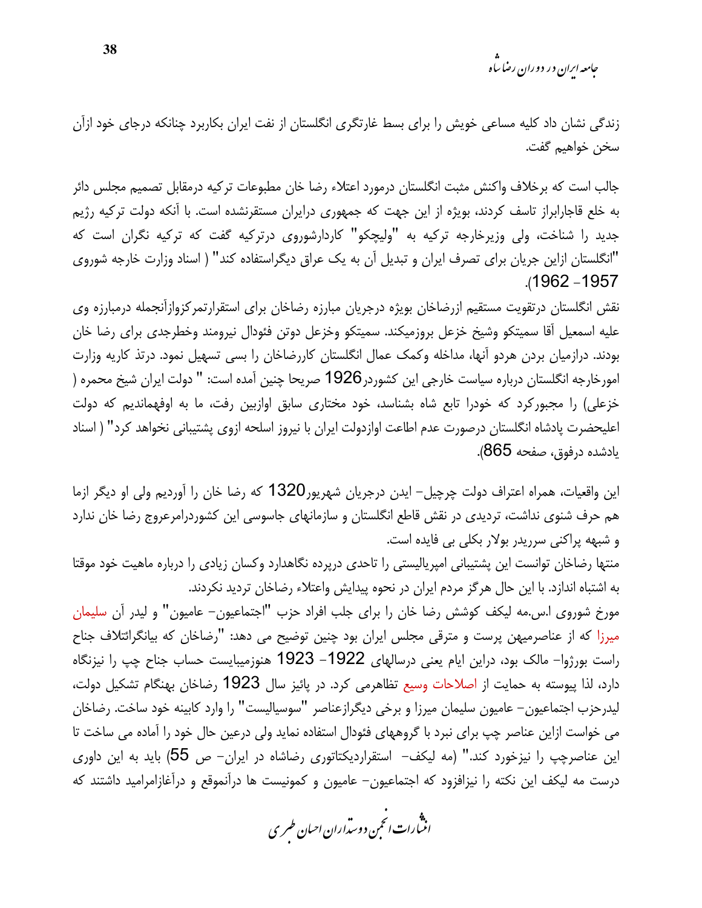زندگی نشان داد کلیه مساعی خویش را برای بسط غارتگری انگلستان از نفت ایران بکاربرد چنانکه درجای خود ازآن سخن خواهیم گفت.

جالب است که برخلاف واکنش مثبت انگلستان درمورد اعتلاء رضا خان مطبوعات ترکیه درمقابل تصمیم مجلس دائر به خلع قاجارابراز تاسف کردند، بویژه از این جهت که جمهوری درایران مستقرنشده است. با آنکه دولت ترکیه رژیم جدید را شناخت، ولی وزیرخارجه ترکیه به "ولیچکو" کاردارشوروی درترکیه گفت که ترکیه نگران است که "انگلستان ازاین جریان برای تصرف ایران و تبدیل آن به یک عراق دیگراستفاده کند" ( اسناد وزارت خارجه شوروی 1957- 1962).

نقش انگلستان درتقویت مستقیم ازرضاخان بویژه درجریان مبارزه رضاخان برای استقرارتمرکزوازآنجمله درمبارزه وی علیه اسمعیل آقا سمیتکو وشیخ خزعل بروزمیکند. سمیتکو وخزعل دوتن فئودال نیرومند وخطرجدی برای رضا خان بودند. درازمیان بردن هردو آنها، مداخله وکمک عمال انگلستان کاررضاخان را بسی تسهیل نمود. درتذ کاریه وزارت امورخارجه انگلستان درباره سیاست خارجی این کشوردر1926 صریحا چنین آمده است: " دولت ایران شیخ محمره ( خزعلی) را مجبورکرد که خودرا تابع شاه بشناسد، خود مختاری سابق اوازبین رفت، ما به اوفهماندیم که دولت اعلیحضرت پادشاه انگلستان درصورت عدم اطاعت اوازدولت ایران با نیروز اسلحه ازوی پشتیبانی نخواهد کرد" ( اسناد یادشده درفوق، صفحه 865).

این واقعیات، همراه اعتراف دولت چرچیل- ایدن درجریان شهریور1320 که رضا خان را آوردیم ولی او دیگر ازما هم حرف شنوی نداشت، تردیدی در نقش قاطع انگلستان و سازمانهای جاسوسی این کشوردرامرعروج رضا خان ندارد و شبهه پراکنی سرریدر بولار بکلی بی فایده است.

منتها رضاخان توانست این پشتیبانی امپریالیستی را تاحدی درپرده نگاهدارد وکسان زیادی را درباره ماهیت خود موقتا به اشتباه اندازد. با این حال هرگز مردم ایران در نحوه پیدایش واعتلاء رضاخان تردید نکردند.

مورخ شوروی ا.س.مه لیکف کوشش رضا خان را برای جلب افراد حزب "اجتماعیون- عامیون" و لیدر آن سلیمان میرزا که از عناصرمیهن پرست و مترقی مجلس ایران بود چنین توضیح می دهد: "رضاخان که بیانگرائتلاف جناح راست بورژوا- مالک بود، دراین ایام یعنی درسالهای 1922- 1923 هنوزمیبایست حساب جناح چپ را نیزنگاه دارد، لذا پیوسته به حمایت از اصلاحات وسیع تظاهرمی کرد. در پائیز سال 1923 رضاخان بهنگام تشکیل دولت، لیدرحزب اجتماعیون- عامیون سلیمان میرزا و برخی دیگرازعناصر "سوسیالیست" را وارد کابینه خود ساخت. رضاخان می خواست ازاین عناصر چپ برای نبرد با گروههای فئودال استفاده نماید ولی درعین حال خود را آماده می ساخت تا این عناصرچپ را نیزخورد کند." (مه لیکف- استقراردیکتاتوری رضاشاه در ایران- ص 55) باید به این داوری درست مه لیکف این نکته را نیزافزود که اجتماعیون- عامیون و کمونیست ها درآنموقع و درآغازامرامید داشتند که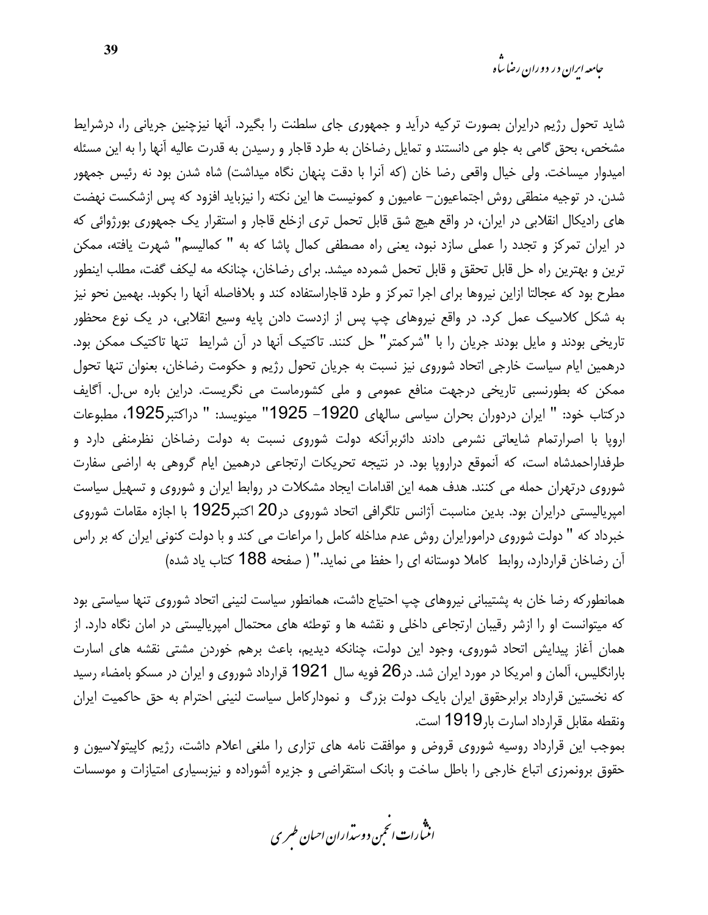شاید تحول رژیم درایران بصورت ترکیه درآید و جمهوری جای سلطنت را بگیرد. آنها نیزچنین جریانی را، درشرایط مشخص، بحق گامی به جلو می دانستند و تمایل رضاخان به طرد قاجار و رسیدن به قدرت عالیه آنها را به این مسئله امیدوار میساخت. ولی خیال واقعی رضا خان (که آنرا با دقت پنهان نگاه میداشت) شاه شدن بود نه رئیس جمهور شدن. در توجیه منطقی روش اجتماعیون– عامیون و کمونیست ها این نکته را نیزباید افزود که پس ازشکست نهضت های رادیکال انقلابی در ایران، در واقع هیچ شق قابل تحمل تری ازخلع قاجار و استقرار یک جمهوری بورژوائی که در ایران تمرکز و تجدد را عملی سازد نبود، یعنی راه مصطفی کمال پاشا که به " کمالیسم" شهرت یافته، ممکن ترین و بهترین راه حل قابل تحقق و قابل تحمل شمرده میشد. برای رضاخان، چنانکه مه لیکف گفت، مطلب اینطور مطرح بود که عجالتا ازاین نیروها برای اجرا تمرکز و طرد قاجاراستفاده کند و بلافاصله آنها را بکوبد. بهمین نحو نیز به شکل کلاسیک عمل کرد. در واقع نیروهای چپ پس از ازدست دادن پایه وسیع انقلابی، در یک نوع محظور تاریخی بودند و مایل بودند جریان را با "شرکمتر" حل کنند. تاکتیک آنها در آن شرایط تنها تاکتیک ممکن بود. درهمین ایام سیاست خارجی اتحاد شوروی نیز نسبت به جریان تحول رژیم و حکومت رضاخان، بعنوان تنها تحول ممکن که بطورنسبی تاریخی درجهت منافع عمومی و ملی کشورماست می نگریست. دراین باره س.ل. آگایف درکتاب خود: " ایران دردوران بحران سیاسی سالهای 1920- 1925" مینویسد: " دراکتبر1925، مطبوعات اروپا با اصرارتمام شایعاتی نشرمی دادند دائربرآنکه دولت شوروی نسبت به دولت رضاخان نظرمنفی دارد و طرفداراحمدشاه است، که آنموقع دراروپا بود. در نتیجه تحریکات ارتجاعی درهمین ایام گروهی به اراضی سفارت شوروی درتهران حمله می کنند. هدف همه این اقدامات ایجاد مشکلات در روابط ایران و شوروی و تسهیل سیاست امپریالیستی درایران بود. بدین مناسبت آژانس تلگرافی اتحاد شوروی در20 اکتبر1925 با اجازه مقامات شوروی خبرداد که " دولت شوروی درامورایران روش عدم مداخله کامل را مراعات می کند و با دولت کنونی ایران که بر راس آن رضاخان قراردارد، روابط کاملا دوستانه ای را حفظ می نماید." ( صفحه 188 کتاب یاد شده)

همانطورکه رضا خان به پشتیبانی نیروهای چپ احتیاج داشت، همانطور سیاست لنینی اتحاد شوروی تنها سیاستی بود که میتوانست او را ازشر رقیبان ارتجاعی داخلی و نقشه ها و توطئه های محتمال امپریالیستی در امان نگاه دارد. از همان آغاز پیدایش اتحاد شوروی، وجود این دولت، چنانکه دیدیم، باعث برهم خوردن مشتی نقشه های اسارت بارانگلیس، آلمان و امریکا در مورد ایران شد. در26 فویه سال 1921 قرارداد شوروی و ایران در مسکو بامضاء رسید که نخستین قرارداد برابرحقوق ایران بایک دولت بزرگ و نمودارکامل سیاست لنینی احترام به حق حاکمیت ایران ونقطه مقابل قرارداد اسارت بار1919 است.

بموجب این قرارداد روسیه شوروی قروض و موافقت نامه های تزاری را ملغی اعلام داشت، رژیم کاپیتولاسیون و حقوق برونمرزی اتباع خارجی را باطل ساخت و بانک استقراضی و جزیره آشوراده و نیزبسیاری امتیازات و موسسات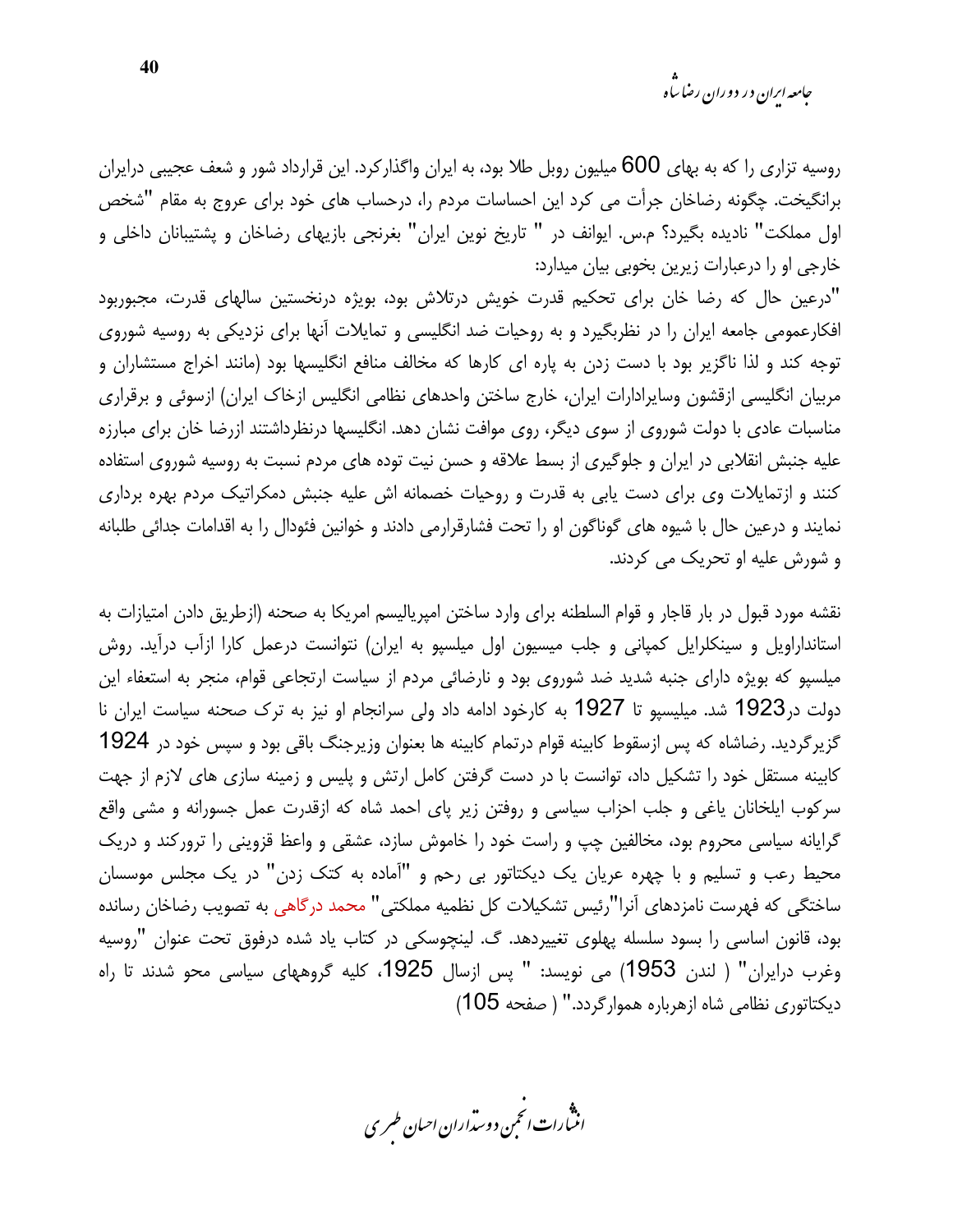روسیه تزاری را که به بهای 600 میلیون روبل طلا بود، به ایران واگذارکرد. این قرارداد شور و شعف عجیبی درایران برانگیخت. چگونه رضاخان جرأت می کرد این احساسات مردم را، درحساب های خود برای عروج به مقام "شخص اول مملکت" نادیده بگیرد؟ م.س. ایوانف در " تاریخ نوین ایران" بغرنجی بازیهای رضاخان و پشتیبانان داخلی و خارجی او را درعبارات زیرین بخوبی بیان میدارد:

"درعین حال که رضا خان برای تحکیم قدرت خویش درتلاش بود، بویژه درنخستین سالهای قدرت، مجبوربود افکارعمومی جامعه ایران را در نظربگیرد و به روحیات ضد انگلیسی و تمایلات آنها برای نزدیکی به روسیه شوروی توجه کند و لذا ناگزیر بود با دست زدن به پاره ای کارها که مخالف منافع انگلیسها بود (مانند اخراج مستشاران و مربیان انگلیسی ازقشون وسایرادارات ایران، خارج ساختن واحدهای نظامی انگلیس ازخاک ایران) ازسوئی و برقراری مناسبات عادی با دولت شوروی از سوی دیگر، روی موافت نشان دهد. انگلیسها درنظرداشتند ازرضا خان برای مبارزه علیه جنبش انقلابی در ایران و جلوگیری از بسط علاقه و حسن نیت توده های مردم نسبت به روسیه شوروی استفاده کنند و ازتمایلات وی برای دست یابی به قدرت و روحیات خصمانه اش علیه جنبش دمکراتیک مردم بهره برداری نمایند و درعین حال با شیوه های گوناگون او را تحت فشارقرارمی دادند و خوانین فئودال را به اقدامات جدائی طلبانه و شورش علیه او تحریک می کردند.

نقشه مورد قبول در بار قاجار و قوام السلطنه برای وارد ساختن امپریالیسم امریکا به صحنه (ازطریق دادن امتیازات به استانداراویل و سینکلرایل کمپانی و جلب میسیون اول میلسپو به ایران) نتوانست درعمل کارا ازآب درآید. روش میلسپو که بویژه دارای جنبه شدید ضد شوروی بود و نارضائی مردم از سیاست ارتجاعی قوام، منجر به استعفاء این دولت در1923 شد. میلیسپو تا 1927 به کارخود ادامه داد ولی سرانجام او نیز به ترک صحنه سیاست ایران نا گزیرگردید. رضاشاه که پس ازسقوط کابینه قوام درتمام کابینه ها بعنوان وزیرجنگ باقی بود و سپس خود در 1924 کابینه مستقل خود را تشکیل داد، توانست با در دست گرفتن کامل ارتش و پلیس و زمینه سازی های لازم از جهت سرکوب ایلخانان یاغی و جلب احزاب سیاسی و روفتن زیر پای احمد شاه که ازقدرت عمل جسورانه و مشی واقع گرایانه سیاسی محروم بود، مخالفین چپ و راست خود را خاموش سازد، عشقی و واعظ قزوینی را ترورکند و دریک محیط رعب و تسلیم و با چهره عریان یک دیکتاتور بی رحم و "آماده به کتک زدن" در یک مجلس موسسان ساختگی که فهرست نامزدهای آنرا"رئیس تشکیلات کل نظمیه مملکتی" محمد درگاهی به تصویب رضاخان رسانده بود، قانون اساسی را بسود سلسله پهلوی تغییردهد. گ. لینچوسکی در کتاب یاد شده درفوق تحت عنوان "روسیه وغرب درایران" ( لندن 1953) می نویسد: " پس ازسال 1925، کلیه گروههای سیاسی محو شدند تا راه دیکتاتوری نظامی شاه ازهرباره هموارگردد." ( صفحه 105)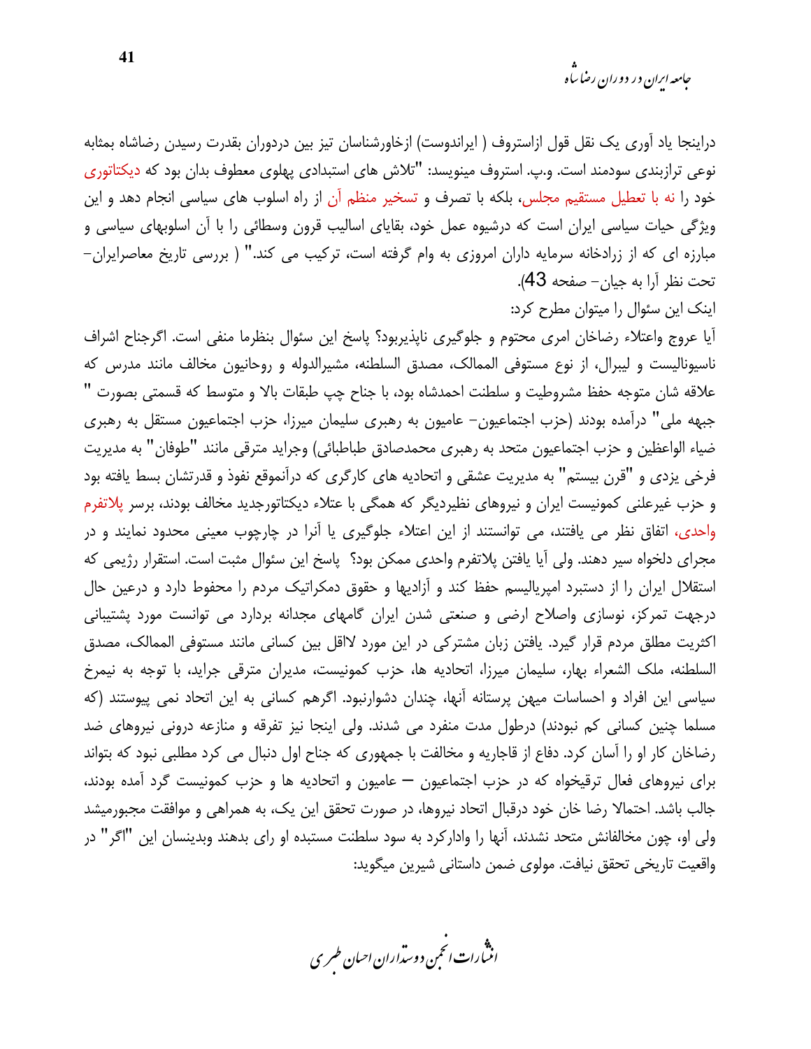دراینجا یاد آوری یک نقل قول ازاستروف ( ایراندوست) ازخاورشناسان تیز بین دردوران بقدرت رسیدن رضاشاه بمثابه نوعی ترازبندی سودمند است. و.پ. استروف مینویسد: "تلاش های استبدادی پهلوی معطوف بدان بود که دیکتاتوری خود را نه با تعطیل مستقیم مجلس، بلکه با تصرف و تسخیر منظم آن از راه اسلوب های سیاسی انجام دهد و این ویژگی حیات سیاسی ایران است که درشیوه عمل خود، بقایای اسالیب قرون وسطائی را با آن اسلوبهای سیاسی و مبارزه ای که از زرادخانه سرمایه داران امروزی به وام گرفته است، ترکیب می کند." ( بررسی تاریخ معاصرایران– تحت نظر آرا به جیان– صفحه 43).

اینک این سئوال را میتوان مطرح کرد:

آیا عروج واعتلاء رضاخان امری محتوم و جلوگیری ناپذیربود؟ پاسخ این سئوال بنظرما منفی است. اگرجناح اشراف ناسیونالیست و لیبرال، از نوع مستوفی الممالک، مصدق السلطنه، مشیرالدوله و روحانیون مخالف مانند مدرس که علاقه شان متوجه حفظ مشروطیت و سلطنت احمدشاه بود، با جناح چپ طبقات بالا و متوسط که قسمتی بصورت " جبهه ملی" درآمده بودند (حزب اجتماعیون– عامیون به رهبری سلیمان میرزا، حزب اجتماعیون مستقل به رهبری ضیاء الواعظین و حزب اجتماعیون متحد به رهبری محمدصادق طباطبائی) وجراید مترقی مانند "طوفان" به مدیریت فرخی یزدی و "قرن بیستم" به مدیریت عشقی و اتحادیه های کارگری که درآنموقع نفوذ و قدرتشان بسط یافته بود و حزب غیرعلنی کمونیست ایران و نیروهای نظیردیگر که همگی با عتلاء دیکتاتورجدید مخالف بودند، برسر پلاتفرم واحدی، اتفاق نظر می یافتند، می توانستند از این اعتلاء جلوگیری یا آنرا در چارچوب معینی محدود نمایند و در مجرای دلخواه سیر دهند. ولی آیا یافتن پلاتفرم واحدی ممکن بود؟ پاسخ این سئوال مثبت است. استقرار رژیمی که استقلال ایران را از دستبرد امپریالیسم حفظ کند و آزادیها و حقوق دمکراتیک مردم را محفوظ دارد و درعین حال درجهت تمرکز، نوسازی واصلاح ارضی و صنعتی شدن ایران گامهای مجدانه بردارد می توانست مورد پشتیبانی اکثریت مطلق مردم قرار گیرد. یافتن زبان مشترکی در این مورد لااقل بین کسانی مانند مستوفی الممالک، مصدق السلطنه، ملک الشعراء بهار، سلیمان میرزا، اتحادیه ها، حزب کمونیست، مدیران مترقی جراید، با توجه به نیمرخ سیاسی این افراد و احساسات میهن پرستانه آنها، چندان دشوارنبود. اگرهم کسانی به این اتحاد نمی پیوستند (که مسلما چنین کسانی کم نبودند) درطول مدت منفرد می شدند. ولی اینجا نیز تفرقه و منازعه درونی نیروهای ضد رضاخان کار او را آسان کرد. دفاع از قاجاریه و مخالفت با جمهوری که جناح اول دنبال می کرد مطلبی نبود که بتواند برای نیروهای فعال ترقیخواه که در حزب اجتماعیون – عامیون و اتحادیه ها و حزب کمونیست گرد آمده بودند، جالب باشد. احتمالا رضا خان خود درقبال اتحاد نیروها، در صورت تحقق این یک، به همراهی و موافقت مجبورمیشد ولی او، چون مخالفانش متحد نشدند، آنها را وادارکرد به سود سلطنت مستبده او رای بدهند وبدینسان این "اگر" در واقعیت تاریخی تحقق نیافت. مولوی ضمن داستانی شیرین میگوید: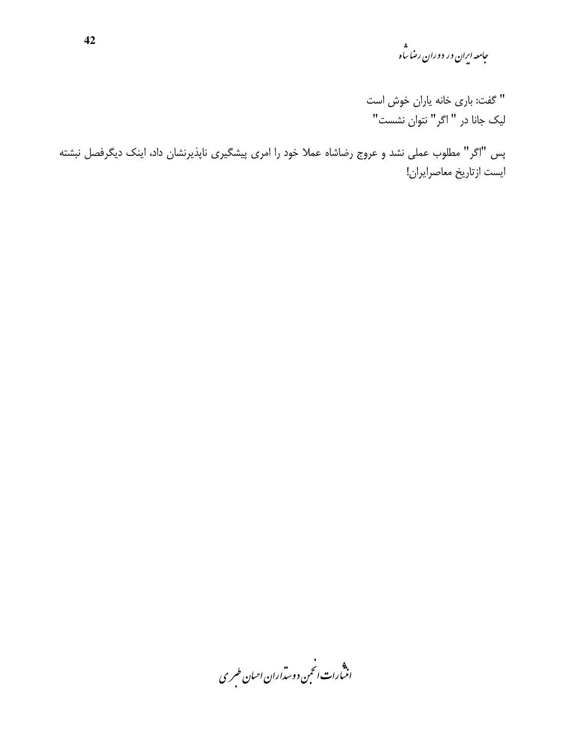" گفت: باری خانه یاران خوش است
لیک جانا در " اگر" نتوان نشست"

پس "اگر" مطلوب عملی نشد و عروج رضاشاه عملا خود را امری پیشگیری ناپذیرنشان داد، اینک دیگرفصل نبشته ایست ازتاریخ معاصرایران!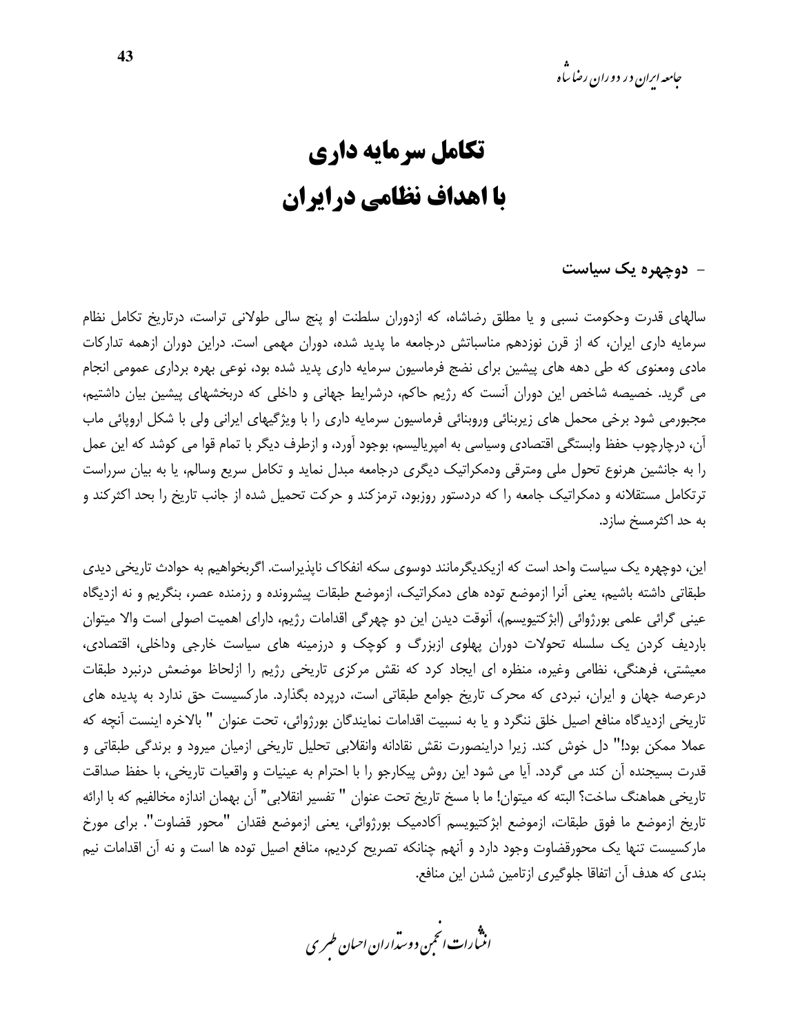# تکامل سرمایه داری
# با اهداف نظامی درایران

## - دوچهره یک سیاست

سالهای قدرت وحکومت نسبی و یا مطلق رضاشاه، که ازدوران سلطنت او پنج سالی طولانی تراست، درتاریخ تکامل نظام سرمایه داری ایران، که از قرن نوزدهم مناسباتش درجامعه ما پدید شده، دوران مهمی است. دراین دوران ازهمه تدارکات مادی ومعنوی که طی دهه های پیشین برای نضج فرماسیون سرمایه داری پدید شده بود، نوعی بهره برداری عمومی انجام می گرید. خصیصه شاخص این دوران آنست که رژیم حاکم، درشرایط جهانی و داخلی که دربخشهای پیشین بیان داشتیم، مجبورمی شود برخی محمل های زیربنائی وروبنائی فرماسیون سرمایه داری را با ویژگیهای ایرانی ولی با شکل اروپائی ماب آن، درچارچوب حفظ وابستگی اقتصادی وسیاسی به امپریالیسم، بوجود آورد، و ازطرف دیگر با تمام قوا می کوشد که این عمل را به جانشین هرنوع تحول ملی ومترقی ودمکراتیک دیگری درجامعه مبدل نماید و تکامل سریع وسالم، یا به بیان سرراست ترتکامل مستقلانه و دمکراتیک جامعه را که دردستور روزبود، ترمزکند و حرکت تحمیل شده از جانب تاریخ را بحد اکثرکند و به حد اکثرمسخ سازد.

این، دوچهره یک سیاست واحد است که ازیکدیگرمانند دوسوی سکه انفکاک ناپذیراست. اگربخواهیم به حوادث تاریخی دیدی طبقاتی داشته باشیم، یعنی آنرا ازموضع توده های دمکراتیک، ازموضع طبقات پیشرونده و رزمنده عصر، بنگریم و نه ازدیگاه عینی گرائی علمی بورژوائی (ابژکتیویسم)، آنوقت دیدن این دو چهرگی اقدامات رژیم، دارای اهمیت اصولی است والا میتوان بارديف كردن يک سلسله تحولات دوران پهلوی ازبزرگ و کوچک و درزمینه های سیاست خارجی وداخلی، اقتصادی، معیشتی، فرهنگی، نظامی وغیره، منظره ای ایجاد کرد که نقش مرکزی تاریخی رژیم را ازلحاظ موضعش درنبرد طبقات درعرصه جهان و ایران، نبردی که محرک تاریخ جوامع طبقاتی است، درپرده بگذارد. مارکسیست حق ندارد به پدیده های تاریخی ازدیدگاه منافع اصیل خلق ننگرد و یا به نسبیت اقدامات نمایندگان بورژوائی، تحت عنوان " بالاخره اینست آنچه که عملا ممکن بود!" دل خوش کند. زیرا دراینصورت نقش نقادانه وانقلابی تحلیل تاریخی ازمیان میرود و برندگی طبقاتی و قدرت بسیجنده آن کند می گردد. آیا می شود این روش پیکارجو را با احترام به عینیات و واقعیات تاریخی، با حفظ صداقت تاریخی هماهنگ ساخت؟ البته که میتوان! ما با مسخ تاریخ تحت عنوان " تفسیر انقلابی" آن بهمان اندازه مخالفیم که با ارائه تاریخ ازموضع ما فوق طبقات، ازموضع ابژکتیویسم آکادمیک بورژوائی، یعنی ازموضع فقدان "محور قضاوت". برای مورخ مارکسیست تنها یک محورقضاوت وجود دارد و آنهم چنانکه تصریح کردیم، منافع اصیل توده ها است و نه آن اقدامات نیم بندی که هدف آن اتفاقا جلوگیری ازتامین شدن این منافع.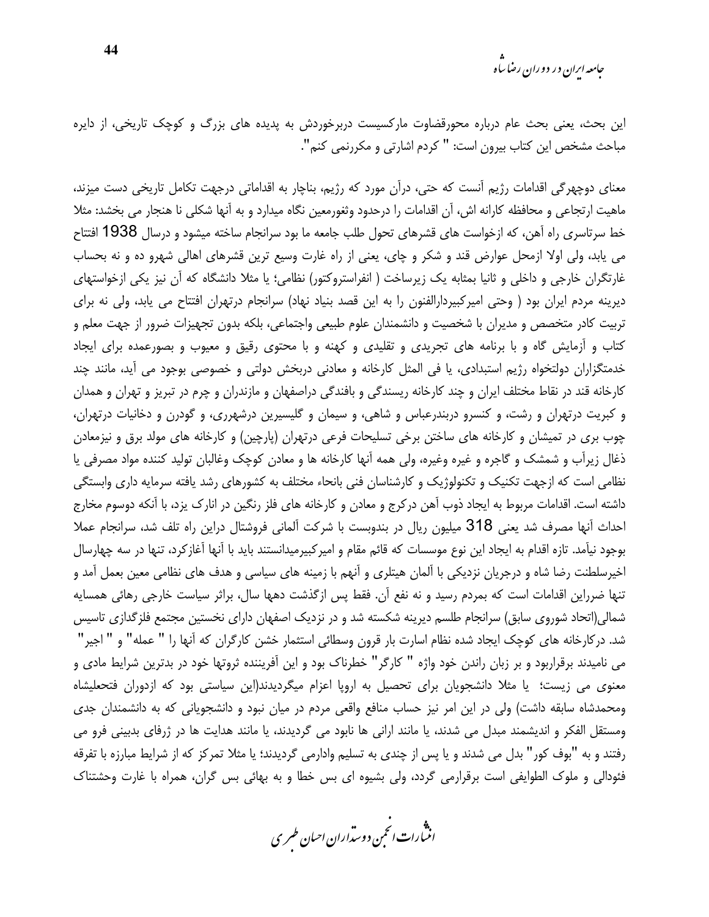این بحث، یعنی بحث عام درباره محورقضاوت مارکسیست دربرخوردش به پدیده های بزرگ و کوچک تاریخی، از دایره مباحث مشخص این کتاب بیرون است: " کردم اشارتی و مکررنمی کنم".

معنای دوچهرگی اقدامات رژیم آنست که حتی، درآن مورد که رژیم، بناچار به اقداماتی درجهت تکامل تاریخی دست میزند، ماهیت ارتجاعی و محافظه کارانه اش، آن اقدامات را درحدود وثغورمعین نگاه میدارد و به آنها شکلی نا هنجار می بخشد: مثلا خط سرتاسری راه آهن، که ازخواست های قشرهای تحول طلب جامعه ما بود سرانجام ساخته میشود و درسال 1938 افتتاح می یابد، ولی اولا ازمحل عوارض قند و شکر و چای، یعنی از راه غارت وسیع ترین قشرهای اهالی شهرو ده و نه بحساب غارتگران خارجی و داخلی و ثانیا بمثابه یک زیرساخت ( انفراستروکتور) نظامی؛ یا مثلا دانشگاه که آن نیز یکی ازخواستهای دیرینه مردم ایران بود ( وحتی امیرکبیردارالفنون را به این قصد بنیاد نهاد) سرانجام درتهران افتتاح می یابد، ولی نه برای تربیت کادر متخصص و مدیران با شخصیت و دانشمندان علوم طبیعی واجتماعی، بلکه بدون تجهیزات ضرور از جهت معلم و کتاب و آزمایش گاه و با برنامه های تجریدی و تقلیدی و کهنه و با محتوی رقیق و معیوب و بصورعمده برای ایجاد خدمتگزاران دولتخواه رژیم استبدادی، یا فی المثل کارخانه و معادنی دربخش دولتی و خصوصی بوجود می آید، مانند چند کارخانه قند در نقاط مختلف ایران و چند کارخانه ریسندگی و بافندگی دراصفهان و مازندران و چرم در تبریز و تهران و همدان و کبریت درتهران و رشت، و کنسرو دربندرعباس و شاهی، و سیمان و گلیسیرین درشهرری، و گودرن و دخانیات درتهران، چوب بری در تمیشان و کارخانه های ساختن برخی تسلیحات فرعی درتهران (پارچین) و کارخانه های مولد برق و نیزمعادن ذغال زیرآب و شمشک و گاجره و غیره وغیره، ولی همه آنها کارخانه ها و معادن کوچک وغالبان تولید کننده مواد مصرفی یا نظامی است که ازجهت تکنیک و تکنولوژیک و کارشناسان فنی بانحاء مختلف به کشورهای رشد یافته سرمایه داری وابستگی داشته است. اقدامات مربوط به ایجاد ذوب آهن درکرج و معادن و کارخانه های فلز رنگین در انارک یزد، با آنکه دوسوم مخارج احداث آنها مصرف شد یعنی 318 میلیون ریال در بندوبست با شرکت آلمانی فروشتال دراین راه تلف شد، سرانجام عملا بوجود نیآمد. تازه اقدام به ایجاد این نوع موسسات که قائم مقام و امیرکبیرمیدانستند باید با آنها آغازکرد، تنها در سه چهارسال اخیرسلطنت رضا شاه و درجریان نزدیکی با آلمان هیتلری و آنهم با زمینه های سیاسی و هدف های نظامی معین بعمل آمد و تنها ضرراین اقدامات است که بمردم رسید و نه نفع آن. فقط پس ازگذشت دهها سال، براثر سیاست خارجی رهائی همسایه شمالی(اتحاد شوروی سابق) سرانجام طلسم دیرینه شکسته شد و در نزدیک اصفهان دارای نخستین مجتمع فلزگدازی تاسیس شد. درکارخانه های کوچک ایجاد شده نظام اسارت بار قرون وسطائی استثمار خشن کارگران که آنها را " عمله" و " اجیر" می نامیدند برقراربود و بر زبان راندن خود واژه " کارگر" خطرناک بود و این آفریننده ثروتها خود در بدترین شرایط مادی و معنوی می زیست؛ یا مثلا دانشجویان برای تحصیل به اروپا اعزام میگردیدند(این سیاستی بود که ازدوران فتحعلیشاه ومحمدشاه سابقه داشت) ولی در این امر نیز حساب منافع واقعی مردم در میان نبود و دانشجویانی که به دانشمندان جدی ومستقل الفکر و اندیشمند مبدل می شدند، یا مانند ارانی ها نابود می گردیدند، یا مانند هدایت ها در ژرفای بدبینی فرو می رفتند و به "بوف کور" بدل می شدند و یا پس از چندی به تسلیم وادارمی گردیدند؛ یا مثلا تمرکز که از شرایط مبارزه با تفرقه فئودالی و ملوک الطوایفی است برقرارمی گردد، ولی بشیوه ای بس خطا و به بهائی بس گران، همراه با غارت وحشتناک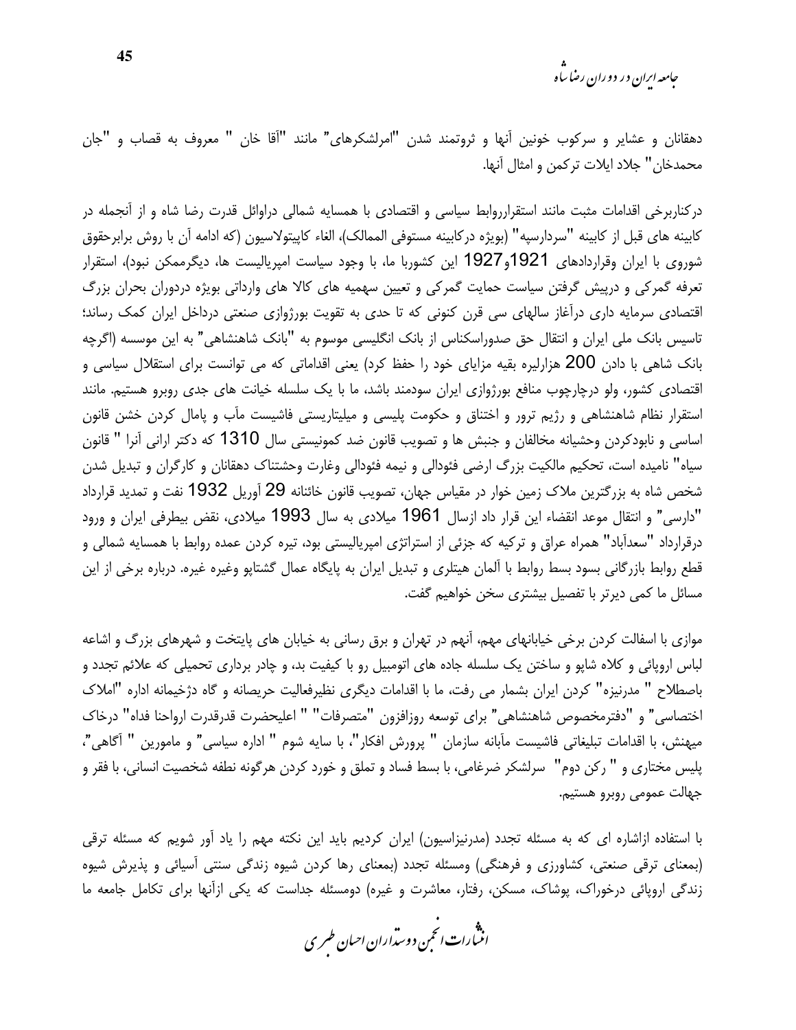دهقانان و عشایر و سرکوب خونین آنها و ثروتمند شدن "امرلشکرهای" مانند "آقا خان " معروف به قصاب و "جان محمدخان" جلاد ایلات ترکمن و امثال آنها.

درکناربرخی اقدامات مثبت مانند استقرارروابط سیاسی و اقتصادی با همسایه شمالی دراوائل قدرت رضا شاه و از آنجمله در کابینه های قبل از کابینه "سردارسپه" (بویژه درکابینه مستوفی الممالک)، الغاء کاپیتولاسیون (که ادامه آن با روش برابرحقوق شوروی با ایران وقراردادهای 1921و1927 این کشوربا ما، با وجود سیاست امپریالیست ها، دیگرممکن نبود)، استقرار تعرفه گمرکی و درپیش گرفتن سیاست حمایت گمرکی و تعیین سهمیه های کالا های وارداتی بویژه دردوران بحران بزرگ اقتصادی سرمایه داری درآغاز سالهای سی قرن کنونی که تا حدی به تقویت بورژوازی صنعتی درداخل ایران کمک رساند؛ تاسیس بانک ملی ایران و انتقال حق صدوراسکناس از بانک انگلیسی موسوم به "بانک شاهنشاهی" به این موسسه (اگرچه بانک شاهی با دادن 200 هزارلیره بقیه مزایای خود را حفظ کرد) یعنی اقداماتی که می توانست برای استقلال سیاسی و اقتصادی کشور، ولو درچارچوب منافع بورژوازی ایران سودمند باشد، ما با یک سلسله خیانت های جدی روبرو هستیم. مانند استقرار نظام شاهنشاهی و رژیم ترور و اختناق و حکومت پلیسی و میلیتاریستی فاشیست مآب و پامال کردن خشن قانون اساسی و نابودکردن وحشیانه مخالفان و جنبش ها و تصویب قانون ضد کمونیستی سال 1310 که دکتر ارانی آنرا " قانون سیاه" نامیده است، تحکیم مالکیت بزرگ ارضی فئودالی و نیمه فئودالی وغارت وحشتناک دهقانان و کارگران و تبدیل شدن شخص شاه به بزرگترین ملاک زمین خوار در مقیاس جهان، تصویب قانون خائنانه 29 آوریل 1932 نفت و تمدید قرارداد "دارسی" و انتقال موعد انقضاء این قرار داد ازسال 1961 میلادی به سال 1993 میلادی، نقض بیطرفی ایران و ورود درقرارداد "سعدآباد" همراه عراق و ترکیه که جزئی از استراتژی امپریالیستی بود، تیره کردن عمده روابط با همسایه شمالی و قطع روابط بازرگانی بسود بسط روابط با آلمان هیتلری و تبدیل ایران به پایگاه عمال گشتاپو وغیره غیره. درباره برخی از این مسائل ما کمی دیرتر با تفصیل بیشتری سخن خواهیم گفت.

موازی با اسفالت کردن برخی خیابانهای مهم، آنهم در تهران و برق رسانی به خیابان های پایتخت و شهرهای بزرگ و اشاعه لباس اروپائی و کلاه شاپو و ساختن یک سلسله جاده های اتومبیل رو با کیفیت بد، و چادر برداری تحمیلی که علائم تجدد و باصطلاح " مدرنیزه" کردن ایران بشمار می رفت، ما با اقدامات دیگری نظیرفعالیت حریصانه و گاه دژخیمانه اداره "املاک اختصاصی" و "دفترمخصوص شاهنشاهی" برای توسعه روزافزون "متصرفات" " اعلیحضرت قدرقدرت ارواحنا فداه" درخاک میهنش، با اقدامات تبلیغاتی فاشیست مآبانه سازمان " پرورش افکار"، با سایه شوم " اداره سیاسی" و مامورین " آگاهی"، پلیس مختاری و " رکن دوم" سرلشکر ضرغامی، با بسط فساد و تملق و خورد کردن هرگونه نطفه شخصیت انسانی، با فقر و جهالت عمومی روبرو هستیم.

با استفاده ازاشاره ای که به مسئله تجدد (مدرنیزاسیون) ایران کردیم باید این نکته مهم را یاد آور شویم که مسئله ترقی (بمعنای ترقی صنعتی، کشاورزی و فرهنگی) ومسئله تجدد (بمعنای رها کردن شیوه زندگی سنتی آسیائی و پذیرش شیوه زندگی اروپائی درخوراک، پوشاک، مسکن، رفتار، معاشرت و غیره) دومسئله جداست که یکی ازآنها برای تکامل جامعه ما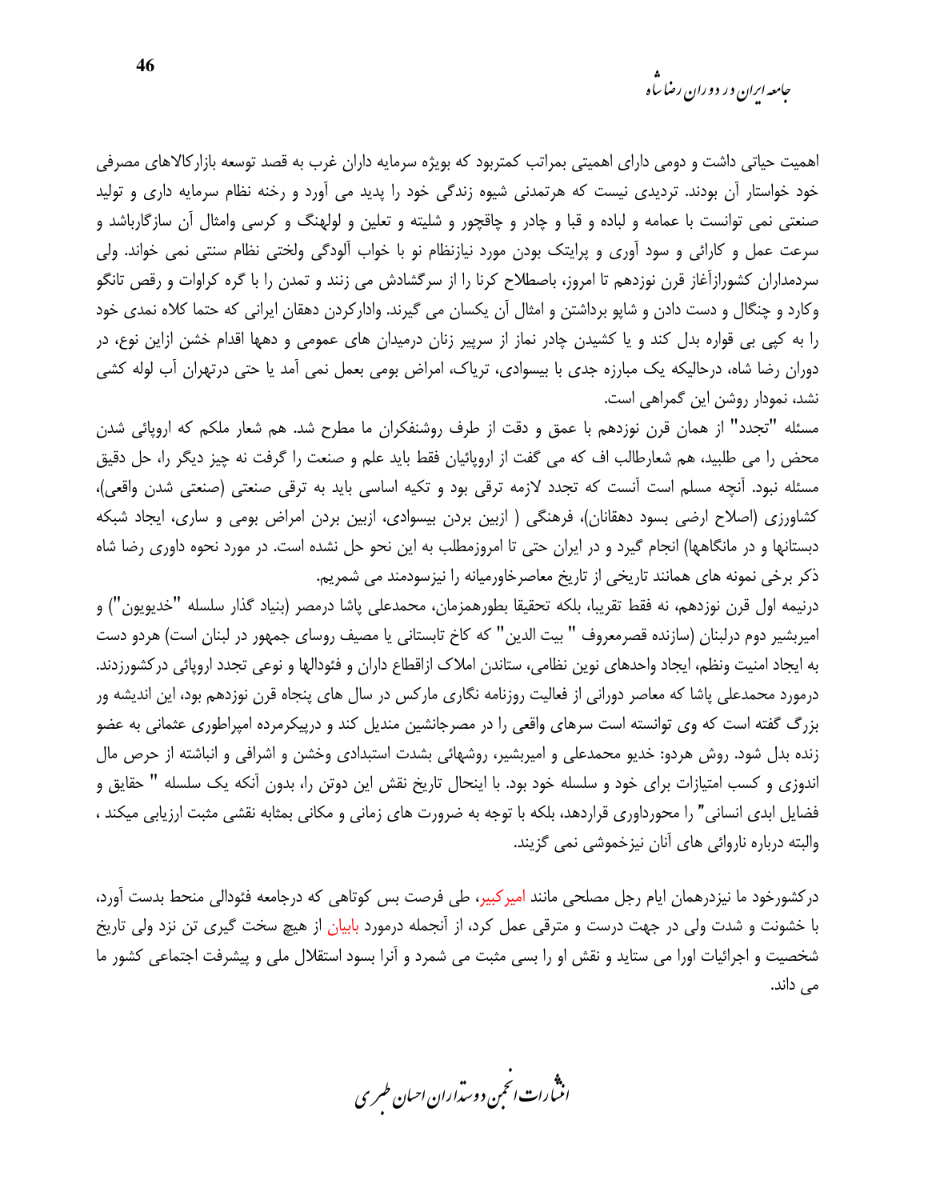اهمیت حیاتی داشت و دومی دارای اهمیتی بمراتب کمتربود که بویژه سرمایه داران غرب به قصد توسعه بازارکالاهای مصرفی خود خواستار آن بودند. تردیدی نیست که هرتمدنی شیوه زندگی خود را پدید می آورد و رخنه نظام سرمایه داری و تولید صنعتی نمی توانست با عمامه و لباده و قبا و چادر و چاقچور و شلیته و تعلین و لولهنگ و کرسی وامثال آن سازگارباشد و سرعت عمل و کارائی و سود آوری و پرایتک بودن مورد نیازنظام نو با خواب آلودگی ولختی نظام سنتی نمی خواند. ولی سردمداران کشورازآغاز قرن نوزدهم تا امروز، باصطلاح کرنا را از سرگشادش می زنند و تمدن را با گره کراوات و رقص تانگو وکارد و چنگال و دست دادن و شاپو برداشتن و امثال آن یکسان می گیرند. وادارکردن دهقان ایرانی که حتما کلاه نمدی خود را به کپی بی قواره بدل کند و یا کشیدن چادر نماز از سرپیر زنان درمیدان های عمومی و دهها اقدام خشن ازاین نوع، در دوران رضا شاه، درحالیکه یک مبارزه جدی با بیسوادی، تریاک، امراض بومی بعمل نمی آمد یا حتی درتهران آب لوله کشی نشد، نمودار روشن این گمراهی است.

مسئله "تجدد" از همان قرن نوزدهم با عمق و دقت از طرف روشنفکران ما مطرح شد. هم شعار ملکم که اروپائی شدن محض را می طلبید، هم شعارطالب اف که می گفت از اروپائیان فقط باید علم و صنعت را گرفت نه چیز دیگر را، حل دقیق مسئله نبود. آنچه مسلم است آنست که تجدد لازمه ترقی بود و تکیه اساسی باید به ترقی صنعتی (صنعتی شدن واقعی)، کشاورزی (اصلاح ارضی بسود دهقانان)، فرهنگی ( ازبین بردن بیسوادی، ازبین بردن امراض بومی و ساری، ایجاد شبکه دبستانها و در مانگاهها) انجام گیرد و در ایران حتی تا امروزمطلب به این نحو حل نشده است. در مورد نحوه داوری رضا شاه ذکر برخی نمونه های همانند تاریخی از تاریخ معاصرخاورمیانه را نیزسودمند می شمریم.

درنیمه اول قرن نوزدهم، نه فقط تقریبا، بلکه تحقیقا بطورهمزمان، محمدعلی پاشا درمصر (بنیاد گذار سلسله "خدیویون") و امیربشیر دوم درلبنان (سازنده قصرمعروف " بیت الدین" که کاخ تابستانی یا مصیف روسای جمهور در لبنان است) هردو دست به ایجاد امنیت ونظم، ایجاد واحدهای نوین نظامی، ستاندن املاک ازاقطاع داران و فئودالها و نوعی تجدد اروپائی درکشورزدند. درمورد محمدعلی پاشا که معاصر دورانی از فعالیت روزنامه نگاری مارکس در سال های پنجاه قرن نوزدهم بود، این اندیشه ور بزرگ گفته است که وی توانسته است سرهای واقعی را در مصرجانشین مندیل کند و درپیکرمرده امپراطوری عثمانی به عضو زنده بدل شود. روش هردو: خدیو محمدعلی و امیربشیر، روشهائی بشدت استبدادی وخشن و اشرافی و انباشته از حرص مال اندوزی و کسب امتیازات برای خود و سلسله خود بود. با اینحال تاریخ نقش این دوتن را، بدون آنکه یک سلسله " حقایق و فضایل ابدی انسانی" را محورداوری قراردهد، بلکه با توجه به ضرورت های زمانی و مکانی بمثابه نقشی مثبت ارزیابی میکند ، والبته درباره ناروائی های آنان نیزخموشی نمی گزیند.

درکشورخود ما نیزدرهمان ایام رجل مصلحی مانند امیرکبیر، طی فرصت بس کوتاهی که درجامعه فئودالی منحط بدست آورد، با خشونت و شدت ولی در جهت درست و مترقی عمل کرد، از آنجمله درمورد بابیان از هیچ سخت گیری تن نزد ولی تاریخ شخصیت و اجرائیات اورا می ستاید و نقش او را بسی مثبت می شمرد و آنرا بسود استقلال ملی و پیشرفت اجتماعی کشور ما می داند.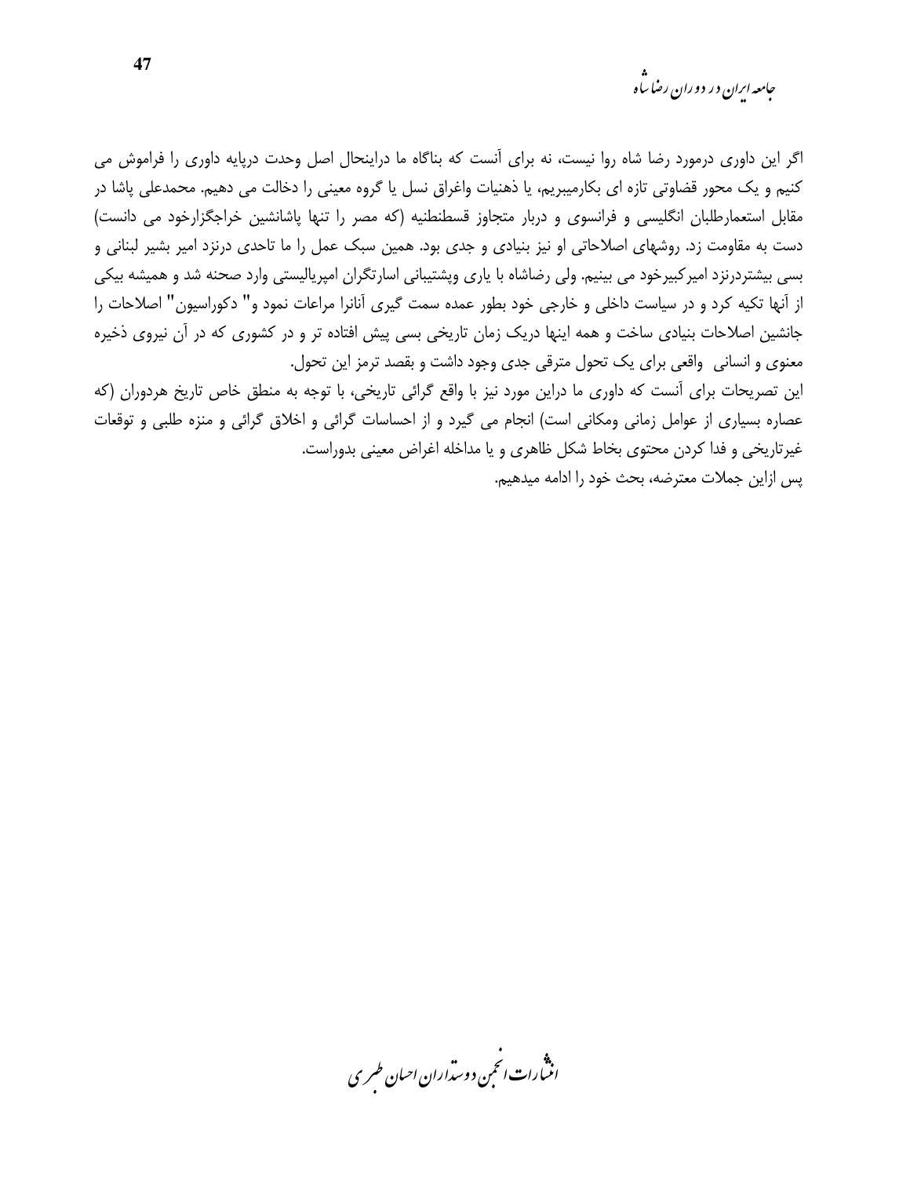اگر این داوری درمورد رضا شاه روا نیست، نه برای آنست که بناگاه ما دراینحال اصل وحدت درپایه داوری را فراموش می کنیم و یک محور قضاوتی تازه ای بکارمیبریم، یا ذهنیات واغراق نسل یا گروه معینی را دخالت می دهیم. محمدعلی پاشا در مقابل استعمارطلبان انگلیسی و فرانسوی و دربار متجاوز قسطنطنیه (که مصر را تنها پاشانشین خراجگزارخود می دانست) دست به مقاومت زد. روشهای اصلاحاتی او نیز بنیادی و جدی بود. همین سبک عمل را ما تاحدی درنزد امیر بشیر لبنانی و بسی بیشتردرنزد امیرکبیرخود می بینیم. ولی رضاشاه با یاری وپشتیبانی اسارتگران امپریالیستی وارد صحنه شد و همیشه بیکی از آنها تکیه کرد و در سیاست داخلی و خارجی خود بطور عمده سمت گیری آنانرا مراعات نمود و" دکوراسیون" اصلاحات را جانشین اصلاحات بنیادی ساخت و همه اینها دریک زمان تاریخی بسی پیش افتاده تر و در کشوری که در آن نیروی ذخیره معنوی و انسانی  واقعی برای یک تحول مترقی جدی وجود داشت و بقصد ترمز این تحول.

این تصریحات برای آنست که داوری ما دراین مورد نیز با واقع گرائی تاریخی، با توجه به منطق خاص تاریخ هردوران (که عصاره بسیاری از عوامل زمانی ومکانی است) انجام می گیرد و از احساسات گرائی و اخلاق گرائی و منزه طلبی و توقعات غیرتاریخی و فدا کردن محتوی بخاط شکل ظاهری و یا مداخله اغراض معینی بدوراست.

پس ازاین جملات معترضه، بحث خود را ادامه میدهیم.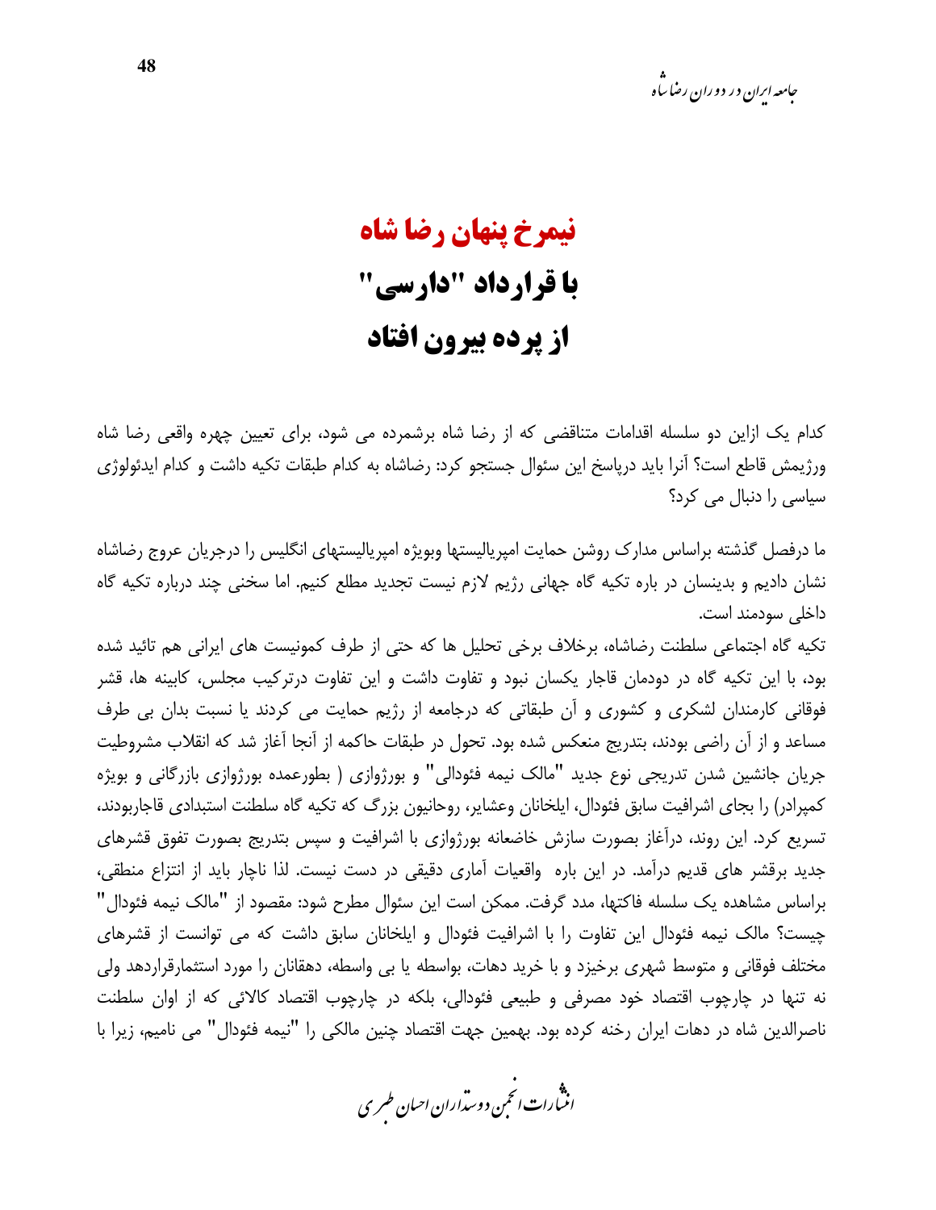# نیمرخ پنهان رضا شاه
# با قرارداد "دارسی"
# از پرده بیرون افتاد

کدام یک ازاین دو سلسله اقدامات متناقضی که از رضا شاه برشمرده می شود، برای تعیین چهره واقعی رضا شاه ورژیمش قاطع است؟ آنرا باید درپاسخ این سئوال جستجو کرد: رضاشاه به کدام طبقات تکیه داشت و کدام ایدئولوژی سیاسی را دنبال می کرد؟

ما درفصل گذشته براساس مدارک روشن حمایت امپریالیستها وبویژه امپریالیستهای انگلیس را درجریان عروج رضاشاه نشان دادیم و بدینسان در باره تکیه گاه جهانی رژیم لازم نیست تجدید مطلع کنیم. اما سخنی چند درباره تکیه گاه داخلی سودمند است.

تکیه گاه اجتماعی سلطنت رضاشاه، برخلاف برخی تحلیل ها که حتی از طرف کمونیست های ایرانی هم تائید شده بود، با این تکیه گاه در دودمان قاجار یکسان نبود و تفاوت داشت و این تفاوت درترکیب مجلس، کابینه ها، قشر فوقانی کارمندان لشکری و کشوری و آن طبقاتی که درجامعه از رژیم حمایت می کردند یا نسبت بدان بی طرف مساعد و از آن راضی بودند، بتدریج منعکس شده بود. تحول در طبقات حاکمه از آنجا آغاز شد که انقلاب مشروطیت جریان جانشین شدن تدریجی نوع جدید "مالک نیمه فئودالی" و بورژوازی ( بطورعمده بورژوازی بازرگانی و بویژه کمپرادر) را بجای اشرافیت سابق فئودال، ایلخانان وعشایر، روحانیون بزرگ که تکیه گاه سلطنت استبدادی قاجاربودند، تسریع کرد. این روند، درآغاز بصورت سازش خاضعانه بورژوازی با اشرافیت و سپس بتدریج بصورت تفوق قشرهای جدید برقشر های قدیم درآمد. در این باره واقعیات آماری دقیقی در دست نیست. لذا ناچار باید از انتزاع منطقی، براساس مشاهده یک سلسله فاکتها، مدد گرفت. ممکن است این سئوال مطرح شود: مقصود از "مالک نیمه فئودال" چیست؟ مالک نیمه فئودال این تفاوت را با اشرافیت فئودال و ایلخانان سابق داشت که می توانست از قشرهای مختلف فوقانی و متوسط شهری برخیزد و با خرید دهات، بواسطه یا بی واسطه، دهقانان را مورد استثمارقراردهد ولی نه تنها در چارچوب اقتصاد خود مصرفی و طبیعی فئودالی، بلکه در چارچوب اقتصاد کالائی که از اوان سلطنت ناصرالدین شاه در دهات ایران رخنه کرده بود. بهمین جهت اقتصاد چنین مالکی را "نیمه فئودال" می نامیم، زیرا با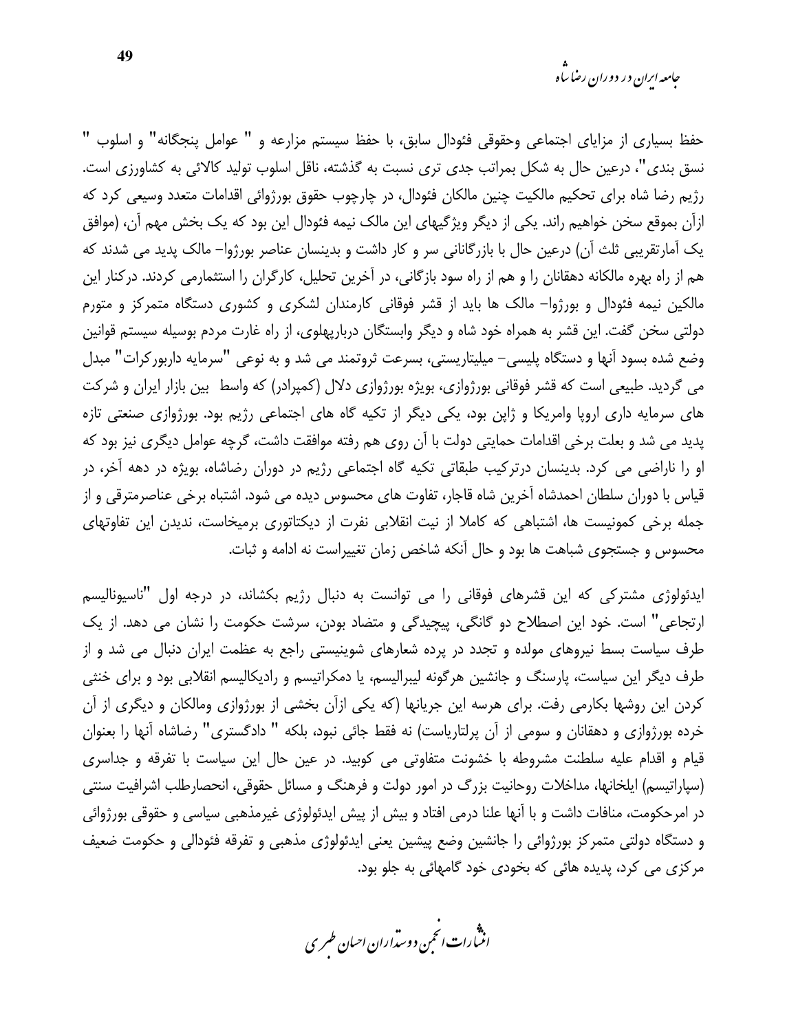حفظ بسیاری از مزایای اجتماعی وحقوقی فئودال سابق، با حفظ سیستم مزارعه و " عوامل پنجگانه" و اسلوب " نسق بندی"، درعین حال به شکل بمراتب جدی تری نسبت به گذشته، ناقل اسلوب تولید کالائی به کشاورزی است. رژیم رضا شاه برای تحکیم مالکیت چنین مالکان فئودال، در چارچوب حقوق بورژوائی اقدامات متعدد وسیعی کرد که ازآن بموقع سخن خواهیم راند. یکی از دیگر ویژگیهای این مالک نیمه فئودال این بود که یک بخش مهم آن، (موافق یک آمارتقریبی ثلث آن) درعین حال با بازرگانانی سر و کار داشت و بدینسان عناصر بورژوا- مالک پدید می شدند که هم از راه بهره مالکانه دهقانان را و هم از راه سود بازگانی، در آخرین تحلیل، کارگران را استثمارمی کردند. درکنار این مالکین نیمه فئودال و بورژوا- مالک ها باید از قشر فوقانی کارمندان لشکری و کشوری دستگاه متمرکز و متورم دولتی سخن گفت. این قشر به همراه خود شاه و دیگر وابستگان درباریهلوی، از راه غارت مردم بوسیله سیستم قوانین وضع شده بسود آنها و دستگاه پلیسی- میلیتاریستی، بسرعت ثروتمند می شد و به نوعی "سرمایه داربورکرات" مبدل می گردید. طبیعی است که قشر فوقانی بورژوازی، بویژه بورژوازی دلال (کمپرادر) که واسط بین بازار ایران و شرکت های سرمایه داری اروپا وامریکا و ژاپن بود، یکی دیگر از تکیه گاه های اجتماعی رژیم بود. بورژوازی صنعتی تازه پدید می شد و بعلت برخی اقدامات حمایتی دولت با آن روی هم رفته موافقت داشت، گرچه عوامل دیگری نیز بود که او را ناراضی می کرد. بدینسان درترکیب طبقاتی تکیه گاه اجتماعی رژیم در دوران رضاشاه، بویژه در دهه آخر، در قیاس با دوران سلطان احمدشاه آخرین شاه قاجار، تفاوت های محسوس دیده می شود. اشتباه برخی عناصرمترقی و از جمله برخی کمونیست ها، اشتباهی که کاملا از نیت انقلابی نفرت از دیکتاتوری برمیخاست، ندیدن این تفاوتهای محسوس و جستجوی شباهت ها بود و حال آنکه شاخص زمان تغییراست نه ادامه و ثبات.

ایدئولوژی مشترکی که این قشرهای فوقانی را می توانست به دنبال رژیم بکشاند، در درجه اول "ناسیونالیسم ارتجاعی" است. خود این اصطلاح دو گانگی، پیچیدگی و متضاد بودن، سرشت حکومت را نشان می دهد. از یک طرف سیاست بسط نیروهای مولده و تجدد در پرده شعارهای شوینیستی راجع به عظمت ایران دنبال می شد و از طرف دیگر این سیاست، پارسنگ و جانشین هرگونه لیبرالیسم، یا دمکراتیسم و رادیکالیسم انقلابی بود و برای خنثی کردن این روشها بکارمی رفت. برای هرسه این جریانها (که یکی ازآن بخشی از بورژوازی ومالکان و دیگری از آن خرده بورژوازی و دهقانان و سومی از آن پرلتاریاست) نه فقط جائی نبود، بلکه " دادگستری" رضاشاه آنها را بعنوان قیام و اقدام علیه سلطنت مشروطه با خشونت متفاوتی می کوبید. در عین حال این سیاست با تفرقه و جداسری (سپاراتیسم) ایلخانها، مداخلات روحانیت بزرگ در امور دولت و فرهنگ و مسائل حقوقی، انحصارطلب اشرافیت سنتی در امرحکومت، منافات داشت و با آنها علنا درمی افتاد و بیش از پیش ایدئولوژی غیرمذهبی سیاسی و حقوقی بورژوائی و دستگاه دولتی متمرکز بورژوائی را جانشین وضع پیشین یعنی ایدئولوژی مذهبی و تفرقه فئودالی و حکومت ضعیف مرکزی می کرد، پدیده هائی که بخودی خود گامهائی به جلو بود.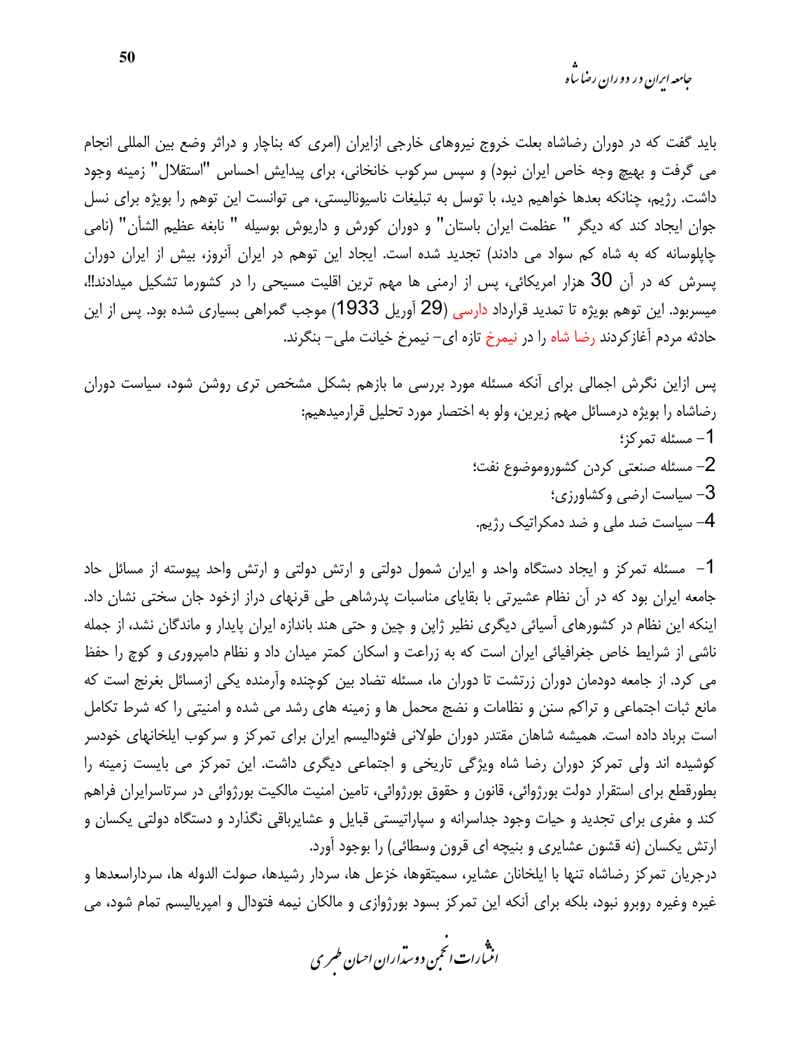باید گفت که در دوران رضاشاه بعلت خروج نیروهای خارجی ازایران (امری که بناچار و دراثر وضع بین المللی انجام می گرفت و بهیچ وجه خاص ایران نبود) و سپس سرکوب خانخانی، برای پیدایش احساس "استقلال" زمینه وجود داشت. رژیم، چنانکه بعدها خواهیم دید، با توسل به تبلیغات ناسیونالیستی، می توانست این توهم را بویژه برای نسل جوان ایجاد کند که دیگر " عظمت ایران باستان" و دوران کورش و داریوش بوسیله " نابغه عظیم الشأن" (نامی چاپلوسانه که به شاه کم سواد می دادند) تجدید شده است. ایجاد این توهم در ایران آنروز، بیش از ایران دوران پسرش که در آن 30 هزار امریکائی، پس از ارمنی ها مهم ترین اقلیت مسیحی را در کشورما تشکیل میدادند!!، میسربود. این توهم بویژه تا تمدید قرارداد دارسی (29 آوریل 1933) موجب گمراهی بسیاری شده بود. پس از این حادثه مردم آغازکردند رضا شاه را در نیمرخ تازه ای- نیمرخ خیانت ملی- بنگرند.

پس ازاین نگرش اجمالی برای آنکه مسئله مورد بررسی ما بازهم بشکل مشخص تری روشن شود، سیاست دوران رضاشاه را بویژه درمسائل مهم زیرین، ولو به اختصار مورد تحلیل قرارمیدهیم:

1- مسئله تمرکز؛
2- مسئله صنعتی کردن کشوروموضوع نفت؛
3- سیاست ارضی وکشاورزی؛
4- سیاست ضد ملی و ضد دمکراتیک رژیم.

1- مسئله تمرکز و ایجاد دستگاه واحد و ایران شمول دولتی و ارتش دولتی و ارتش واحد پیوسته از مسائل حاد جامعه ایران بود که در آن نظام عشیرتی با بقایای مناسبات پدرشاهی طی قرنهای دراز ازخود جان سختی نشان داد. اینکه این نظام در کشورهای آسیائی دیگری نظیر ژاپن و چین و حتی هند باندازه ایران پایدار و ماندگار نشد، از جمله ناشی از شرایط خاص جغرافیائی ایران است که به زراعت و اسکان کمتر میدان داد و نظام دامپروری و کوچ را حفظ می کرد. از جامعه دودمان دوران زرتشت تا دوران ما، مسئله تضاد بین کوچنده وآرمنده یکی ازمسائل بغرنج است که مانع ثبات اجتماعی و تراکم سنن و نظامات و نضج محمل ها و زمینه های رشد می شده و امنیتی را که شرط تکامل است برباد داده است. همیشه شاهان مقتدر دوران طولانی فئودالیسم ایران برای تمرکز و سرکوب ایلخانهای خودسر کوشیده اند ولی تمرکز دوران رضا شاه ویژگی تاریخی و اجتماعی دیگری داشت. این تمرکز می بایست زمینه را بطورقطع برای استقرار دولت بورژوائی، قانون و حقوق بورژوائی، تامین امنیت مالکیت بورژوائی در سرتاسرایران فراهم کند و مفری برای تجدید و حیات وجود جداسرانه و سپاراتیستی قبایل و عشایرباقی نگذارد و دستگاه دولتی یکسان و ارتش یکسان (نه قشون عشایری و بنیچه ای قرون وسطائی) را بوجود آورد.

درجریان تمرکز رضاشاه تنها با ایلخانان عشایر، سمیتقوها، خزعل ها، سردار رشیدها، صولت الدوله ها، سرداراسعدها و غیره وغیره روبرو نبود، بلکه برای آنکه این تمرکز بسود بورژوازی و مالکان نیمه فتودال و امپریالیسم تمام شود، می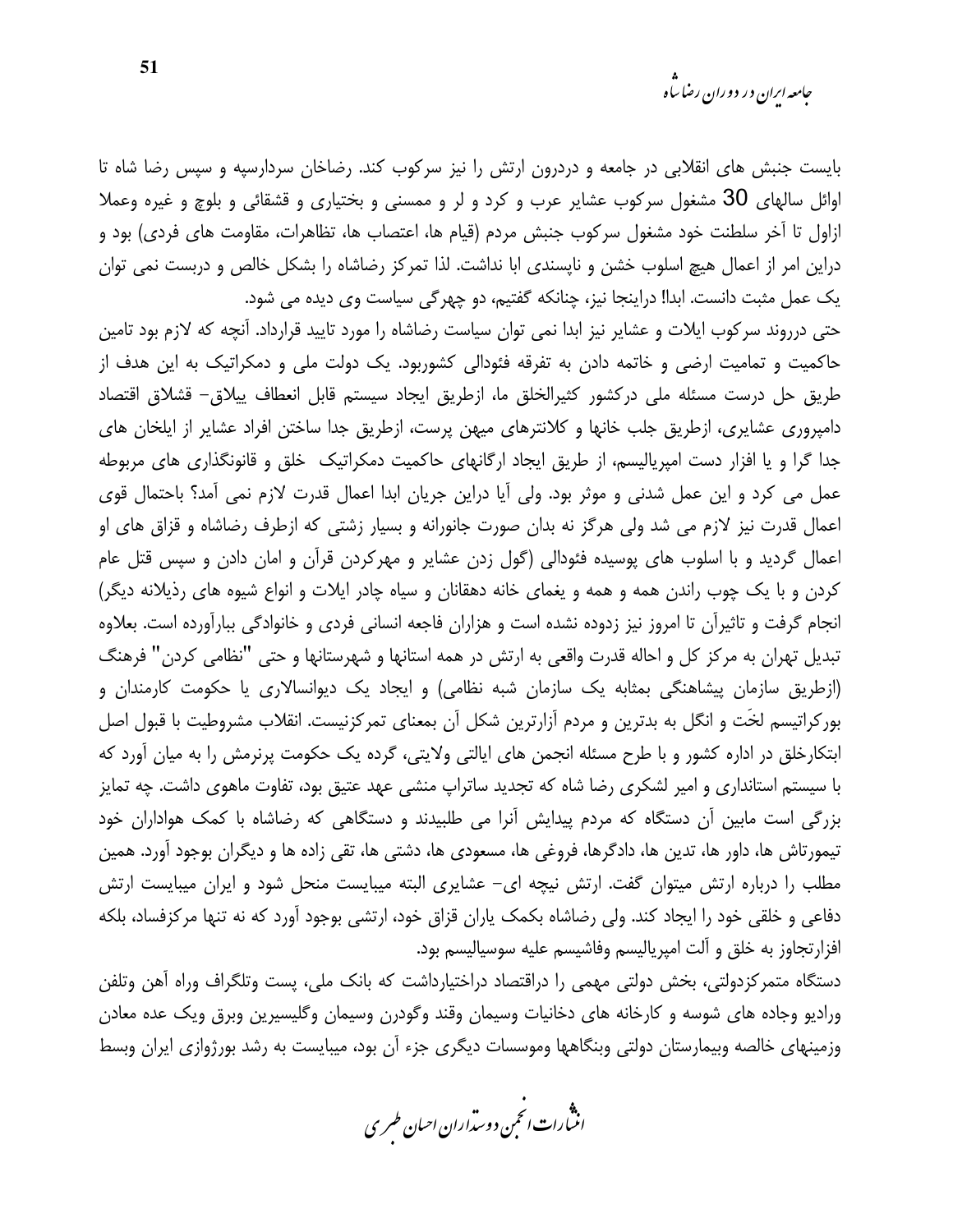بایست جنبش های انقلابی در جامعه و دردرون ارتش را نیز سرکوب کند. رضاخان سردارسپه و سپس رضا شاه تا اوائل سالهای 30 مشغول سرکوب عشایر عرب و کرد و لر و ممسنی و بختیاری و قشقائی و بلوچ و غیره وعملا ازاول تا آخر سلطنت خود مشغول سرکوب جنبش مردم (قیام ها، اعتصاب ها، تظاهرات، مقاومت های فردی) بود و دراین امر از اعمال هیچ اسلوب خشن و ناپسندی ابا نداشت. لذا تمرکز رضاشاه را بشکل خالص و دربست نمی توان یک عمل مثبت دانست. ابدا! دراینجا نیز، چنانکه گفتیم، دو چهرگی سیاست وی دیده می شود.

حتی درروند سرکوب ایلات و عشایر نیز ابدا نمی توان سیاست رضاشاه را مورد تایید قرارداد. آنچه که لازم بود تامین حاکمیت و تمامیت ارضی و خاتمه دادن به تفرقه فئودالی کشوربود. یک دولت ملی و دمکراتیک به این هدف از طریق حل درست مسئله ملی درکشور کثیرالخلق ما، ازطریق ایجاد سیستم قابل انعطاف ییلاق- قشلاق اقتصاد دامپروری عشایری، ازطریق جلب خانها و کلانترهای میهن پرست، ازطریق جدا ساختن افراد عشایر از ایلخان های جدا گرا و یا افزار دست امپریالیسم، از طریق ایجاد ارگانهای حاکمیت دمکراتیک خلق و قانونگذاری های مربوطه عمل می کرد و این عمل شدنی و موثر بود. ولی آیا دراین جریان ابدا اعمال قدرت لازم نمی آمد؟ باحتمال قوی اعمال قدرت نیز لازم می شد ولی هرگز نه بدان صورت جانورانه و بسیار زشتی که ازطرف رضاشاه و قزاق های او اعمال گردید و با اسلوب های پوسیده فئودالی (گول زدن عشایر و مهرکردن قرآن و امان دادن و سپس قتل عام کردن و با یک چوب راندن همه و همه و یغمای خانه دهقانان و سیاه چادر ایلات و انواع شیوه های رذیلانه دیگر) انجام گرفت و تاثیرآن تا امروز نیز زدوده نشده است و هزاران فاجعه انسانی فردی و خانوادگی ببارآورده است. بعلاوه تبدیل تهران به مرکز کل و احاله قدرت واقعی به ارتش در همه استانها و شهرستانها و حتی "نظامی کردن" فرهنگ (ازطریق سازمان پیشاهنگی بمثابه یک سازمان شبه نظامی) و ایجاد یک دیوانسالاری یا حکومت کارمندان و بورکراتیسم لخَت و انگل به بدترین و مردم آزارترین شکل آن بمعنای تمرکزنیست. انقلاب مشروطیت با قبول اصل ابتکارخلق در اداره کشور و با طرح مسئله انجمن های ایالتی ولایتی، گرده یک حکومت پرنرمش را به میان آورد که با سیستم استانداری و امیر لشکری رضا شاه که تجدید ساتراپ منشی عهد عتیق بود، تفاوت ماهوی داشت. چه تمایز بزرگی است مابین آن دستگاه که مردم پیدایش آنرا می طلبیدند و دستگاهی که رضاشاه با کمک هواداران خود تیمورتاش ها، داور ها، تدین ها، دادگرها، فروغی ها، مسعودی ها، دشتی ها، تقی زاده ها و دیگران بوجود آورد. همین مطلب را درباره ارتش میتوان گفت. ارتش نیچه ای- عشایری البته میبایست منحل شود و ایران میبایست ارتش دفاعی و خلقی خود را ایجاد کند. ولی رضاشاه بکمک یاران قزاق خود، ارتشی بوجود آورد که نه تنها مرکزفساد، بلکه افزارتجاوز به خلق و آلت امپریالیسم وفاشیسم علیه سوسیالیسم بود.

دستگاه متمرکزدولتی، بخش دولتی مهمی را دراقتصاد دراختیارداشت که بانک ملی، پست وتلگراف وراه آهن وتلفن ورادیو وجاده های شوسه و کارخانه های دخانیات وسیمان وقند وگودرن وسیمان وگلیسیرین وبرق ویک عده معادن وزمینهای خالصه وبیمارستان دولتی وبنگاهها وموسسات دیگری جزء آن بود، میبایست به رشد بورژوازی ایران وبسط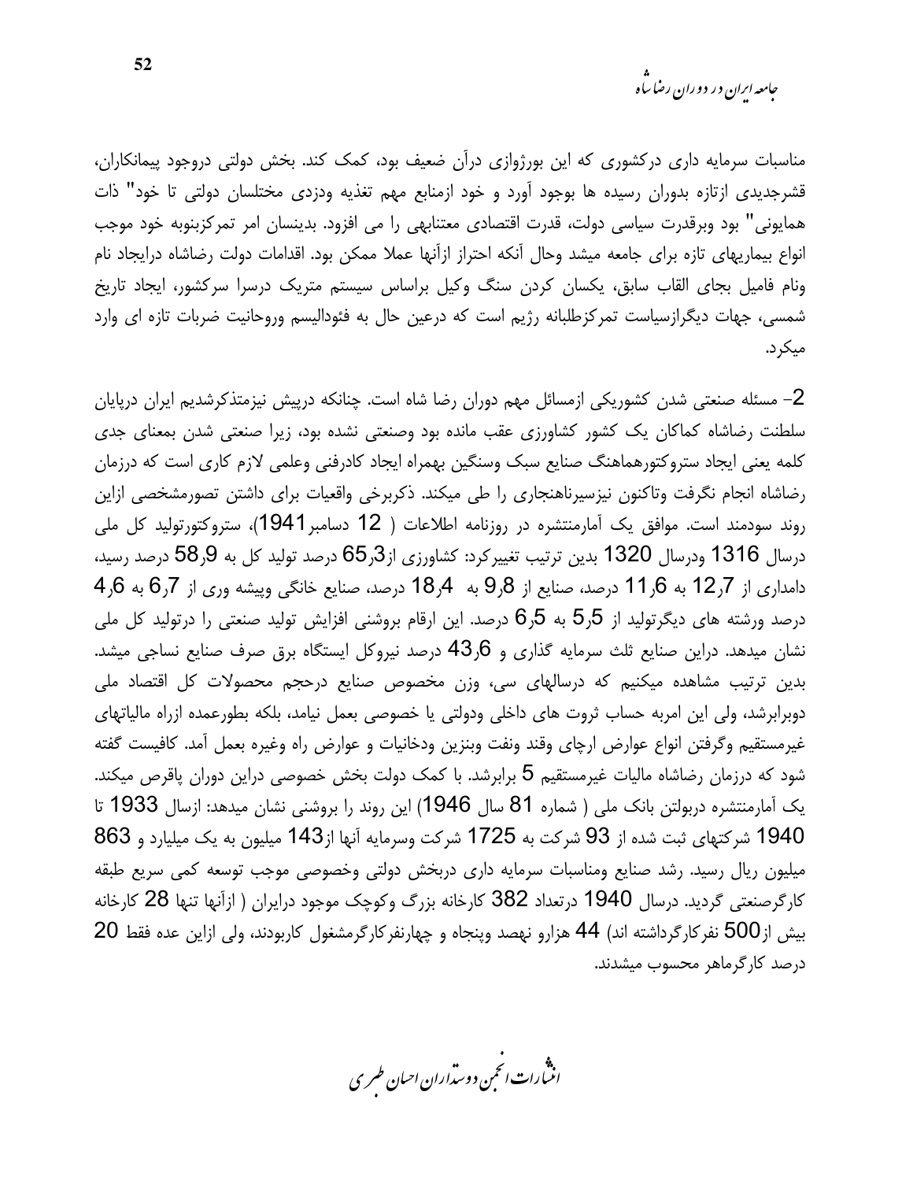مناسبات سرمایه داری درکشوری که این بورژوازی درآن ضعیف بود، کمک کند. بخش دولتی دروجود پیمانکاران، قشرجدیدی ازتازه بدوران رسیده ها بوجود آورد و خود ازمنابع مهم تغذیه ودزدی مختلسان دولتی تا خود" ذات همایونی" بود وبرقدرت سیاسی دولت، قدرت اقتصادی معتنابهی را می افزود. بدینسان امر تمرکزبنوبه خود موجب انواع بیماریهای تازه برای جامعه میشد وحال آنکه احتراز ازآنها عملا ممکن بود. اقدامات دولت رضاشاه درایجاد نام ونام فامیل بجای القاب سابق، یکسان کردن سنگ وکیل براساس سیستم متریک درسرا سرکشور، ایجاد تاریخ شمسی، جهات دیگرازسیاست تمرکزطلبانه رژیم است که درعین حال به فئودالیسم وروحانیت ضربات تازه ای وارد میکرد.

2- مسئله صنعتی شدن کشوریکی ازمسائل مهم دوران رضا شاه است. چنانکه درپیش نیزمتذکرشدیم ایران درپایان سلطنت رضاشاه کماکان یک کشور کشاورزی عقب مانده بود وصنعتی نشده بود، زیرا صنعتی شدن بمعنای جدی کلمه یعنی ایجاد ستروکتورهماهنگ صنایع سبک وسنگین بهمراه ایجاد کادرفنی وعلمی لازم کاری است که درزمان رضاشاه انجام نگرفت وتاکنون نیزسیرناهنجاری را طی میکند. ذکربرخی واقعیات برای داشتن تصورمشخصی ازاین روند سودمند است. موافق یک آمارمنتشره در روزنامه اطلاعات ( 12 دسامبر1941)، ستروکتورتولید کل ملی درسال 1316 ودرسال 1320 بدین ترتیب تغییرکرد: کشاورزی از3ر65 درصد تولید کل به 9ر58 درصد رسید، دامداری از 7ر12 به 6ر11 درصد، صنایع از 8ر9 به 4ر18 درصد، صنایع خانگی وپیشه وری از 7ر6 به 6ر4 درصد ورشته های دیگرتولید از 5ر5 به 5ر6 درصد. این ارقام بروشنی افزایش تولید صنعتی را درتولید کل ملی نشان میدهد. دراین صنایع ثلث سرمایه گذاری و 6ر43 درصد نیروکل ایستگاه برق صرف صنایع نساجی میشد. بدین ترتیب مشاهده میکنیم که درسالهای سی، وزن مخصوص صنایع درحجم محصولات کل اقتصاد ملی دوبرابرشد، ولی این امربه حساب ثروت های داخلی ودولتی یا خصوصی بعمل نیامد، بلکه بطورعمده ازراه مالیاتهای غیرمستقیم وگرفتن انواع عوارض ارچای وقند ونفت وبنزین ودخانیات و عوارض راه وغیره بعمل آمد. کافیست گفته شود که درزمان رضاشاه مالیات غیرمستقیم 5 برابرشد. با کمک دولت بخش خصوصی دراین دوران پاقرص میکند. یک آمارمنتشره دربولتن بانک ملی ( شماره 81 سال 1946) این روند را بروشنی نشان میدهد: ازسال 1933 تا 1940 شرکتهای ثبت شده از 93 شرکت به 1725 شرکت وسرمایه آنها از143 میلیون به یک میلیارد و 863 میلیون ریال رسید. رشد صنایع ومناسبات سرمایه داری دربخش دولتی وخصوصی موجب توسعه کمی سریع طبقه کارگرصنعتی گردید. درسال 1940 درتعداد 382 کارخانه بزرگ وکوچک موجود درایران ( ازآنها تنها 28 کارخانه بیش از500 نفرکارگرداشته اند) 44 هزارو نهصد وپنجاه و چهارنفرکارگرمشغول کاربودند، ولی ازاین عده فقط 20 درصد کارگرماهر محسوب میشدند.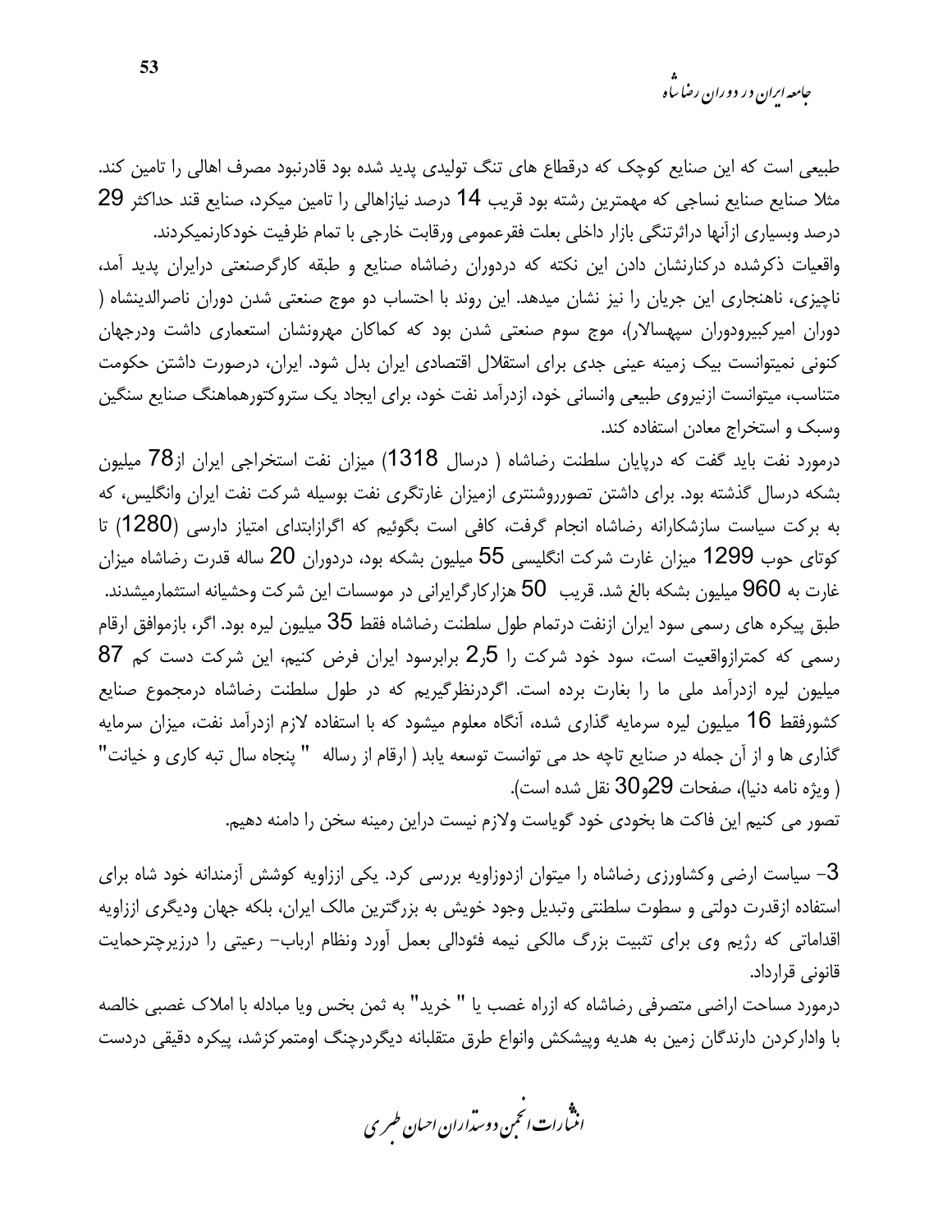طبیعی است که این صنایع کوچک که درقطاع های تنگ تولیدی پدید شده بود قادرنبود مصرف اهالی را تامین کند. مثلا صنایع صنایع نساجی که مهمترین رشته بود قریب 14 درصد نیازاهالی را تامین میکرد، صنایع قند حداکثر 29 درصد وبسیاری ازآنها دراثرتنگی بازار داخلی بعلت فقرعمومی ورقابت خارجی با تمام ظرفیت خودکارنمیکردند.

واقعیات ذکرشده درکنارنشان دادن این نکته که دردوران رضاشاه صنایع و طبقه کارگرصنعتی درایران پدید آمد، ناچیزی، ناهنجاری این جریان را نیز نشان میدهد. این روند با احتساب دو موج صنعتی شدن دوران ناصرالدینشاه ( دوران امیرکبیرودوران سپهسالار)، موج سوم صنعتی شدن بود که کماکان مهرونشان استعماری داشت ودرجهان کنونی نمیتوانست بیک زمینه عینی جدی برای استقلال اقتصادی ایران بدل شود. ایران، درصورت داشتن حکومت متناسب، میتوانست ازنیروی طبیعی وانسانی خود، ازدرآمد نفت خود، برای ایجاد یک ستروکتورهماهنگ صنایع سنگین وسبک و استخراج معادن استفاده کند.

درمورد نفت باید گفت که درپایان سلطنت رضاشاه ( درسال 1318) میزان نفت استخراجی ایران از78 میلیون بشکه درسال گذشته بود. برای داشتن تصورروشنتری ازمیزان غارتگری نفت بوسیله شرکت نفت ایران وانگلیس، که به برکت سیاست سازشکارانه رضاشاه انجام گرفت، کافی است بگوئیم که اگرازابتدای امتیاز دارسی (1280) تا کوتای حوب 1299 میزان غارت شرکت انگلیسی 55 میلیون بشکه بود، دردوران 20 ساله قدرت رضاشاه میزان غارت به 960 میلیون بشکه بالغ شد. قریب 50 هزارکارگرایرانی در موسسات این شرکت وحشیانه استثمارمیشدند. طبق پیکره های رسمی سود ایران ازنفت درتمام طول سلطنت رضاشاه فقط 35 میلیون لیره بود. اگر، بازموافق ارقام رسمی که کمترازواقعیت است، سود خود شرکت را 2،5 برابرسود ایران فرض کنیم، این شرکت دست کم 87 میلیون لیره ازدرآمد ملی ما را بغارت برده است. اگردرنظرگیریم که در طول سلطنت رضاشاه درمجموع صنایع کشورفقط 16 میلیون لیره سرمایه گذاری شده، آنگاه معلوم میشود که با استفاده لازم ازدرآمد نفت، میزان سرمایه گذاری ها و از آن جمله در صنایع تاچه حد می توانست توسعه یابد ( ارقام از رساله " پنجاه سال تبه کاری و خیانت" ( ویژه نامه دنیا)، صفحات 29و30 نقل شده است).

تصور می کنیم این فاکت ها بخودی خود گویاست ولازم نیست دراین رمینه سخن را دامنه دهیم.

3- سیاست ارضی وکشاورزی رضاشاه را میتوان ازدوزاویه بررسی کرد. یکی اززاویه کوشش آزمندانه خود شاه برای استفاده ازقدرت دولتی و سطوت سلطنتی وتبدیل وجود خویش به بزرگترین مالک ایران، بلکه جهان ودیگری اززاویه اقداماتی که رژیم وی برای تثبیت بزرگ مالکی نیمه فئودالی بعمل آورد ونظام ارباب- رعیتی را درزیرچترحمایت قانونی قرارداد.

درمورد مساحت اراضی متصرفی رضاشاه که ازراه غصب یا " خرید" به ثمن بخس ویا مبادله با املاک غصبی خالصه با وادارکردن دارندگان زمین به هدیه وپیشکش وانواع طرق متقلبانه دیگردرچنگ اومتمرکزشد، پیکره دقیقی دردست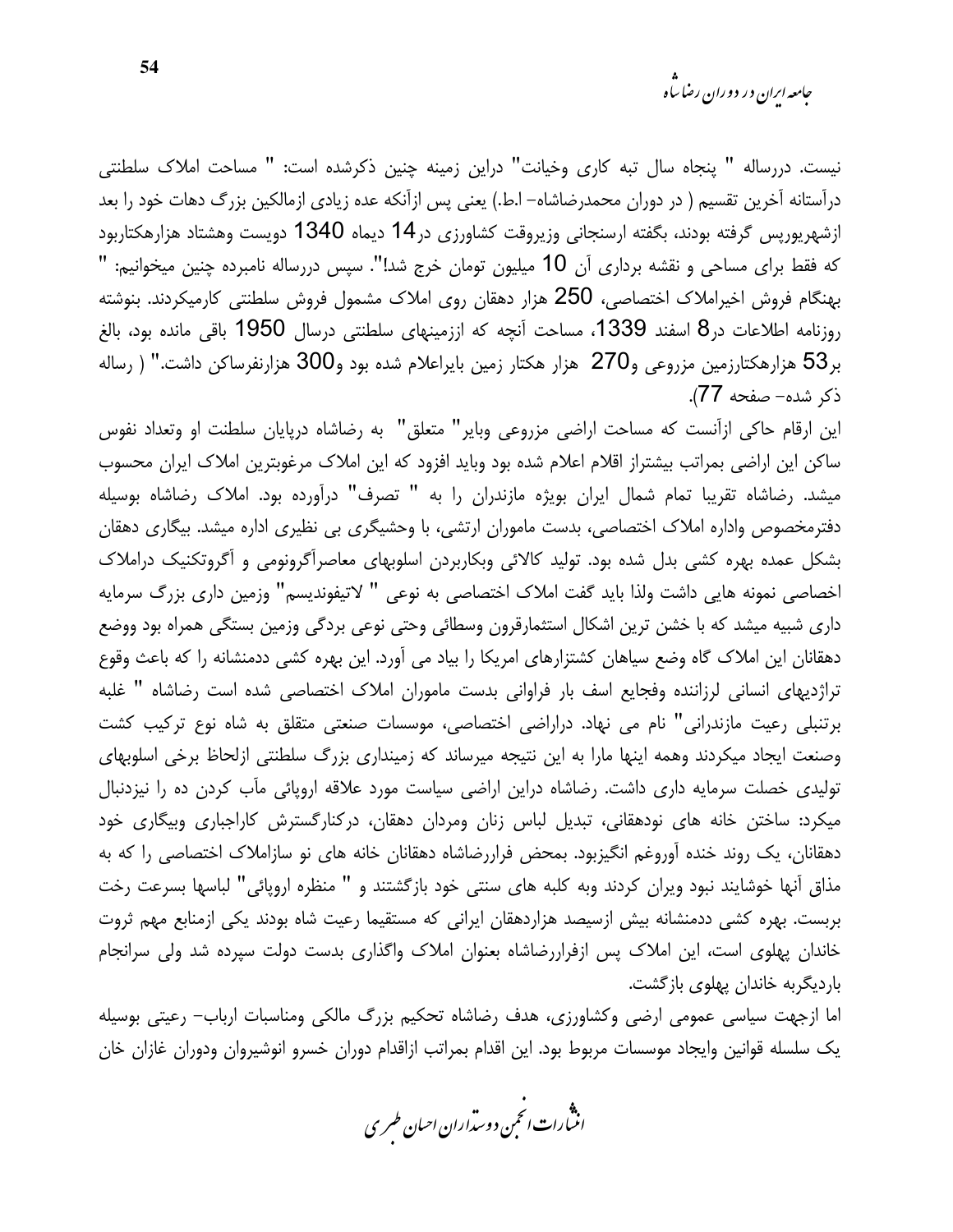نیست. دررساله " پنجاه سال تبه کاری وخیانت" دراین زمینه چنین ذکرشده است: " مساحت املاک سلطنتی درآستانه آخرین تقسیم ( در دوران محمدرضاشاه– ا.ط.) یعنی پس ازآنکه عده زیادی ازمالکین بزرگ دهات خود را بعد ازشهریورپس گرفته بودند، بگفته ارسنجانی وزیروقت کشاورزی در14 دیماه 1340 دویست وهشتاد هزارهکتاربود که فقط برای مساحی و نقشه برداری آن 10 میلیون تومان خرج شد!". سپس دررساله نامبرده چنین میخوانیم: " بهنگام فروش اخیراملاک اختصاصی، 250 هزار دهقان روی املاک مشمول فروش سلطنتی کارمیکردند. بنوشته روزنامه اطلاعات در8 اسفند 1339، مساحت آنچه که اززمینهای سلطنتی درسال 1950 باقی مانده بود، بالغ بر53 هزارهکتارزمین مزروعی و270 هزار هکتار زمین بایراعلام شده بود و300 هزارنفرساکن داشت." ( رساله ذکر شده– صفحه 77).

این ارقام حاکی ازآنست که مساحت اراضی مزروعی وبایر" متعلق" به رضاشاه درپایان سلطنت او وتعداد نفوس ساکن این اراضی بمراتب بیشتراز اقلام اعلام شده بود وباید افزود که این املاک مرغوبترین املاک ایران محسوب میشد. رضاشاه تقریبا تمام شمال ایران بویژه مازندران را به " تصرف" درآورده بود. املاک رضاشاه بوسیله دفترمخصوص واداره املاک اختصاصی، بدست ماموران ارتشی، با وحشیگری بی نظیری اداره میشد. بیگاری دهقان بشکل عمده بهره کشی بدل شده بود. تولید کالائی وبکاربردن اسلوبهای معاصرآگرونومی و آگروتکنیک دراملاک اخصاصی نمونه هایی داشت ولذا باید گفت املاک اختصاصی به نوعی " لاتیفوندیسم" وزمین داری بزرگ سرمایه داری شبیه میشد که با خشن ترین اشکال استثمارقرون وسطائی وحتی نوعی بردگی وزمین بستگی همراه بود ووضع دهقانان این املاک گاه وضع سیاهان کشتزارهای امریکا را بیاد می آورد. این بهره کشی ددمنشانه را که باعث وقوع تراژدیهای انسانی لرزاننده وفجایع اسف بار فراوانی بدست ماموران املاک اختصاصی شده است رضاشاه " غلبه برتنبلی رعیت مازندرانی" نام می نهاد. دراراضی اختصاصی، موسسات صنعتی متقلق به شاه نوع ترکیب کشت وصنعت ایجاد میکردند وهمه اینها مارا به این نتیجه میرساند که زمینداری بزرگ سلطنتی ازلحاظ برخی اسلوبهای تولیدی خصلت سرمایه داری داشت. رضاشاه دراین اراضی سیاست مورد علاقه اروپائی مآب کردن ده را نیزدنبال میکرد: ساختن خانه های نودهقانی، تبدیل لباس زنان ومردان دهقان، درکنارگسترش کاراجباری وبیگاری خود دهقانان، یک روند خنده آوروغم انگیزبود. بمحض فراررضاشاه دهقانان خانه های نو سازاملاک اختصاصی را که به مذاق آنها خوشایند نبود ویران کردند وبه کلبه های سنتی خود بازگشتند و " منظره اروپائی" لباسها بسرعت رخت بربست. بهره کشی ددمنشانه بیش ازسیصد هزاردهقان ایرانی که مستقیما رعیت شاه بودند یکی ازمنابع مهم ثروت خاندان پهلوی است، این املاک پس ازفراررضاشاه بعنوان املاک واگذاری بدست دولت سپرده شد ولی سرانجام باردیگربه خاندان پهلوی بازگشت.

اما ازجهت سیاسی عمومی ارضی وکشاورزی، هدف رضاشاه تحکیم بزرگ مالکی ومناسبات ارباب– رعیتی بوسیله یک سلسله قوانین وایجاد موسسات مربوط بود. این اقدام بمراتب ازاقدام دوران خسرو انوشیروان ودوران غازان خان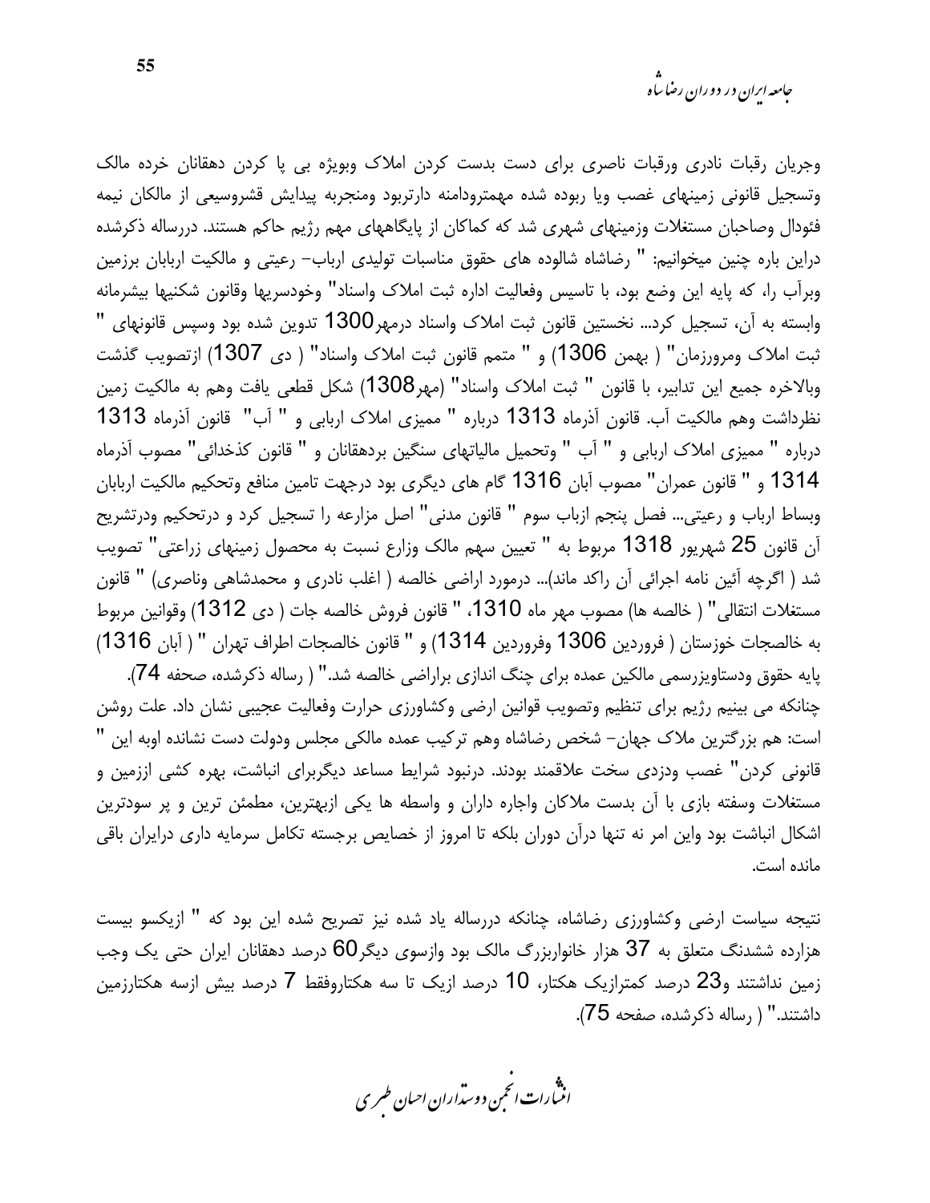وجریان رقابت نادری ورقابت ناصری برای دست بدست کردن املاک وبویژه بی پا کردن دهقانان خرده مالک وتسجیل قانونی زمینهای غصب ویا ربوده شده مهمترودامنه دارتربود ومنجربه پیدایش قشروسیعی از مالکان نیمه فئودال وصاحبان مستغلات وزمینهای شهری شد که کماکان از پایگاههای مهم رژیم حاکم هستند. دررساله ذکرشده دراین باره چنین میخوانیم: " رضاشاه شالوده های حقوق مناسبات تولیدی ارباب- رعیتی و مالکیت اربابان برزمین وبرآب را، که پایه این وضع بود، با تاسیس وفعالیت اداره ثبت املاک واسناد" وخودسریها وقانون شکنیها بیشرمانه وابسته به آن، تسجیل کرد... نخستین قانون ثبت املاک واسناد درمهر1300 تدوین شده بود وسپس قانونهای " ثبت املاک ومرورزمان" ( بهمن 1306) و " متمم قانون ثبت املاک واسناد" ( دی 1307) ازتصویب گذشت وبالاخره جمیع این تدابیر، با قانون " ثبت املاک واسناد" (مهر1308) شکل قطعی یافت وهم به مالکیت زمین نظرداشت وهم مالکیت آب. قانون آذرماه 1313 درباره " ممیزی املاک اربابی و " آب" قانون آذرماه 1313 درباره " ممیزی املاک اربابی و " آب " وتحمیل مالیاتهای سنگین بردهقانان و " قانون کذخدائی" مصوب آذرماه 1314 و " قانون عمران" مصوب آبان 1316 گام های دیگری بود درجهت تامین منافع وتحکیم مالکیت اربابان وبساط ارباب و رعیتی... فصل پنجم ازباب سوم " قانون مدنی" اصل مزارعه را تسجیل کرد و درتحکیم ودرتشریح آن قانون 25 شهریور 1318 مربوط به " تعیین سهم مالک وزارع نسبت به محصول زمینهای زراعتی" تصویب شد ( اگرچه آئین نامه اجرائی آن راکد ماند)... درمورد اراضی خالصه ( اغلب نادری و محمدشاهی وناصری) " قانون مستغلات انتقالی" ( خالصه ها) مصوب مهر ماه 1310، " قانون فروش خالصه جات ( دی 1312) وقوانین مربوط به خالصجات خوزستان ( فروردین 1306 وفروردین 1314) و " قانون خالصجات اطراف تهران " ( آبان 1316) پایه حقوق ودستاویزرسمی مالکین عمده برای چنگ اندازی براراضی خالصه شد." ( رساله ذکرشده، صحفه 74).

چنانکه می بینیم رژیم برای تنظیم وتصویب قوانین ارضی وکشاورزی حرارت وفعالیت عجیبی نشان داد. علت روشن است: هم بزرگترین ملاک جهان- شخص رضاشاه وهم ترکیب عمده مالکی مجلس ودولت دست نشانده اوبه این " قانونی کردن" غصب ودزدی سخت علاقمند بودند. درنبود شرایط مساعد دیگربرای انباشت، بهره کشی اززمین و مستغلات وسفته بازی با آن بدست ملاکان واجاره داران و واسطه ها یکی ازبهترین، مطمئن ترین و پر سودترین اشکال انباشت بود واین امر نه تنها درآن دوران بلکه تا امروز از خصایص برجسته تکامل سرمایه داری درایران باقی مانده است.

نتیجه سیاست ارضی وکشاورزی رضاشاه، چنانکه دررساله یاد شده نیز تصریح شده این بود که " ازیکسو بیست هزارده ششدنگ متعلق به 37 هزار خانواربزرگ مالک بود وازسوی دیگر60 درصد دهقانان ایران حتی یک وجب زمین نداشتند و23 درصد کمترازیک هکتار، 10 درصد ازیک تا سه هکتاروفقط 7 درصد بیش ازسه هکتارزمین داشتند." ( رساله ذکرشده، صفحه 75).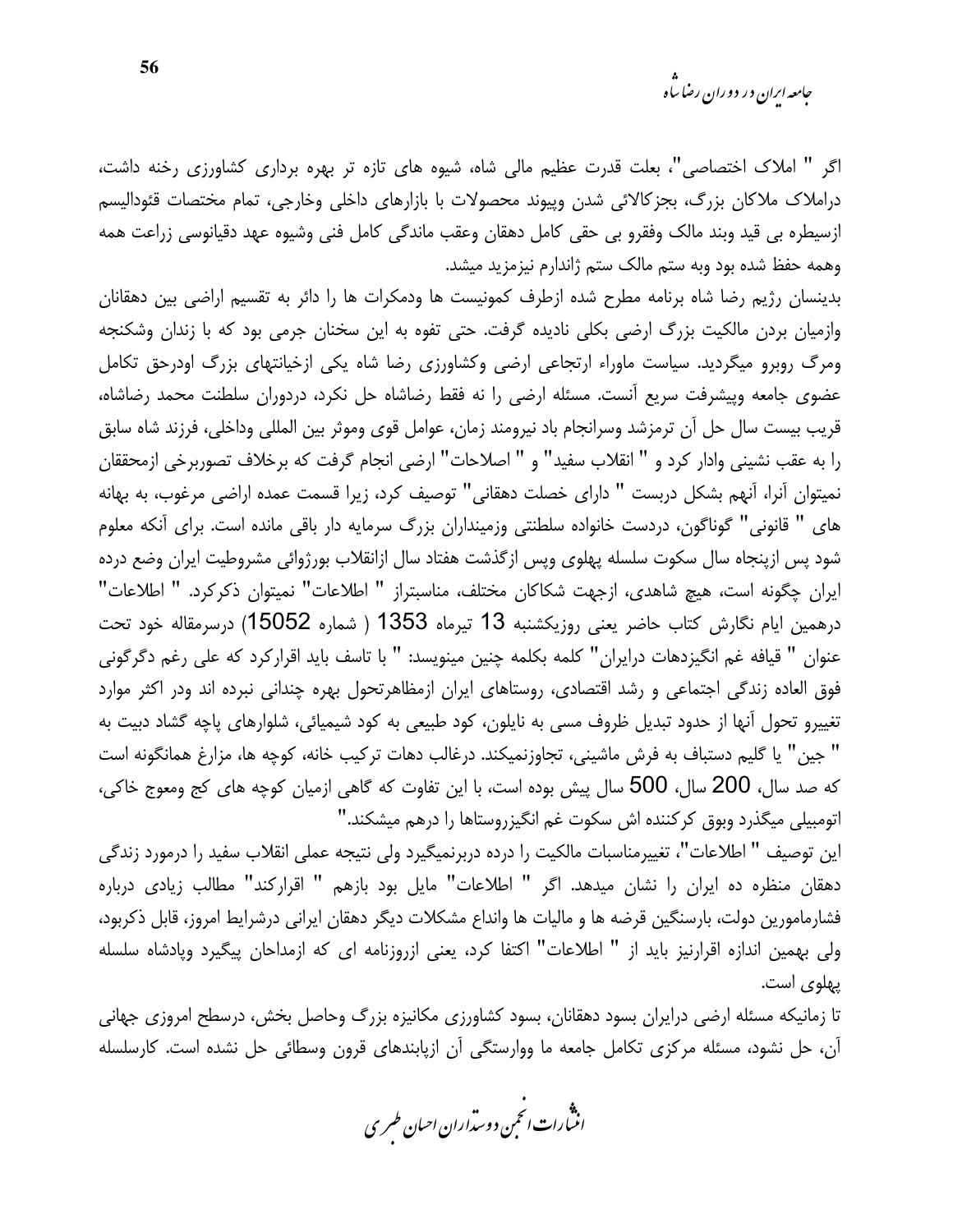اگر " املاک اختصاصی"، بعلت قدرت عظیم مالی شاه، شیوه های تازه تر بهره برداری کشاورزی رخنه داشت، دراملاک ملاکان بزرگ، بجزکالائی شدن وپیوند محصولات با بازارهای داخلی وخارجی، تمام مختصات فئودالیسم ازسیطره بی قید وبند مالک وفقرو بی حقی کامل دهقان وعقب ماندگی کامل فنی وشیوه عهد دقیانوسی زراعت همه وهمه حفظ شده بود وبه ستم مالک ستم ژاندارم نیزمزید میشد.

بدینسان رژیم رضا شاه برنامه مطرح شده ازطرف کمونیست ها ودمکرات ها را دائر به تقسیم اراضی بین دهقانان وازمیان بردن مالکیت بزرگ ارضی بکلی نادیده گرفت. حتی تفوه به این سخنان جرمی بود که با زندان وشکنجه ومرگ روبرو میگردید. سیاست ماوراء ارتجاعی ارضی وکشاورزی رضا شاه یکی ازخیانتهای بزرگ اودرحق تکامل عضوی جامعه وپیشرفت سریع آنست. مسئله ارضی را نه فقط رضاشاه حل نکرد، دردوران سلطنت محمد رضاشاه، قریب بیست سال حل آن ترمزشد وسرانجام باد نیرومند زمان، عوامل قوی وموثر بین المللی وداخلی، فرزند شاه سابق را به عقب نشینی وادار کرد و " انقلاب سفید" و " اصلاحات" ارضی انجام گرفت که برخلاف تصوربرخی ازمحققان نمیتوان آنرا، آنهم بشکل دربست " دارای خصلت دهقانی" توصیف کرد، زیرا قسمت عمده اراضی مرغوب، به بهانه های " قانونی" گوناگون، دردست خانواده سلطنتی وزمینداران بزرگ سرمایه دار باقی مانده است. برای آنکه معلوم شود پس ازپنجاه سال سکوت سلسله پهلوی وپس ازگذشت هفتاد سال ازانقلاب بورژوائی مشروطیت ایران وضع درده ایران چگونه است، هیچ شاهدی، ازجهت شکاکان مختلف، مناسبتراز " اطلاعات" نمیتوان ذکرکرد. " اطلاعات" درهمین ایام نگارش کتاب حاضر یعنی روزیکشنبه 13 تیرماه 1353 ( شماره 15052) درسرمقاله خود تحت عنوان " قیافه غم انگیزدهات درایران" کلمه بکلمه چنین مینویسد: " با تاسف باید اقرارکرد که علی رغم دگرگونی فوق العاده زندگی اجتماعی و رشد اقتصادی، روستاهای ایران ازمظاهرتحول بهره چندانی نبرده اند ودر اکثر موارد تغییرو تحول آنها از حدود تبدیل ظروف مسی به نایلون، کود طبیعی به کود شیمیائی، شلوارهای پاچه گشاد دبیت به " جین" یا گلیم دستباف به فرش ماشینی، تجاوزنمیکند. درغالب دهات ترکیب خانه، کوچه ها، مزارع همانگونه است که صد سال، 200 سال، 500 سال پیش بوده است، با این تفاوت که گاهی ازمیان کوچه های کج ومعوج خاکی، اتومبیلی میگذرد وبوق کرکننده اش سکوت غم انگیزروستاها را درهم میشکند."

این توصیف " اطلاعات"، تغییرمناسبات مالکیت را درده دربرنمیگیرد ولی نتیجه عملی انقلاب سفید را درمورد زندگی دهقان منظره ده ایران را نشان میدهد. اگر " اطلاعات" مایل بود بازهم " اقرارکند" مطالب زیادی درباره فشارمامورین دولت، بارسنگین قرضه ها و مالیات ها وانداع مشکلات دیگر دهقان ایرانی درشرایط امروز، قابل ذکربود، ولی بهمین اندازه اقرارنیز باید از " اطلاعات" اکتفا کرد، یعنی ازروزنامه ای که ازمداحان پیگیرد وپادشاه سلسله پهلوی است.

تا زمانیکه مسئله ارضی درایران بسود دهقانان، بسود کشاورزی مکانیزه بزرگ وحاصل بخش، درسطح امروزی جهانی آن، حل نشود، مسئله مرکزی تکامل جامعه ما ووارستگی آن ازپابندهای قرون وسطائی حل نشده است. کارسلسله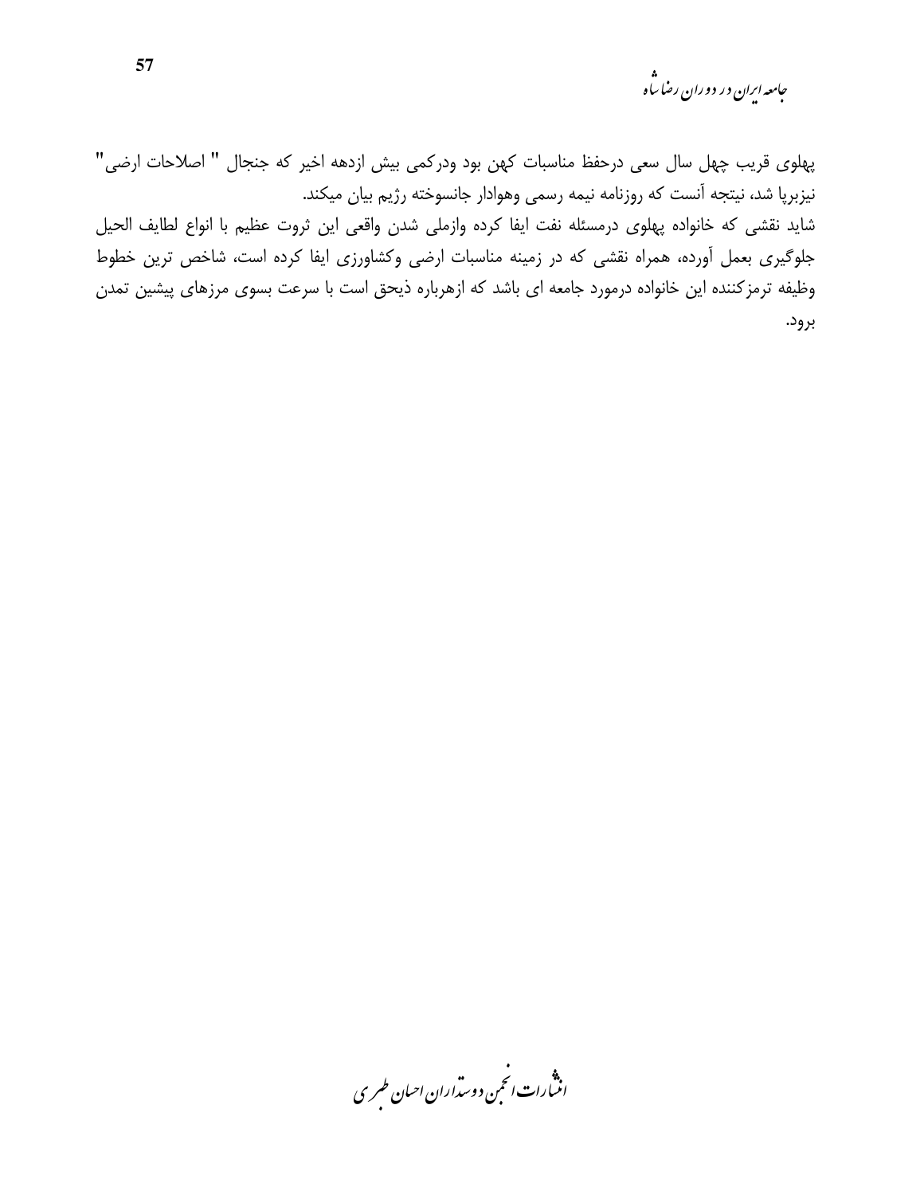پهلوی قریب چهل سال سعی درحفظ مناسبات کهن بود ودرکمی بیش ازدهه اخیر که جنجال " اصلاحات ارضی" نیزبرپا شد، نیتجه آنست که روزنامه نیمه رسمی وهوادار جانسوخته رژیم بیان میکند.

شاید نقشی که خانواده پهلوی درمسئله نفت ایفا کرده وازملی شدن واقعی این ثروت عظیم با انواع لطایف الحیل جلوگیری بعمل آورده، همراه نقشی که در زمینه مناسبات ارضی وکشاورزی ایفا کرده است، شاخص ترین خطوط وظیفه ترمزکننده این خانواده درمورد جامعه ای باشد که ازهرباره ذیحق است با سرعت بسوی مرزهای پیشین تمدن برود.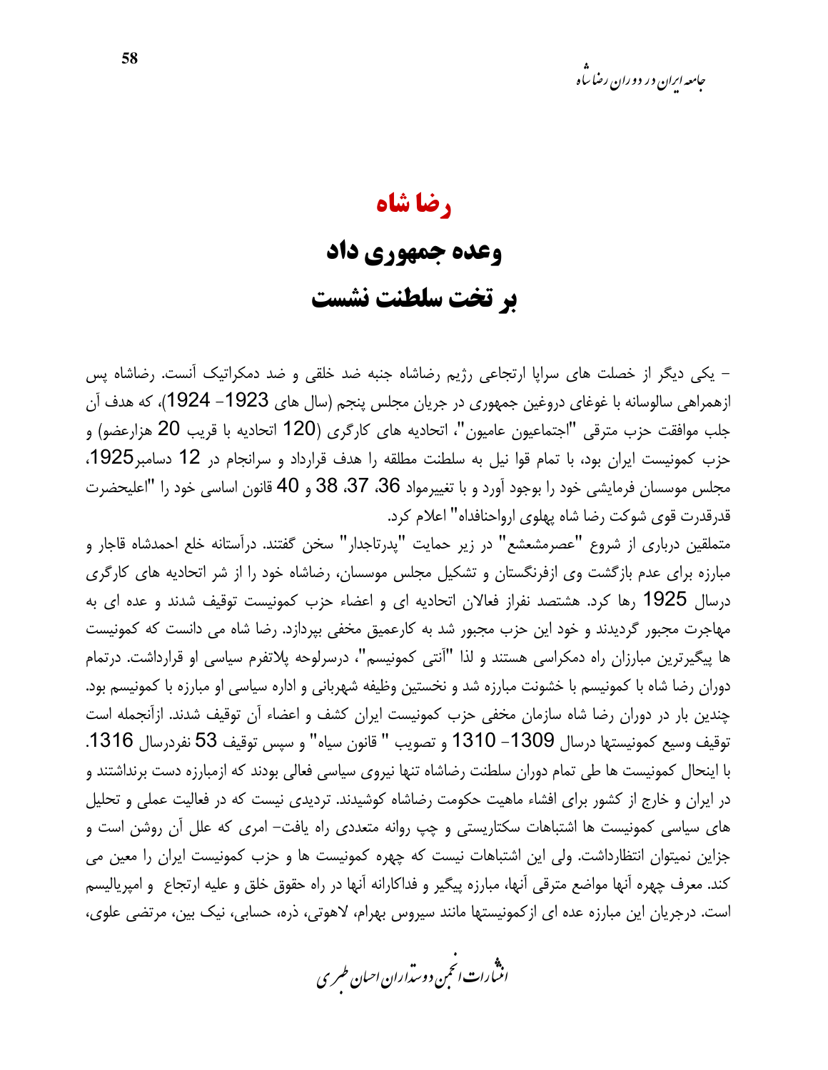# رضا شاه

## وعده جمهوری داد

## بر تخت سلطنت نشست

- یکی دیگر از خصلت های سراپا ارتجاعی رژیم رضاشاه جنبه ضد خلقی و ضد دمکراتیک آنست. رضاشاه پس ازهمراهی سالوسانه با غوغای دروغین جمهوری در جریان مجلس پنجم (سال های 1923- 1924)، که هدف آن جلب موافقت حزب مترقی "اجتماعیون عامیون"، اتحادیه های کارگری (120 اتحادیه با قریب 20 هزارعضو) و حزب کمونیست ایران بود، با تمام قوا نیل به سلطنت مطلقه را هدف قرارداد و سرانجام در 12 دسامبر1925، مجلس موسسان فرمایشی خود را بوجود آورد و با تغییرمواد 36، 37، 38 و 40 قانون اساسی خود را "اعلیحضرت قدرقدرت قوی شوکت رضا شاه پهلوی ارواحنافداه" اعلام کرد.

متملقین درباری از شروع "عصرمشعشع" در زیر حمایت "پدرتاجدار" سخن گفتند. درآستانه خلع احمدشاه قاجار و مبارزه برای عدم بازگشت وی ازفرنگستان و تشکیل مجلس موسسان، رضاشاه خود را از شر اتحادیه های کارگری درسال 1925 رها کرد. هشتصد نفراز فعالان اتحادیه ای و اعضاء حزب کمونیست توقیف شدند و عده ای به مهاجرت مجبور گردیدند و خود این حزب مجبور شد به کارعمیق مخفی بپردازد. رضا شاه می دانست که کمونیست ها پیگیرترین مبارزان راه دمکراسی هستند و لذا "آنتی کمونیسم"، درسرلوحه پلاتفرم سیاسی او قرارداشت. درتمام دوران رضا شاه با کمونیسم با خشونت مبارزه شد و نخستین وظیفه شهربانی و اداره سیاسی او مبارزه با کمونیسم بود. چندین بار در دوران رضا شاه سازمان مخفی حزب کمونیست ایران کشف و اعضاء آن توقیف شدند. ازآنجمله است توقیف وسیع کمونیستها درسال 1309- 1310 و تصویب " قانون سیاه" و سپس توقیف 53 نفردرسال 1316. با اینحال کمونیست ها طی تمام دوران سلطنت رضاشاه تنها نیروی سیاسی فعالی بودند که ازمبارزه دست برنداشتند و در ایران و خارج از کشور برای افشاء ماهیت حکومت رضاشاه کوشیدند. تردیدی نیست که در فعالیت عملی و تحلیل های سیاسی کمونیست ها اشتباهات سکتاریستی و چپ روانه متعددی راه یافت- امری که علل آن روشن است و جزاین نمیتوان انتظارداشت. ولی این اشتباهات نیست که چهره کمونیست ها و حزب کمونیست ایران را معین می کند. معرف چهره آنها مواضع مترقی آنها، مبارزه پیگیر و فداکارانه آنها در راه حقوق خلق و علیه ارتجاع و امپریالیسم است. درجریان این مبارزه عده ای ازکمونیستها مانند سیروس بهرام، لاهوتی، ذره، حسابی، نیک بین، مرتضی علوی،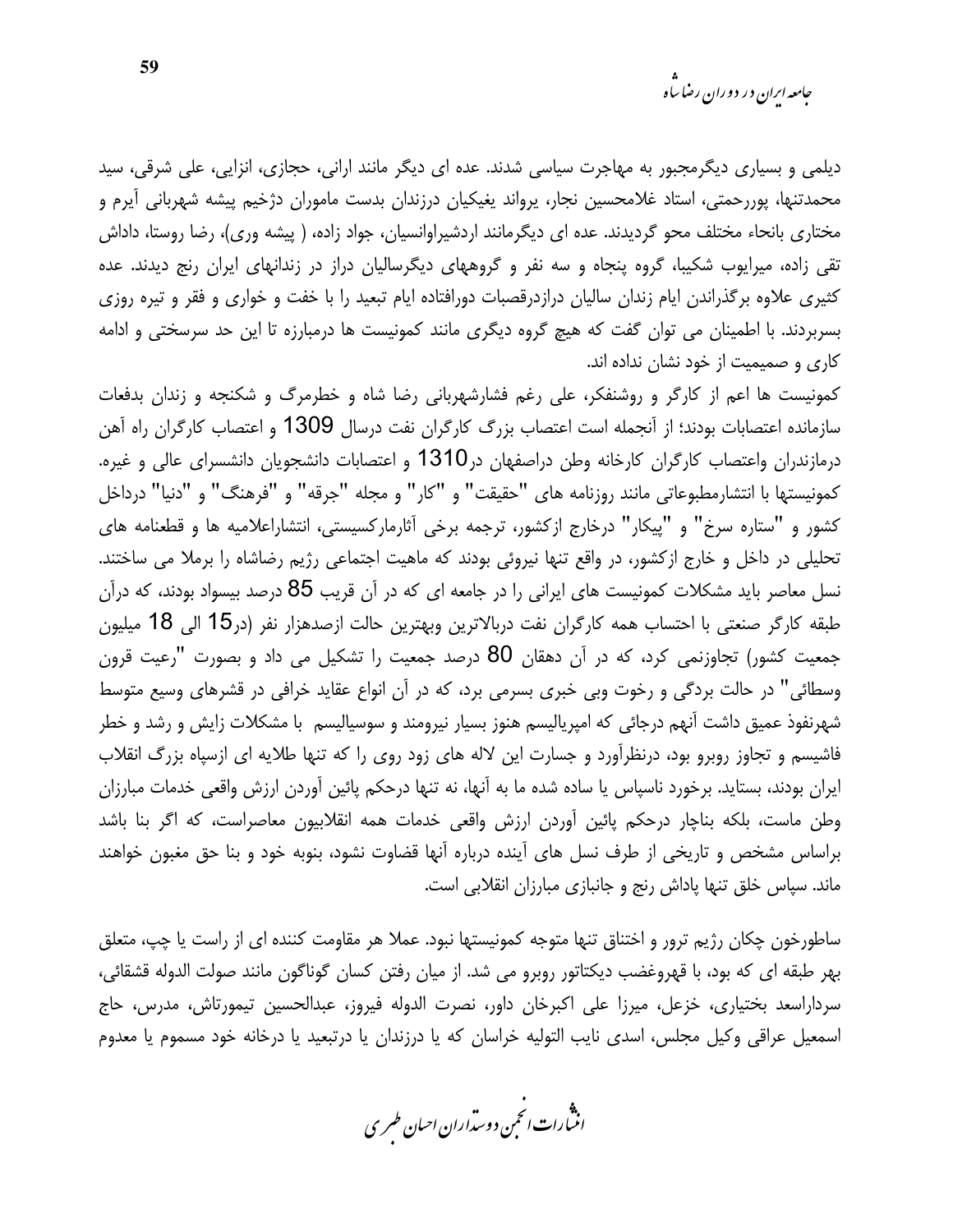دیلمی و بسیاری دیگرمجبور به مهاجرت سیاسی شدند. عده ای دیگر مانند ارانی، حجازی، انزایی، علی شرقی، سید محمدتنها، پوررحمتی، استاد غلامحسین نجار، یرواند یغیکیان درزندان بدست ماموران دژخیم پیشه شهربانی آیرم و مختاری بانحاء مختلف محو گردیدند. عده ای دیگرمانند اردشیراوانسیان، جواد زاده، ( پیشه وری)، رضا روستا، داداش تقی زاده، میرایوب شکیبا، گروه پنجاه و سه نفر و گروههای دیگرسالیان دراز در زندانهای ایران رنج دیدند. عده کثیری علاوه برگذراندن ایام زندان سالیان درازدرقصبات دورافتاده ایام تبعید را با خفت و خواری و فقر و تیره روزی بسربردند. با اطمینان می توان گفت که هیچ گروه دیگری مانند کمونیست ها درمبارزه تا این حد سرسختی و ادامه کاری و صمیمیت از خود نشان نداده اند.

کمونیست ها اعم از کارگر و روشنفکر، علی رغم فشارشهربانی رضا شاه و خطرمرگ و شکنجه و زندان بدفعات سازمانده اعتصابات بودند؛ از آنجمله است اعتصاب بزرگ کارگران نفت درسال 1309 و اعتصاب کارگران راه آهن درمازندران واعتصاب کارگران کارخانه وطن دراصفهان در1310 و اعتصابات دانشجویان دانشسرای عالی و غیره. کمونیستها با انتشارمطبوعاتی مانند روزنامه های "حقیقت" و "کار" و مجله "جرقه" و "فرهنگ" و "دنیا" درداخل کشور و "ستاره سرخ" و "پیکار" درخارج ازکشور، ترجمه برخی آثارمارکسیستی، انتشاراعلامیه ها و قطعنامه های تحلیلی در داخل و خارج ازکشور، در واقع تنها نیروئی بودند که ماهیت اجتماعی رژیم رضاشاه را برملا می ساختند. نسل معاصر باید مشکلات کمونیست های ایرانی را در جامعه ای که در آن قریب 85 درصد بیسواد بودند، که درآن طبقه کارگر صنعتی با احتساب همه کارگران نفت دربالاترین وبهترین حالت ازصدهزار نفر (در15 الی 18 میلیون جمعیت کشور) تجاوزنمی کرد، که در آن دهقان 80 درصد جمعیت را تشکیل می داد و بصورت "رعیت قرون وسطائی" در حالت بردگی و رخوت وبی خبری بسرمی برد، که در آن انواع عقاید خرافی در قشرهای وسیع متوسط شهرنفوذ عمیق داشت آنهم درجائی که امپریالیسم هنوز بسیار نیرومند و سوسیالیسم  با مشکلات زایش و رشد و خطر فاشیسم و تجاوز روبرو بود، درنظرآورد و جسارت این لاله های زود روی را که تنها طلایه ای ازسپاه بزرگ انقلاب ایران بودند، بستاید. برخورد ناسپاس یا ساده شده ما به آنها، نه تنها درحکم پائین آوردن ارزش واقعی خدمات مبارزان وطن ماست، بلکه بناچار درحکم پائین آوردن ارزش واقعی خدمات همه انقلابیون معاصراست، که اگر بنا باشد براساس مشخص و تاریخی از طرف نسل های آینده درباره آنها قضاوت نشود، بنوبه خود و بنا حق مغبون خواهند ماند. سپاس خلق تنها پاداش رنج و جانبازی مبارزان انقلابی است.

ساطورخون چکان رژیم ترور و اختناق تنها متوجه کمونیستها نبود. عملا هر مقاومت کننده ای از راست یا چپ، متعلق بهر طبقه ای که بود، با قهروغضب دیکتاتور روبرو می شد. از میان رفتن کسان گوناگون مانند صولت الدوله قشقائی، سرداراسعد بختیاری، خزعل، میرزا علی اکبرخان داور، نصرت الدوله فیروز، عبدالحسین تیمورتاش، مدرس، حاج اسمعیل عراقی وکیل مجلس، اسدی نایب التولیه خراسان که یا درزندان یا درتبعید یا درخانه خود مسموم یا معدوم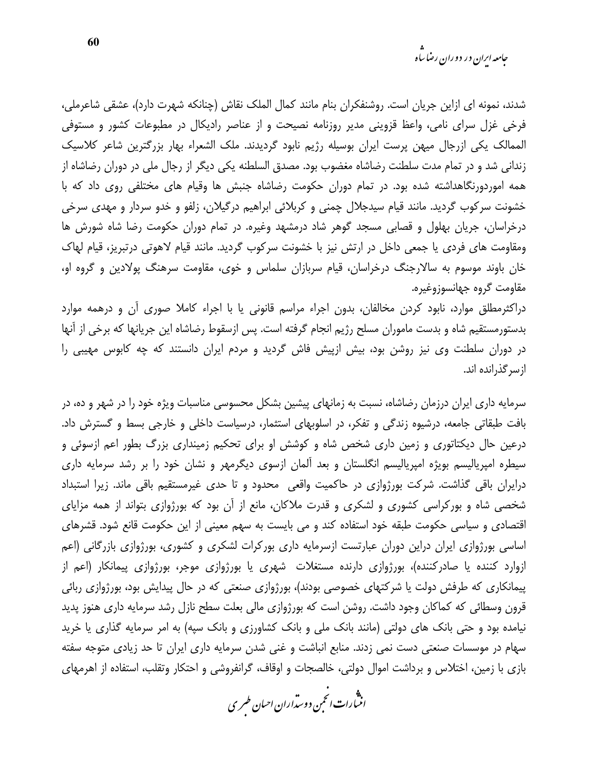شدند، نمونه ای ازاین جریان است. روشنفکران بنام مانند کمال الملک نقاش (چنانکه شهرت دارد)، عشقی شاعرملی، فرخی غزل سرای نامی، واعظ قزوینی مدیر روزنامه نصیحت و از عناصر رادیکال در مطبوعات کشور و مستوفی الممالک یکی ازرجال میهن پرست ایران بوسیله رژیم نابود گردیدند. ملک الشعراء بهار بزرگترین شاعر کلاسیک زندانی شد و در تمام مدت سلطنت رضاشاه مغضوب بود. مصدق السلطنه یکی دیگر از رجال ملی در دوران رضاشاه از همه اموردورنگاهداشته شده بود. در تمام دوران حکومت رضاشاه جنبش ها وقیام های مختلفی روی داد که با خشونت سرکوب گردید. مانند قیام سیدجلال چمنی و کربلائی ابراهیم درگیلان، زلفو و خدو سردار و مهدی سرخی درخراسان، جریان بهلول و قصابی مسجد گوهر شاد درمشهد وغیره. در تمام دوران حکومت رضا شاه شورش ها ومقاومت های فردی یا جمعی داخل در ارتش نیز با خشونت سرکوب گردید. مانند قیام لاهوتی درتبریز، قیام لهاک خان باوند موسوم به سالارجنگ درخراسان، قیام سربازان سلماس و خوی، مقاومت سرهنگ پولادین و گروه او، مقاومت گروه جهانسوزوغیره.

دراکثرمطلق موارد، نابود کردن مخالفان، بدون اجراء مراسم قانونی یا با اجراء کاملا صوری آن و درهمه موارد بدستورمستقیم شاه و بدست ماموران مسلح رژیم انجام گرفته است. پس ازسقوط رضاشاه این جریانها که برخی از آنها در دوران سلطنت وی نیز روشن بود، بیش ازپیش فاش گردید و مردم ایران دانستند که چه کابوس مهیبی را ازسرگذرانده اند.

سرمایه داری ایران درزمان رضاشاه، نسبت به زمانهای پیشین بشکل محسوسی مناسبات ویژه خود را در شهر و ده، در بافت طبقاتی جامعه، درشیوه زندگی و تفکر، در اسلوبهای استثمار، درسیاست داخلی و خارجی بسط و گسترش داد. درعین حال دیکتاتوری و زمین داری شخص شاه و کوشش او برای تحکیم زمینداری بزرگ بطور اعم ازسوئی و سیطره امپریالیسم بویژه امپریالیسم انگلستان و بعد آلمان ازسوی دیگرمهر و نشان خود را بر رشد سرمایه داری درایران باقی گذاشت. شرکت بورژوازی در حاکمیت واقعی محدود و تا حدی غیرمستقیم باقی ماند. زیرا استبداد شخصی شاه و بورکراسی کشوری و لشکری و قدرت ملاکان، مانع از آن بود که بورژوازی بتواند از همه مزایای اقتصادی و سیاسی حکومت طبقه خود استفاده کند و می بایست به سهم معینی از این حکومت قانع شود. قشرهای اساسی بورژوازی ایران دراین دوران عبارتست ازسرمایه داری بورکرات لشکری و کشوری، بورژوازی بازرگانی (اعم ازوارد کننده یا صادرکننده)، بورژوازی دارنده مستغلات شهری یا بورژوازی موجر، بورژوازی پیمانکار (اعم از پیمانکاری که طرفش دولت یا شرکتهای خصوصی بودند)، بورژوازی صنعتی که در حال پیدایش بود، بورژوازی ربائی قرون وسطائی که کماکان وجود داشت. روشن است که بورژوازی مالی بعلت سطح نازل رشد سرمایه داری هنوز پدید نیامده بود و حتی بانک های دولتی (مانند بانک ملی و بانک کشاورزی و بانک سپه) به امر سرمایه گذاری یا خرید سهام در موسسات صنعتی دست نمی زدند. منابع انباشت و غنی شدن سرمایه داری ایران تا حد زیادی متوجه سفته بازی با زمین، اختلاس و برداشت اموال دولتی، خالصجات و اوقاف، گرانفروشی و احتکار وتقلب، استفاده از اهرمهای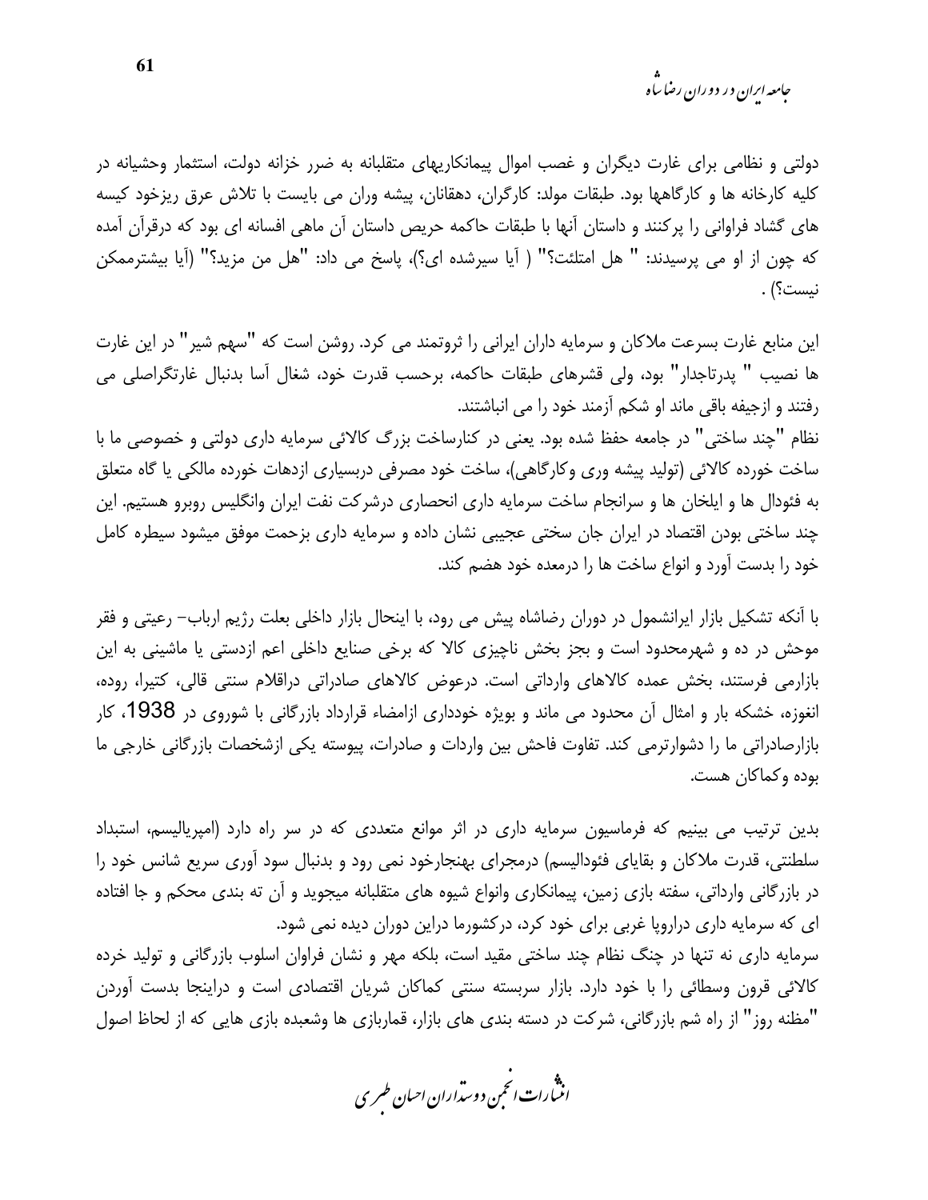دولتی و نظامی برای غارت دیگران و غصب اموال پیمانکاریهای متقلبانه به ضرر خزانه دولت، استثمار وحشیانه در کلیه کارخانه ها و کارگاهها بود. طبقات مولد: کارگران، دهقانان، پیشه وران می بایست با تلاش عرق ریزخود کیسه های گشاد فراوانی را پرکنند و داستان آنها با طبقات حاکمه حریص داستان آن ماهی افسانه ای بود که درقرآن آمده که چون از او می پرسیدند: " هل امتلئت؟" ( آیا سیرشده ای؟)، پاسخ می داد: "هل من مزید؟" (آیا بیشترممکن نیست؟) .

این منابع غارت بسرعت ملاکان و سرمایه داران ایرانی را ثروتمند می کرد. روشن است که "سهم شیر" در این غارت ها نصیب " پدرتاجدار" بود، ولی قشرهای طبقات حاکمه، برحسب قدرت خود، شغال آسا بدنبال غارتگراصلی می رفتند و ازجیفه باقی ماند او شکم آزمند خود را می انباشتند.

نظام "چند ساختی" در جامعه حفظ شده بود. یعنی در کنارساخت بزرگ کالائی سرمایه داری دولتی و خصوصی ما با ساخت خورده کالائی (تولید پیشه وری وکارگاهی)، ساخت خود مصرفی دربسیاری ازدهات خورده مالکی یا گاه متعلق به فئودال ها و ایلخان ها و سرانجام ساخت سرمایه داری انحصاری درشرکت نفت ایران وانگلیس روبرو هستیم. این چند ساختی بودن اقتصاد در ایران جان سختی عجیبی نشان داده و سرمایه داری بزحمت موفق میشود سیطره کامل خود را بدست آورد و انواع ساخت ها را درمعده خود هضم کند.

با آنکه تشکیل بازار ایرانشمول در دوران رضاشاه پیش می رود، با اینحال بازار داخلی بعلت رژیم ارباب- رعیتی و فقر موحش در ده و شهرمحدود است و بجز بخش ناچیزی کالا که برخی صنایع داخلی اعم ازدستی یا ماشینی به این بازارمی فرستند، بخش عمده کالاهای وارداتی است. درعوض کالاهای صادراتی دراقلام سنتی قالی، کتیرا، روده، انغوزه، خشکه بار و امثال آن محدود می ماند و بویژه خودداری ازامضاء قرارداد بازرگانی با شوروی در 1938، کار بازارصادراتی ما را دشوارترمی کند. تفاوت فاحش بین واردات و صادرات، پیوسته یکی ازشخصات بازرگانی خارجی ما بوده وکماکان هست.

بدین ترتیب می بینیم که فرماسیون سرمایه داری در اثر موانع متعددی که در سر راه دارد (امپریالیسم، استبداد سلطنتی، قدرت ملاکان و بقایای فئودالیسم) درمجرای بهنجارخود نمی رود و بدنبال سود آوری سریع شانس خود را در بازرگانی وارداتی، سفته بازی زمین، پیمانکاری وانواع شیوه های متقلبانه میجوید و آن ته بندی محکم و جا افتاده ای که سرمایه داری دراروپا غربی برای خود کرد، درکشورما دراین دوران دیده نمی شود.

سرمایه داری نه تنها در چنگ نظام چند ساختی مقید است، بلکه مهر و نشان فراوان اسلوب بازرگانی و تولید خرده کالائی قرون وسطائی را با خود دارد. بازار سربسته سنتی کماکان شریان اقتصادی است و دراینجا بدست آوردن "مظنه روز" از راه شم بازرگانی، شرکت در دسته بندی های بازار، قماربازی ها وشعبده بازی هایی که از لحاظ اصول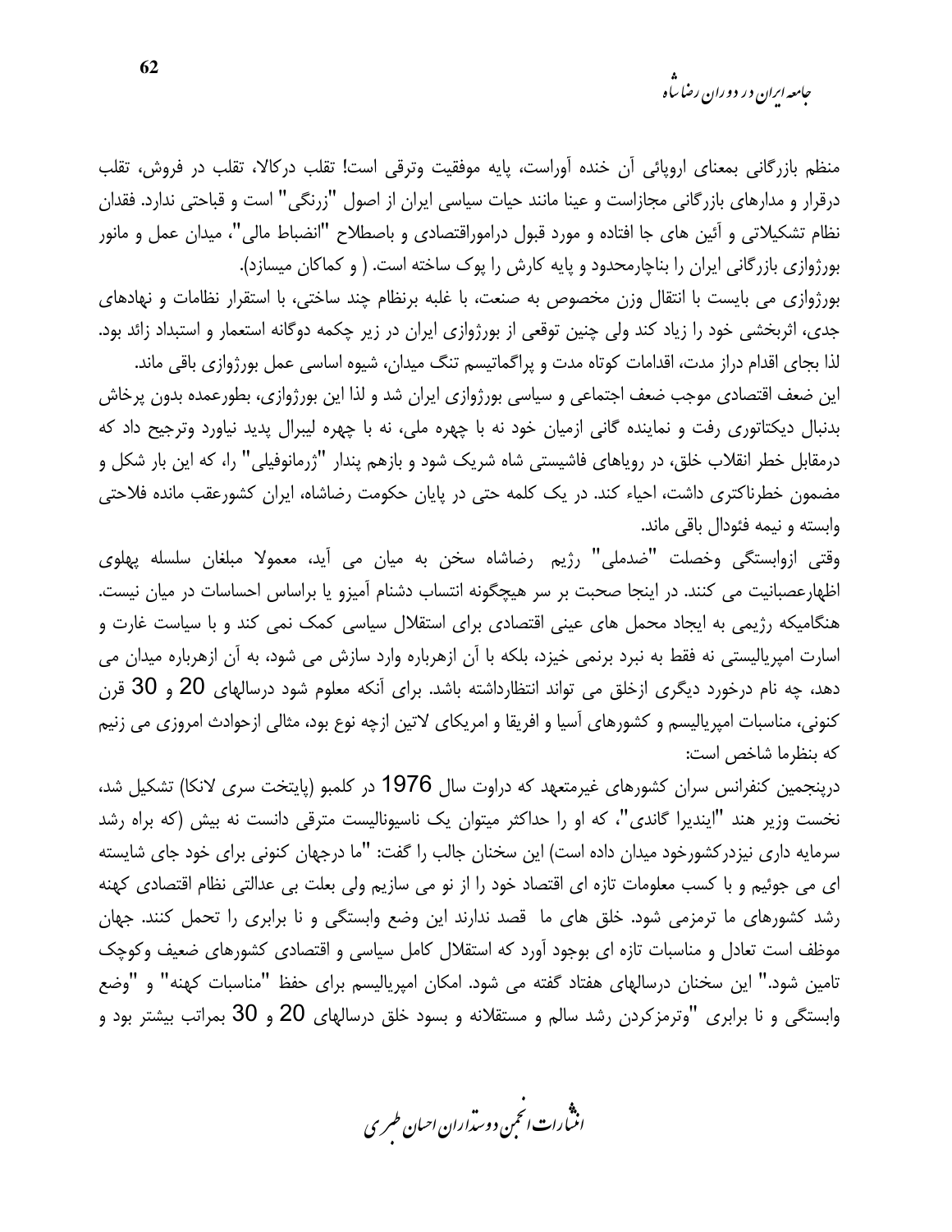منظم بازرگانی بمعنای اروپائی آن خنده آوراست، پایه موفقیت وترقی است! تقلب درکالا، تقلب در فروش، تقلب درقرار و مدارهای بازرگانی مجازاست و عینا مانند حیات سیاسی ایران از اصول "زرنگی" است و قباحتی ندارد. فقدان نظام تشکیلاتی و آئین های جا افتاده و مورد قبول درامورااقتصادی و باصطلاح "انضباط مالی"، میدان عمل و مانور بورژوازی بازرگانی ایران را بناچارمحدود و پایه کارش را پوک ساخته است. ( و کماکان میسازد).

بورژوازی می بایست با انتقال وزن مخصوص به صنعت، با غلبه برنظام چند ساختی، با استقرار نظامات و نهادهای جدی، اثربخشی خود را زیاد کند ولی چنین توقعی از بورژوازی ایران در زیر چکمه دوگانه استعمار و استبداد زائد بود. لذا بجای اقدام دراز مدت، اقدامات کوتاه مدت و پراگماتیسم تنگ میدان، شیوه اساسی عمل بورژوازی باقی ماند.

این ضعف اقتصادی موجب ضعف اجتماعی و سیاسی بورژوازی ایران شد و لذا این بورژوازی، بطورعمده بدون پرخاش بدنبال دیکتاتوری رفت و نماینده گانی ازمیان خود نه با چهره ملی، نه با چهره لیبرال پدید نیاورد وترجیح داد که درمقابل خطر انقلاب خلق، در رویاهای فاشیستی شاه شریک شود و بازهم پندار "ژرمانوفیلی" را، که این بار شکل و مضمون خطرناکتری داشت، احیاء کند. در یک کلمه حتی در پایان حکومت رضاشاه، ایران کشورعقب مانده فلاحتی وابسته و نیمه فئودال باقی ماند.

وقتی ازوابستگی وخصلت "ضدملی" رژیم رضاشاه سخن به میان می آید، معمولا مبلغان سلسله پهلوی اظهارعصبانیت می کنند. در اینجا صحبت بر سر هیچگونه انتساب دشنام آمیزو یا براساس احساسات در میان نیست. هنگامیکه رژیمی به ایجاد محمل های عینی اقتصادی برای استقلال سیاسی کمک نمی کند و با سیاست غارت و اسارت امپریالیستی نه فقط به نبرد برنمی خیزد، بلکه با آن ازهرباره وارد سازش می شود، به آن ازهرباره میدان می دهد، چه نام درخورد دیگری ازخلق می تواند انتظارداشته باشد. برای آنکه معلوم شود درسالهای 20 و 30 قرن کنونی، مناسبات امپریالیسم و کشورهای آسیا و افریقا و امریکای لاتین ازچه نوع بود، مثالی ازحوادث امروزی می زنیم که بنظرما شاخص است:

درپنجمین کنفرانس سران کشورهای غیرمتعهد که دراوت سال 1976 در کلمبو (پایتخت سری لانکا) تشکیل شد، نخست وزیر هند "ایندیرا گاندی"، که او را حداکثر میتوان یک ناسیونالیست مترقی دانست نه بیش (که براه رشد سرمایه داری نیزدرکشورخود میدان داده است) این سخنان جالب را گفت: "ما درجهان کنونی برای خود جای شایسته ای می جوئیم و با کسب معلومات تازه ای اقتصاد خود را از نو می سازیم ولی بعلت بی عدالتی نظام اقتصادی کهنه رشد کشورهای ما ترمزمی شود. خلق های ما قصد ندارند این وضع وابستگی و نا برابری را تحمل کنند. جهان موظف است تعادل و مناسبات تازه ای بوجود آورد که استقلال کامل سیاسی و اقتصادی کشورهای ضعیف وکوچک تامین شود." این سخنان درسالهای هفتاد گفته می شود. امکان امپریالیسم برای حفظ "مناسبات کهنه" و "وضع وابستگی و نا برابری "وترمزکردن رشد سالم و مستقلانه و بسود خلق درسالهای 20 و 30 بمراتب بیشتر بود و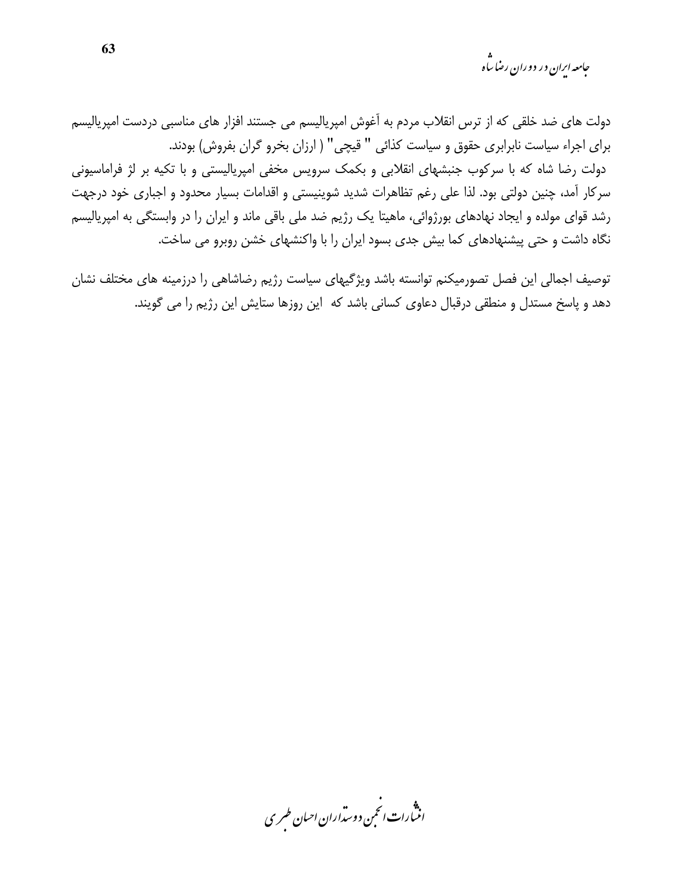دولت های ضد خلقی که از ترس انقلاب مردم به آغوش امپریالیسم می جستند افزار های مناسبی دردست امپریالیسم برای اجراء سیاست نابرابری حقوق و سیاست کذائی " قیچی" ( ارزان بخرو گران بفروش) بودند.

دولت رضا شاه که با سرکوب جنبشهای انقلابی و بکمک سرویس مخفی امپریالیستی و با تکیه بر لژ فراماسیونی سرکار آمد، چنین دولتی بود. لذا علی رغم تظاهرات شدید شوینیستی و اقدامات بسیار محدود و اجباری خود درجهت رشد قوای مولده و ایجاد نهادهای بورژوائی، ماهیتا یک رژیم ضد ملی باقی ماند و ایران را در وابستگی به امپریالیسم نگاه داشت و حتی پیشنهادهای کما بیش جدی بسود ایران را با واکنشهای خشن روبرو می ساخت.

توصیف اجمالی این فصل تصورمیکنم توانسته باشد ویژگیهای سیاست رژیم رضاشاهی را درزمینه های مختلف نشان دهد و پاسخ مستدل و منطقی درقبال دعاوی کسانی باشد که  این روزها ستایش این رژیم را می گویند.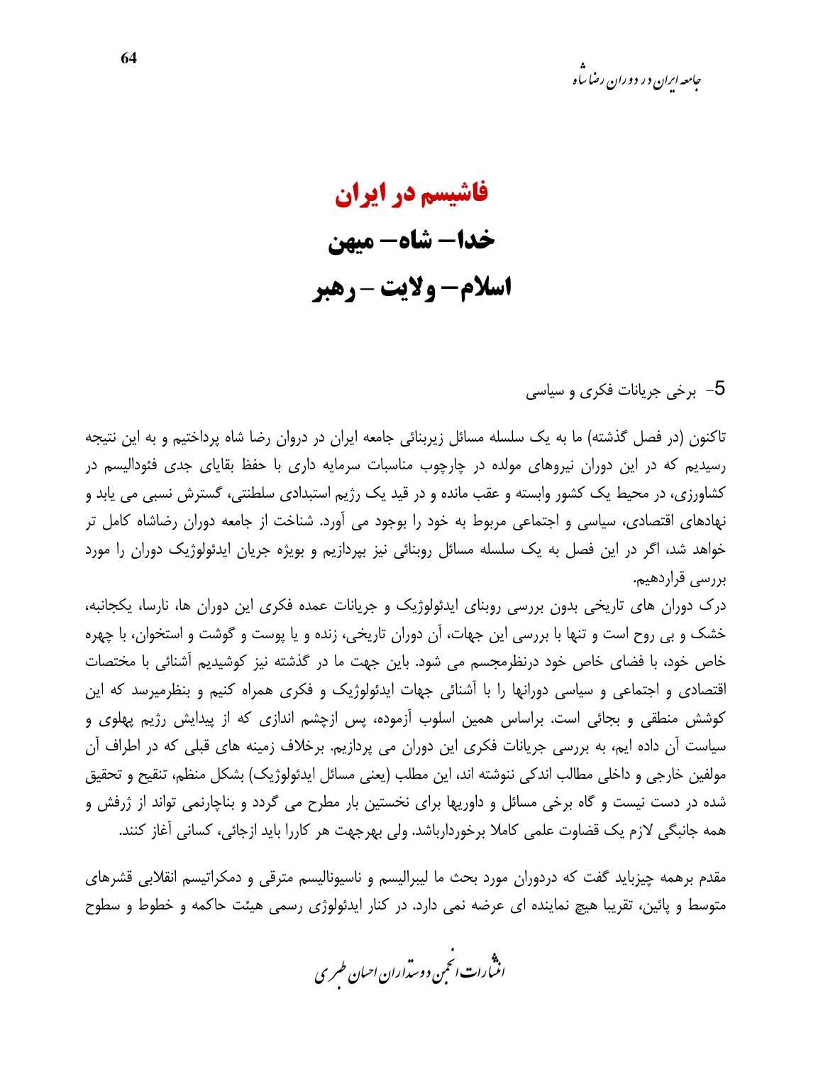# فاشیسم در ایران
## خدا– شاه– میهن
## اسلام– ولایت – رهبر

5- برخی جریانات فکری و سیاسی

تاکنون (در فصل گذشته) ما به یک سلسله مسائل زیربنائی جامعه ایران در دروان رضا شاه پرداختیم و به این نتیجه رسیدیم که در این دوران نیروهای مولده در چارچوب مناسبات سرمایه داری با حفظ بقایای جدی فئودالیسم در کشاورزی، در محیط یک کشور وابسته و عقب مانده و در قید یک رژیم استبدادی سلطنتی، گسترش نسبی می یابد و نهادهای اقتصادی، سیاسی و اجتماعی مربوط به خود را بوجود می آورد. شناخت از جامعه دوران رضاشاه کامل تر خواهد شد، اگر در این فصل به یک سلسله مسائل روبنائی نیز بپردازیم و بویژه جریان ایدئولوژیک دوران را مورد بررسی قراردهیم.

درک دوران های تاریخی بدون بررسی روبنای ایدئولوژیک و جریانات عمده فکری این دوران ها، نارسا، یکجانبه، خشک و بی روح است و تنها با بررسی این جهات، آن دوران تاریخی، زنده و یا پوست و گوشت و استخوان، با چهره خاص خود، با فضای خاص خود درنظرمجسم می شود. باین جهت ما در گذشته نیز کوشیدیم آشنائی با مختصات اقتصادی و اجتماعی و سیاسی دورانها را با آشنائی جهات ایدئولوژیک و فکری همراه کنیم و بنظرمیرسد که این کوشش منطقی و بجائی است. براساس همین اسلوب آزموده، پس ازچشم اندازی که از پیدایش رژیم پهلوی و سیاست آن داده ایم، به بررسی جریانات فکری این دوران می پردازیم. برخلاف زمینه های قبلی که در اطراف آن مولفین خارجی و داخلی مطالب اندکی ننوشته اند، این مطلب (یعنی مسائل ایدئولوژیک) بشکل منظم، تنقیح و تحقیق شده در دست نیست و گاه برخی مسائل و داوریها برای نخستین بار مطرح می گردد و بناچارنمی تواند از ژرفش و همه جانبگی لازم یک قضاوت علمی کاملا برخوردارباشد. ولی بهرجهت هر کاررا باید ازجائی، کسانی آغاز کنند.

مقدم برهمه چیزباید گفت که دردوران مورد بحث ما لیبرالیسم و ناسیونالیسم مترقی و دمکراتیسم انقلابی قشرهای متوسط و پائین، تقریبا هیچ نماینده ای عرضه نمی دارد. در کنار ایدئولوژی رسمی هیئت حاکمه و خطوط و سطوح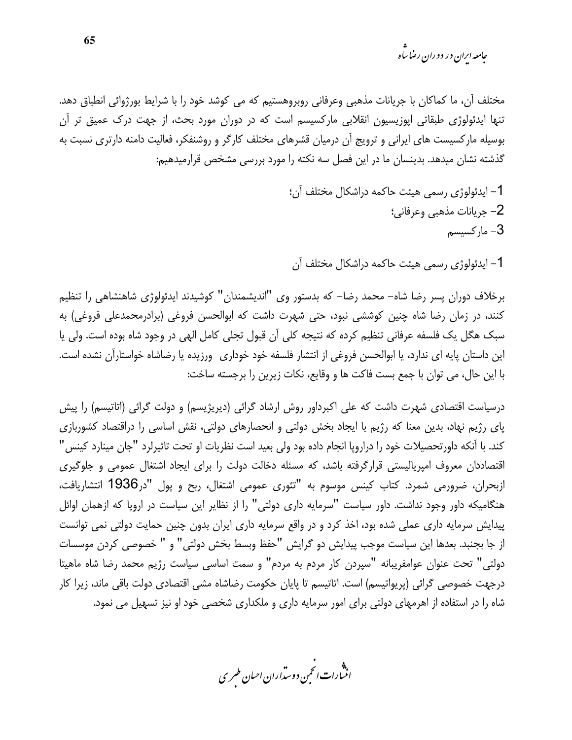مختلف آن، ما کماکان با جریانات مذهبی وعرفانی روبروهستیم که می کوشد خود را با شرایط بورژوائی انطباق دهد. تنها ایدئولوژی طبقاتی اپوزیسیون انقلابی مارکسیسم است که در دوران مورد بحث، از جهت درک عمیق تر آن بوسیله مارکسیست های ایرانی و ترویج آن درمیان قشرهای مختلف کارگر و روشنفکر، فعالیت دامنه دارتری نسبت به گذشته نشان میدهد. بدینسان ما در این فصل سه نکته را مورد بررسی مشخص قرارمیدهیم:

1- ایدئولوژی رسمی هیئت حاکمه دراشکال مختلف آن؛
2- جریانات مذهبی وعرفانی؛
3- مارکسیسم

## 1- ایدئولوژی رسمی هیئت حاکمه دراشکال مختلف آن

برخلاف دوران پسر رضا شاه- محمد رضا- که بدستور وی "اندیشمندان" کوشیدند ایدئولوژی شاهنشاهی را تنظیم کنند، در زمان رضا شاه چنین کوششی نبود، حتی شهرت داشت که ابوالحسن فروغی (برادرمحمدعلی فروغی) به سبک هگل یک فلسفه عرفانی تنظیم کرده که نتیجه کلی آن قبول تجلی کامل الهی در وجود شاه بوده است. ولی یا این داستان پایه ای ندارد، یا ابوالحسن فروغی از انتشار فلسفه خود خوداری ورزیده یا رضاشاه خواستارآن نشده است. با این حال، می توان با جمع بست فاکت ها و وقایع، نکات زیرین را برجسته ساخت:

درسیاست اقتصادی شهرت داشت که علی اکبرداور روش ارشاد گرائی (دیریژیسم) و دولت گرائی (اتاتیسم) را پیش پای رژیم نهاد، بدین معنا که رژیم با ایجاد بخش دولتی و انحصارهای دولتی، نقش اساسی را دراقتصاد کشوربازی کند. با آنکه داورتحصیلات خود را دراروپا انجام داده بود ولی بعید است نظریات او تحت تاثیرلرد "جان مینارد کینس" اقتصاددان معروف امپریالیستی قرارگرفته باشد، که مسئله دخالت دولت را برای ایجاد اشتغال عمومی و جلوگیری ازبحران، ضرورمی شمرد. کتاب کینس موسوم به "تئوری عمومی اشتغال، ربح و پول "در1936 انتشاریافت، هنگامیکه داور وجود نداشت. داور سیاست "سرمایه داری دولتی" را از نظایر این سیاست در اروپا که ازهمان اوائل پیدایش سرمایه داری عملی شده بود، اخذ کرد و در واقع سرمایه داری ایران بدون چنین حمایت دولتی نمی توانست از جا بجنبد. بعدها این سیاست موجب پیدایش دو گرایش "حفظ وبسط بخش دولتی" و " خصوصی کردن موسسات دولتی" تحت عنوان عوامفریبانه "سپردن کار مردم به مردم" و سمت اساسی سیاست رژیم محمد رضا شاه ماهیتا درجهت خصوصی گرائی (پریواتیسم) است. اتاتیسم تا پایان حکومت رضاشاه مشی اقتصادی دولت باقی ماند، زیرا کار شاه را در استفاده از اهرمهای دولتی برای امور سرمایه داری و ملکداری شخصی خود او نیز تسهیل می نمود.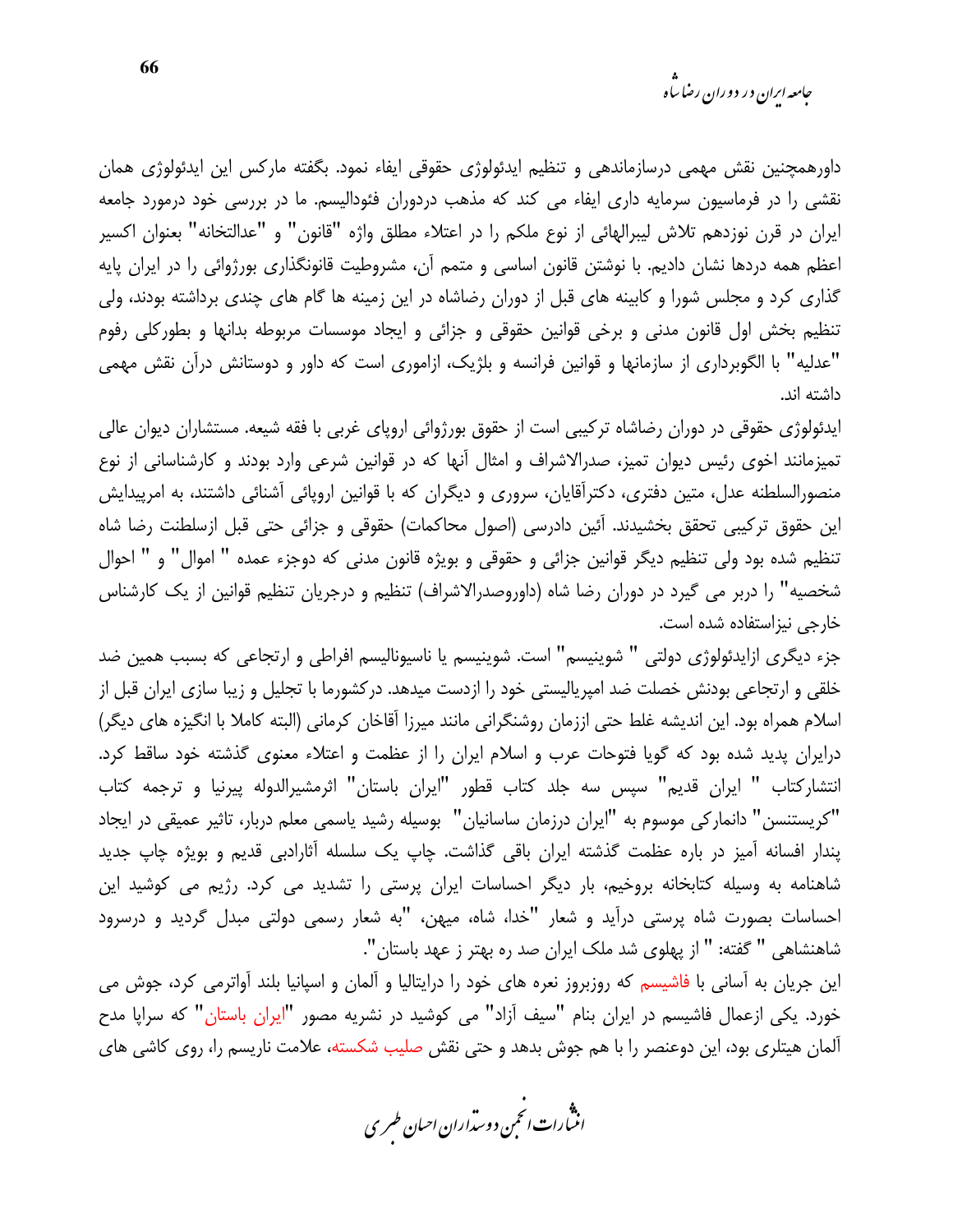داورهمچنین نقش مهمی درسازماندهی و تنظیم ایدئولوژی حقوقی ایفاء نمود. بگفته مارکس این ایدئولوژی همان نقشی را در فرماسیون سرمایه داری ایفاء می کند که مذهب دردوران فئودالیسم. ما در بررسی خود درمورد جامعه ایران در قرن نوزدهم تلاش لیبرالهائی از نوع ملکم را در اعتلاء مطلق واژه "قانون" و "عدالتخانه" بعنوان اکسیر اعظم همه دردها نشان دادیم. با نوشتن قانون اساسی و متمم آن، مشروطیت قانونگذاری بورژوائی را در ایران پایه گذاری کرد و مجلس شورا و کابینه های قبل از دوران رضاشاه در این زمینه ها گام های چندی برداشته بودند، ولی تنظیم بخش اول قانون مدنی و برخی قوانین حقوقی و جزائی و ایجاد موسسات مربوطه بدانها و بطورکلی رفوم "عدلیه" با الگوبرداری از سازمانها و قوانین فرانسه و بلژیک، ازاموری است که داور و دوستانش درآن نقش مهمی داشته اند.

ایدئولوژی حقوقی در دوران رضاشاه ترکیبی است از حقوق بورژوائی اروپای غربی با فقه شیعه. مستشاران دیوان عالی تمیزمانند اخوی رئیس دیوان تمیز، صدرالاشراف و امثال آنها که در قوانین شرعی وارد بودند و کارشناسانی از نوع منصورالسلطنه عدل، متین دفتری، دکترآقایان، سروری و دیگران که با قوانین اروپائی آشنائی داشتند، به امرپیدایش این حقوق ترکیبی تحقق بخشیدند. آئین دادرسی (اصول محاکمات) حقوقی و جزائی حتی قبل ازسلطنت رضا شاه تنظیم شده بود ولی تنظیم دیگر قوانین جزائی و حقوقی و بویژه قانون مدنی که دوجزء عمده " اموال" و " احوال شخصیه" را دربر می گیرد در دوران رضا شاه (داوروصدرالاشراف) تنظیم و درجریان تنظیم قوانین از یک کارشناس خارجی نیزاستفاده شده است.

جزء دیگری ازایدئولوژی دولتی " شوینیسم" است. شوینیسم یا ناسیونالیسم افراطی و ارتجاعی که بسبب همین ضد خلقی و ارتجاعی بودنش خصلت ضد امپریالیستی خود را ازدست میدهد. درکشورما با تجلیل و زیبا سازی ایران قبل از اسلام همراه بود. این اندیشه غلط حتی اززمان روشنگرانی مانند میرزا آقاخان کرمانی (البته کاملا با انگیزه های دیگر) درایران پدید شده بود که گویا فتوحات عرب و اسلام ایران را از عظمت و اعتلاء معنوی گذشته خود ساقط کرد. انتشارکتاب " ایران قدیم" سپس سه جلد کتاب قطور "ایران باستان" اثرمشیرالدوله پیرنیا و ترجمه کتاب "کریستنسن" دانمارکی موسوم به "ایران درزمان ساسانیان" بوسیله رشید یاسمی معلم دربار، تاثیر عمیقی در ایجاد پندار افسانه آمیز در باره عظمت گذشته ایران باقی گذاشت. چاپ یک سلسله آثارادبی قدیم و بویژه چاپ جدید شاهنامه به وسیله کتابخانه بروخیم، بار دیگر احساسات ایران پرستی را تشدید می کرد. رژیم می کوشید این احساسات بصورت شاه پرستی درآید و شعار "خدا، شاه، میهن، "به شعار رسمی دولتی مبدل گردید و درسرود شاهنشاهی " گفته: " از پهلوی شد ملک ایران صد ره بهتر ز عهد باستان".

این جریان به آسانی با فاشیسم که روزبروز نعره های خود را درایتالیا و آلمان و اسپانیا بلند آواترمی کرد، جوش می خورد. یکی ازعمال فاشیسم در ایران بنام "سیف آزاد" می کوشید در نشریه مصور "ایران باستان" که سراپا مدح آلمان هیتلری بود، این دوعنصر را با هم جوش بدهد و حتی نقش صلیب شکسته، علامت ناریسم را، روی کاشی های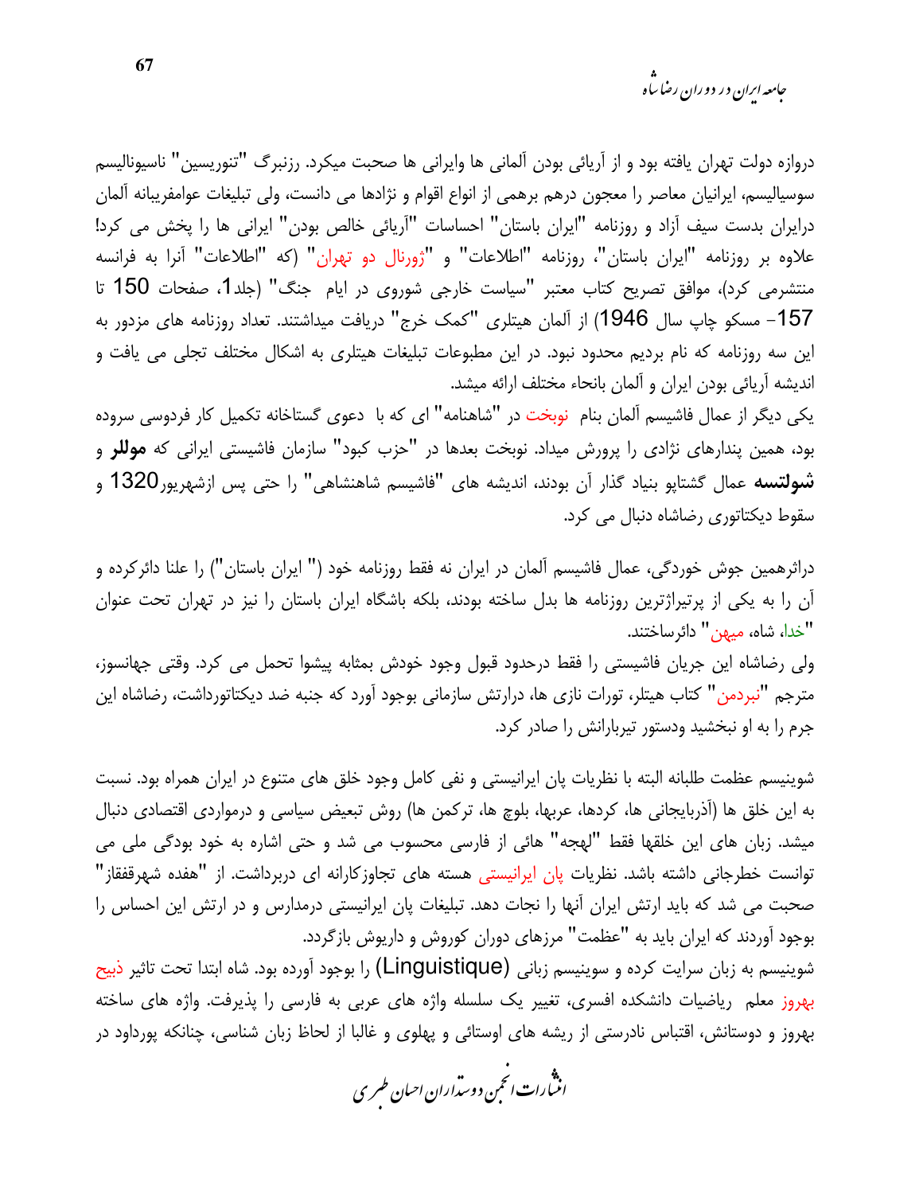دروازه دولت تهران یافته بود و از آریائی بودن آلمانی ها وایرانی ها صحبت میکرد. رزنبرگ "تئوریسین" ناسیونالیسم سوسیالیسم، ایرانیان معاصر را معجون درهم برهمی از انواع اقوام و نژادها می دانست، ولی تبلیغات عوامفریبانه آلمان درایران بدست سیف آزاد و روزنامه "ایران باستان" احساسات "آریائی خالص بودن" ایرانی ها را پخش می کرد! علاوه بر روزنامه "ایران باستان"، روزنامه "اطلاعات" و "ژورنال دو تهران" (که "اطلاعات" آنرا به فرانسه منتشرمی کرد)، موافق تصریح کتاب معتبر "سیاست خارجی شوروی در ایام جنگ" (جلد1، صفحات 150 تا 157- مسکو چاپ سال 1946) از آلمان هیتلری "کمک خرج" دریافت میداشتند. تعداد روزنامه های مزدور به این سه روزنامه که نام بردیم محدود نبود. در این مطبوعات تبلیغات هیتلری به اشکال مختلف تجلی می یافت و اندیشه آریائی بودن ایران و آلمان بانحاء مختلف ارائه میشد.

یکی دیگر از عمال فاشیسم آلمان بنام نوبخت در "شاهنامه" ای که با دعوی گستاخانه تکمیل کار فردوسی سروده بود، همین پندارهای نژادی را پرورش میداد. نوبخت بعدها در "حزب کبود" سازمان فاشیستی ایرانی که **موللر** و **شولتسه** عمال گشتاپو بنیاد گذار آن بودند، اندیشه های "فاشیسم شاهنشاهی" را حتی پس ازشهریور1320 و سقوط دیکتاتوری رضاشاه دنبال می کرد.

دراثرهمین جوش خوردگی، عمال فاشیسم آلمان در ایران نه فقط روزنامه خود (" ایران باستان") را علنا دائرکرده و آن را به یکی از پرتیراژترین روزنامه ها بدل ساخته بودند، بلکه باشگاه ایران باستان را نیز در تهران تحت عنوان "خدا، شاه، میهن" دائرساختند.

ولی رضاشاه این جریان فاشیستی را فقط درحدود قبول وجود خودش بمثابه پیشوا تحمل می کرد. وقتی جهانسوز، مترجم "نبردمن" کتاب هیتلر، تورات نازی ها، درارتش سازمانی بوجود آورد که جنبه ضد دیکتاتورداشت، رضاشاه این جرم را به او نبخشید ودستور تیربارانش را صادر کرد.

شووینیسم عظمت طلبانه البته با نظریات پان ایرانیستی و نفی کامل وجود خلق های متنوع در ایران همراه بود. نسبت به این خلق ها (آذربایجانی ها، کردها، عربها، بلوچ ها، ترکمن ها) روش تبعیض سیاسی و درمواردی اقتصادی دنبال میشد. زبان های این خلقها فقط "لهجه" هائی از فارسی محسوب می شد و حتی اشاره به خود بودگی ملی می توانست خطرجانی داشته باشد. نظریات پان ایرانیستی هسته های تجاوزکارانه ای دربرداشت. از "هفده شهرقفقاز" صحبت می شد که باید ارتش ایران آنها را نجات دهد. تبلیغات پان ایرانیستی درمدارس و در ارتش این احساس را بوجود آوردند که ایران باید به "عظمت" مرزهای دوران کوروش و داریوش بازگردد.

شووینیسم به زبان سرایت کرده و سووینیسم زبانی (Linguistique) را بوجود آورده بود. شاه ابتدا تحت تاثیر ذبیح بهروز معلم ریاضیات دانشکده افسری، تغییر یک سلسله واژه های عربی به فارسی را پذیرفت. واژه های ساخته بهروز و دوستانش، اقتباس نادرستی از ریشه های اوستائی و پهلوی و غالبا از لحاظ زبان شناسی، چنانکه پورداود در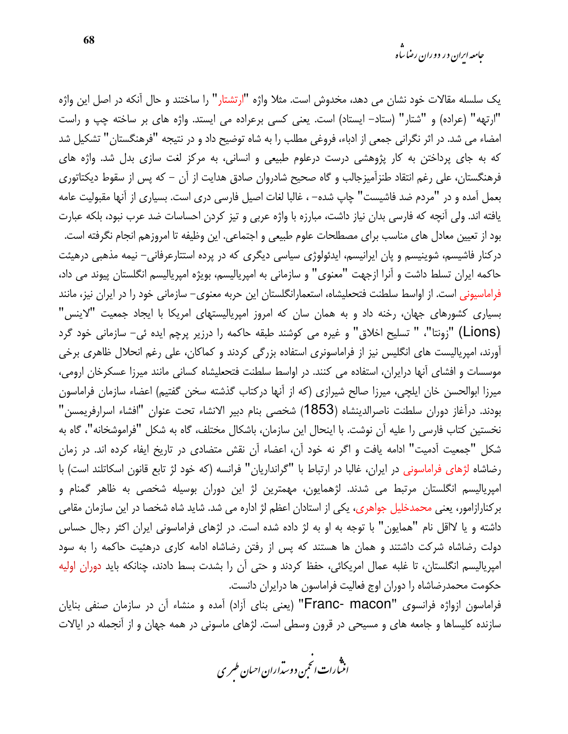یک سلسله مقالات خود نشان می دهد، مخدوش است. مثلا واژه "ارتشتار" را ساختند و حال آنکه در اصل این واژه "ارتهه" (عراده) و "شتار" (ستاد- ایستاد) است. یعنی کسی برعراده می ایستد. واژه های بر ساخته چپ و راست امضاء می شد. در اثر نگرانی جمعی از ادباء، فروغی مطلب را به شاه توضیح داد و در نتیجه "فرهنگستان" تشکیل شد که به جای پرداختن به کار پژوهشی درست درعلوم طبیعی و انسانی، به مرکز لغت سازی بدل شد. واژه های فرهنگستان، علی رغم انتقاد طنزآمیزجالب و گاه صحیح شادروان صادق هدایت از آن - که پس از سقوط دیکتاتوری بعمل آمده و در "مردم ضد فاشیست" چاپ شده- ، غالبا لغات اصیل فارسی دری است. بسیاری از آنها مقبولیت عامه یافته اند. ولی آنچه که فارسی بدان نیاز داشت، مبارزه با واژه عربی و تیز کردن احساسات ضد عرب نبود، بلکه عبارت بود از تعیین معادل های مناسب برای مصطلحات علوم طبیعی و اجتماعی. این وظیفه تا امروزهم انجام نگرفته است.

درکنار فاشیسم، شوینیسم و پان ایرانیسم، ایدئولوژی سیاسی دیگری که در پرده استتارعرفانی- نیمه مذهبی درهیئت حاکمه ایران تسلط داشت و آنرا ازجهت "معنوی" و سازمانی به امپریالیسم، بویژه امپریالیسم انگلستان پیوند می داد، فراماسیونی است. از اواسط سلطنت فتحعلیشاه، استعمارانگلستان این حربه معنوی- سازمانی خود را در ایران نیز، مانند بسیاری کشورهای جهان، رخنه داد و به همان سان که امروز امپریالیستهای امریکا با ایجاد جمعیت "لاینس" (Lions) "زونتا"، " تسلیح اخلاق" و غیره می کوشند طبقه حاکمه را درزیر پرچم ایده ئی- سازمانی خود گرد آورند، امپریالیست های انگلیس نیز از فراماسونری استفاده بزرگی کردند و کماکان، علی رغم انحلال ظاهری برخی موسسات و افشای آنها درایران، استفاده می کنند. در اواسط سلطنت فتحعلیشاه کسانی مانند میرزا عسکرخان ارومی، میرزا ابوالحسن خان ایلچی، میرزا صالح شیرازی (که از آنها درکتاب گذشته سخن گفتیم) اعضاء سازمان فراماسون بودند. درآغاز دوران سلطنت ناصرالدینشاه (1853) شخصی بنام دبیر الانشاء تحت عنوان "افشاء اسرارفریمسن" نخستین کتاب فارسی را علیه آن نوشت. با اینحال این سازمان، باشکال مختلف، گاه به شکل "فراموشخانه"، گاه به شکل "جمعیت آدمیت" ادامه یافت و اگر نه خود آن، اعضاء آن نقش متضادی در تاریخ ایفاء کرده اند. در زمان رضاشاه لژهای فراماسونی در ایران، غالبا در ارتباط با "گرانداریان" فرانسه (که خود لژ تابع قانون اسکاتلند است) با امپریالیسم انگلستان مرتبط می شدند. لژهمایون، مهمترین لژ این دوران بوسیله شخصی به ظاهر گمنام و برکنارازامور، یعنی محمدخلیل جواهری، یکی از استادان اعظم لژ اداره می شد. شاید شاه شخصا در این سازمان مقامی داشته و یا لااقل نام "همایون" با توجه به او به لژ داده شده است. در لژهای فراماسونی ایران اکثر رجال حساس دولت رضاشاه شرکت داشتند و همان ها هستند که پس از رفتن رضاشاه ادامه کاری درهئیت حاکمه را به سود امپریالیسم انگلستان، تا غلبه عمال امریکائی، حفظ کردند و حتی آن را بشدت بسط دادند، چنانکه باید دوران اولیه حکومت محمدرضاشاه را دوران اوج فعالیت فراماسون ها درایران دانست.

فراماسون ازواژه فرانسوی "Franc- macon" (یعنی بنای آزاد) آمده و منشاء آن در سازمان صنفی بنایان سازنده کلیساها و جامعه های و مسیحی در قرون وسطی است. لژهای ماسونی در همه جهان و از آنجمله در ایالات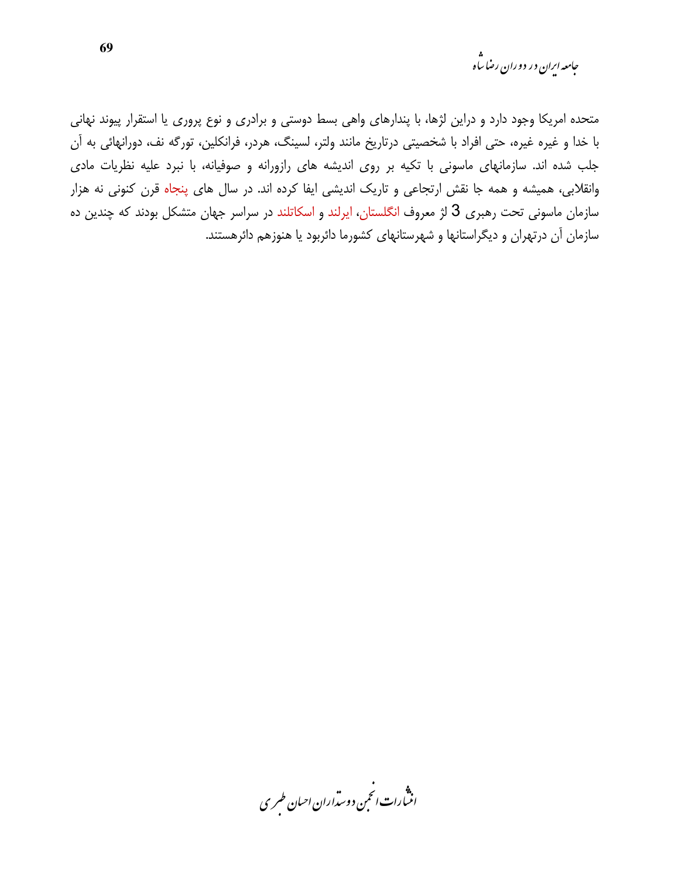متحده امریکا وجود دارد و دراین لژها، با پندارهای واهی بسط دوستی و برادری و نوع پروری یا استقرار پیوند نهانی با خدا و غیره غیره، حتی افراد با شخصیتی درتاریخ مانند ولتر، لسینگ، هردر، فرانکلین، تورگه نف، دورانهائی به آن جلب شده اند. سازمانهای ماسونی با تکیه بر روی اندیشه های رازورانه و صوفیانه، با نبرد علیه نظریات مادی وانقلابی، همیشه و همه جا نقش ارتجاعی و تاریک اندیشی ایفا کرده اند. در سال های پنجاه قرن کنونی نه هزار سازمان ماسونی تحت رهبری 3 لژ معروف انگلستان، ایرلند و اسکاتلند در سراسر جهان متشکل بودند که چندین ده سازمان آن درتهران و دیگراستانها و شهرستانهای کشورما دائربود یا هنوزهم دائرهستند.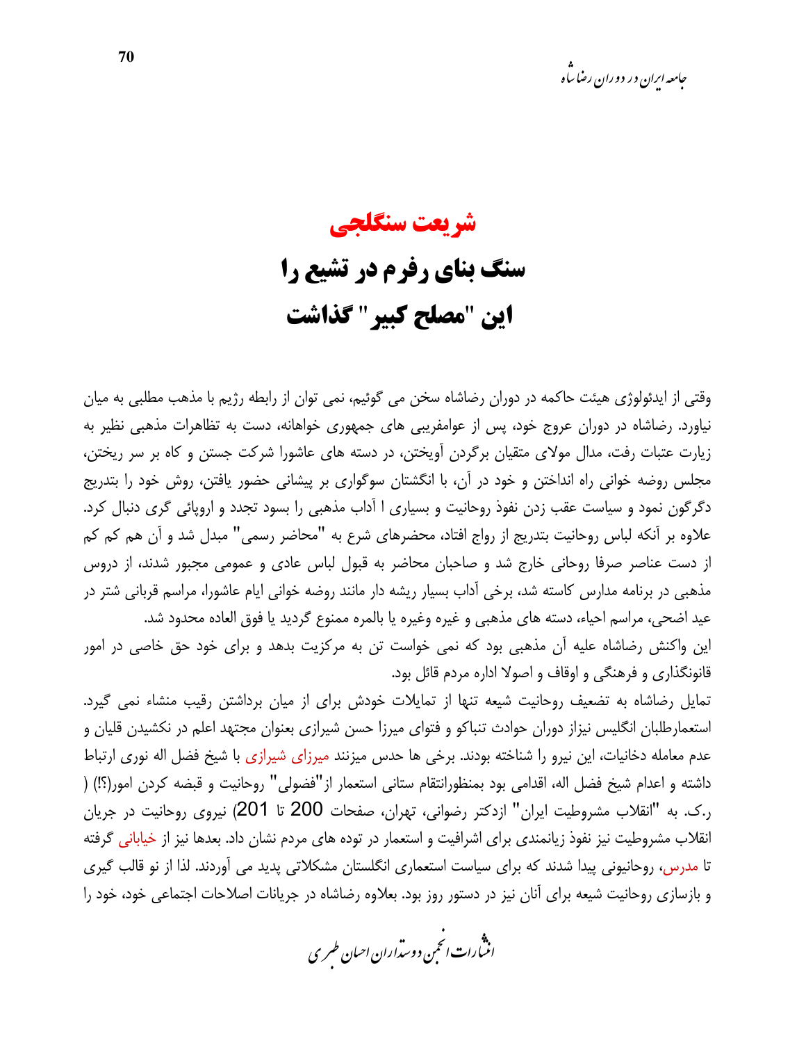## شریعت سنگلجی

# سنگ بنای رفرم در تشیع را این "مصلح کبیر" گذاشت

وقتی از ایدئولوژی هیئت حاکمه در دوران رضاشاه سخن می گوئیم، نمی توان از رابطه رژیم با مذهب مطلبی به میان نیاورد. رضاشاه در دوران عروج خود، پس از عوامفریبی های جمهوری خواهانه، دست به تظاهرات مذهبی نظیر به زیارت عتبات رفت، مدال مولای متقیان برگردن آویختن، در دسته های عاشورا شرکت جستن و کاه بر سر ریختن، مجلس روضه خوانی راه انداختن و خود در آن، با انگشتان سوگواری بر پیشانی حضور یافتن، روش خود را بتدریج دگرگون نمود و سیاست عقب زدن نفوذ روحانیت و بسیاری ا آداب مذهبی را بسود تجدد و اروپائی گری دنبال کرد. علاوه بر آنکه لباس روحانیت بتدریج از رواج افتاد، محضرهای شرع به "محاضر رسمی" مبدل شد و آن هم کم کم از دست عناصر صرفا روحانی خارج شد و صاحبان محاضر به قبول لباس عادی و عمومی مجبور شدند، از دروس مذهبی در برنامه مدارس کاسته شد، برخی آداب بسیار ریشه دار مانند روضه خوانی ایام عاشورا، مراسم قربانی شتر در عید اضحی، مراسم احیاء، دسته های مذهبی و غیره وغیره یا بالمره ممنوع گردید یا فوق العاده محدود شد.

این واکنش رضاشاه علیه آن مذهبی بود که نمی خواست تن به مرکزیت بدهد و برای خود حق خاصی در امور قانونگذاری و فرهنگی و اوقاف و اصولا اداره مردم قائل بود.

تمایل رضاشاه به تضعیف روحانیت شیعه تنها از تمایلات خودش برای از میان برداشتن رقیب منشاء نمی گیرد. استعمارطلبان انگلیس نیزاز دوران حوادث تنباکو و فتوای میرزا حسن شیرازی بعنوان مجتهد اعلم در نکشیدن قلیان و عدم معامله دخانیات، این نیرو را شناخته بودند. برخی ها حدس میزنند میرزای شیرازی با شیخ فضل اله نوری ارتباط داشته و اعدام شیخ فضل اله، اقدامی بود بمنظورانتقام ستانی استعمار از"فضولی" روحانیت و قبضه کردن امور(؟!) (ر.ک. به "انقلاب مشروطیت ایران" ازدکتر رضوانی، تهران، صفحات 200 تا 201) نیروی روحانیت در جریان انقلاب مشروطیت نیز نفوذ زیانمندی برای اشرافیت و استعمار در توده های مردم نشان داد. بعدها نیز از خیابانی گرفته تا مدرس، روحانیونی پیدا شدند که برای سیاست استعماری انگلستان مشکلاتی پدید می آوردند. لذا از نو قالب گیری و بازسازی روحانیت شیعه برای آنان نیز در دستور روز بود. بعلاوه رضاشاه در جریانات اصلاحات اجتماعی خود، خود را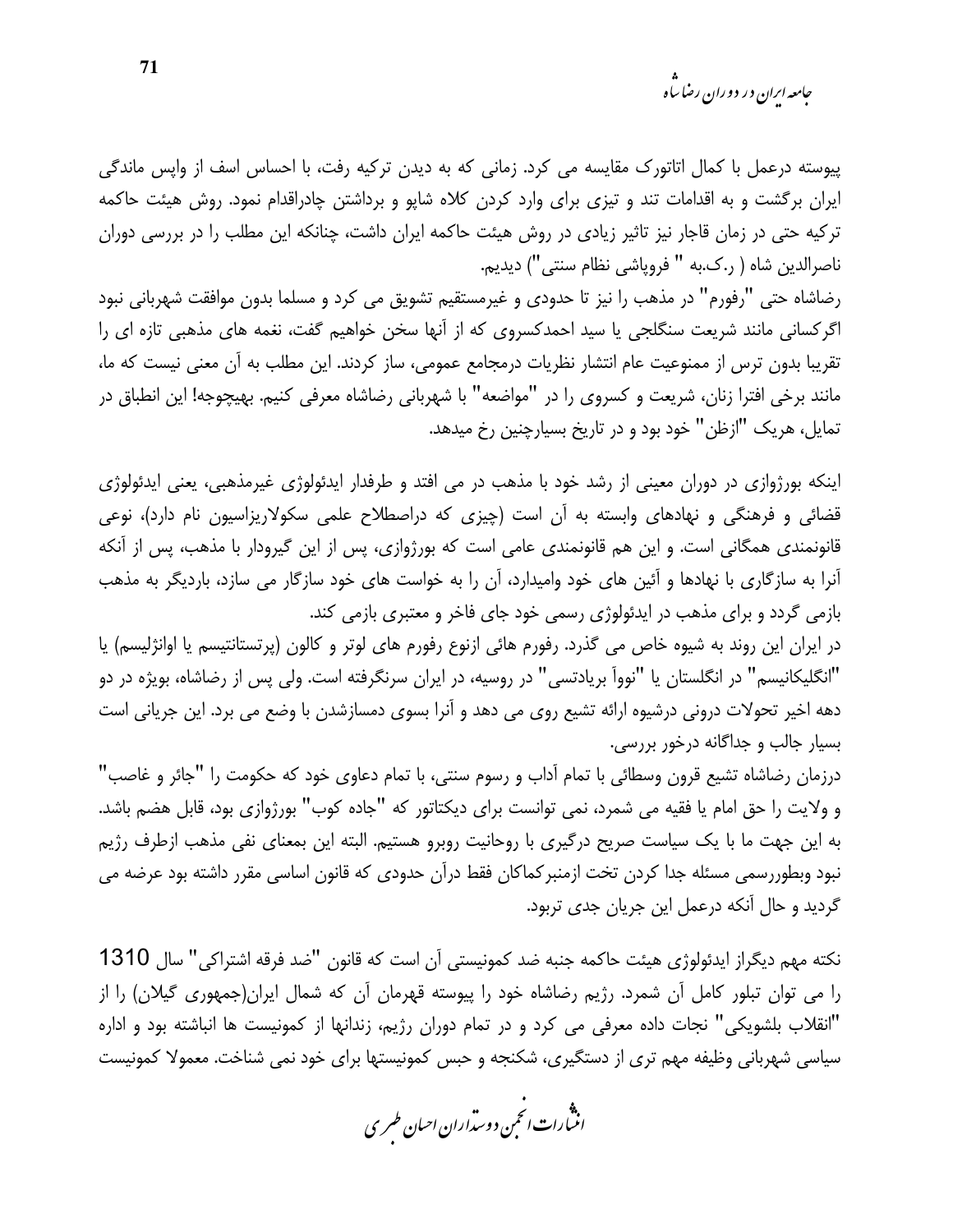پیوسته درعمل با کمال اتاتورک مقایسه می کرد. زمانی که به دیدن ترکیه رفت، با احساس اسف از واپس ماندگی ایران برگشت و به اقدامات تند و تیزی برای وارد کردن کلاه شاپو و برداشتن چادراقدام نمود. روش هیئت حاکمه ترکیه حتی در زمان قاجار نیز تاثیر زیادی در روش هیئت حاکمه ایران داشت، چنانکه این مطلب را در بررسی دوران ناصرالدین شاه ( ر.ک.به " فروپاشی نظام سنتی") دیدیم.

رضاشاه حتی "رفورم" در مذهب را نیز تا حدودی و غیرمستقیم تشویق می کرد و مسلما بدون موافقت شهربانی نبود اگرکسانی مانند شریعت سنگلجی یا سید احمدکسروی که از آنها سخن خواهیم گفت، نغمه های مذهبی تازه ای را تقریبا بدون ترس از ممنوعیت عام انتشار نظریات درمجامع عمومی، ساز کردند. این مطلب به آن معنی نیست که ما، مانند برخی افترا زنان، شریعت و کسروی را در "مواضعه" با شهربانی رضاشاه معرفی کنیم. بهیچوجه! این انطباق در تمایل، هریک "ازظن" خود بود و در تاریخ بسیارچنین رخ میدهد.

اینکه بورژوازی در دوران معینی از رشد خود با مذهب در می افتد و طرفدار ایدئولوژی غیرمذهبی، یعنی ایدئولوژی قضائی و فرهنگی و نهادهای وابسته به آن است (چیزی که دراصطلاح علمی سکولاریزاسیون نام دارد)، نوعی قانونمندی همگانی است. و این هم قانونمندی عامی است که بورژوازی، پس از این گیرودار با مذهب، پس از آنکه آنرا به سازگاری با نهادها و آئین های خود وامیدارد، آن را به خواست های خود سازگار می سازد، باردیگر به مذهب بازمی گردد و برای مذهب در ایدئولوژی رسمی خود جای فاخر و معتبری بازمی کند.

در ایران این روند به شیوه خاص می گذرد. رفورم هائی ازنوع رفورم های لوتر و کالون (پرتستانتیسم یا اوانژلیسم) یا "انگلیکانیسم" در انگلستان یا "نوواَ بریادتسی" در روسیه، در ایران سرنگرفته است. ولی پس از رضاشاه، بویژه در دو دهه اخیر تحولات درونی درشیوه ارائه تشیع روی می دهد و آنرا بسوی دمسازشدن با وضع می برد. این جریانی است بسیار جالب و جداگانه درخور بررسی.

درزمان رضاشاه تشیع قرون وسطائی با تمام آداب و رسوم سنتی، با تمام دعاوی خود که حکومت را "جائر و غاصب" و ولایت را حق امام یا فقیه می شمرد، نمی توانست برای دیکتاتور که "جاده کوب" بورژوازی بود، قابل هضم باشد. به این جهت ما با یک سیاست صریح درگیری با روحانیت روبرو هستیم. البته این بمعنای نفی مذهب ازطرف رژیم نبود وبطوررسمی مسئله جدا کردن تخت ازمنبرکماکان فقط درآن حدودی که قانون اساسی مقرر داشته بود عرضه می گردید و حال آنکه درعمل این جریان جدی تربود.

نکته مهم دیگراز ایدئولوژی هیئت حاکمه جنبه ضد کمونیستی آن است که قانون "ضد فرقه اشتراکی" سال 1310 را می توان تبلور کامل آن شمرد. رژیم رضاشاه خود را پیوسته قهرمان آن که شمال ایران(جمهوری گیلان) را از "انقلاب بلشویکی" نجات داده معرفی می کرد و در تمام دوران رژیم، زندانها از کمونیست ها انباشته بود و اداره سیاسی شهربانی وظیفه مهم تری از دستگیری، شکنجه و حبس کمونیستها برای خود نمی شناخت. معمولا کمونیست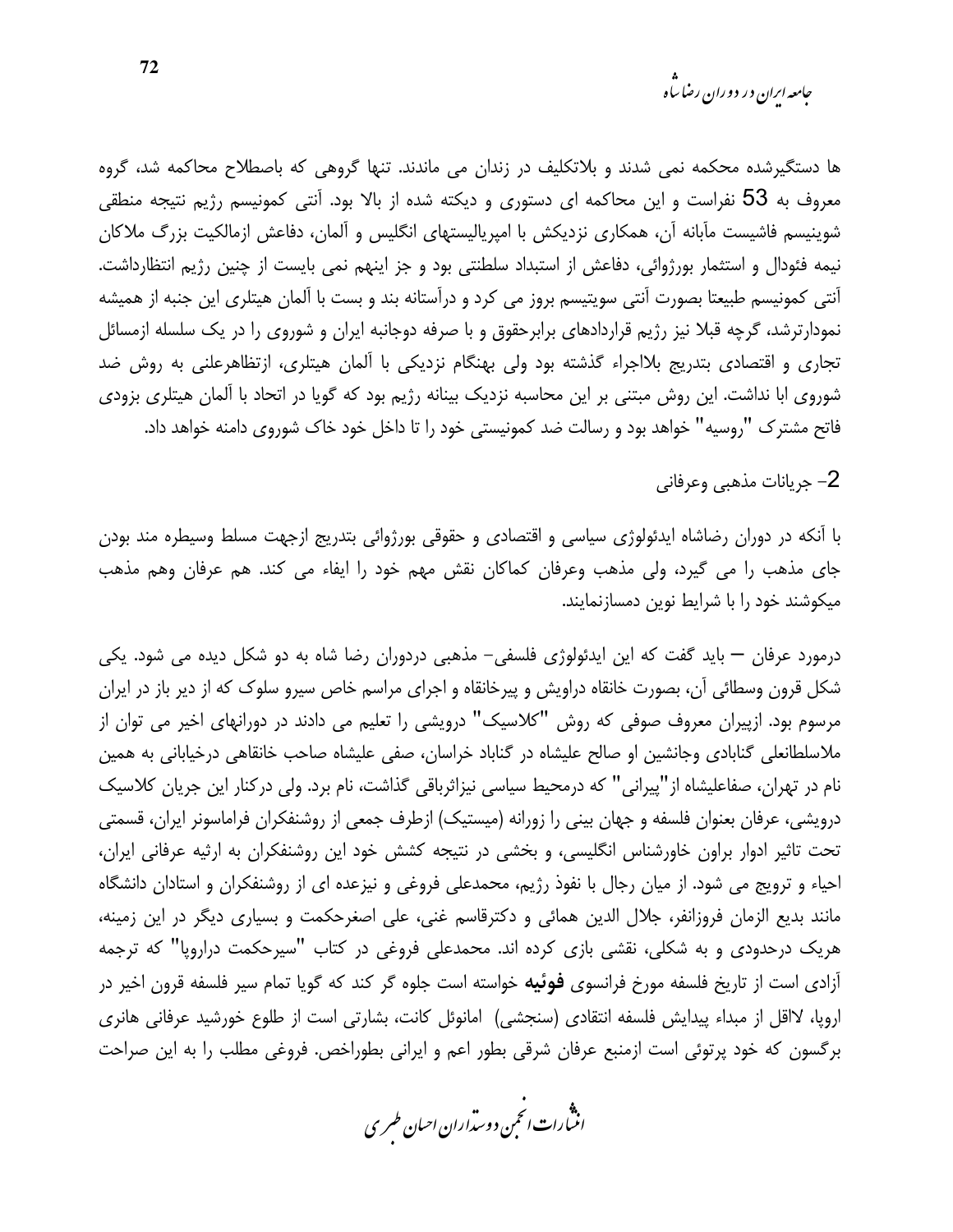ها دستگیرشده محکمه نمی شدند و بلاتکلیف در زندان می ماندند. تنها گروهی که باصطلاح محاکمه شد، گروه معروف به 53 نفراست و این محاکمه ای دستوری و دیکته شده از بالا بود. آنتی کمونیسم رژیم نتیجه منطقی شوینیسم فاشیست مآبانه آن، همکاری نزدیکش با امپریالیستهای انگلیس و آلمان، دفاعش ازمالکیت بزرگ ملاکان نیمه فئودال و استثمار بورژوائی، دفاعش از استبداد سلطنتی بود و جز اینهم نمی بایست از چنین رژیم انتظارداشت. آنتی کمونیسم طبیعتا بصورت آنتی سویتیسم بروز می کرد و درآستانه بند و بست با آلمان هیتلری این جنبه از همیشه نمودارترشد، گرچه قبلا نیز رژیم قراردادهای برابرحقوق و با صرفه دوجانبه ایران و شوروی را در یک سلسله ازمسائل تجاری و اقتصادی بتدریج بلااجراء گذشته بود ولی بهنگام نزدیکی با آلمان هیتلری، ازتظاهرعلنی به روش ضد شوروی ابا نداشت. این روش مبتنی بر این محاسبه نزدیک بینانه رژیم بود که گویا در اتحاد با آلمان هیتلری بزودی فاتح مشترک "روسیه" خواهد بود و رسالت ضد کمونیستی خود را تا داخل خود خاک شوروی دامنه خواهد داد.

## 2- جریانات مذهبی وعرفانی

با آنکه در دوران رضاشاه ایدئولوژی سیاسی و اقتصادی و حقوقی بورژوائی بتدریج ازجهت مسلط وسیطره مند بودن جای مذهب را می گیرد، ولی مذهب وعرفان کماکان نقش مهم خود را ایفاء می کند. هم عرفان وهم مذهب میکوشند خود را با شرایط نوین دمسازنمایند.

درمورد عرفان – باید گفت که این ایدئولوژی فلسفی- مذهبی دردوران رضا شاه به دو شکل دیده می شود. یکی شکل قرون وسطائی آن، بصورت خانقاه دراویش و پیرخانقاه و اجرای مراسم خاص سیرو سلوک که از دیر باز در ایران مرسوم بود. ازپیران معروف صوفی که روش "کلاسیک" درویشی را تعلیم می دادند در دورانهای اخیر می توان از ملاسلطانعلی گنابادی وجانشین او صالح علیشاه در گناباد خراسان، صفی علیشاه صاحب خانقاهی درخیابانی به همین نام در تهران، صفاعلیشاه از"پیرانی" که درمحیط سیاسی نیزاثرباقی گذاشت، نام برد. ولی درکنار این جریان کلاسیک درویشی، عرفان بعنوان فلسفه و جهان بینی را زورانه (میستیک) ازطرف جمعی از روشنفکران فراماسونر ایران، قسمتی تحت تاثیر ادوار براون خاورشناس انگلیسی، و بخشی در نتیجه کشش خود این روشنفکران به ارثیه عرفانی ایران، احیاء و ترویج می شود. از میان رجال با نفوذ رژیم، محمدعلی فروغی و نیزعده ای از روشنفکران و استادان دانشگاه مانند بدیع الزمان فروزانفر، جلال الدین همائی و دکترقاسم غنی، علی اصغرحکمت و بسیاری دیگر در این زمینه، هریک درحدودی و به شکلی، نقشی بازی کرده اند. محمدعلی فروغی در کتاب "سیرحکمت دراروپا" که ترجمه آزادی است از تاریخ فلسفه مورخ فرانسوی **فوئیه** خواسته است جلوه گر کند که گویا تمام سیر فلسفه قرون اخیر در اروپا، لااقل از مبداء پیدایش فلسفه انتقادی (سنجشی) امانوئل کانت، بشارتی است از طلوع خورشید عرفانی هانری برگسون که خود پرتوئی است ازمنبع عرفان شرقی بطور اعم و ایرانی بطوراخص. فروغی مطلب را به این صراحت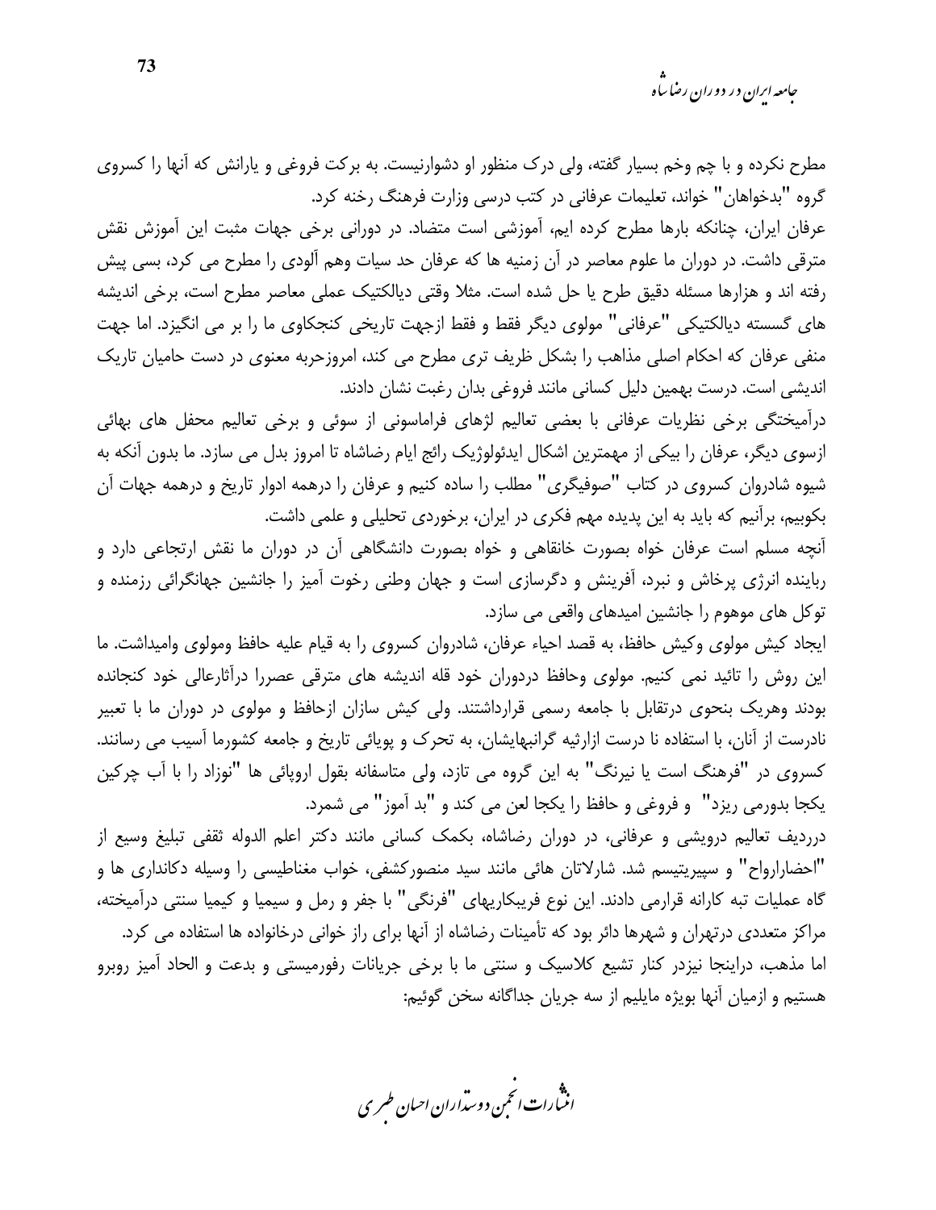مطرح نکرده و با چم وخم بسیار گفته، ولی درک منظور او دشوارنیست. به برکت فروغی و یارانش که آنها را کسروی گروه "بدخواهان" خواند، تعلیمات عرفانی در کتب درسی وزارت فرهنگ رخنه کرد.

عرفان ایران، چنانکه بارها مطرح کرده ایم، آموزشی است متضاد. در دورانی برخی جهات مثبت این آموزش نقش مترقی داشت. در دوران ما علوم معاصر در آن زمنیه ها که عرفان حد سیات وهم آلودی را مطرح می کرد، بسی پیش رفته اند و هزارها مسئله دقیق طرح یا حل شده است. مثلا وقتی دیالکتیک عملی معاصر مطرح است، برخی اندیشه های گسسته دیالکتیکی "عرفانی" مولوی دیگر فقط و فقط ازجهت تاریخی کنجکاوی ما را بر می انگیزد. اما جهت منفی عرفان که احکام اصلی مذاهب را بشکل ظریف تری مطرح می کند، امروزحربه معنوی در دست حامیان تاریک اندیشی است. درست بهمین دلیل کسانی مانند فروغی بدان رغبت نشان دادند.

درآمیختگی برخی نظریات عرفانی با بعضی تعالیم لژهای فراماسونی از سوئی و برخی تعالیم محفل های بهائی ازسوی دیگر، عرفان را بیکی از مهمترین اشکال ایدئولوژیک رائج ایام رضاشاه تا امروز بدل می سازد. ما بدون آنکه به شیوه شادروان کسروی در کتاب "صوفیگری" مطلب را ساده کنیم و عرفان را درهمه ادوار تاریخ و درهمه جهات آن بکوبیم، برآنیم که باید به این پدیده مهم فکری در ایران، برخوردی تحلیلی و علمی داشت.

آنچه مسلم است عرفان خواه بصورت خانقاهی و خواه بصورت دانشگاهی آن در دوران ما نقش ارتجاعی دارد و رباینده انرژی پرخاش و نبرد، آفرینش و دگرسازی است و جهان وطنی رخوت آمیز را جانشین جهانگرائی رزمنده و توکل های موهوم را جانشین امیدهای واقعی می سازد.

ایجاد کیش مولوی وکیش حافظ، به قصد احیاء عرفان، شادروان کسروی را به قیام علیه حافظ ومولوی وامیداشت. ما این روش را تائید نمی کنیم. مولوی وحافظ دردوران خود قله اندیشه های مترقی عصررا درآثارعالی خود کنجانده بودند وهریک بنحوی درتقابل با جامعه رسمی قرارداشتند. ولی کیش سازان ازحافظ و مولوی در دوران ما با تعبیر نادرست از آنان، با استفاده نا درست ازازثیه گرانبهایشان، به تحرک و پویائی تاریخ و جامعه کشورما آسیب می رسانند. کسروی در "فرهنگ است یا نیرنگ" به این گروه می تازد، ولی متاسفانه بقول اروپائی ها "نوزاد را با آب چرکین یکجا بدورمی ریزد" و فروغی و حافظ را یکجا لعن می کند و "بد آموز" می شمرد.

درردیف تعالیم درویشی و عرفانی، در دوران رضاشاه، بکمک کسانی مانند دکتر اعلم الدوله ثقفی تبلیغ وسیع از "احضارارواح" و سپیریتیسم شد. شارلاتان هائی مانند سید منصورکشفی، خواب مغناطیسی را وسیله دکانداری ها و گاه عملیات تبه کارانه قرارمی دادند. این نوع فریبکاریهای "فرنگی" با جفر و رمل و سیمیا و کیمیا سنتی درآمیخته، مراکز متعددی درتهران و شهرها دائر بود که تأمینات رضاشاه از آنها برای راز خوانی درخانواده ها استفاده می کرد.

اما مذهب، دراینجا نیزدر کنار تشیع کلاسیک و سنتی ما با برخی جریانات رفورمیستی و بدعت و الحاد آمیز روبرو هستیم و ازمیان آنها بویژه مایلیم از سه جریان جداگانه سخن گوئیم: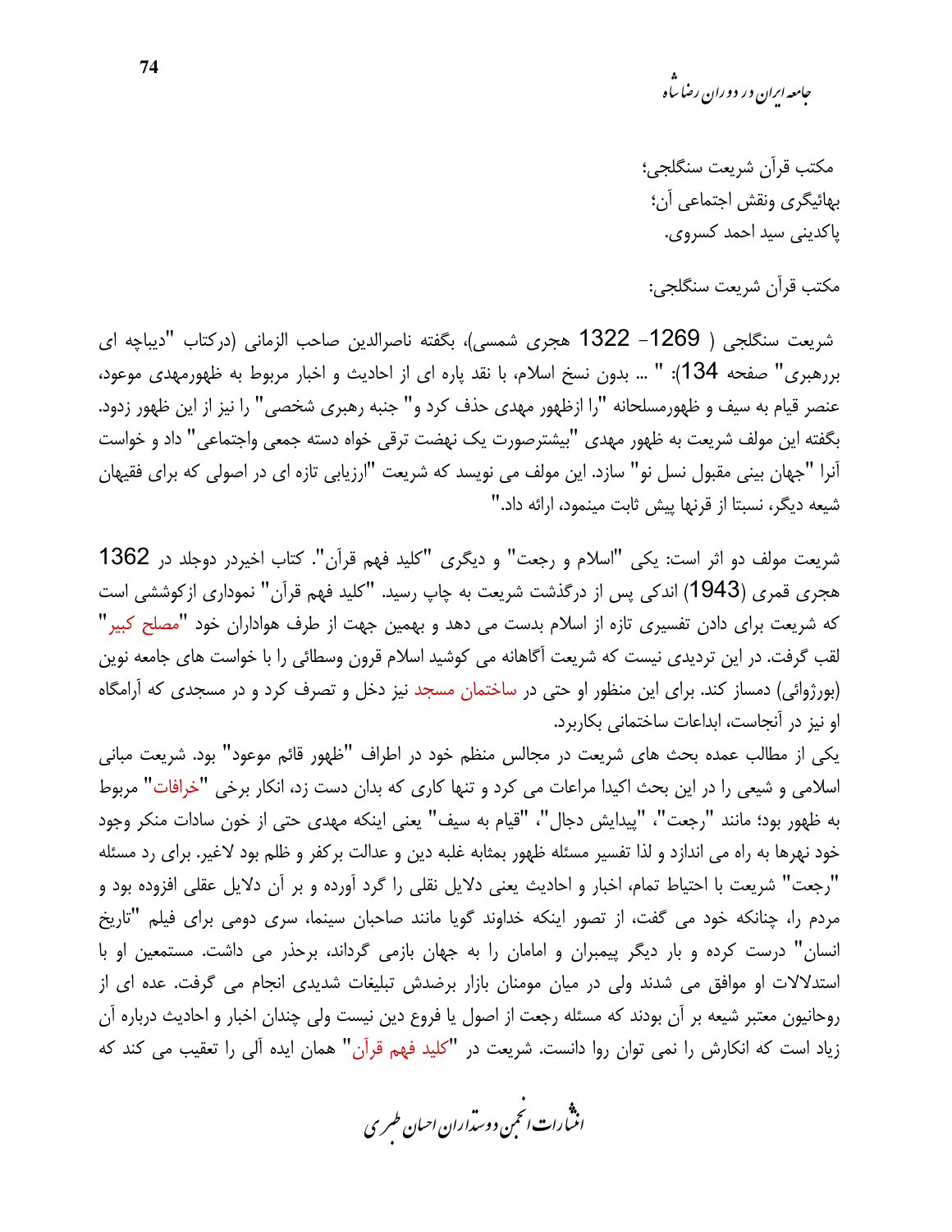مکتب قرآن شریعت سنگلجی؛
بهائیگری ونقش اجتماعی آن؛
پاکدینی سید احمد کسروی.

مکتب قرآن شریعت سنگلجی:

شریعت سنگلجی ( 1269- 1322 هجری شمسی)، بگفته ناصرالدین صاحب الزمانی (درکتاب "دیباچه ای بررهبری" صفحه 134): " ... بدون نسخ اسلام، با نقد پاره ای از احادیث و اخبار مربوط به ظهورمهدی موعود، عنصر قیام به سیف و ظهورمسلحانه "را ازظهور مهدی حذف کرد و" جنبه رهبری شخصی" را نیز از این ظهور زدود. بگفته این مولف شریعت به ظهور مهدی "بیشترصورت یک نهضت ترقی خواه دسته جمعی واجتماعی" داد و خواست آنرا "جهان بینی مقبول نسل نو" سازد. این مولف می نویسد که شریعت "ارزیابی تازه ای در اصولی که برای فقیهان شیعه دیگر، نسبتا از قرنها پیش ثابت مینمود، ارائه داد."

شریعت مولف دو اثر است: یکی "اسلام و رجعت" و دیگری "کلید فهم قرآن". کتاب اخیردر دوجلد در 1362 هجری قمری (1943) اندکی پس از درگذشت شریعت به چاپ رسید. "کلید فهم قرآن" نموداری ازکوششی است که شریعت برای دادن تفسیری تازه از اسلام بدست می دهد و بهمین جهت از طرف هواداران خود "مصلح کبیر" لقب گرفت. در این تردیدی نیست که شریعت آگاهانه می کوشید اسلام قرون وسطائی را با خواست های جامعه نوین (بورژوائی) دمساز کند. برای این منظور او حتی در ساختمان مسجد نیز دخل و تصرف کرد و در مسجدی که آرامگاه او نیز در آنجاست، ابداعات ساختمانی بکاربرد.
یکی از مطالب عمده بحث های شریعت در مجالس منظم خود در اطراف "ظهور قائم موعود" بود. شریعت مبانی اسلامی و شیعی را در این بحث اکیدا مراعات می کرد و تنها کاری که بدان دست زد، انکار برخی "خرافات" مربوط به ظهور بود؛ مانند "رجعت"، "پیدایش دجال"، "قیام به سیف" یعنی اینکه مهدی حتی از خون سادات منکر وجود خود نهرها به راه می اندازد و لذا تفسیر مسئله ظهور بمثابه غلبه دین و عدالت برکفر و ظلم بود لاغیر. برای رد مسئله "رجعت" شریعت با احتیاط تمام، اخبار و احادیث یعنی دلایل نقلی را گرد آورده و بر آن دلایل عقلی افزوده بود و مردم را، چنانکه خود می گفت، از تصور اینکه خداوند گویا مانند صاحبان سینما، سری دومی برای فیلم "تاریخ انسان" درست کرده و بار دیگر پیمبران و امامان را به جهان بازمی گرداند، برحذر می داشت. مستمعین او با استدلالات او موافق می شدند ولی در میان مومنان بازار برضدش تبلیغات شدیدی انجام می گرفت. عده ای از روحانیون معتبر شیعه بر آن بودند که مسئله رجعت از اصول یا فروع دین نیست ولی چندان اخبار و احادیث درباره آن زیاد است که انکارش را نمی توان روا دانست. شریعت در "کلید فهم قرآن" همان ایده آلی را تعقیب می کند که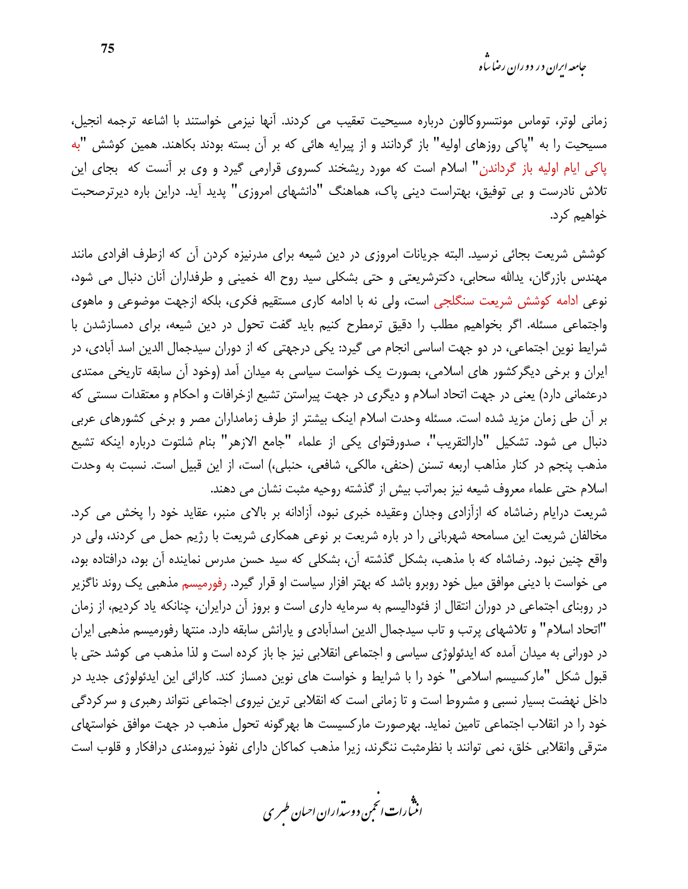زمانی لوتر، توماس مونتسروکالون درباره مسیحیت تعقیب می کردند. آنها نیزمی خواستند با اشاعه ترجمه انجیل، مسیحیت را به "پاکی روزهای اولیه" باز گردانند و از پیرایه هائی که بر آن بسته بودند بکاهند. همین کوشش "به پاکی ایام اولیه باز گرداندن" اسلام است که مورد ریشخند کسروی قرارمی گیرد و وی بر آنست که بجای این تلاش نادرست و بی توفیق، بهتراست دینی پاک، هماهنگ "دانشهای امروزی" پدید آید. دراین باره دیرترصحبت خواهیم کرد.

کوشش شریعت بجائی نرسید. البته جریانات امروزی در دین شیعه برای مدرنیزه کردن آن که ازطرف افرادی مانند مهندس بازرگان، یدالله سحابی، دکترشریعتی و حتی بشکلی سید روح اله خمینی و طرفداران آنان دنبال می شود، نوعی ادامه کوشش شریعت سنگلجی است، ولی نه با ادامه کاری مستقیم فکری، بلکه ازجهت موضوعی و ماهوی واجتماعی مسئله. اگر بخواهیم مطلب را دقیق ترمطرح کنیم باید گفت تحول در دین شیعه، برای دمسازشدن با شرایط نوین اجتماعی، در دو جهت اساسی انجام می گیرد: یکی درجهتی که از دوران سیدجمال الدین اسد آبادی، در ایران و برخی دیگرکشور های اسلامی، بصورت یک خواست سیاسی به میدان آمد (وخود آن سابقه تاریخی ممتدی درعثمانی دارد) یعنی در جهت اتحاد اسلام و دیگری در جهت پیراستن تشیع ازخرافات و احکام و معتقدات سستی که بر آن طی زمان مزید شده است. مسئله وحدت اسلام اینک بیشتر از طرف زمامداران مصر و برخی کشورهای عربی دنبال می شود. تشکیل "دارالتقریب"، صدورفتوای یکی از علماء "جامع الازهر" بنام شلتوت درباره اینکه تشیع مذهب پنجم در کنار مذاهب اربعه تسنن (حنفی، مالکی، شافعی، حنبلی،) است، از این قبیل است. نسبت به وحدت اسلام حتی علماء معروف شیعه نیز بمراتب بیش از گذشته روحیه مثبت نشان می دهند.

شریعت درایام رضاشاه که ازآزادی وجدان وعقیده خبری نبود، آزادانه بر بالای منبر، عقاید خود را پخش می کرد. مخالفان شریعت این مسامحه شهربانی را در باره شریعت بر نوعی همکاری شریعت با رژیم حمل می کردند، ولی در واقع چنین نبود. رضاشاه که با مذهب، بشکل گذشته آن، بشکلی که سید حسن مدرس نماینده آن بود، درافتاده بود، می خواست با دینی موافق میل خود روبرو باشد که بهتر افزار سیاست او قرار گیرد. رفورمیسم مذهبی یک روند ناگزیر در روبنای اجتماعی در دوران انتقال از فئودالیسم به سرمایه داری است و بروز آن درایران، چنانکه یاد کردیم، از زمان "اتحاد اسلام" و تلاشهای پرتب و تاب سیدجمال الدین اسدآبادی و یارانش سابقه دارد. منتها رفورمیسم مذهبی ایران در دورانی به میدان آمده که ایدئولوژی سیاسی و اجتماعی انقلابی نیز جا باز کرده است و لذا مذهب می کوشد حتی با قبول شکل "مارکسیسم اسلامی" خود را با شرایط و خواست های نوین دمساز کند. کارائی این ایدئولوژی جدید در داخل نهضت بسیار نسبی و مشروط است و تا زمانی است که انقلابی ترین نیروی اجتماعی نتواند رهبری و سرکردگی خود را در انقلاب اجتماعی تامین نماید. بهرصورت مارکسیست ها بهرگونه تحول مذهب در جهت موافق خواستهای مترقی وانقلابی خلق، نمی توانند با نظرمثبت ننگرند، زیرا مذهب کماکان دارای نفوذ نیرومندی درافکار و قلوب است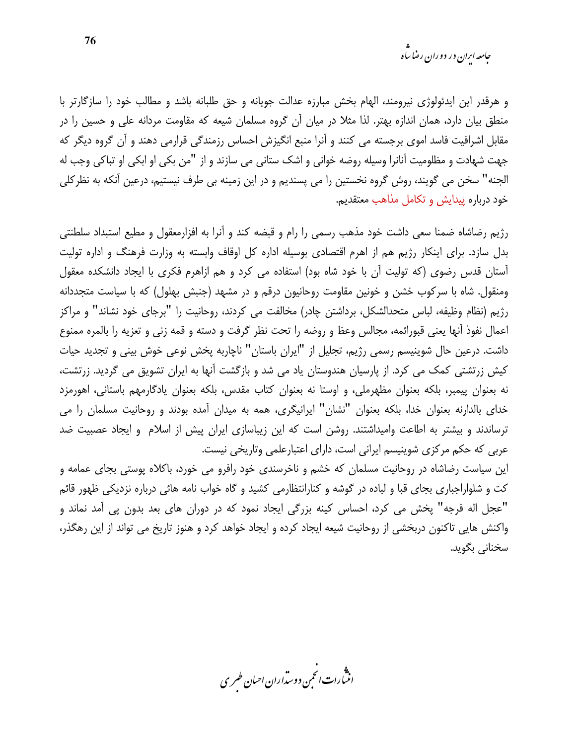و هرقدر این ایدئولوژی نیرومند، الهام بخش مبارزه عدالت جویانه و حق طلبانه باشد و مطالب خود را سازگارتر با منطق بیان دارد، همان اندازه بهتر. لذا مثلا در میان آن گروه مسلمان شیعه که مقاومت مردانه علی و حسین را در مقابل اشرافیت فاسد اموی برجسته می کنند و آنرا منبع انگیزش احساس رزمندگی قرارمی دهند و آن گروه دیگر که جهت شهادت و مظلومیت آنانرا وسیله روضه خوانی و اشک ستانی می سازند و از "من بکی او ابکی او تباکی وجب له الجنه" سخن می گویند، روش گروه نخستین را می پسندیم و در این زمینه بی طرف نیستیم، درعین آنکه به نظرکلی خود درباره پیدایش و تکامل مذاهب معتقدیم.

رژیم رضاشاه ضمنا سعی داشت خود مذهب رسمی را رام و قبضه کند و آنرا به افزارمعقول و مطیع استبداد سلطنتی بدل سازد. برای اینکار رژیم هم از اهرم اقتصادی بوسیله اداره کل اوقاف وابسته به وزارت فرهنگ و اداره تولیت آستان قدس رضوی (که تولیت آن با خود شاه بود) استفاده می کرد و هم ازاهرم فکری با ایجاد دانشکده معقول ومنقول. شاه با سرکوب خشن و خونین مقاومت روحانیون درقم و در مشهد (جنبش بهلول) که با سیاست متجددانه رژیم (نظام وظیفه، لباس متحدالشکل، برداشتن چادر) مخالفت می کردند، روحانیت را "برجای خود نشاند" و مراکز اعمال نفوذ آنها یعنی قبورائمه، مجالس وعظ و روضه را تحت نظر گرفت و دسته و قمه زنی و تعزیه را بالمره ممنوع داشت. درعین حال شوینیسم رسمی رژیم، تجلیل از "ایران باستان" ناچاربه پخش نوعی خوش بینی و تجدید حیات کیش زرتشتی کمک می کرد. از پارسیان هندوستان یاد می شد و بازگشت آنها به ایران تشویق می گردید. زرتشت، نه بعنوان پیمبر، بلکه بعنوان مظهرملی، و اوستا نه بعنوان کتاب مقدس، بلکه بعنوان یادگارمهم باستانی، اهورمزد خدای بالدارنه بعنوان خدا، بلکه بعنوان "نشان" ایرانیگری، همه به میدان آمده بودند و روحانیت مسلمان را می ترساندند و بیشتر به اطاعت وامیداشتند. روشن است که این زیباسازی ایران پیش از اسلام و ایجاد عصبیت ضد عربی که حکم مرکزی شوینیسم ایرانی است، دارای اعتبارعلمی وتاریخی نیست.

این سیاست رضاشاه در روحانیت مسلمان که خشم و ناخرسندی خود رافرو می خورد، باکلاه پوستی بجای عمامه و کت و شلواراجباری بجای قبا و لباده در گوشه و کنارانتظارمی کشید و گاه خواب نامه هائی درباره نزدیکی ظهور قائم "عجل اله فرجه" پخش می کرد، احساس کینه بزرگی ایجاد نمود که در دوران های بعد بدون پی آمد نماند و واکنش هایی تاکنون دربخشی از روحانیت شیعه ایجاد کرده و ایجاد خواهد کرد و هنوز تاریخ می تواند از این رهگذر، سخنانی بگوید.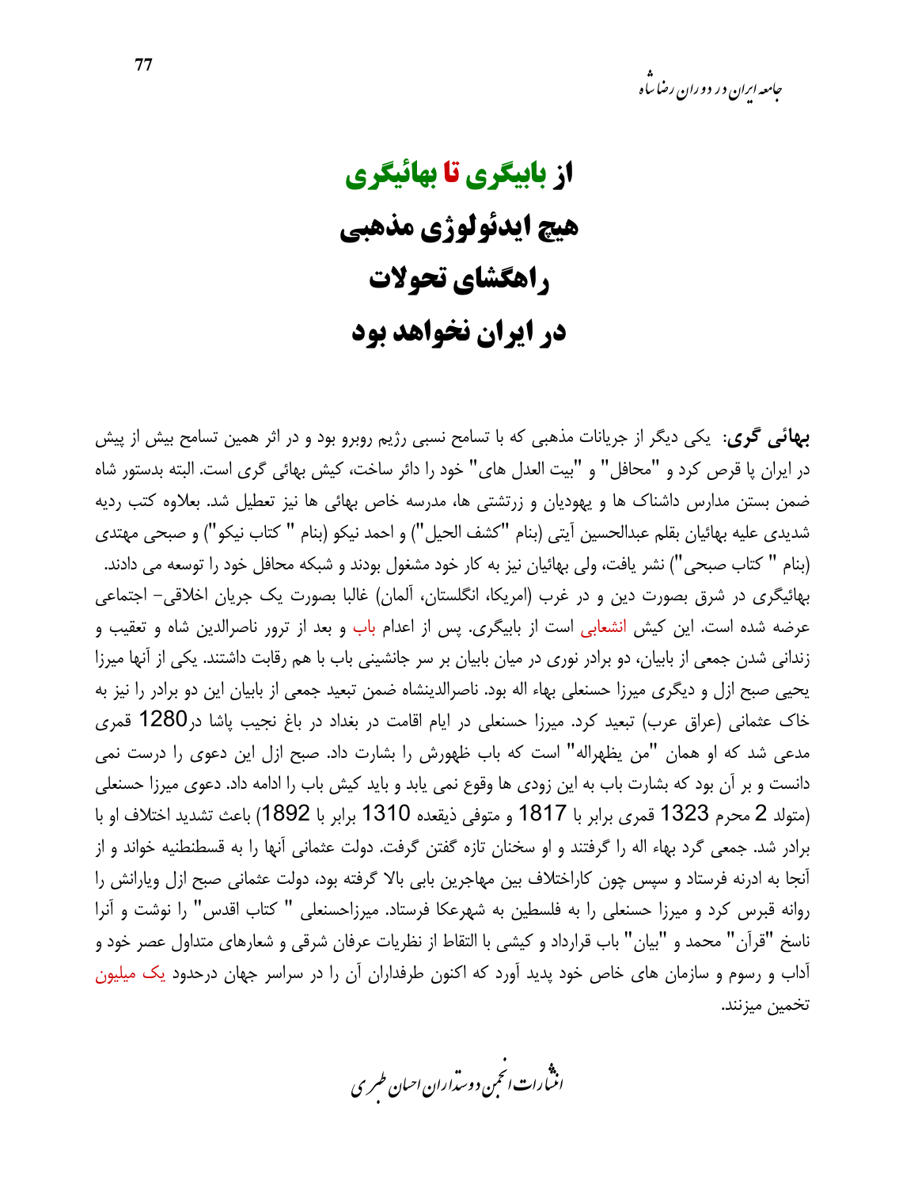# از بابیگری تا بهائیگری هیچ ایدئولوژی مذهبی راهگشای تحولات در ایران نخواهد بود

**بهائی گری:** یکی دیگر از جریانات مذهبی که با تسامح نسبی رژیم روبرو بود و در اثر همین تسامح بیش از پیش در ایران پا قرص کرد و "محافل" و "بیت العدل های" خود را دائر ساخت، کیش بهائی گری است. البته بدستور شاه ضمن بستن مدارس داشناک ها و یهودیان و زرتشتی ها، مدرسه خاص بهائی ها نیز تعطیل شد. بعلاوه کتب ردیه شدیدی علیه بهائیان بقلم عبدالحسین آیتی (بنام "کشف الحیل") و احمد نیکو (بنام " کتاب نیکو") و صبحی مهتدی (بنام " کتاب صبحی") نشر یافت، ولی بهائیان نیز به کار خود مشغول بودند و شبکه محافل خود را توسعه می دادند. بهائیگری در شرق بصورت دین و در غرب (امریکا، انگلستان، آلمان) غالبا بصورت یک جریان اخلاقی- اجتماعی عرضه شده است. این کیش انشعابی است از بابیگری. پس از اعدام باب و بعد از ترور ناصرالدین شاه و تعقیب و زندانی شدن جمعی از بابیان، دو برادر نوری در میان بابیان بر سر جانشینی باب با هم رقابت داشتند. یکی از آنها میرزا یحیی صبح ازل و دیگری میرزا حسنعلی بهاء اله بود. ناصرالدینشاه ضمن تبعید جمعی از بابیان این دو برادر را نیز به خاک عثمانی (عراق عرب) تبعید کرد. میرزا حسنعلی در ایام اقامت در بغداد در باغ نجیب پاشا در1280 قمری مدعی شد که او همان "من یظهراله" است که باب ظهورش را بشارت داد. صبح ازل این دعوی را درست نمی دانست و بر آن بود که بشارت باب به این زودی ها وقوع نمی یابد و باید کیش باب را ادامه داد. دعوی میرزا حسنعلی (متولد 2 محرم 1323 قمری برابر با 1817 و متوفی ذیقعده 1310 برابر با 1892) باعث تشدید اختلاف او با برادر شد. جمعی گرد بهاء اله را گرفتند و او سخنان تازه گفتن گرفت. دولت عثمانی آنها را به قسطنطنیه خواند و از آنجا به ادرنه فرستاد و سپس چون کاراختلاف بین مهاجرین بابی بالا گرفته بود، دولت عثمانی صبح ازل ویارانش را روانه قبرس کرد و میرزا حسنعلی را به فلسطین به شهرعکا فرستاد. میرزاحسنعلی " کتاب اقدس" را نوشت و آنرا ناسخ "قرآن" محمد و "بیان" باب قرارداد و کیشی با التقاط از نظریات عرفان شرقی و شعارهای متداول عصر خود و آداب و رسوم و سازمان های خاص خود پدید آورد که اکنون طرفداران آن را در سراسر جهان درحدود یک میلیون تخمین میزنند.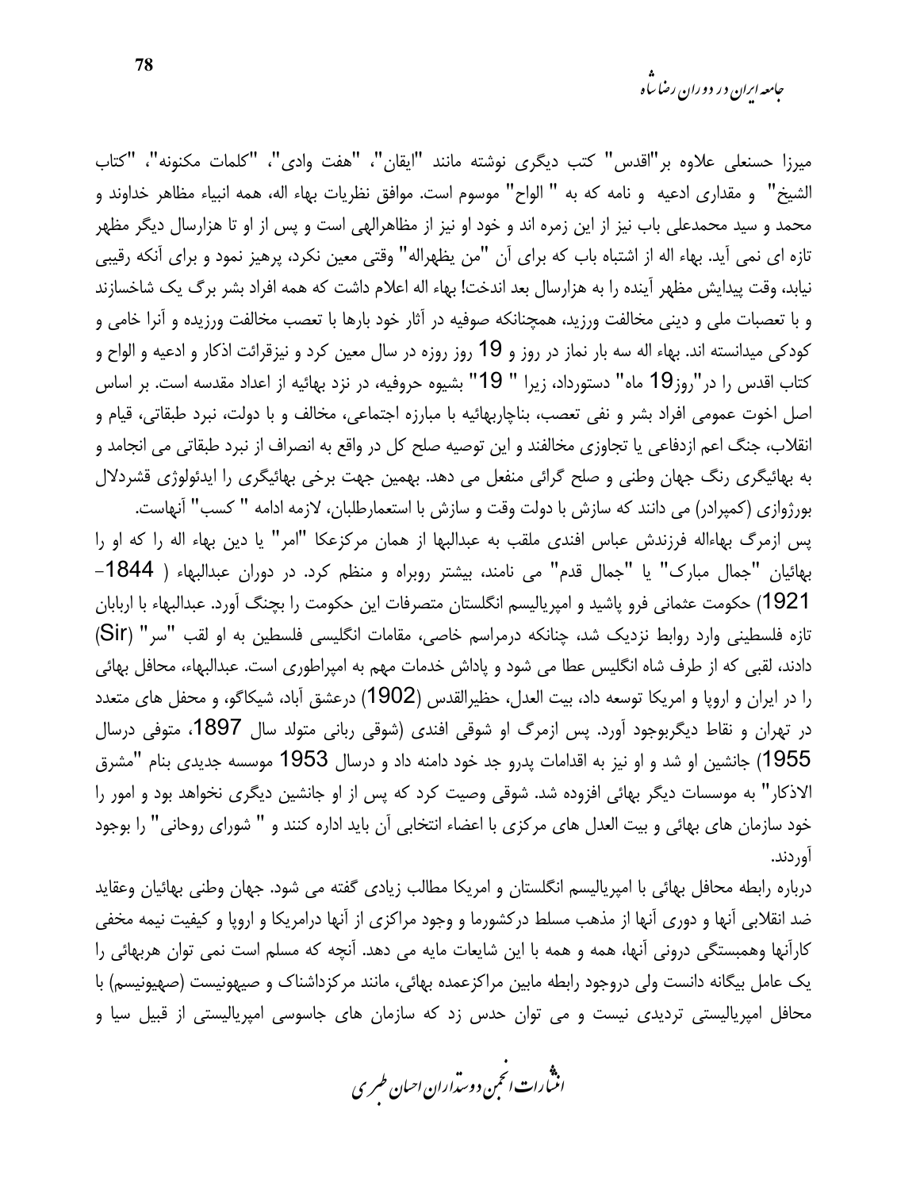میرزا حسنعلی علاوه بر"اقدس" کتب دیگری نوشته مانند "ایقان"، "هفت وادی"، "کلمات مکنونه"، "کتاب الشیخ" و مقداری ادعیه و نامه که به " الواح" موسوم است. موافق نظریات بهاء اله، همه انبیاء مظاهر خداوند و محمد و سید محمدعلی باب نیز از این زمره اند و خود او نیز از مظاهرالهی است و پس از او تا هزارسال دیگر مظهر تازه ای نمی آید. بهاء اله از اشتباه باب که برای آن "من یظهراله" وقتی معین نکرد، پرهیز نمود و برای آنکه رقیبی نیابد، وقت پیدایش مظهر آینده را به هزارسال بعد اندخت! بهاء اله اعلام داشت که همه افراد بشر برگ یک شاخسارند و با تعصبات ملی و دینی مخالفت ورزید، همچنانکه صوفیه در آثار خود بارها با تعصب مخالفت ورزیده و آنرا خامی و کودکی میدانسته اند. بهاء اله سه بار نماز در روز و 19 روز روزه در سال معین کرد و نیزقرائت اذکار و ادعیه و الواح و کتاب اقدس را در"روز19 ماه" دستورداد، زیرا " 19" بشیوه حروفیه، در نزد بهائیه از اعداد مقدسه است. بر اساس اصل اخوت عمومی افراد بشر و نفی تعصب، بناچاربهائیه با مبارزه اجتماعی، مخالف و با دولت، نبرد طبقاتی، قیام و انقلاب، جنگ اعم ازدفاعی یا تجاوزی مخالفند و این توصیه صلح کل در واقع به انصراف از نبرد طبقاتی می انجامد و به بهائیگری رنگ جهان وطنی و صلح گرائی منفعل می دهد. بهمین جهت برخی بهائیگری را ایدئولوژی قشردلال بورژوازی (کمپرادر) می دانند که سازش با دولت وقت و سازش با استعمارطلبان، لازمه ادامه " کسب" آنهاست.

پس ازمرگ بهاءاله فرزندش عباس افندی ملقب به عبدالبها از همان مرکزعکا "امر" یا دین بهاء اله را که او را بهائیان "جمال مبارک" یا "جمال قدم" می نامند، بیشتر روبراه و منظم کرد. در دوران عبدالبهاء ( 1844-1921) حکومت عثمانی فرو پاشید و امپریالیسم انگلستان متصرفات این حکومت را بچنگ آورد. عبدالبهاء با اربابان تازه فلسطینی وارد روابط نزدیک شد، چنانکه درمراسم خاصی، مقامات انگلیسی فلسطین به او لقب "سر" (Sir) دادند، لقبی که از طرف شاه انگلیس عطا می شود و پاداش خدمات مهم به امپراطوری است. عبدالبهاء، محافل بهائی را در ایران و اروپا و امریکا توسعه داد، بیت العدل، حظیرالقدس (1902) درعشق آباد، شیکاگو، و محفل های متعدد در تهران و نقاط دیگربوجود آورد. پس ازمرگ او شوقی افندی (شوقی ربانی متولد سال 1897، متوفی درسال 1955) جانشین او شد و او نیز به اقدامات پدرو جد خود دامنه داد و درسال 1953 موسسه جدیدی بنام "مشرق الاذکار" به موسسات دیگر بهائی افزوده شد. شوقی وصیت کرد که پس از او جانشین دیگری نخواهد بود و امور را خود سازمان های بهائی و بیت العدل های مرکزی با اعضاء انتخابی آن باید اداره کنند و " شورای روحانی" را بوجود آوردند.

درباره رابطه محافل بهائی با امپریالیسم انگلستان و امریکا مطالب زیادی گفته می شود. جهان وطنی بهائیان وعقاید ضد انقلابی آنها و دوری آنها از مذهب مسلط درکشورما و وجود مراکزی از آنها درامریکا و اروپا و کیفیت نیمه مخفی کارآنها وهمبستگی درونی آنها، همه و همه با این شایعات مایه می دهد. آنچه که مسلم است نمی توان هربهائی را یک عامل بیگانه دانست ولی دروجود رابطه مابین مراکزعمده بهائی، مانند مرکزداشناک و صیهونیست (صهیونیسم) با محافل امپریالیستی تردیدی نیست و می توان حدس زد که سازمان های جاسوسی امپریالیستی از قبیل سیا و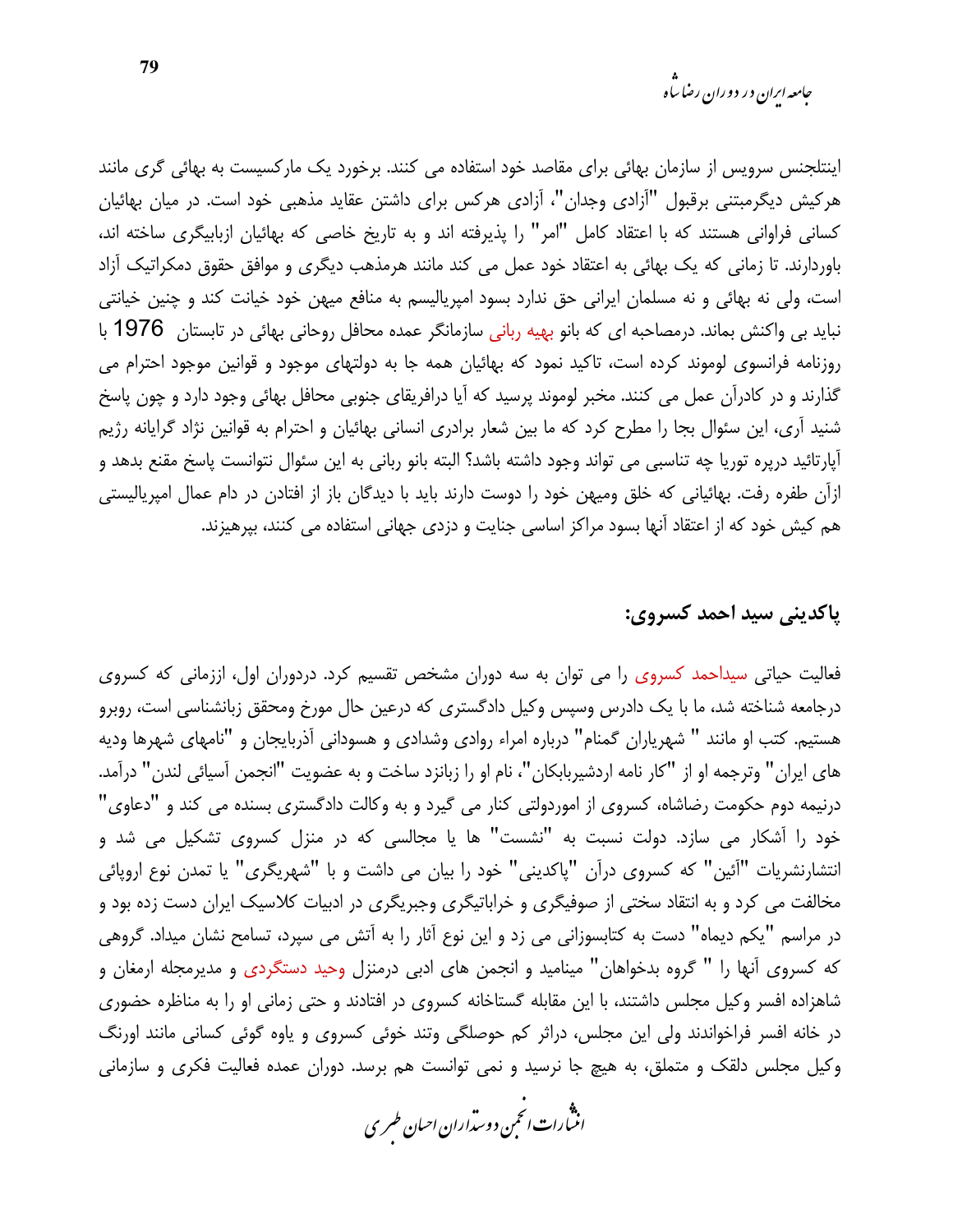اینتلجنس سرویس از سازمان بهائی برای مقاصد خود استفاده می کنند. برخورد یک مارکسیست به بهائی گری مانند هرکیش دیگرمبتنی برقبول "آزادی وجدان"، آزادی هرکس برای داشتن عقاید مذهبی خود است. در میان بهائیان کسانی فراوانی هستند که با اعتقاد کامل "امر" را پذیرفته اند و به تاریخ خاصی که بهائیان ازبابیگری ساخته اند، باوردارند. تا زمانی که یک بهائی به اعتقاد خود عمل می کند مانند هرمذهب دیگری و موافق حقوق دمکراتیک آزاد است، ولی نه بهائی و نه مسلمان ایرانی حق ندارد بسود امپریالیسم به منافع میهن خود خیانت کند و چنین خیانتی نباید بی واکنش بماند. درمصاحبه ای که بانو بهیه ربانی سازمانگر عمده محافل روحانی بهائی در تابستان 1976 با روزنامه فرانسوی لوموند کرده است، تاکید نمود که بهائیان همه جا به دولتهای موجود و قوانین موجود احترام می گذارند و در کادرآن عمل می کنند. مخبر لوموند پرسید که آیا درافریقای جنوبی محافل بهائی وجود دارد و چون پاسخ شنید آری، این سئوال بجا را مطرح کرد که ما بین شعار برادری انسانی بهائیان و احترام به قوانین نژاد گرایانه رژیم آپارتائید درپره توریا چه تناسبی می تواند وجود داشته باشد؟ البته بانو ربانی به این سئوال نتوانست پاسخ مقنع بدهد و ازآن طفره رفت. بهائیانی که خلق ومیهن خود را دوست دارند باید با دیدگان باز از افتادن در دام عمال امپریالیستی هم کیش خود که از اعتقاد آنها بسود مراکز اساسی جنایت و دزدی جهانی استفاده می کنند، بپرهیزند.

## پاکدینی سید احمد کسروی:

فعالیت حیاتی سیداحمد کسروی را می توان به سه دوران مشخص تقسیم کرد. دردوران اول، اززمانی که کسروی درجامعه شناخته شد، ما با یک دادرس وسپس وکیل دادگستری که درعین حال مورخ ومحقق زبانشناسی است، روبرو هستیم. کتب او مانند " شهریاران گمنام" درباره امراء روادی وشدادی و هسودانی آذربایجان و "نامهای شهرها ودیه های ایران" وترجمه او از "کار نامه اردشیربابکان"، نام او را زبانزد ساخت و به عضویت "انجمن آسیائی لندن" درآمد. درنیمه دوم حکومت رضاشاه، کسروی از اموردولتی کنار می گیرد و به وکالت دادگستری بسنده می کند و "دعاوی" خود را آشکار می سازد. دولت نسبت به "نشست" ها یا مجالسی که در منزل کسروی تشکیل می شد و انتشارنشریات "آئین" که کسروی درآن "پاکدینی" خود را بیان می داشت و با "شهریگری" یا تمدن نوع اروپائی مخالفت می کرد و به انتقاد سختی از صوفیگری و خراباتیگری وجبریگری در ادبیات کلاسیک ایران دست زده بود و در مراسم "یکم دیماه" دست به کتابسوزانی می زد و این نوع آثار را به آتش می سپرد، تسامح نشان میداد. گروهی که کسروی آنها را " گروه بدخواهان" مینامید و انجمن های ادبی درمنزل وحید دستگردی و مدیرمجله ارمغان و شاهزاده افسر وکیل مجلس داشتند، با این مقابله گستاخانه کسروی در افتادند و حتی زمانی او را به مناظره حضوری در خانه افسر فراخواندند ولی این مجلس، دراثر کم حوصلگی وتند خوئی کسروی و یاوه گوئی کسانی مانند اورنگ وکیل مجلس دلقک و متملق، به هیچ جا نرسید و نمی توانست هم برسد. دوران عمده فعالیت فکری و سازمانی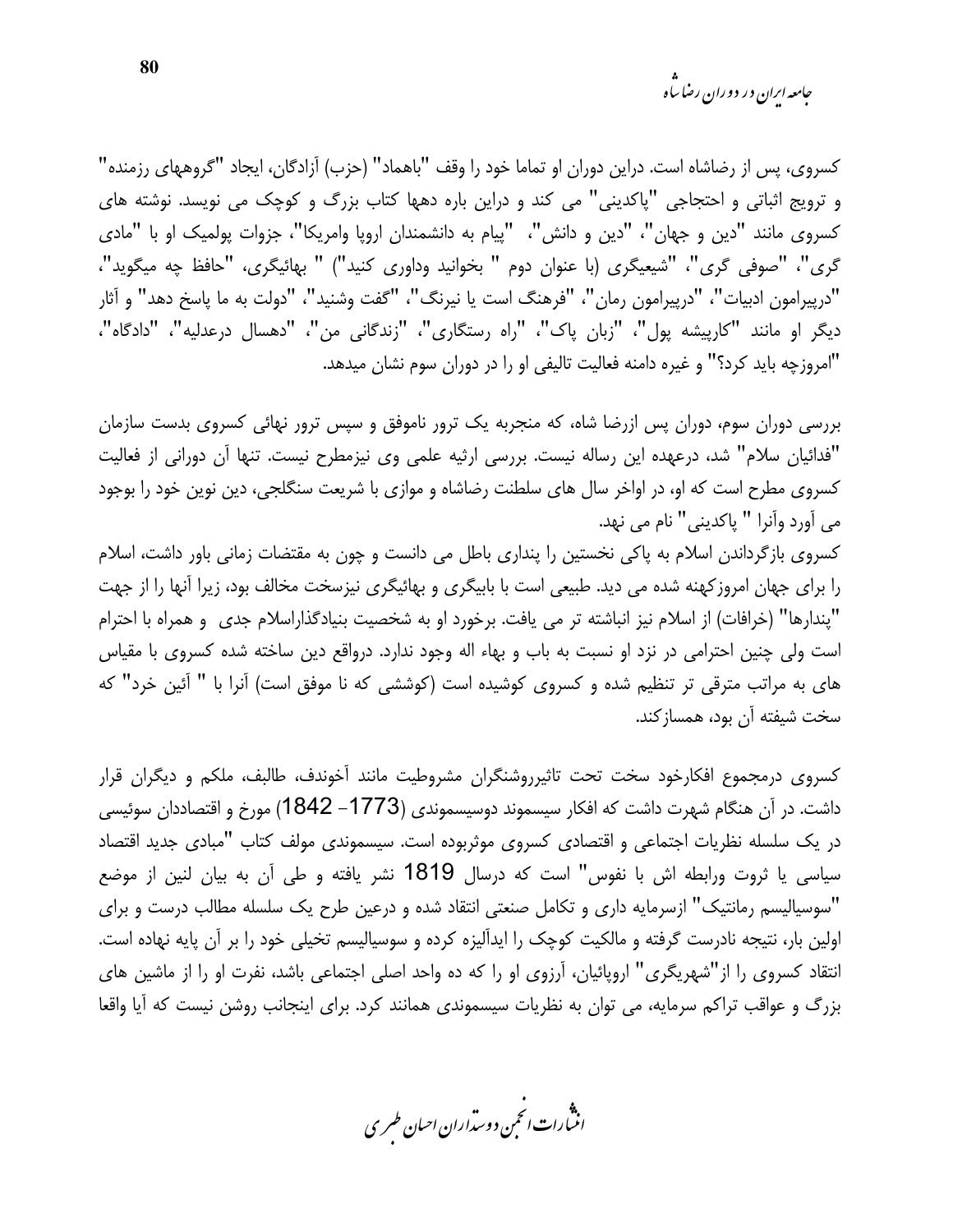کسروی، پس از رضاشاه است. دراین دوران او تماما خود را وقف "باهماد" (حزب) آزادگان، ایجاد "گروههای رزمنده" و ترویج اثباتی و احتجاجی "پاکدینی" می کند و دراین باره دهها کتاب بزرگ و کوچک می نویسد. نوشته های کسروی مانند "دین و جهان"، "دین و دانش"، "پیام به دانشمندان اروپا وامریکا"، جزوات پولمیک او با "مادی گری"، "صوفی گری"، "شیعیگری (با عنوان دوم " بخوانید وداوری کنید") " بهائیگری، "حافظ چه میگوید"، "درپیرامون ادبیات"، "درپیرامون رمان"، "فرهنگ است یا نیرنگ"، "گفت وشنید"، "دولت به ما پاسخ دهد" و آثار دیگر او مانند "کارپیشه پول"، "زبان پاک"، "راه رستگاری"، "زندگانی من"، "دهسال درعدلیه"، "دادگاه"، "امروزچه باید کرد؟" و غیره دامنه فعالیت تالیفی او را در دوران سوم نشان میدهد.

بررسی دوران سوم، دوران پس ازرضا شاه، که منجربه یک ترور ناموفق و سپس ترور نهائی کسروی بدست سازمان "فدائیان سلام" شد، درعهده این رساله نیست. بررسی ارثیه علمی وی نیزمطرح نیست. تنها آن دورانی از فعالیت کسروی مطرح است که او، در اواخر سال های سلطنت رضاشاه و موازی با شریعت سنگلجی، دین نوین خود را بوجود می آورد وآنرا " پاکدینی" نام می نهد.
کسروی بازگرداندن اسلام به پاکی نخستین را پنداری باطل می دانست و چون به مقتضات زمانی باور داشت، اسلام را برای جهان امروزکهنه شده می دید. طبیعی است با بابیگری و بهائیگری نیزسخت مخالف بود، زیرا آنها را از جهت "پندارها" (خرافات) از اسلام نیز انباشته تر می یافت. برخورد او به شخصیت بنیادگذاراسلام جدی و همراه با احترام است ولی چنین احترامی در نزد او نسبت به باب و بهاء اله وجود ندارد. درواقع دین ساخته شده کسروی با مقیاس های به مراتب مترقی تر تنظیم شده و کسروی کوشیده است (کوششی که نا موفق است) آنرا با " آئین خرد" که سخت شیفته آن بود، همسازکند.

کسروی درمجموع افکارخود سخت تحت تاثیرروشنگران مشروطیت مانند آخوندف، طالبف، ملکم و دیگران قرار داشت. در آن هنگام شهرت داشت که افکار سیسموند دوسیسموندی (1773- 1842) مورخ و اقتصاددان سوئیسی در یک سلسله نظریات اجتماعی و اقتصادی کسروی موثربوده است. سیسموندی مولف کتاب "مبادی جدید اقتصاد سیاسی یا ثروت ورابطه اش با نفوس" است که درسال 1819 نشر یافته و طی آن به بیان لنین از موضع "سوسیالیسم رمانتیک" ازسرمایه داری و تکامل صنعتی انتقاد شده و درعین طرح یک سلسله مطالب درست و برای اولین بار، نتیجه نادرست گرفته و مالکیت کوچک را ایدآلیزه کرده و سوسیالیسم تخیلی خود را بر آن پایه نهاده است. انتقاد کسروی را از"شهریگری" اروپائیان، آرزوی او را که ده واحد اصلی اجتماعی باشد، نفرت او را از ماشین های بزرگ و عواقب تراکم سرمایه، می توان به نظریات سیسموندی همانند کرد. برای اینجانب روشن نیست که آیا واقعا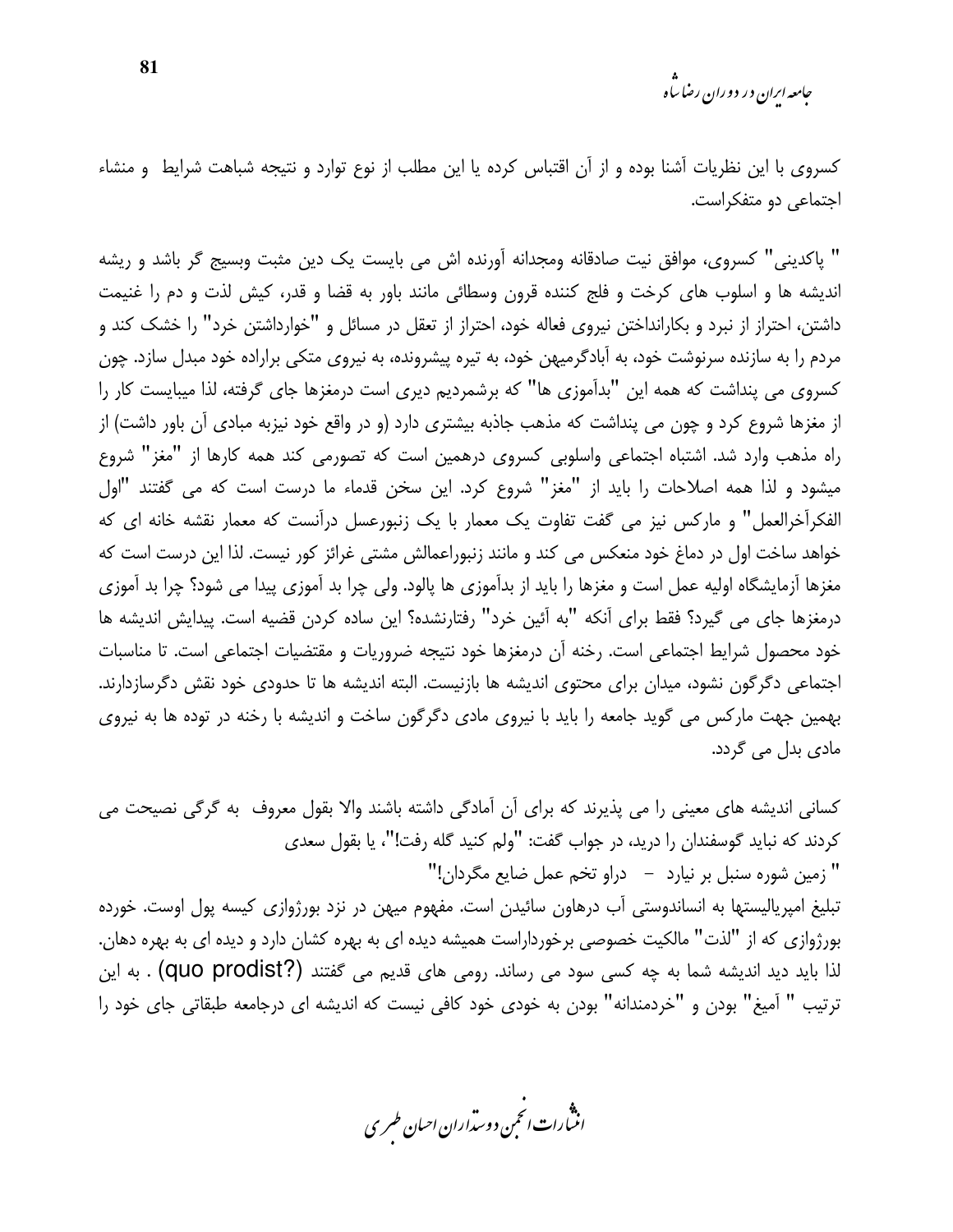کسروی با این نظریات آشنا بوده و از آن اقتباس کرده یا این مطلب از نوع توارد و نتیجه شباهت شرایط و منشاء اجتماعی دو متفکراست.

" پاکدینی" کسروی، موافق نیت صادقانه ومجدانه آورنده اش می بایست یک دین مثبت وبسیج گر باشد و ریشه اندیشه ها و اسلوب های کرخت و فلج کننده قرون وسطائی مانند باور به قضا و قدر، کیش لذت و دم را غنیمت داشتن، احتراز از نبرد و بکارانداختن نیروی فعاله خود، احتراز از تعقل در مسائل و "خوارداشتن خرد" را خشک کند و مردم را به سازنده سرنوشت خود، به آبادگرمیهن خود، به تیره پیشرونده، به نیروی متکی براراده خود مبدل سازد. چون کسروی می پنداشت که همه این "بدآموزی ها" که برشمردیم دیری است درمغزها جای گرفته، لذا میبایست کار را از مغزها شروع کرد و چون می پنداشت که مذهب جاذبه بیشتری دارد (و در واقع خود نیزبه مبادی آن باور داشت) از راه مذهب وارد شد. اشتباه اجتماعی واسلوبی کسروی درهمین است که تصورمی کند همه کارها از "مغز" شروع میشود و لذا همه اصلاحات را باید از "مغز" شروع کرد. این سخن قدماء ما درست است که می گفتند "اول الفکرآخرالعمل" و مارکس نیز می گفت تفاوت یک معمار با یک زنبورعسل درآنست که معمار نقشه خانه ای که خواهد ساخت اول در دماغ خود منعکس می کند و مانند زنبوراعمالش مشتی غرائز کور نیست. لذا این درست است که مغزها آزمایشگاه اولیه عمل است و مغزها را باید از بدآموزی ها پالود. ولی چرا بد آموزی پیدا می شود؟ چرا بد آموزی درمغزها جای می گیرد؟ فقط برای آنکه "به آئین خرد" رفتارنشده؟ این ساده کردن قضیه است. پیدایش اندیشه ها خود محصول شرایط اجتماعی است. رخنه آن درمغزها خود نتیجه ضروریات و مقتضیات اجتماعی است. تا مناسبات اجتماعی دگرگون نشود، میدان برای محتوی اندیشه ها بازنیست. البته اندیشه ها تا حدودی خود نقش دگرسازدارند. بهمین جهت مارکس می گوید جامعه را باید با نیروی مادی دگرگون ساخت و اندیشه با رخنه در توده ها به نیروی مادی بدل می گردد.

کسانی اندیشه های معینی را می پذیرند که برای آن آمادگی داشته باشند والا بقول معروف به گرگی نصیحت می کردند که نباید گوسفندان را درید، در جواب گفت: "ولم کنید گله رفت!"، یا بقول سعدی

" زمین شوره سنبل بر نیارد – دراو تخم عمل ضایع مگردان!"

تبلیغ امپریالیستها به انساندوستی آب درهاون سائیدن است. مفهوم میهن در نزد بورژوازی کیسه پول اوست. خورده بورژوازی که از "لذت" مالکیت خصوصی برخورداراست همیشه دیده ای به بهره کشان دارد و دیده ای به بهره دهان. لذا باید دید اندیشه شما به چه کسی سود می رساند. رومی های قدیم می گفتند (quo prodist?) . به این ترتیب " آمیغ" بودن و "خردمندانه" بودن به خودی خود کافی نیست که اندیشه ای درجامعه طبقاتی جای خود را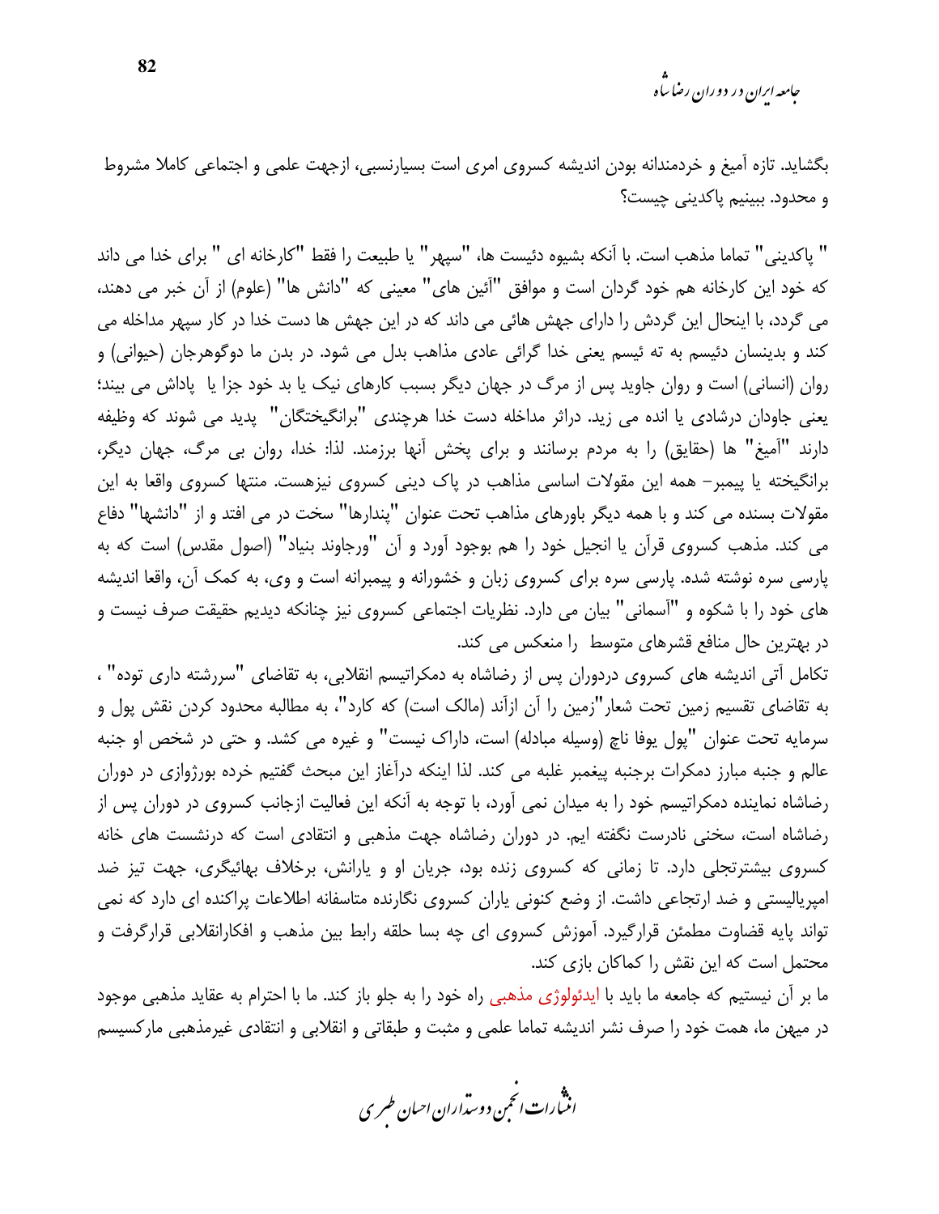بگشاید. تازه آمیغ و خردمندانه بودن اندیشه کسروی امری است بسیارنسبی، ازجهت علمی و اجتماعی کاملا مشروط و محدود. ببینیم پاکدینی چیست؟

" پاکدینی" تماما مذهب است. با آنکه بشیوه دئیست ها، "سپهر" یا طبیعت را فقط "کارخانه ای " برای خدا می داند که خود این کارخانه هم خود گردان است و موافق "آئین های" معینی که "دانش ها" (علوم) از آن خبر می دهند، می گردد، با اینحال این گردش را دارای جهش هائی می داند که در این جهش ها دست خدا در کار سپهر مداخله می کند و بدینسان دئیسم به ته ئیسم یعنی خدا گرائی عادی مذاهب بدل می شود. در بدن ما دوگوهرجان (حیوانی) و روان (انسانی) است و روان جاوید پس از مرگ در جهان دیگر بسبب کارهای نیک یا بد خود جزا یا پاداش می بیند؛ یعنی جاودان درشادی یا انده می زید. دراثر مداخله دست خدا هرچندی "برانگیختگان" پدید می شوند که وظیفه دارند "آمیغ" ها (حقایق) را به مردم برسانند و برای پخش آنها برزمند. لذا: خدا، روان بی مرگ، جهان دیگر، برانگیخته یا پیمبر- همه این مقولات اساسی مذاهب در پاک دینی کسروی نیزهست. منتها کسروی واقعا به این مقولات بسنده می کند و با همه دیگر باورهای مذاهب تحت عنوان "پندارها" سخت در می افتد و از "دانشها" دفاع می کند. مذهب کسروی قرآن یا انجیل خود را هم بوجود آورد و آن "ورجاوند بنیاد" (اصول مقدس) است که به پارسی سره نوشته شده. پارسی سره برای کسروی زبان و خشورانه و پیمبرانه است و وی، به کمک آن، واقعا اندیشه های خود را با شکوه و "آسمانی" بیان می دارد. نظریات اجتماعی کسروی نیز چنانکه دیدیم حقیقت صرف نیست و در بهترین حال منافع قشرهای متوسط را منعکس می کند.

تکامل آتی اندیشه های کسروی دردوران پس از رضاشاه به دمکراتیسم انقلابی، به تقاضای "سررشته داری توده" ، به تقاضای تقسیم زمین تحت شعار "زمین را آن ازآند (مالک است) که کارد"، به مطالبه محدود کردن نقش پول و سرمایه تحت عنوان "پول یوفا ناچ (وسیله مبادله) است، داراک نیست" و غیره می کشد. و حتی در شخص او جنبه عالم و جنبه مبارز دمکرات برجنبه پیغمبر غلبه می کند. لذا اینکه درآغاز این مبحث گفتیم خرده بورژوازی در دوران رضاشاه نماینده دمکراتیسم خود را به میدان نمی آورد، با توجه به آنکه این فعالیت ازجانب کسروی در دوران پس از رضاشاه است، سخنی نادرست نگفته ایم. در دوران رضاشاه جهت مذهبی و انتقادی است که درنشست های خانه کسروی بیشترتجلی دارد. تا زمانی که کسروی زنده بود، جریان او و یارانش، برخلاف بهائیگری، جهت تیز ضد امپریالیستی و ضد ارتجاعی داشت. از وضع کنونی یاران کسروی نگارنده متاسفانه اطلاعات پراکنده ای دارد که نمی تواند پایه قضاوت مطمئن قرارگیرد. آموزش کسروی ای چه بسا حلقه رابط بین مذهب و افکارانقلابی قرارگرفت و محتمل است که این نقش را کماکان بازی کند.

ما بر آن نیستیم که جامعه ما باید با ایدئولوژی مذهبی راه خود را به جلو باز کند. ما با احترام به عقاید مذهبی موجود در میهن ما، همت خود را صرف نشر اندیشه تماما علمی و مثبت و طبقاتی و انقلابی و انتقادی غیرمذهبی مارکسیسم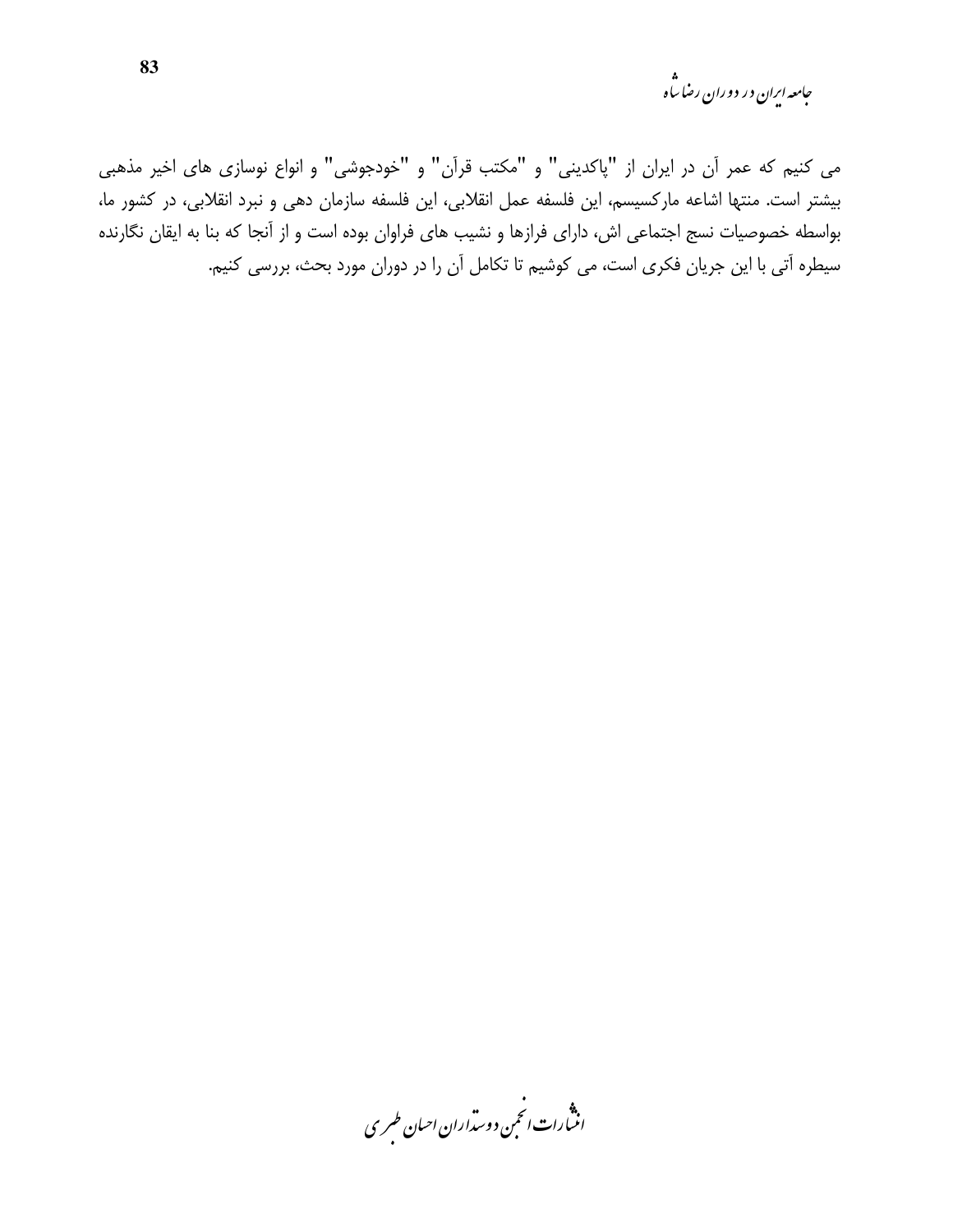می کنیم که عمر آن در ایران از "پاکدینی" و "مکتب قرآن" و "خودجوشی" و انواع نوسازی های اخیر مذهبی بیشتر است. منتها اشاعه مارکسیسم، این فلسفه عمل انقلابی، این فلسفه سازمان دهی و نبرد انقلابی، در کشور ما، بواسطه خصوصیات نسج اجتماعی اش، دارای فرازها و نشیب های فراوان بوده است و از آنجا که بنا به ایقان نگارنده سیطره آتی با این جریان فکری است، می کوشیم تا تکامل آن را در دوران مورد بحث، بررسی کنیم.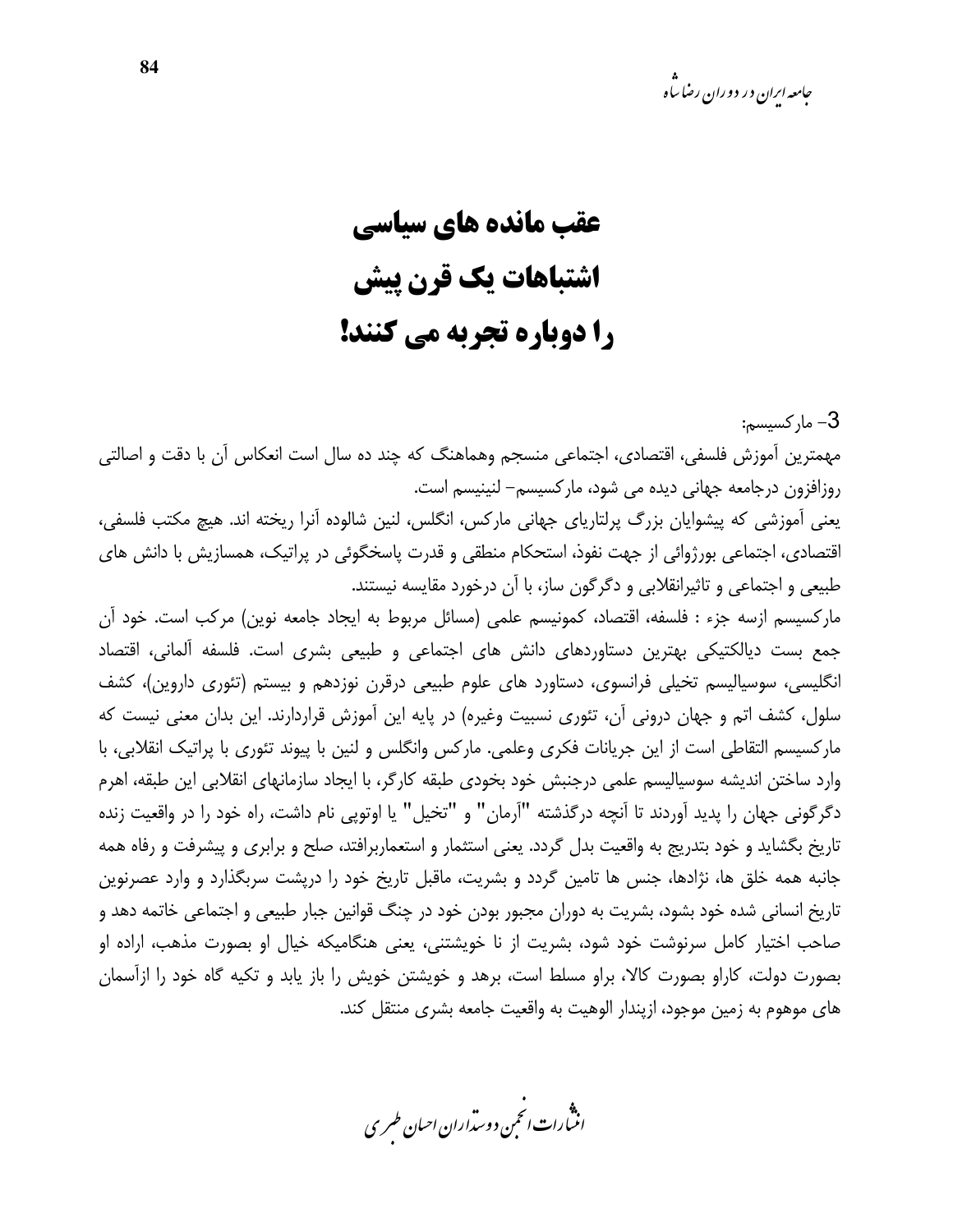# عقب مانده های سیاسی اشتباهات یک قرن پیش را دوباره تجربه می کنند!

3- مارکسیسم:

مهمترین آموزش فلسفی، اقتصادی، اجتماعی منسجم وهماهنگ که چند ده سال است انعکاس آن با دقت و اصالتی روزافزون درجامعه جهانی دیده می شود، مارکسیسم- لنینیسم است.

یعنی آموزشی که پیشوایان بزرگ پرلتاریای جهانی مارکس، انگلس، لنین شالوده آنرا ریخته اند. هیچ مکتب فلسفی، اقتصادی، اجتماعی بورژوائی از جهت نفوذ، استحکام منطقی و قدرت پاسخگوئی در پراتیک، همسازیش با دانش های طبیعی و اجتماعی و تاثیرانقلابی و دگرگون ساز، با آن درخورد مقایسه نیستند.

مارکسیسم ازسه جزء : فلسفه، اقتصاد، کمونیسم علمی (مسائل مربوط به ایجاد جامعه نوین) مرکب است. خود آن جمع بست دیالکتیکی بهترین دستاوردهای دانش های اجتماعی و طبیعی بشری است. فلسفه آلمانی، اقتصاد انگلیسی، سوسیالیسم تخیلی فرانسوی، دستاورد های علوم طبیعی درقرن نوزدهم و بیستم (تئوری داروین)، کشف سلول، کشف اتم و جهان درونی آن، تئوری نسبیت وغیره) در پایه این آموزش قراردارند. این بدان معنی نیست که مارکسیسم التقاطی است از این جریانات فکری وعلمی. مارکس وانگلس و لنین با پیوند تئوری با پراتیک انقلابی، با وارد ساختن اندیشه سوسیالیسم علمی درجنبش خود بخودی طبقه کارگر، با ایجاد سازمانهای انقلابی این طبقه، اهرم دگرگونی جهان را پدید آوردند تا آنچه درگذشته "آرمان" و "تخیل" یا اوتوپی نام داشت، راه خود را در واقعیت زنده تاریخ بگشاید و خود بتدریج به واقعیت بدل گردد. یعنی استثمار و استعماربرافتد، صلح و برابری و پیشرفت و رفاه همه جانبه همه خلق ها، نژادها، جنس ها تامین گردد و بشریت، ماقبل تاریخ خود را درپشت سربگذارد و وارد عصرنوین تاریخ انسانی شده خود بشود، بشریت به دوران مجبور بودن خود در چنگ قوانین جبار طبیعی و اجتماعی خاتمه دهد و صاحب اختیار کامل سرنوشت خود شود، بشریت از نا خویشتنی، یعنی هنگامیکه خیال او بصورت مذهب، اراده او بصورت دولت، کاراو بصورت کالا، براو مسلط است، برهد و خویشتن خویش را باز یابد و تکیه گاه خود را ازآسمان های موهوم به زمین موجود، ازپندار الوهیت به واقعیت جامعه بشری منتقل کند.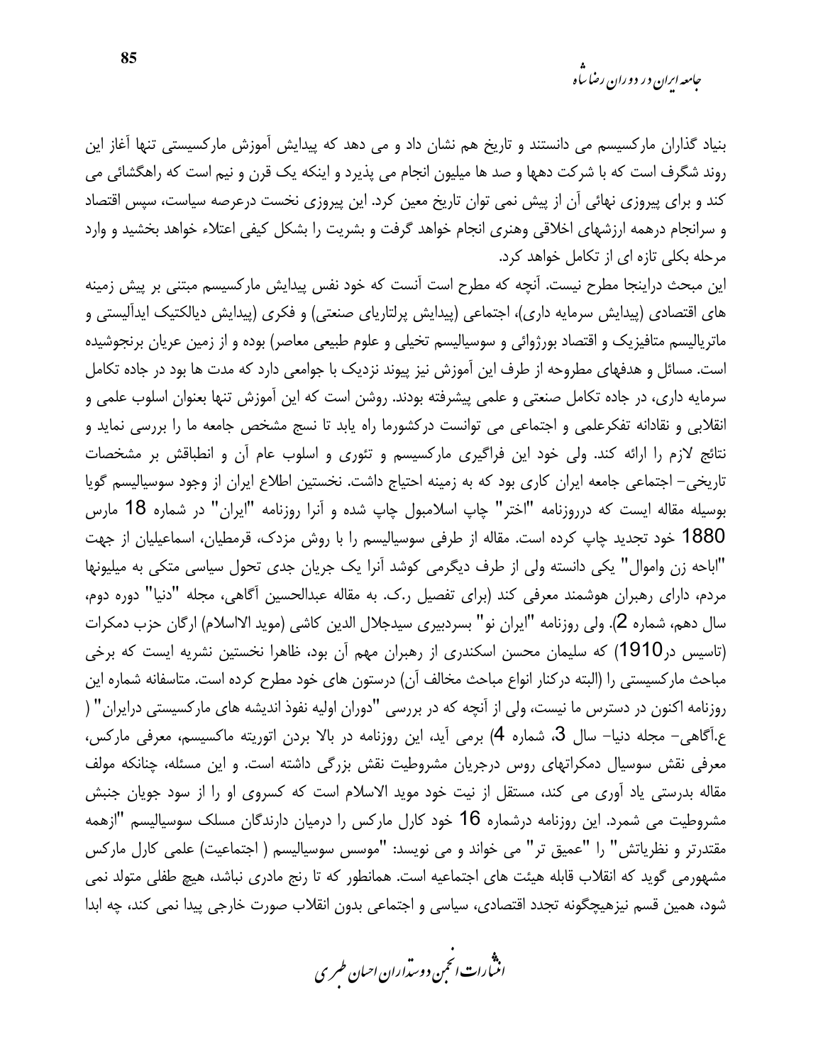بنیاد گذاران مارکسیسم می دانستند و تاریخ هم نشان داد و می دهد که پیدایش آموزش مارکسیستی تنها آغاز این روند شگرف است که با شرکت دهها و صد ها میلیون انجام می پذیرد و اینکه یک قرن و نیم است که راهگشائی می کند و برای پیروزی نهائی آن از پیش نمی توان تاریخ معین کرد. این پیروزی نخست درعرصه سیاست، سپس اقتصاد و سرانجام درهمه ارزشهای اخلاقی وهنری انجام خواهد گرفت و بشریت را بشکل کیفی اعتلاء خواهد بخشید و وارد مرحله بکلی تازه ای از تکامل خواهد کرد.

این مبحث دراینجا مطرح نیست. آنچه که مطرح است آنست که خود نفس پیدایش مارکسیسم مبتنی بر پیش زمینه های اقتصادی (پیدایش سرمایه داری)، اجتماعی (پیدایش پرلتاریای صنعتی) و فکری (پیدایش دیالکتیک ایدآلیستی و ماتریالیسم متافیزیک و اقتصاد بورژوائی و سوسیالیسم تخیلی و علوم طبیعی معاصر) بوده و از زمین عریان برنجوشیده است. مسائل و هدفهای مطروحه از طرف این آموزش نیز پیوند نزدیک با جوامعی دارد که مدت ها بود در جاده تکامل سرمایه داری، در جاده تکامل صنعتی و علمی پیشرفته بودند. روشن است که این آموزش تنها بعنوان اسلوب علمی و انقلابی و نقادانه تفکرعلمی و اجتماعی می توانست درکشورما راه یابد تا نسج مشخص جامعه ما را بررسی نماید و نتائج لازم را ارائه کند. ولی خود این فراگیری مارکسیسم و تئوری و اسلوب عام آن و انطباقش بر مشخصات تاریخی- اجتماعی جامعه ایران کاری بود که به زمینه احتیاج داشت. نخستین اطلاع ایران از وجود سوسیالیسم گویا بوسیله مقاله ایست که درروزنامه "اختر" چاپ اسلامبول چاپ شده و آنرا روزنامه "ایران" در شماره 18 مارس 1880 خود تجدید چاپ کرده است. مقاله از طرفی سوسیالیسم را با روش مزدک، قرمطیان، اسماعیلیان از جهت "اباحه زن واموال" یکی دانسته ولی از طرف دیگرمی کوشد آنرا یک جریان جدی تحول سیاسی متکی به میلیونها مردم، دارای رهبران هوشمند معرفی کند (برای تفصیل ر.ک. به مقاله عبدالحسین آگاهی، مجله "دنیا" دوره دوم، سال دهم، شماره 2). ولی روزنامه "ایران نو" بسردبیری سیدجلال الدین کاشی (موید الااسلام) ارگان حزب دمکرات (تاسیس در1910) که سلیمان محسن اسکندری از رهبران مهم آن بود، ظاهرا نخستین نشریه ایست که برخی مباحث مارکسیستی را (البته درکنار انواع مباحث مخالف آن) درستون های خود مطرح کرده است. متاسفانه شماره این روزنامه اکنون در دسترس ما نیست، ولی از آنچه که در بررسی "دوران اولیه نفوذ اندیشه های مارکسیستی درایران" ( ع.آگاهی- مجله دنیا- سال 3، شماره 4) برمی آید، این روزنامه در بالا بردن اتوریته ماکسیسم، معرفی مارکس، معرفی نقش سوسیال دمکراتهای روس درجریان مشروطیت نقش بزرگی داشته است. و این مسئله، چنانکه مولف مقاله بدرستی یاد آوری می کند، مستقل از نیت خود موید الاسلام است که کسروی او را از سود جویان جنبش مشروطیت می شمرد. این روزنامه درشماره 16 خود کارل مارکس را درمیان دارندگان مسلک سوسیالیسم "ازهمه مقتدرتر و نظریاتش" را "عمیق تر" می خواند و می نویسد: "موسس سوسیالیسم ( اجتماعیت) علمی کارل مارکس مشهورمی گوید که انقلاب قابله هیئت های اجتماعیه است. همانطور که تا رنج مادری نباشد، هیچ طفلی متولد نمی شود، همین قسم نیزهیچگونه تجدد اقتصادی، سیاسی و اجتماعی بدون انقلاب صورت خارجی پیدا نمی کند، چه ابدا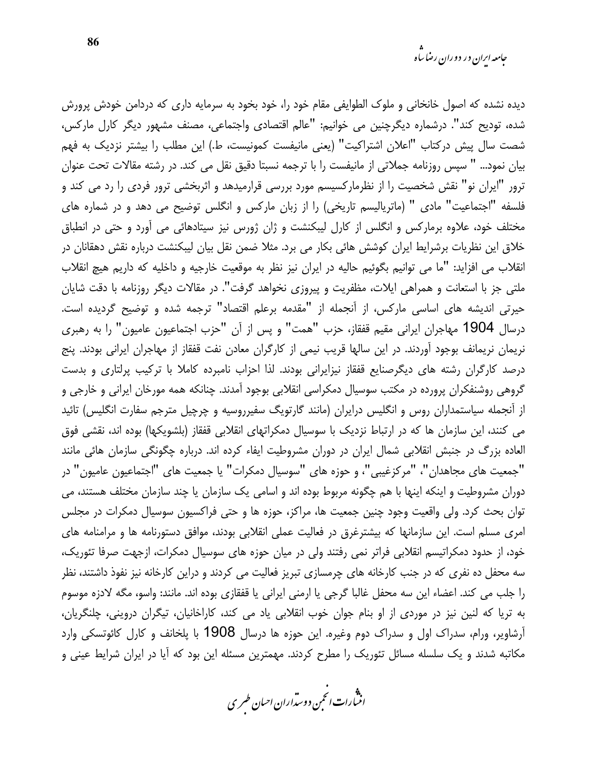دیده نشده که اصول خانخانی و ملوک الطوایفی مقام خود را، خود بخود به سرمایه داری که دردامن خودش پرورش شده، تودیع کند". درشماره دیگرچنین می خوانیم: "عالم اقتصادی واجتماعی، مصنف مشهور دیگر کارل مارکس، شصت سال پیش درکتاب "اعلان اشتراکیت" (یعنی مانیفست کمونیست، ط.) این مطلب را بیشتر نزدیک به فهم بیان نمود... " سپس روزنامه جملاتی از مانیفست را با ترجمه نسبتا دقیق نقل می کند. در رشته مقالات تحت عنوان ترور "ایران نو" نقش شخصیت را از نظرمارکسیسم مورد بررسی قرارمیدهد و اثربخشی ترور فردی را رد می کند و فلسفه "اجتماعیت" مادی " (ماتریالیسم تاریخی) را از زبان مارکس و انگلس توضیح می دهد و در شماره های مختلف خود، علاوه برمارکس و انگلس از کارل لیبکنشت و ژان ژورس نیز سیتادهائی می آورد و حتی در انطباق خلاق این نظریات برشرایط ایران کوشش هائی بکار می برد. مثلا ضمن نقل بیان لیبکنشت درباره نقش دهقانان در انقلاب می افزاید: "ما می توانیم بگوئیم حالیه در ایران نیز نظر به موقعیت خارجیه و داخلیه که داریم هیچ انقلاب ملتی جز با استعانت و همراهی ایلات، مظفریت و پیروزی نخواهد گرفت". در مقالات دیگر روزنامه با دقت شایان حیرتی اندیشه های اساسی مارکس، از آنجمله از "مقدمه برعلم اقتصاد" ترجمه شده و توضیح گردیده است. درسال 1904 مهاجران ایرانی مقیم قفقاز، حزب "همت" و پس از آن "حزب اجتماعیون عامیون" را به رهبری نریمان نریمانف بوجود آوردند. در این سالها قریب نیمی از کارگران معادن نفت قفقاز از مهاجران ایرانی بودند. پنج درصد کارگران رشته های دیگرصنایع قفقاز نیزایرانی بودند. لذا احزاب نامبرده کاملا با ترکیب پرلتاری و بدست گروهی روشنفکران پرورده در مکتب سوسیال دمکراسی انقلابی بوجود آمدند. چنانکه همه مورخان ایرانی و خارجی و از آنجمله سیاستمداران روس و انگلیس درایران (مانند گارتویگ سفیرروسیه و چرچیل مترجم سفارت انگلیس) تائید می کنند، این سازمان ها که در ارتباط نزدیک با سوسیال دمکراتهای انقلابی قفقاز (بلشویکها) بوده اند، نقشی فوق العاده بزرگ در جنبش انقلابی شمال ایران در دوران مشروطیت ایفاء کرده اند. درباره چگونگی سازمان هائی مانند "جمعیت های مجاهدان"، "مرکزغیبی"، و حوزه های "سوسیال دمکرات" یا جمعیت های "اجتماعیون عامیون" در دوران مشروطیت و اینکه اینها با هم چگونه مربوط بوده اند و اسامی یک سازمان یا چند سازمان مختلف هستند، می توان بحث کرد. ولی واقعیت وجود چنین جمعیت ها، مراکز، حوزه ها و حتی فراکسیون سوسیال دمکرات در مجلس امری مسلم است. این سازمانها که بیشترغرق در فعالیت عملی انقلابی بودند، موافق دستورنامه ها و مرامنامه های خود، از حدود دمکراتیسم انقلابی فراتر نمی رفتند ولی در میان حوزه های سوسیال دمکرات، ازجهت صرفا تئوریک، سه محفل ده نفری که در جنب کارخانه های چرمسازی تبریز فعالیت می کردند و دراین کارخانه نیز نفوذ داشتند، نظر را جلب می کند. اعضاء این سه محفل غالبا گرجی یا ارمنی ایرانی یا قفقازی بوده اند. مانند: واسو، مگه لادزه موسوم به تریا که لنین نیز در موردی از او بنام جوان خوب انقلابی یاد می کند، کاراخانیان، تیگران دروینی، چلنگریان، آرشاویر، ورام، سدراک اول و سدراک دوم وغیره. این حوزه ها درسال 1908 با پلخانف و کارل کائوتسکی وارد مکاتبه شدند و یک سلسله مسائل تئوریک را مطرح کردند. مهمترین مسئله این بود که آیا در ایران شرایط عینی و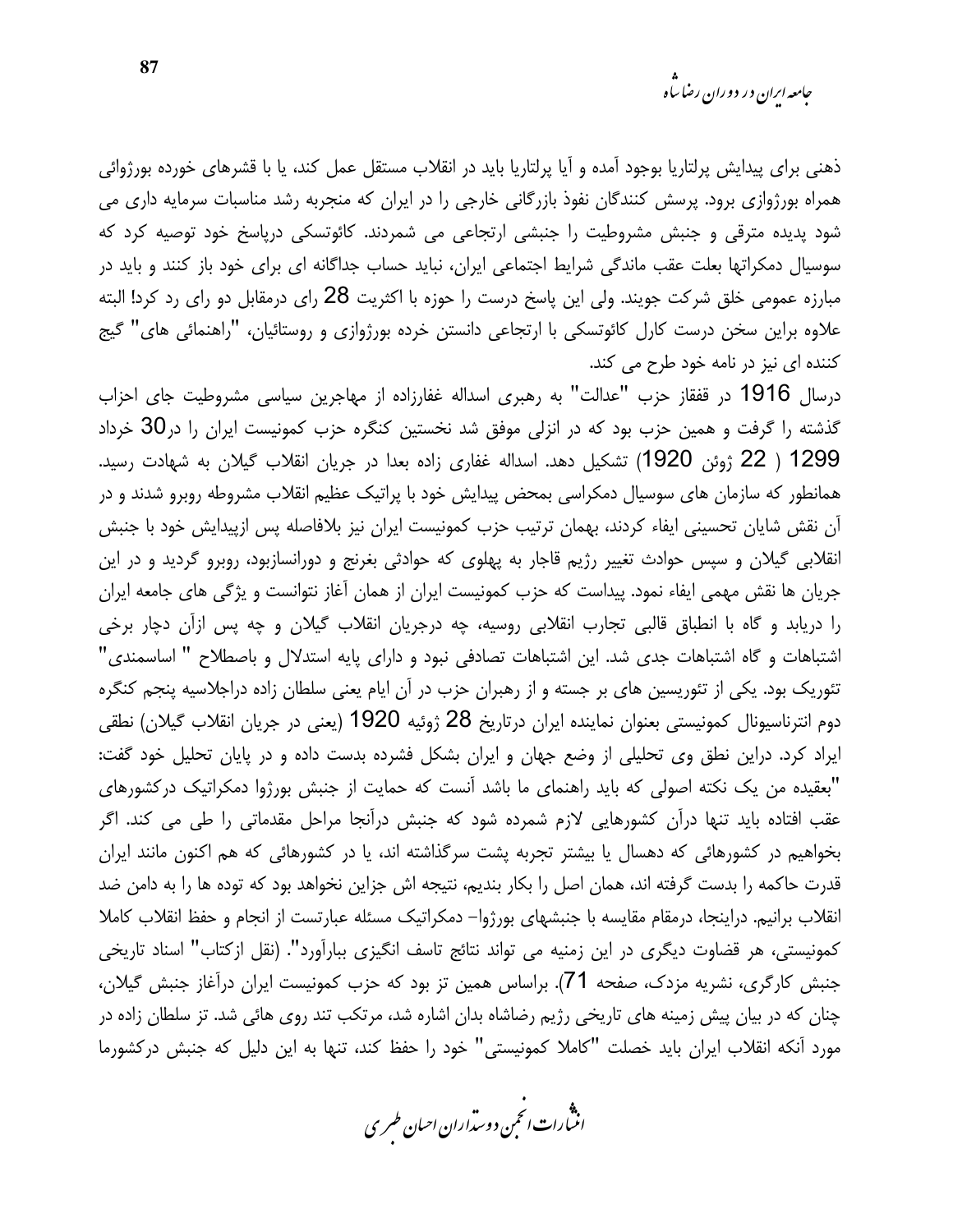ذهنی برای پیدایش پرلتاریا بوجود آمده و آیا پرلتاریا باید در انقلاب مستقل عمل کند، یا با قشرهای خورده بورژوائی همراه بورژوازی برود. پرسش کنندگان نفوذ بازرگانی خارجی را در ایران که منجربه رشد مناسبات سرمایه داری می شود پدیده مترقی و جنبش مشروطیت را جنبشی ارتجاعی می شمردند. کائوتسکی درپاسخ خود توصیه کرد که سوسیال دمکراتها بعلت عقب ماندگی شرایط اجتماعی ایران، نباید حساب جداگانه ای برای خود باز کنند و باید در مبارزه عمومی خلق شرکت جویند. ولی این پاسخ درست را حوزه با اکثریت 28 رای درمقابل دو رای رد کرد! البته علاوه براین سخن درست کارل کائوتسکی با ارتجاعی دانستن خرده بورژوازی و روستائیان، "راهنمائی های" گیج کننده ای نیز در نامه خود طرح می کند.

درسال 1916 در قفقاز حزب "عدالت" به رهبری اسداله غفارزاده از مهاجرین سیاسی مشروطیت جای احزاب گذشته را گرفت و همین حزب بود که در انزلی موفق شد نخستین کنگره حزب کمونیست ایران را در30 خرداد 1299 ( 22 ژوئن 1920) تشکیل دهد. اسداله غفاری زاده بعدا در جریان انقلاب گیلان به شهادت رسید. همانطور که سازمان های سوسیال دمکراسی بمحض پیدایش خود با پراتیک عظیم انقلاب مشروطه روبرو شدند و در آن نقش شایان تحسینی ایفاء کردند، بهمان ترتیب حزب کمونیست ایران نیز بلافاصله پس ازپیدایش خود با جنبش انقلابی گیلان و سپس حوادث تغییر رژیم قاجار به پهلوی که حوادثی بغرنج و دورانسازبود، روبرو گردید و در این جریان ها نقش مهمی ایفاء نمود. پیداست که حزب کمونیست ایران از همان آغاز نتوانست و یژگی های جامعه ایران را دریابد و گاه با انطباق قالبی تجارب انقلابی روسیه، چه درجریان انقلاب گیلان و چه پس ازآن دچار برخی اشتباهات و گاه اشتباهات جدی شد. این اشتباهات تصادفی نبود و دارای پایه استدلال و باصطلاح " اساسمندی" تئوریک بود. یکی از تئوریسین های بر جسته و از رهبران حزب در آن ایام یعنی سلطان زاده دراجلاسیه پنجم کنگره دوم انترناسیونال کمونیستی بعنوان نماینده ایران درتاریخ 28 ژوئیه 1920 (یعنی در جریان انقلاب گیلان) نطقی ایراد کرد. دراین نطق وی تحلیلی از وضع جهان و ایران بشکل فشرده بدست داده و در پایان تحلیل خود گفت: "بعقیده من یک نکته اصولی که باید راهنمای ما باشد آنست که حمایت از جنبش بورژوا دمکراتیک درکشورهای عقب افتاده باید تنها درآن کشورهایی لازم شمرده شود که جنبش درآنجا مراحل مقدماتی را طی می کند. اگر بخواهیم در کشورهائی که دهسال یا بیشتر تجربه پشت سرگذاشته اند، یا در کشورهائی که هم اکنون مانند ایران قدرت حاکمه را بدست گرفته اند، همان اصل را بکار بندیم، نتیجه اش جزاین نخواهد بود که توده ها را به دامن ضد انقلاب برانیم. دراینجا، درمقام مقایسه با جنبشهای بورژوا– دمکراتیک مسئله عبارتست از انجام و حفظ انقلاب کاملا کمونیستی، هر قضاوت دیگری در این زمنیه می تواند نتائج تاسف انگیزی ببارآورد". (نقل ازکتاب" اسناد تاریخی جنبش کارگری، نشریه مزدک، صفحه 71). براساس همین تز بود که حزب کمونیست ایران درآغاز جنبش گیلان، چنان که در بیان پیش زمینه های تاریخی رژیم رضاشاه بدان اشاره شد، مرتکب تند روی هائی شد. تز سلطان زاده در مورد آنکه انقلاب ایران باید خصلت "کاملا کمونیستی" خود را حفظ کند، تنها به این دلیل که جنبش درکشورما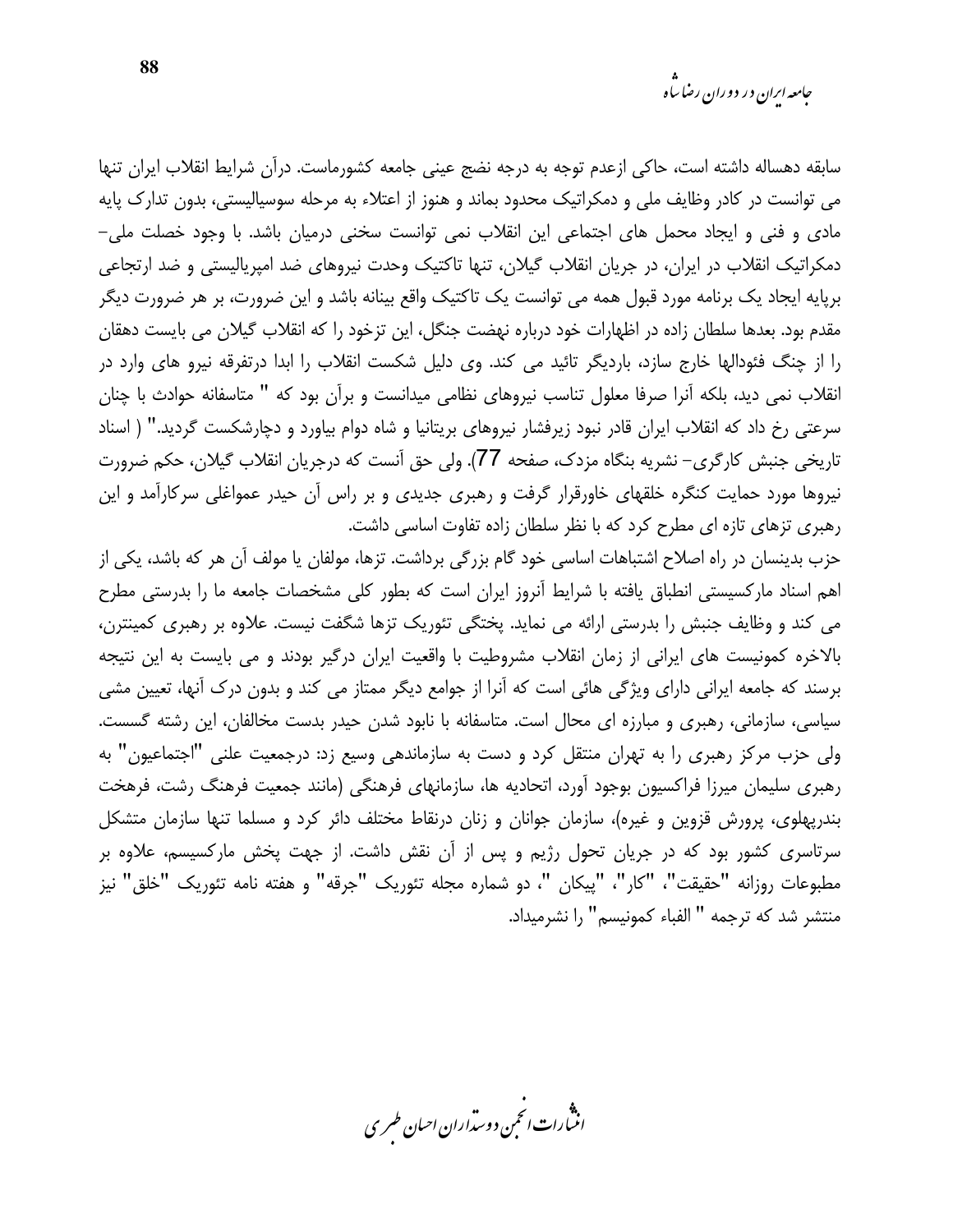سابقه دهساله داشته است، حاکی ازعدم توجه به درجه نضج عینی جامعه کشورماست. درآن شرایط انقلاب ایران تنها می توانست در کادر وظایف ملی و دمکراتیک محدود بماند و هنوز از اعتلاء به مرحله سوسیالیستی، بدون تدارک پایه مادی و فنی و ایجاد محمل های اجتماعی این انقلاب نمی توانست سخنی درمیان باشد. با وجود خصلت ملی- دمکراتیک انقلاب در ایران، در جریان انقلاب گیلان، تنها تاکتیک وحدت نیروهای ضد امپریالیستی و ضد ارتجاعی برپایه ایجاد یک برنامه مورد قبول همه می توانست یک تاکتیک واقع بینانه باشد و این ضرورت، بر هر ضرورت دیگر مقدم بود. بعدها سلطان زاده در اظهارات خود درباره نهضت جنگل، این تزخود را که انقلاب گیلان می بایست دهقان را از چنگ فئودالها خارج سازد، باردیگر تائید می کند. وی دلیل شکست انقلاب را ابدا درتفرقه نیرو های وارد در انقلاب نمی دید، بلکه آنرا صرفا معلول تناسب نیروهای نظامی میدانست و برآن بود که " متاسفانه حوادث با چنان سرعتی رخ داد که انقلاب ایران قادر نبود زیرفشار نیروهای بریتانیا و شاه دوام بیاورد و دچارشکست گردید." ( اسناد تاریخی جنبش کارگری- نشریه بنگاه مزدک، صفحه 77). ولی حق آنست که درجریان انقلاب گیلان، حکم ضرورت نیروها مورد حمایت کنگره خلقهای خاورقرار گرفت و رهبری جدیدی و بر راس آن حیدر عمواغلی سرکارآمد و این رهبری تزهای تازه ای مطرح کرد که با نظر سلطان زاده تفاوت اساسی داشت.

حزب بدینسان در راه اصلاح اشتباهات اساسی خود گام بزرگی برداشت. تزها، مولفان یا مولف آن هر که باشد، یکی از اهم اسناد مارکسیستی انطباق یافته با شرایط آنروز ایران است که بطور کلی مشخصات جامعه ما را بدرستی مطرح می کند و وظایف جنبش را بدرستی ارائه می نماید. پختگی تئوریک تزها شگفت نیست. علاوه بر رهبری کمینترن، بالاخره کمونیست های ایرانی از زمان انقلاب مشروطیت با واقعیت ایران درگیر بودند و می بایست به این نتیجه برسند که جامعه ایرانی دارای ویژگی هائی است که آنرا از جوامع دیگر ممتاز می کند و بدون درک آنها، تعیین مشی سیاسی، سازمانی، رهبری و مبارزه ای محال است. متاسفانه با نابود شدن حیدر بدست مخالفان، این رشته گسست. ولی حزب مرکز رهبری را به تهران منتقل کرد و دست به سازماندهی وسیع زد: درجمعیت علنی "اجتماعیون" به رهبری سلیمان میرزا فراکسیون بوجود آورد، اتحادیه ها، سازمانهای فرهنگی (مانند جمعیت فرهنگ رشت، فرهخت بندرپهلوی، پرورش قزوین و غیره)، سازمان جوانان و زنان درنقاط مختلف دائر کرد و مسلما تنها سازمان متشکل سرتاسری کشور بود که در جریان تحول رژیم و پس از آن نقش داشت. از جهت پخش مارکسیسم، علاوه بر مطبوعات روزانه "حقیقت"، "کار"، "پیکان "، دو شماره مجله تئوریک "جرقه" و هفته نامه تئوریک "خلق" نیز منتشر شد که ترجمه " الفباء کمونیسم" را نشرمیداد.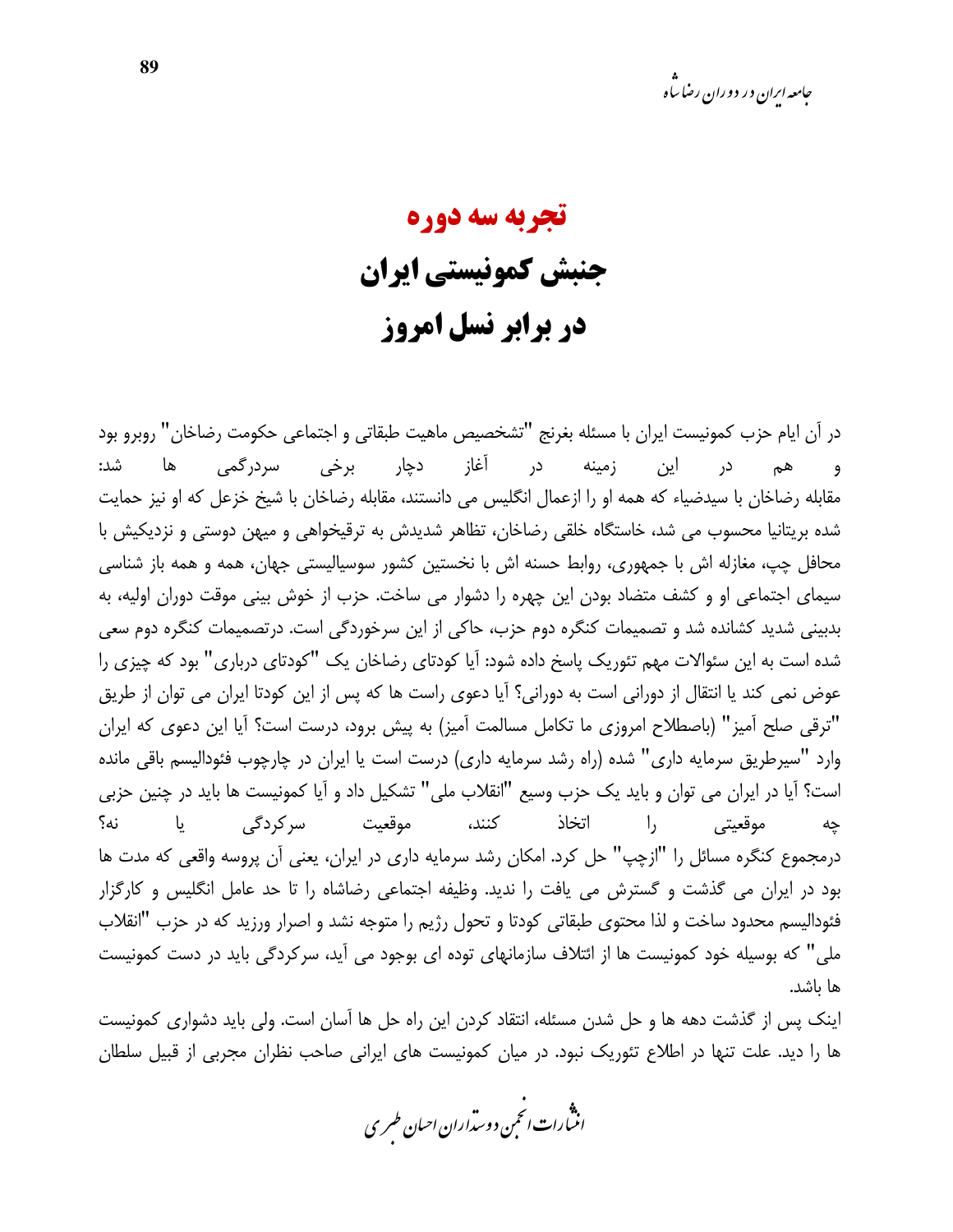# تجربه سه دوره
# جنبش کمونیستی ایران
# در برابر نسل امروز

در آن ایام حزب کمونیست ایران با مسئله بغرنج "تشخیص ماهیت طبقاتی و اجتماعی حکومت رضاخان" روبرو بود و هم در این زمینه در آغاز دچار برخی سردرگمی ها شد: مقابله رضاخان با سیدضیاء که همه او را ازعمال انگلیس می دانستند، مقابله رضاخان با شیخ خزعل که او نیز حمایت شده بریتانیا محسوب می شد، خاستگاه خلقی رضاخان، تظاهر شدیدش به ترقیخواهی و میهن دوستی و نزدیکیش با محافل چپ، مغازله اش با جمهوری، روابط حسنه اش با نخستین کشور سوسیالیستی جهان، همه و همه باز شناسی سیمای اجتماعی او و کشف متضاد بودن این چهره را دشوار می ساخت. حزب از خوش بینی موقت دوران اولیه، به بدبینی شدید کشانده شد و تصمیمات کنگره دوم حزب، حاکی از این سرخوردگی است. درتصمیمات کنگره دوم سعی شده است به این سئوالات مهم تئوریک پاسخ داده شود: آیا کودتای رضاخان یک "کودتای درباری" بود که چیزی را عوض نمی کند یا انتقال از دورانی است به دورانی؟ آیا دعوی راست ها که پس از این کودتا ایران می توان از طریق "ترقی صلح آمیز" (باصطلاح امروزی ما تکامل مسالمت آمیز) به پیش برود، درست است؟ آیا این دعوی که ایران وارد "سیرطریق سرمایه داری" شده (راه رشد سرمایه داری) درست است یا ایران در چارچوب فئودالیسم باقی مانده است؟ آیا در ایران می توان و باید یک حزب وسیع "انقلاب ملی" تشکیل داد و آیا کمونیست ها باید در چنین حزبی چه موقعیتی را اتخاذ کنند، موقعیت سرکردگی یا نه؟

درمجموع کنگره مسائل را "ازچپ" حل کرد. امکان رشد سرمایه داری در ایران، یعنی آن پروسه واقعی که مدت ها بود در ایران می گذشت و گسترش می یافت را ندید. وظیفه اجتماعی رضاشاه را تا حد عامل انگلیس و کارگزار فئودالیسم محدود ساخت و لذا محتوی طبقاتی کودتا و تحول رژیم را متوجه نشد و اصرار ورزید که در حزب "انقلاب ملی" که بوسیله خود کمونیست ها از ائتلاف سازمانهای توده ای بوجود می آید، سرکردگی باید در دست کمونیست ها باشد.

اینک پس از گذشت دهه ها و حل شدن مسئله، انتقاد کردن این راه حل ها آسان است. ولی باید دشواری کمونیست ها را دید. علت تنها در اطلاع تئوریک نبود. در میان کمونیست های ایرانی صاحب نظران مجربی از قبیل سلطان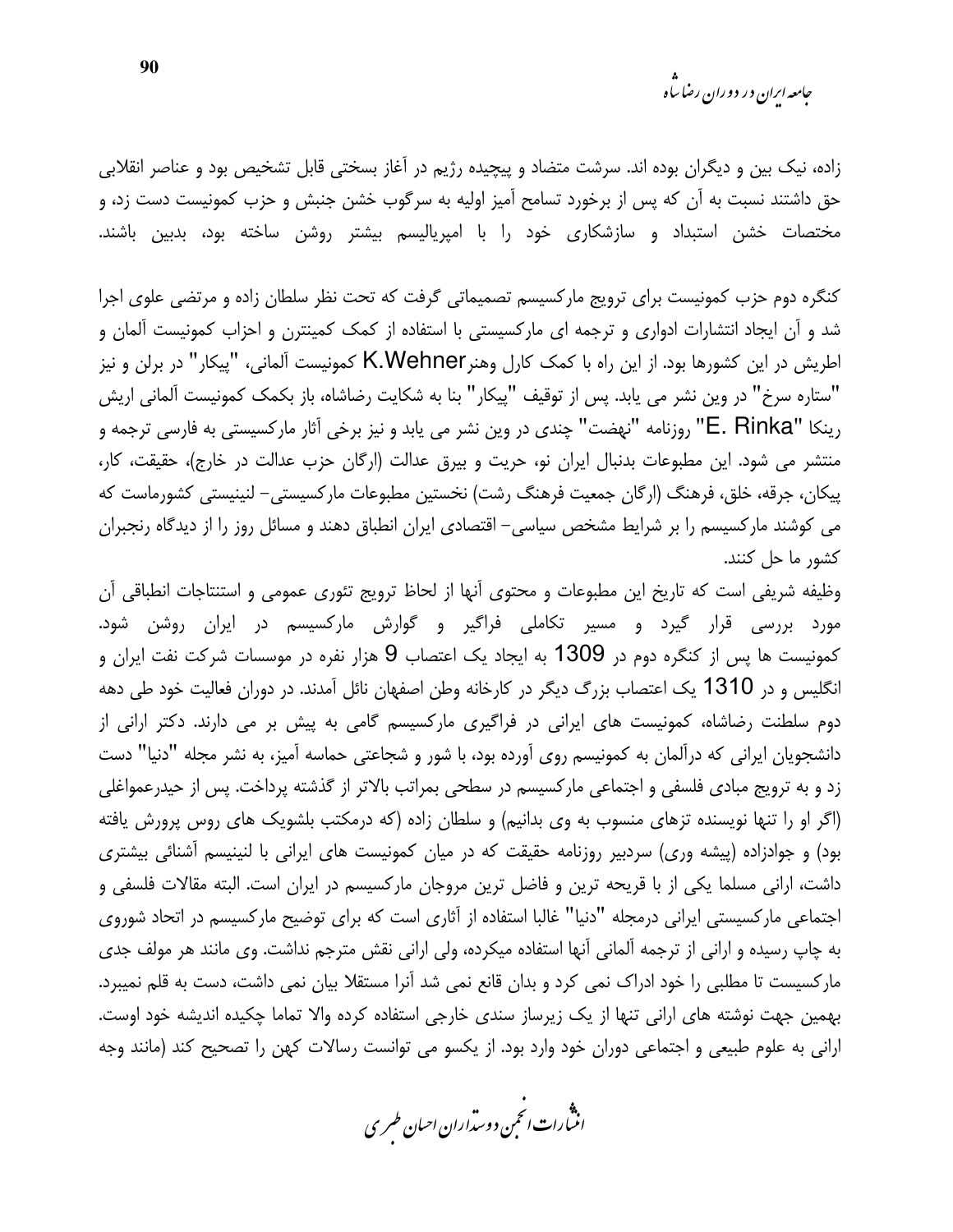زاده، نیک بین و دیگران بوده اند. سرشت متضاد و پیچیده رژیم در آغاز بسختی قابل تشخیص بود و عناصر انقلابی حق داشتند نسبت به آن که پس از برخورد تسامح آمیز اولیه به سرگوب خشن جنبش و حزب کمونیست دست زد، و مختصات خشن استبداد و سازشکاری خود را با امپریالیسم بیشتر روشن ساخته بود، بدبین باشند.

کنگره دوم حزب کمونیست برای ترویج مارکسیسم تصمیماتی گرفت که تحت نظر سلطان زاده و مرتضی علوی اجرا شد و آن ایجاد انتشارات ادواری و ترجمه ای مارکسیستی با استفاده از کمک کمینترن و احزاب کمونیست آلمان و اطریش در این کشورها بود. از این راه با کمک کارل وهنرK.Wehner کمونیست آلمانی، "پیکار" در برلن و نیز "ستاره سرخ" در وین نشر می یابد. پس از توقیف "پیکار" بنا به شکایت رضاشاه، باز بکمک کمونیست آلمانی اریش رینکا "E. Rinka" روزنامه "نهضت" چندی در وین نشر می یابد و نیز برخی آثار مارکسیستی به فارسی ترجمه و منتشر می شود. این مطبوعات بدنبال ایران نو، حریت و بیرق عدالت (ارگان حزب عدالت در خارج)، حقیقت، کار، پیکان، جرقه، خلق، فرهنگ (ارگان جمعیت فرهنگ رشت) نخستین مطبوعات مارکسیستی- لنینیستی کشورماست که می کوشند مارکسیسم را بر شرایط مشخص سیاسی- اقتصادی ایران انطباق دهند و مسائل روز را از دیدگاه رنجبران کشور ما حل کنند.

وظیفه شریفی است که تاریخ این مطبوعات و محتوی آنها از لحاظ ترویج تئوری عمومی و استنتاجات انطباقی آن مورد بررسی قرار گیرد و مسیر تکاملی فراگیر و گوارش مارکسیسم در ایران روشن شود. کمونیست ها پس از کنگره دوم در 1309 به ایجاد یک اعتصاب 9 هزار نفره در موسسات شرکت نفت ایران و انگلیس و در 1310 یک اعتصاب بزرگ دیگر در کارخانه وطن اصفهان نائل آمدند. در دوران فعالیت خود طی دهه دوم سلطنت رضاشاه، کمونیست های ایرانی در فراگیری مارکسیسم گامی به پیش بر می دارند. دکتر ارانی از دانشجویان ایرانی که درآلمان به کمونیسم روی آورده بود، با شور و شجاعتی حماسه آمیز، به نشر مجله "دنیا" دست زد و به ترویج مبادی فلسفی و اجتماعی مارکسیسم در سطحی بمراتب بالاتر از گذشته پرداخت. پس از حیدرعمواغلی (اگر او را تنها نویسنده تزهای منسوب به وی بدانیم) و سلطان زاده (که درمکتب بلشویک های روس پرورش یافته بود) و جوادزاده (پیشه وری) سردبیر روزنامه حقیقت که در میان کمونیست های ایرانی با لنینیسم آشنائی بیشتری داشت، ارانی مسلما یکی از با قریحه ترین و فاضل ترین مروجان مارکسیسم در ایران است. البته مقالات فلسفی و اجتماعی مارکسیستی ایرانی درمجله "دنیا" غالبا استفاده از آثاری است که برای توضیح مارکسیسم در اتحاد شوروی به چاپ رسیده و ارانی از ترجمه آلمانی آنها استفاده میکرده، ولی ارانی نقش مترجم نداشت. وی مانند هر مولف جدی مارکسیست تا مطلبی را خود ادراک نمی کرد و بدان قانع نمی شد آنرا مستقلا بیان نمی داشت، دست به قلم نمیبرد. بهمین جهت نوشته های ارانی تنها از یک زیرساز سندی خارجی استفاده کرده والا تماما چکیده اندیشه خود اوست. ارانی به علوم طبیعی و اجتماعی دوران خود وارد بود. از یکسو می توانست رسالات کهن را تصحیح کند (مانند وجه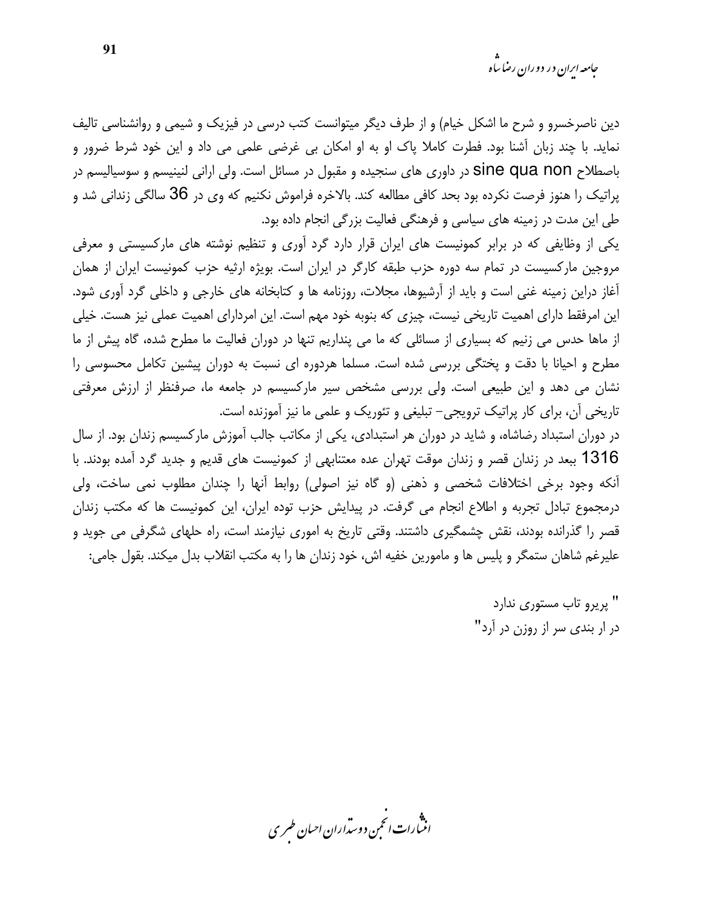دین ناصرخسرو و شرح ما اشکل خیام) و از طرف دیگر میتوانست کتب درسی در فیزیک و شیمی و روانشناسی تالیف نماید. با چند زبان آشنا بود. فطرت کاملا پاک او به او امکان بی غرضی علمی می داد و این خود شرط ضرور و باصطلاح sine qua non در داوری های سنجیده و مقبول در مسائل است. ولی ارانی لنینیسم و سوسیالیسم در پراتیک را هنوز فرصت نکرده بود بحد کافی مطالعه کند. بالاخره فراموش نکنیم که وی در 36 سالگی زندانی شد و طی این مدت در زمینه های سیاسی و فرهنگی فعالیت بزرگی انجام داده بود.

یکی از وظایفی که در برابر کمونیست های ایران قرار دارد گرد آوری و تنظیم نوشته های مارکسیستی و معرفی مروجین مارکسیست در تمام سه دوره حزب طبقه کارگر در ایران است. بویژه ارثیه حزب کمونیست ایران از همان آغاز دراین زمینه غنی است و باید از آرشیوها، مجلات، روزنامه ها و کتابخانه های خارجی و داخلی گرد آوری شود. این امرفقط دارای اهمیت تاریخی نیست، چیزی که بنوبه خود مهم است. این امردارای اهمیت عملی نیز هست. خیلی از ماها حدس می زنیم که بسیاری از مسائلی که ما می پنداریم تنها در دوران فعالیت ما مطرح شده، گاه پیش از ما مطرح و احیانا با دقت و پختگی بررسی شده است. مسلما هردوره ای نسبت به دوران پیشین تکامل محسوسی را نشان می دهد و این طبیعی است. ولی بررسی مشخص سیر مارکسیسم در جامعه ما، صرفنظر از ارزش معرفتی تاریخی آن، برای کار پراتیک ترویجی- تبلیغی و تئوریک و علمی ما نیز آموزنده است.

در دوران استبداد رضاشاه، و شاید در دوران هر استبدادی، یکی از مکاتب جالب آموزش مارکسیسم زندان بود. از سال 1316 ببعد در زندان قصر و زندان موقت تهران عده معتنابهی از کمونیست های قدیم و جدید گرد آمده بودند. با آنکه وجود برخی اختلافات شخصی و ذهنی (و گاه نیز اصولی) روابط آنها را چندان مطلوب نمی ساخت، ولی درمجموع تبادل تجربه و اطلاع انجام می گرفت. در پیدایش حزب توده ایران، این کمونیست ها که مکتب زندان قصر را گذرانده بودند، نقش چشمگیری داشتند. وقتی تاریخ به اموری نیازمند است، راه حلهای شگرفی می جوید و علیرغم شاهان ستمگر و پلیس ها و مامورین خفیه اش، خود زندان ها را به مکتب انقلاب بدل میکند. بقول جامی:

" پریرو تاب مستوری ندارد
در ار بندی سر از روزن در آرد"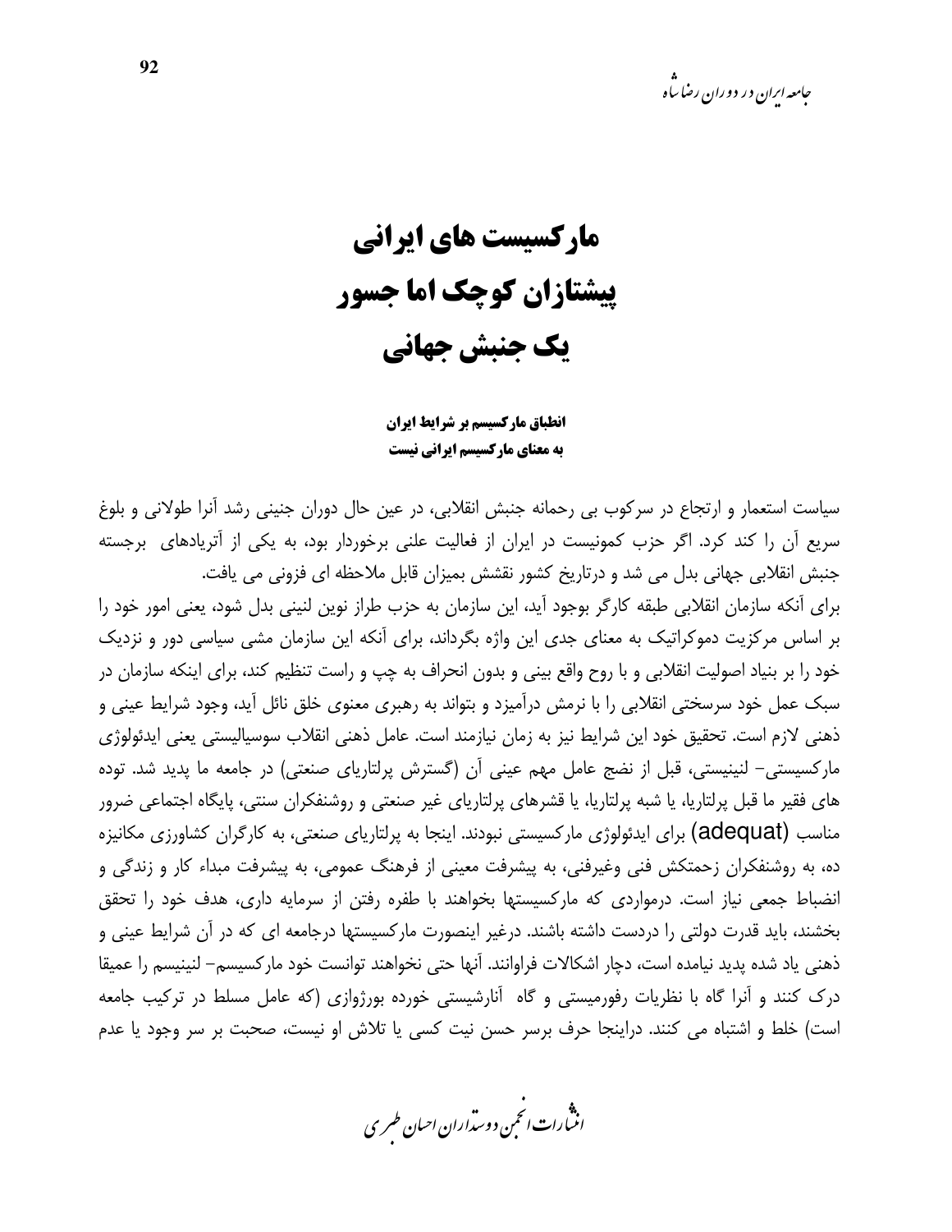# مارکسیست های ایرانی
# پیشتازان کوچک اما جسور
# یک جنبش جهانی

**انطباق مارکسیسم بر شرایط ایران**
**به معنای مارکسیسم ایرانی نیست**

سیاست استعمار و ارتجاع در سرکوب بی رحمانه جنبش انقلابی، در عین حال دوران جنینی رشد آنرا طولانی و بلوغ سریع آن را کند کرد. اگر حزب کمونیست در ایران از فعالیت علنی برخوردار بود، به یکی از آتریادهای برجسته جنبش انقلابی جهانی بدل می شد و درتاریخ کشور نقشش بمیزان قابل ملاحظه ای فزونی می یافت.

برای آنکه سازمان انقلابی طبقه کارگر بوجود آید، این سازمان به حزب طراز نوین لنینی بدل شود، یعنی امور خود را بر اساس مرکزیت دموکراتیک به معنای جدی این واژه بگرداند، برای آنکه این سازمان مشی سیاسی دور و نزدیک خود را بر بنیاد اصولیت انقلابی و با روح واقع بینی و بدون انحراف به چپ و راست تنظیم کند، برای اینکه سازمان در سبک عمل خود سرسختی انقلابی را با نرمش درآمیزد و بتواند به رهبری معنوی خلق نائل آید، وجود شرایط عینی و ذهنی لازم است. تحقیق خود این شرایط نیز به زمان نیازمند است. عامل ذهنی انقلاب سوسیالیستی یعنی ایدئولوژی مارکسیستی- لنینیستی، قبل از نضج عامل مهم عینی آن (گسترش پرلتاریای صنعتی) در جامعه ما پدید شد. توده های فقیر ما قبل پرلتاریا، یا شبه پرلتاریا، یا قشرهای پرلتاریای غیر صنعتی و روشنفکران سنتی، پایگاه اجتماعی ضرور مناسب (adequat) برای ایدئولوژی مارکسیستی نبودند. اینجا به پرلتاریای صنعتی، به کارگران کشاورزی مکانیزه ده، به روشنفکران زحمتکش فنی وغیرفنی، به پیشرفت معینی از فرهنگ عمومی، به پیشرفت مبداء کار و زندگی و انضباط جمعی نیاز است. درمواردی که مارکسیستها بخواهند با طفره رفتن از سرمایه داری، هدف خود را تحقق بخشند، باید قدرت دولتی را دردست داشته باشند. درغیر اینصورت مارکسیستها درجامعه ای که در آن شرایط عینی و ذهنی یاد شده پدید نیامده است، دچار اشکالات فراوانند. آنها حتی نخواهند توانست خود مارکسیسم- لنینیسم را عمیقا درک کنند و آنرا گاه با نظریات رفورمیستی و گاه آنارشیستی خورده بورژوازی (که عامل مسلط در ترکیب جامعه است) خلط و اشتباه می کنند. دراینجا حرف برسر حسن نیت کسی یا تلاش او نیست، صحبت بر سر وجود یا عدم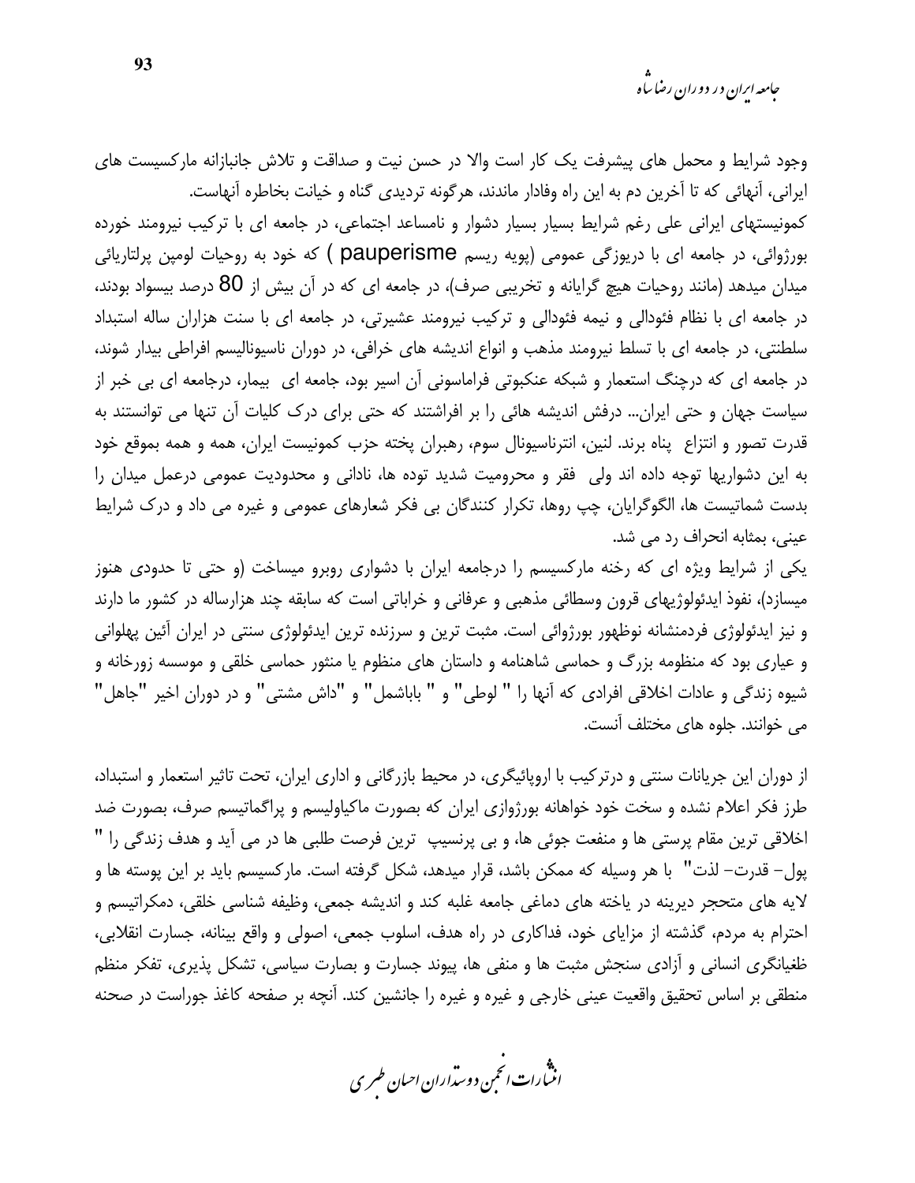وجود شرایط و محمل های پیشرفت یک کار است والا در حسن نیت و صداقت و تلاش جانبازانه مارکسیست های ایرانی، آنهائی که تا آخرین دم به این راه وفادار ماندند، هرگونه تردیدی گناه و خیانت بخاطره آنهاست.

کمونیستهای ایرانی علی رغم شرایط بسیار بسیار دشوار و نامساعد اجتماعی، در جامعه ای با ترکیب نیرومند خورده بورژوائی، در جامعه ای با دریوزگی عمومی (پویه ریسم pauperisme ) که خود به روحیات لومپن پرلتاریائی میدان میدهد (مانند روحیات هیچ گرایانه و تخریبی صرف)، در جامعه ای که در آن بیش از 80 درصد بیسواد بودند، در جامعه ای با نظام فئودالی و نیمه فئودالی و ترکیب نیرومند عشیرتی، در جامعه ای با سنت هزاران ساله استبداد سلطنتی، در جامعه ای با تسلط نیرومند مذهب و انواع اندیشه های خرافی، در دوران ناسیونالیسم افراطی بیدار شوند، در جامعه ای که درچنگ استعمار و شبکه عنکبوتی فراماسونی آن اسیر بود، جامعه ای بیمار، درجامعه ای بی خبر از سیاست جهان و حتی ایران... درفش اندیشه هائی را بر افراشتند که حتی برای درک کلیات آن تنها می توانستند به قدرت تصور و انتزاع پناه برند. لنین، انترناسیونال سوم، رهبران پخته حزب کمونیست ایران، همه و همه بموقع خود به این دشواریها توجه داده اند ولی فقر و محرومیت شدید توده ها، نادانی و محدودیت عمومی درعمل میدان را بدست شماتیست ها، الگوگرایان، چپ روها، تکرار کنندگان بی فکر شعارهای عمومی و غیره می داد و درک شرایط عینی، بمثابه انحراف رد می شد.

یکی از شرایط ویژه ای که رخنه مارکسیسم را درجامعه ایران با دشواری روبرو میساخت (و حتی تا حدودی هنوز میسازد)، نفوذ ایدئولوژیهای قرون وسطائی مذهبی و عرفانی و خراباتی است که سابقه چند هزارساله در کشور ما دارند و نیز ایدئولوژی فردمنشانه نوظهور بورژوائی است. مثبت ترین و سرزنده ترین ایدئولوژی سنتی در ایران آئین پهلوانی و عیاری بود که منظومه بزرگ و حماسی شاهنامه و داستان های منظوم یا منثور حماسی خلقی و موسسه زورخانه و شیوه زندگی و عادات اخلاقی افرادی که آنها را " لوطی" و " باباشمل" و "داش مشتی" و در دوران اخیر "جاهل" می خوانند. جلوه های مختلف آنست.

از دوران این جریانات سنتی و درترکیب با اروپائیگری، در محیط بازرگانی و اداری ایران، تحت تاثیر استعمار و استبداد، طرز فکر اعلام نشده و سخت خود خواهانه بورژوازی ایران که بصورت ماکیاولیسم و پراگماتیسم صرف، بصورت ضد اخلاقی ترین مقام پرستی ها و منفعت جوئی ها، و بی پرنسیپ ترین فرصت طلبی ها در می آید و هدف زندگی را " پول- قدرت- لذت" با هر وسیله که ممکن باشد، قرار میدهد، شکل گرفته است. مارکسیسم باید بر این پوسته ها و لایه های متحجر دیرینه در یاخته های دماغی جامعه غلبه کند و اندیشه جمعی، وظیفه شناسی خلقی، دمکراتیسم و احترام به مردم، گذشته از مزایای خود، فداکاری در راه هدف، اسلوب جمعی، اصولی و واقع بینانه، جسارت انقلابی، ظغیانگری انسانی و آزادی سنجش مثبت ها و منفی ها، پیوند جسارت و بصارت سیاسی، تشکل پذیری، تفکر منظم منطقی بر اساس تحقیق واقعیت عینی خارجی و غیره و غیره را جانشین کند. آنچه بر صفحه کاغذ جوراست در صحنه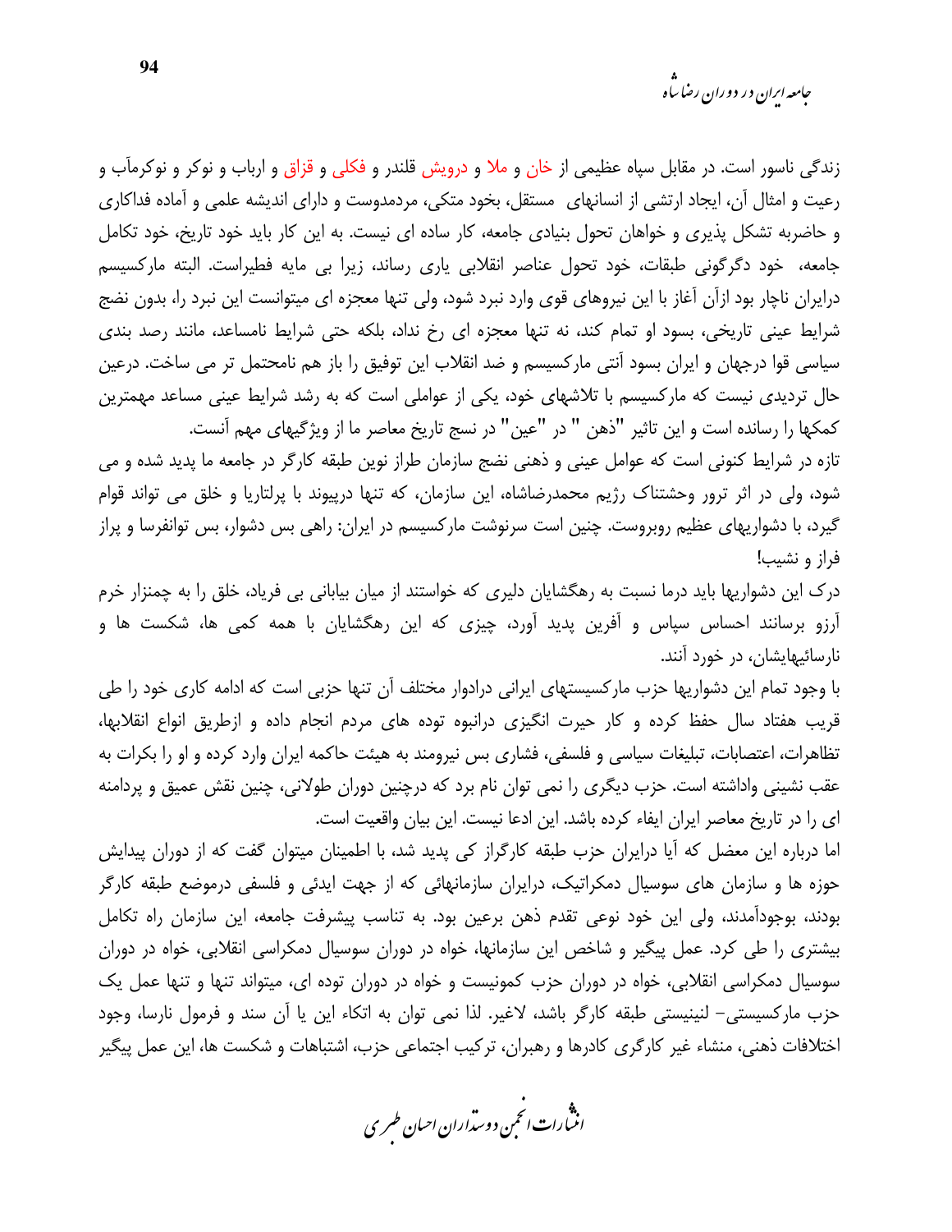زندگی ناسور است. در مقابل سپاه عظیمی از خان و ملا و درویش قلندر و فکلی و قزاق و ارباب و نوکر و نوکرمآب و رعیت و امثال آن، ایجاد ارتشی از انسانهای  مستقل، بخود متکی، مردمدوست و دارای اندیشه علمی و آماده فداکاری و حاضربه تشکل پذیری و خواهان تحول بنیادی جامعه، کار ساده ای نیست. به این کار باید خود تاریخ، خود تکامل جامعه،  خود دگرگونی طبقات، خود تحول عناصر انقلابی یاری رساند، زیرا بی مایه فطیراست. البته مارکسیسم درایران ناچار بود ازآن آغاز با این نیروهای قوی وارد نبرد شود، ولی تنها معجزه ای میتوانست این نبرد را، بدون نضج شرایط عینی تاریخی، بسود او تمام کند، نه تنها معجزه ای رخ نداد، بلکه حتی شرایط نامساعد، مانند رصد بندی سیاسی قوا درجهان و ایران بسود آنتی مارکسیسم و ضد انقلاب این توفیق را باز هم نامحتمل تر می ساخت. درعین حال تردیدی نیست که مارکسیسم با تلاشهای خود، یکی از عواملی است که به رشد شرایط عینی مساعد مهمترین کمکها را رسانده است و این تاثیر "ذهن " در "عین" در نسج تاریخ معاصر ما از ویژگیهای مهم آنست.

تازه در شرایط کنونی است که عوامل عینی و ذهنی نضج سازمان طراز نوین طبقه کارگر در جامعه ما پدید شده و می شود، ولی در اثر ترور وحشتناک رژیم محمدرضاشاه، این سازمان، که تنها درپیوند با پرلتاریا و خلق می تواند قوام گیرد، با دشواریهای عظیم روبروست. چنین است سرنوشت مارکسیسم در ایران: راهی بس دشوار، بس توانفرسا و پراز فراز و نشیب!

درک این دشواریها باید درما نسبت به رهگشایان دلیری که خواستند از میان بیابانی بی فریاد، خلق را به چمنزار خرم آرزو برسانند احساس سپاس و آفرین پدید آورد، چیزی که این رهگشایان با همه کمی ها، شکست ها و نارسائیهایشان، در خورد آنند.

با وجود تمام این دشواریها حزب مارکسیستهای ایرانی درادوار مختلف آن تنها حزبی است که ادامه کاری خود را طی قریب هفتاد سال حفظ کرده و کار حیرت انگیزی درانبوه توده های مردم انجام داده و ازطریق انواع انقلابها، تظاهرات، اعتصابات، تبلیغات سیاسی و فلسفی، فشاری بس نیرومند به هیئت حاکمه ایران وارد کرده و او را بکرات به عقب نشینی واداشته است. حزب دیگری را نمی توان نام برد که درچنین دوران طولانی، چنین نقش عمیق و پردامنه ای را در تاریخ معاصر ایران ایفاء کرده باشد. این ادعا نیست. این بیان واقعیت است.

اما درباره این معضل که آیا درایران حزب طبقه کارگراز کی پدید شد، با اطمینان میتوان گفت که از دوران پیدایش حوزه ها و سازمان های سوسیال دمکراتیک، درایران سازمانهائی که از جهت ایدئی و فلسفی درموضع طبقه کارگر بودند، بوجودآمدند، ولی این خود نوعی تقدم ذهن برعین بود. به تناسب پیشرفت جامعه، این سازمان راه تکامل بیشتری را طی کرد. عمل پیگیر و شاخص این سازمانها، خواه در دوران سوسیال دمکراسی انقلابی، خواه در دوران سوسیال دمکراسی انقلابی، خواه در دوران حزب کمونیست و خواه در دوران توده ای، میتواند تنها و تنها عمل یک حزب مارکسیستی– لنینیستی طبقه کارگر باشد، لاغیر. لذا نمی توان به اتکاء این یا آن سند و فرمول نارسا، وجود اختلافات ذهنی، منشاء غیر کارگری کادرها و رهبران، ترکیب اجتماعی حزب، اشتباهات و شکست ها، این عمل پیگیر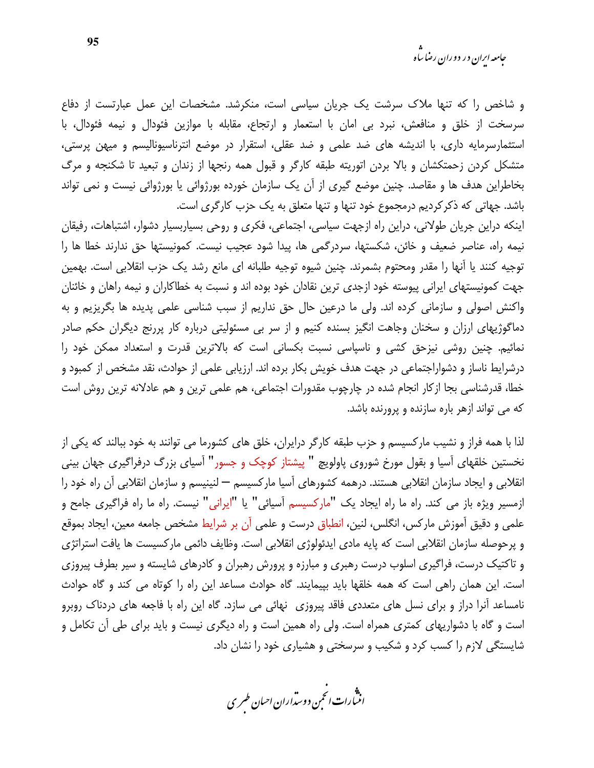و شاخص را که تنها ملاک سرشت یک جریان سیاسی است، منکرشد. مشخصات این عمل عبارتست از دفاع سرسخت از خلق و منافعش، نبرد بی امان با استعمار و ارتجاع، مقابله با موازین فئودال و نیمه فئودال، با استثمارسرمایه داری، با اندیشه های ضد علمی و ضد عقلی، استقرار در موضع انترناسیونالیسم و میهن پرستی، متشکل کردن زحمتکشان و بالا بردن اتوریته طبقه کارگر و قبول همه رنجها از زندان و تبعید تا شکنجه و مرگ بخاطراین هدف ها و مقاصد. چنین موضع گیری از آن یک سازمان خورده بورژوائی یا بورژوائی نیست و نمی تواند باشد. جهاتی که ذکرکردیم درمجموع خود تنها و تنها متعلق به یک حزب کارگری است.

اینکه دراین جریان طولانی، دراین راه ازجهت سیاسی، اجتماعی، فکری و روحی بسیاربسیار دشوار، اشتباهات، رفیقان نیمه راه، عناصر ضعیف و خائن، شکستها، سردرگمی ها، پیدا شود عجیب نیست. کمونیستها حق ندارند خطا ها را توجیه کنند یا آنها را مقدر ومحتوم بشمرند. چنین شیوه توجیه طلبانه ای مانع رشد یک حزب انقلابی است. بهمین جهت کمونیستهای ایرانی پیوسته خود ازجدی ترین نقادان خود بوده اند و نسبت به خطاکاران و نیمه راهان و خائنان واکنش اصولی و سازمانی کرده اند. ولی ما درعین حال حق نداریم از سبب شناسی علمی پدیده ها بگریزیم و به دماگوژیهای ارزان و سخنان وجاهت انگیز بسنده کنیم و از سر بی مسئولیتی درباره کار پررنج دیگران حکم صادر نمائیم. چنین روشی نیزحق کشی و ناسپاسی نسبت بکسانی است که بالاترین قدرت و استعداد ممکن خود را درشرایط ناساز و دشواراجتماعی در جهت هدف خویش بکار برده اند. ارزیابی علمی از حوادث، نقد مشخص از کمبود و خطا، قدرشناسی بجا ازکار انجام شده در چارچوب مقدورات اجتماعی، هم علمی ترین و هم عادلانه ترین روش است که می تواند ازهر باره سازنده و پرورنده باشد.

لذا با همه فراز و نشیب مارکسیسم و حزب طبقه کارگر درایران، خلق های کشورما می توانند به خود ببالند که یکی از نخستین خلقهای آسیا و بقول مورخ شوروی پاولویچ " پیشتاز کوچک و جسور" آسیای بزرگ درفراگیری جهان بینی انقلابی و ایجاد سازمان انقلابی هستند. درهمه کشورهای آسیا مارکسیسم – لنینیسم و سازمان انقلابی آن راه خود را ازمسیر ویژه باز می کند. راه ما راه ایجاد یک "مارکسیسم آسیائی" یا "ایرانی" نیست. راه ما راه فراگیری جامع و علمی و دقیق آموزش مارکس، انگلس، لنین، انطباق درست و علمی آن بر شرایط مشخص جامعه معین، ایجاد بموقع و پرحوصله سازمان انقلابی است که پایه مادی ایدئولوژی انقلابی است. وظایف دائمی مارکسیست ها یافت استراتژی و تاکتیک درست، فراگیری اسلوب درست رهبری و مبارزه و پرورش رهبران و کادرهای شایسته و سیر بطرف پیروزی است. این همان راهی است که همه خلقها باید بپیمایند. گاه حوادث مساعد این راه را کوتاه می کند و گاه حوادث نامساعد آنرا دراز و برای نسل های متعددی فاقد پیروزی نهائی می سازد. گاه این راه با فاجعه های دردناک روبرو است و گاه با دشواریهای کمتری همراه است. ولی راه همین است و راه دیگری نیست و باید برای طی آن تکامل و شایستگی لازم را کسب کرد و شکیب و سرسختی و هشیاری خود را نشان داد.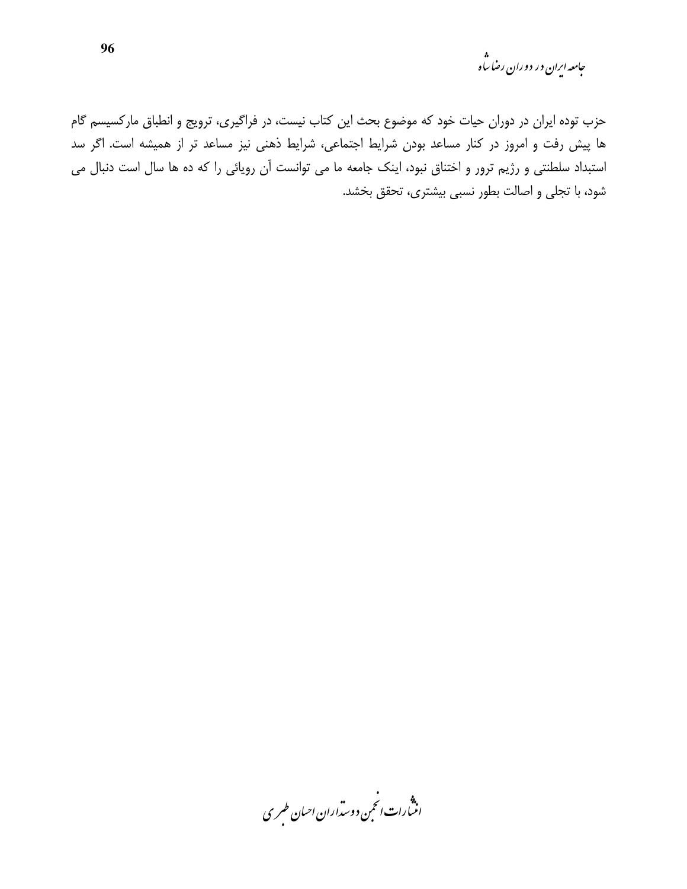حزب توده ایران در دوران حیات خود که موضوع بحث این کتاب نیست، در فراگیری، ترویج و انطباق مارکسیسم گام ها پیش رفت و امروز در کنار مساعد بودن شرایط اجتماعی، شرایط ذهنی نیز مساعد تر از همیشه است. اگر سد استبداد سلطنتی و رژیم ترور و اختناق نبود، اینک جامعه ما می توانست آن رویائی را که ده ها سال است دنبال می شود، با تجلی و اصالت بطور نسبی بیشتری، تحقق بخشد.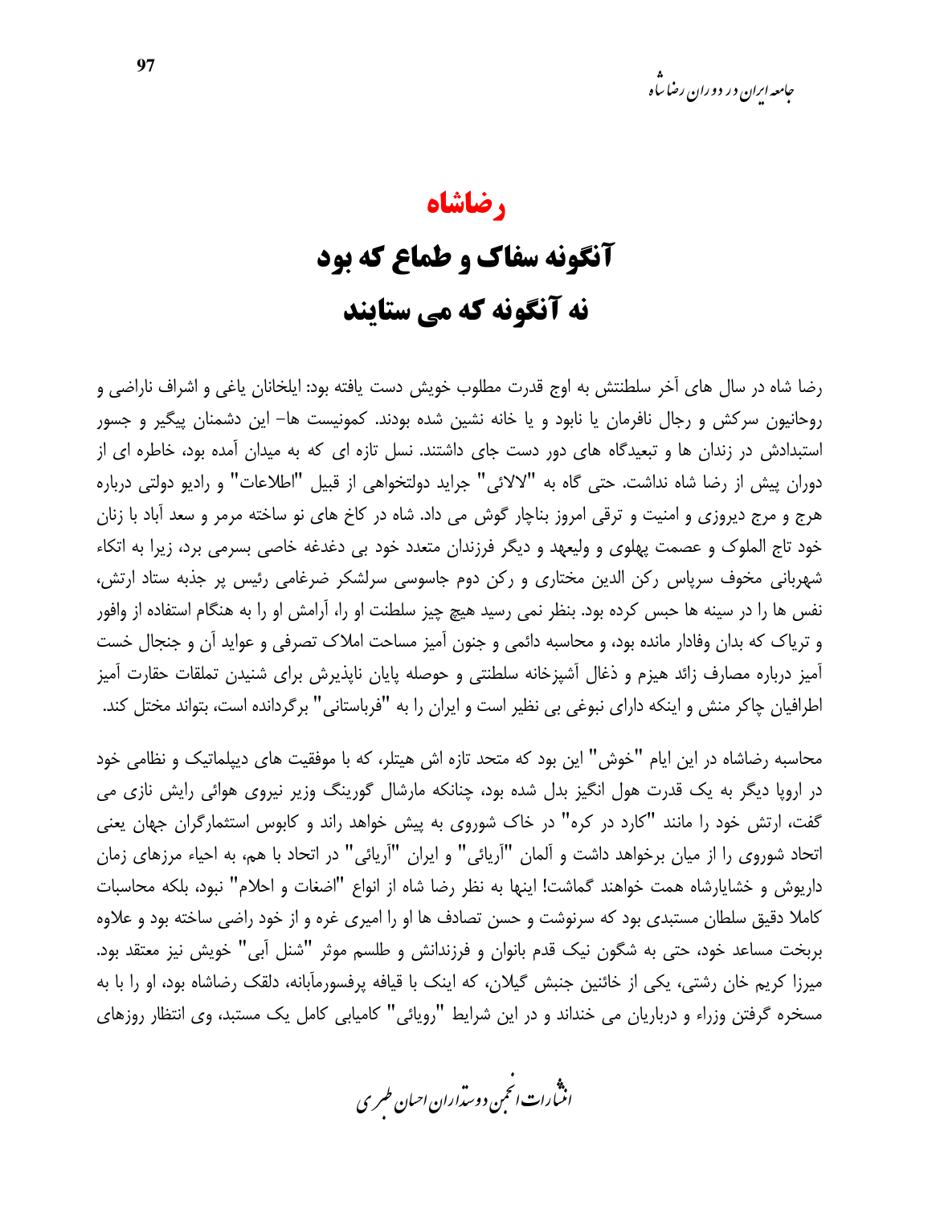# رضاشاه

# آنگونه سفاک و طماع که بود
# نه آنگونه که می ستایند

رضا شاه در سال های آخر سلطنتش به اوج قدرت مطلوب خویش دست یافته بود: ایلخانان یاغی و اشراف ناراضی و روحانیون سرکش و رجال نافرمان یا نابود و یا خانه نشین شده بودند. کمونیست ها- این دشمنان پیگیر و جسور استبدادش در زندان ها و تبعیدگاه های دور دست جای داشتند. نسل تازه ای که به میدان آمده بود، خاطره ای از دوران پیش از رضا شاه نداشت. حتی گاه به "لالائی" جراید دولتخواهی از قبیل "اطلاعات" و رادیو دولتی درباره هرج و مرج دیروزی و امنیت و ترقی امروز بناچار گوش می داد. شاه در کاخ های نو ساخته مرمر و سعد آباد با زنان خود تاج الملوک و عصمت پهلوی و ولیعهد و دیگر فرزندان متعدد خود بی دغدغه خاصی بسرمی برد، زیرا به اتکاء شهربانی مخوف سرپاس رکن الدین مختاری و رکن دوم جاسوسی سرلشکر ضرغامی رئیس پر جذبه ستاد ارتش، نفس ها را در سینه ها حبس کرده بود. بنظر نمی رسید هیچ چیز سلطنت او را، آرامش او را به هنگام استفاده از وافور و تریاک که بدان وفادار مانده بود، و محاسبه دائمی و جنون آمیز مساحت املاک تصرفی و عواید آن و جنجال خست آمیز درباره مصارف زائد هیزم و ذغال آشپزخانه سلطنتی و حوصله پایان ناپذیرش برای شنیدن تملقات حقارت آمیز اطرافیان چاکر منش و اینکه دارای نبوغی بی نظیر است و ایران را به "فرباستانی" برگردانده است، بتواند مختل کند.

محاسبه رضاشاه در این ایام "خوش" این بود که متحد تازه اش هیتلر، که با موفقیت های دیپلماتیک و نظامی خود در اروپا دیگر به یک قدرت هول انگیز بدل شده بود، چنانکه مارشال گورینگ وزیر نیروی هوائی رایش نازی می گفت، ارتش خود را مانند "کارد در کره" در خاک شوروی به پیش خواهد راند و کابوس استثمارگران جهان یعنی اتحاد شوروی را از میان برخواهد داشت و آلمان "آریائی" و ایران "آریائی" در اتحاد با هم، به احیاء مرزهای زمان داریوش و خشایارشاه همت خواهند گماشت! اینها به نظر رضا شاه از انواع "اضغات و احلام" نبود، بلکه محاسبات کاملا دقیق سلطان مستبدی بود که سرنوشت و حسن تصادف ها او را امیری غره و از خود راضی ساخته بود و علاوه بربخت مساعد خود، حتی به شگون نیک قدم بانوان و فرزندانش و طلسم موثر "شنل آبی" خویش نیز معتقد بود. میرزا کریم خان رشتی، یکی از خائنین جنبش گیلان، که اینک با قیافه پرفسورمآبانه، دلقک رضاشاه بود، او را با به مسخره گرفتن وزراء و درباریان می خنداند و در این شرایط "رویائی" کامیابی کامل یک مستبد، وی انتظار روزهای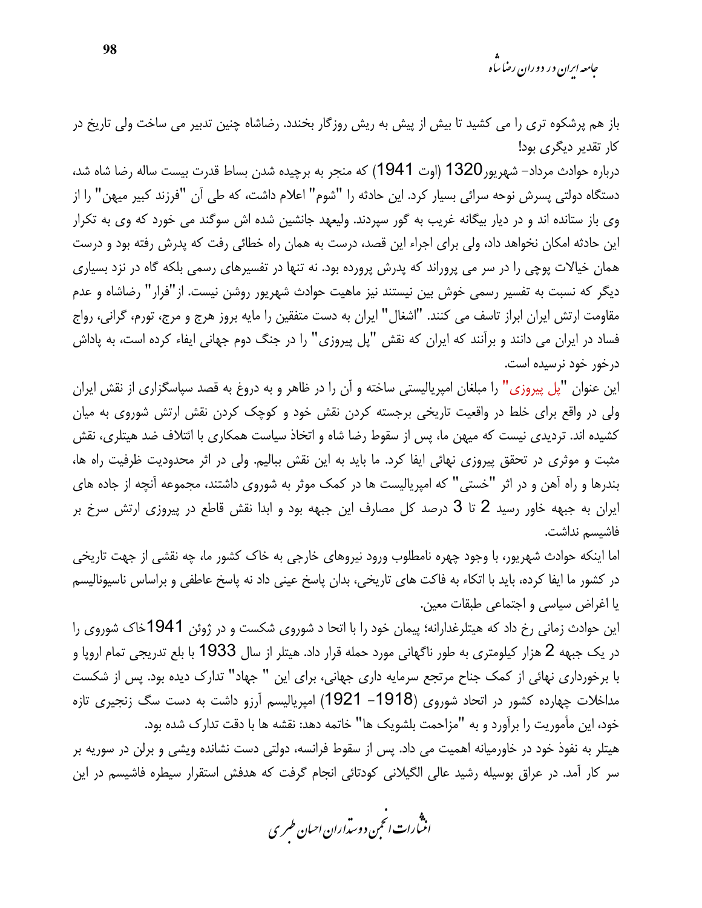باز هم پرشکوه تری را می کشید تا بیش از پیش به ریش روزگار بخندد. رضاشاه چنین تدبیر می ساخت ولی تاریخ در کار تقدیر دیگری بود!

درباره حوادث مرداد- شهریور1320 (اوت 1941) که منجر به برچیده شدن بساط قدرت بیست ساله رضا شاه شد، دستگاه دولتی پسرش نوحه سرائی بسیار کرد. این حادثه را "شوم" اعلام داشت، که طی آن "فرزند کبیر میهن" را از وی باز ستانده اند و در دیار بیگانه غریب به گور سپردند. ولیعهد جانشین شده اش سوگند می خورد که وی به تکرار این حادثه امکان نخواهد داد، ولی برای اجراء این قصد، درست به همان راه خطائی رفت که پدرش رفته بود و درست همان خیالات پوچی را در سر می پروراند که پدرش پرورده بود. نه تنها در تفسیرهای رسمی بلکه گاه در نزد بسیاری دیگر که نسبت به تفسیر رسمی خوش بین نیستند نیز ماهیت حوادث شهریور روشن نیست. از"فرار" رضاشاه و عدم مقاومت ارتش ایران ابراز تاسف می کنند. "اشغال" ایران به دست متفقین را مایه بروز هرج و مرج، تورم، گرانی، رواج فساد در ایران می دانند و برآنند که ایران که نقش "پل پیروزی" را در جنگ دوم جهانی ایفاء کرده است، به پاداش درخور خود نرسیده است.

این عنوان "پل پیروزی" را مبلغان امپریالیستی ساخته و آن را در ظاهر و به دروغ به قصد سپاسگزاری از نقش ایران ولی در واقع برای خلط در واقعیت تاریخی برجسته کردن نقش خود و کوچک کردن نقش ارتش شوروی به میان کشیده اند. تردیدی نیست که میهن ما، پس از سقوط رضا شاه و اتخاذ سیاست همکاری با ائتلاف ضد هیتلری، نقش مثبت و موثری در تحقق پیروزی نهائی ایفا کرد. ما باید به این نقش ببالیم. ولی در اثر محدودیت ظرفیت راه ها، بندرها و راه آهن و در اثر "خستی" که امپریالیست ها در کمک موثر به شوروی داشتند، مجموعه آنچه از جاده های ایران به جبهه خاور رسید 2 تا 3 درصد کل مصارف این جبهه بود و ابدا نقش قاطع در پیروزی ارتش سرخ بر فاشیسم نداشت.

اما اینکه حوادث شهریور، با وجود چهره نامطلوب ورود نیروهای خارجی به خاک کشور ما، چه نقشی از جهت تاریخی در کشور ما ایفا کرده، باید با اتکاء به فاکت های تاریخی، بدان پاسخ عینی داد نه پاسخ عاطفی و براساس ناسیونالیسم یا اغراض سیاسی و اجتماعی طبقات معین.

این حوادث زمانی رخ داد که هیتلرغدارانه؛ پیمان خود را با اتحا د شوروی شکست و در ژوئن 1941خاک شوروی را در یک جبهه 2 هزار کیلومتری به طور ناگهانی مورد حمله قرار داد. هیتلر از سال 1933 با بلع تدریجی تمام اروپا و با برخورداری نهائی از کمک جناح مرتجع سرمایه داری جهانی، برای این " جهاد" تدارک دیده بود. پس از شکست مداخلات چهارده کشور در اتحاد شوروی (1918- 1921) امپریالیسم آرزو داشت به دست سگ زنجیری تازه خود، این مأموریت را برآورد و به "مزاحمت بلشویک ها" خاتمه دهد: نقشه ها با دقت تدارک شده بود.

هیتلر به نفوذ خود در خاورمیانه اهمیت می داد. پس از سقوط فرانسه، دولتی دست نشانده ویشی و برلن در سوریه بر سر کار آمد. در عراق بوسیله رشید عالی الگیلانی کودتائی انجام گرفت که هدفش استقرار سیطره فاشیسم در این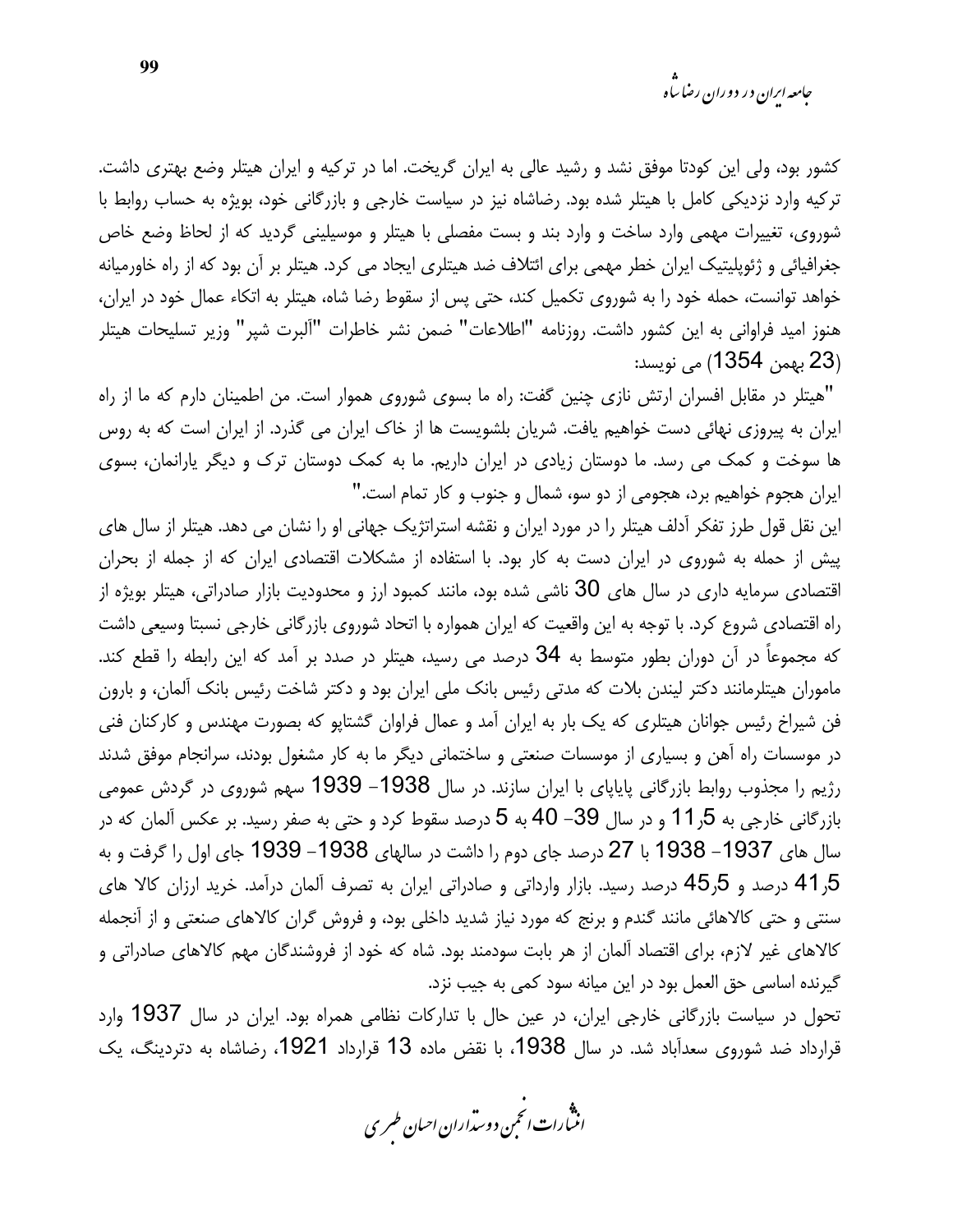کشور بود، ولی این کودتا موفق نشد و رشید عالی به ایران گریخت. اما در ترکیه و ایران هیتلر وضع بهتری داشت. ترکیه وارد نزدیکی کامل با هیتلر شده بود. رضاشاه نیز در سیاست خارجی و بازرگانی خود، بویژه به حساب روابط با شوروی، تغییرات مهمی وارد ساخت و وارد بند و بست مفصلی با هیتلر و موسیلینی گردید که از لحاظ وضع خاص جغرافیائی و ژئوپلیتیک ایران خطر مهمی برای ائتلاف ضد هیتلری ایجاد می کرد. هیتلر بر آن بود که از راه خاورمیانه خواهد توانست، حمله خود را به شوروی تکمیل کند، حتی پس از سقوط رضا شاه، هیتلر به اتکاء عمال خود در ایران، هنوز امید فراوانی به این کشور داشت. روزنامه "اطلاعات" ضمن نشر خاطرات "آلبرت شپر" وزیر تسلیحات هیتلر (23 بهمن 1354) می نویسد:

"هیتلر در مقابل افسران ارتش نازی چنین گفت: راه ما بسوی شوروی هموار است. من اطمینان دارم که ما از راه ایران به پیروزی نهائی دست خواهیم یافت. شریان بلشویست ها از خاک ایران می گذرد. از ایران است که به روس ها سوخت و کمک می رسد. ما دوستان زیادی در ایران داریم. ما به کمک دوستان ترک و دیگر یارانمان، بسوی ایران هجوم خواهیم برد، هجومی از دو سو، شمال و جنوب و کار تمام است."

این نقل قول طرز تفکر آدلف هیتلر را در مورد ایران و نقشه استراتژیک جهانی او را نشان می دهد. هیتلر از سال های پیش از حمله به شوروی در ایران دست به کار بود. با استفاده از مشکلات اقتصادی ایران که از جمله از بحران اقتصادی سرمایه داری در سال های 30 ناشی شده بود، مانند کمبود ارز و محدودیت بازار صادراتی، هیتلر بویژه از راه اقتصادی شروع کرد. با توجه به این واقعیت که ایران همواره با اتحاد شوروی بازرگانی خارجی نسبتا وسیعی داشت که مجموعاً در آن دوران بطور متوسط به 34 درصد می رسید، هیتلر در صدد بر آمد که این رابطه را قطع کند. ماموران هیتلرمانند دکتر لیندن بلات که مدتی رئیس بانک ملی ایران بود و دکتر شاخت رئیس بانک آلمان، و بارون فن شیراخ رئیس جوانان هیتلری که یک بار به ایران آمد و عمال فراوان گشتاپو که بصورت مهندس و کارکنان فنی در موسسات راه آهن و بسیاری از موسسات صنعتی و ساختمانی دیگر ما به کار مشغول بودند، سرانجام موفق شدند رژیم را مجذوب روابط بازرگانی پایاپای با ایران سازند. در سال 1938- 1939 سهم شوروی در گردش عمومی بازرگانی خارجی به 11٫5 و در سال 39- 40 به 5 درصد سقوط کرد و حتی به صفر رسید. بر عکس آلمان که در سال های 1937- 1938 با 27 درصد جای دوم را داشت در سالهای 1938- 1939 جای اول را گرفت و به 41٫5 درصد و 45٫5 درصد رسید. بازار وارداتی و صادراتی ایران به تصرف آلمان درآمد. خرید ارزان کالا های سنتی و حتی کالاهائی مانند گندم و برنج که مورد نیاز شدید داخلی بود، و فروش گران کالاهای صنعتی و از آنجمله کالاهای غیر لازم، برای اقتصاد آلمان از هر بابت سودمند بود. شاه که خود از فروشندگان مهم کالاهای صادراتی و گیرنده اساسی حق العمل بود در این میانه سود کمی به جیب نزد.

تحول در سیاست بازرگانی خارجی ایران، در عین حال با تدارکات نظامی همراه بود. ایران در سال 1937 وارد قرارداد ضد شوروی سعدآباد شد. در سال 1938، با نقض ماده 13 قرارداد 1921، رضاشاه به دتردینگ، یک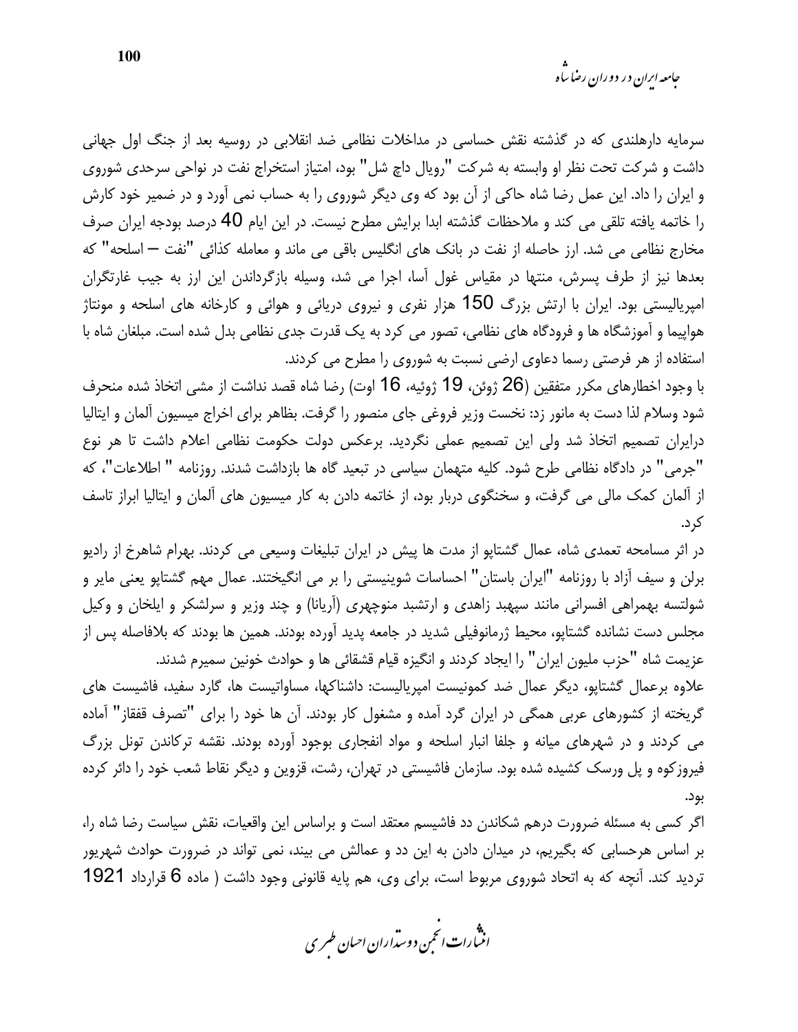سرمایه دارهلندی که در گذشته نقش حساسی در مداخلات نظامی ضد انقلابی در روسیه بعد از جنگ اول جهانی داشت و شرکت تحت نظر او وابسته به شرکت "رویال داچ شل" بود، امتیاز استخراج نفت در نواحی سرحدی شوروی و ایران را داد. این عمل رضا شاه حاکی از آن بود که وی دیگر شوروی را به حساب نمی آورد و در ضمیر خود کارش را خاتمه یافته تلقی می کند و ملاحظات گذشته ابدا برایش مطرح نیست. در این ایام 40 درصد بودجه ایران صرف مخارج نظامی می شد. ارز حاصله از نفت در بانک های انگلیس باقی می ماند و معامله کذائی "نفت – اسلحه" که بعدها نیز از طرف پسرش، منتها در مقیاس غول آسا، اجرا می شد، وسیله بازگرداندن این ارز به جیب غارتگران امپریالیستی بود. ایران با ارتش بزرگ 150 هزار نفری و نیروی دریائی و هوائی و کارخانه های اسلحه و مونتاژ هواپیما و آموزشگاه ها و فرودگاه های نظامی، تصور می کرد به یک قدرت جدی نظامی بدل شده است. مبلغان شاه با استفاده از هر فرصتی رسما دعاوی ارضی نسبت به شوروی را مطرح می کردند.

با وجود اخطارهای مکرر متفقین (26 ژوئن، 19 ژوئیه، 16 اوت) رضا شاه قصد نداشت از مشی اتخاذ شده منحرف شود وسلام لذا دست به مانور زد: نخست وزیر فروغی جای منصور را گرفت. بظاهر برای اخراج میسیون آلمان و ایتالیا درایران تصمیم اتخاذ شد ولی این تصمیم عملی نگردید. برعکس دولت حکومت نظامی اعلام داشت تا هر نوع "جرمی" در دادگاه نظامی طرح شود. کلیه متهمان سیاسی در تبعید گاه ها بازداشت شدند. روزنامه " اطلاعات"، که از آلمان کمک مالی می گرفت، و سخنگوی دربار بود، از خاتمه دادن به کار میسیون های آلمان و ایتالیا ابراز تاسف کرد.

در اثر مسامحه تعمدی شاه، عمال گشتاپو از مدت ها پیش در ایران تبلیغات وسیعی می کردند. بهرام شاهرخ از رادیو برلن و سیف آزاد با روزنامه "ایران باستان" احساسات شوینیستی را بر می انگیختند. عمال مهم گشتاپو یعنی مایر و شولتسه بهمراهی افسرانی مانند سپهبد زاهدی و ارتشبد منوچهری (آریانا) و چند وزیر و سرلشکر و ایلخان و وکیل مجلس دست نشانده گشتاپو، محیط ژرمانوفیلی شدید در جامعه پدید آورده بودند. همین ها بودند که بلافاصله پس از عزیمت شاه "حزب ملیون ایران" را ایجاد کردند و انگیزه قیام قشقائی ها و حوادث خونین سمیرم شدند.

علاوه برعمال گشتاپو، دیگر عمال ضد کمونیست امپریالیست: داشناکها، مساواتیست ها، گارد سفید، فاشیست های گریخته از کشورهای عربی همگی در ایران گرد آمده و مشغول کار بودند. آن ها خود را برای "تصرف قفقاز" آماده می کردند و در شهرهای میانه و جلفا انبار اسلحه و مواد انفجاری بوجود آورده بودند. نقشه ترکاندن تونل بزرگ فیروزکوه و پل ورسک کشیده شده بود. سازمان فاشیستی در تهران، رشت، قزوین و دیگر نقاط شعب خود را دائر کرده بود.

اگر کسی به مسئله ضرورت درهم شکاندن دد فاشیسم معتقد است و براساس این واقعیات، نقش سیاست رضا شاه را، بر اساس هرحسابی که بگیریم، در میدان دادن به این دد و عمالش می بیند، نمی تواند در ضرورت حوادث شهریور تردید کند. آنچه که به اتحاد شوروی مربوط است، برای وی، هم پایه قانونی وجود داشت ( ماده 6 قرارداد 1921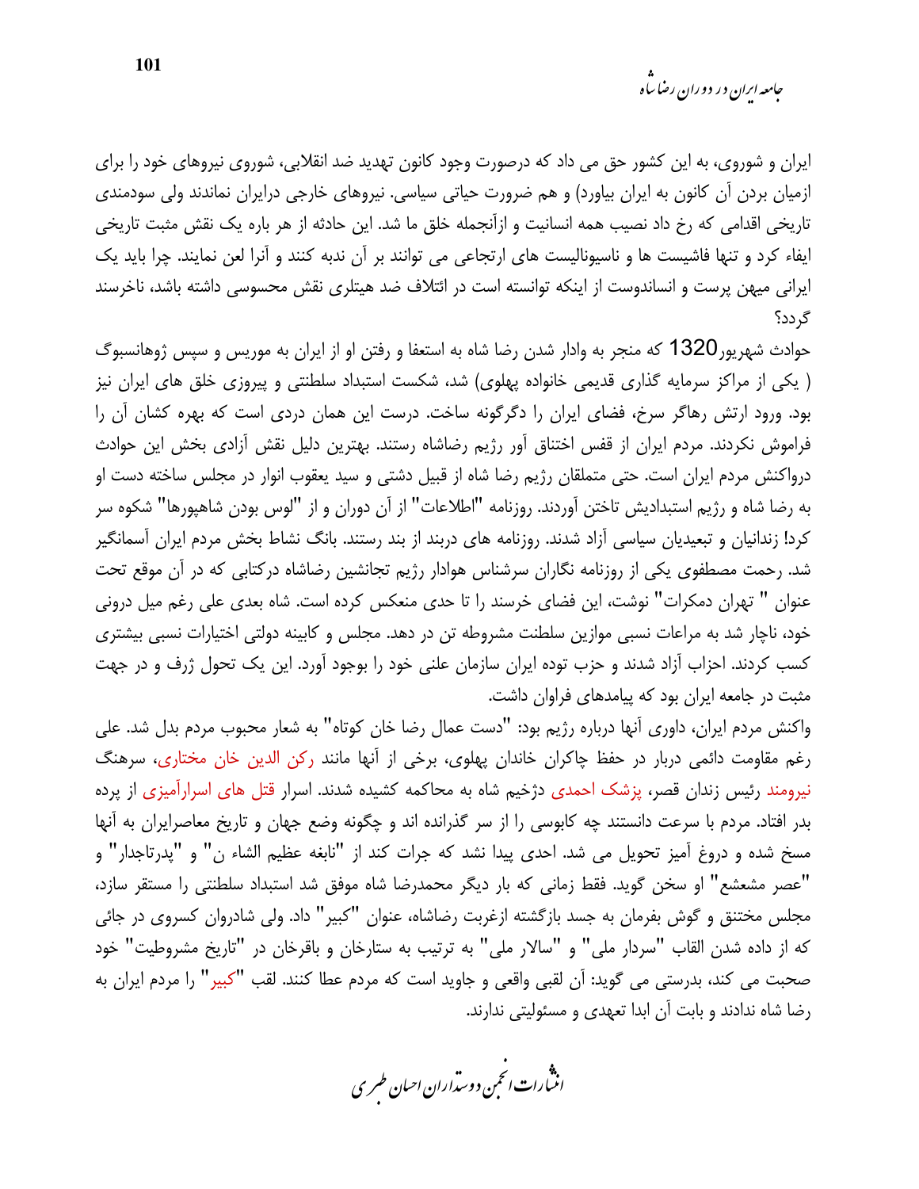ایران و شوروی، به این کشور حق می داد که درصورت وجود کانون تهدید ضد انقلابی، شوروی نیروهای خود را برای ازمیان بردن آن کانون به ایران بیاورد) و هم ضرورت حیاتی سیاسی. نیروهای خارجی درایران نماندند ولی سودمندی تاریخی اقدامی که رخ داد نصیب همه انسانیت و ازآنجمله خلق ما شد. این حادثه از هر باره یک نقش مثبت تاریخی ایفاء کرد و تنها فاشیست ها و ناسیونالیست های ارتجاعی می توانند بر آن ندبه کنند و آنرا لعن نمایند. چرا باید یک ایرانی میهن پرست و انساندوست از اینکه توانسته است در ائتلاف ضد هیتلری نقش محسوسی داشته باشد، ناخرسند گردد؟

حوادث شهریور1320 که منجر به وادار شدن رضا شاه به استعفا و رفتن او از ایران به موریس و سپس ژوهانسبوگ ( یکی از مراکز سرمایه گذاری قدیمی خانواده پهلوی) شد، شکست استبداد سلطنتی و پیروزی خلق های ایران نیز بود. ورود ارتش رهاگر سرخ، فضای ایران را دگرگونه ساخت. درست این همان دردی است که بهره کشان آن را فراموش نکردند. مردم ایران از قفس اختناق آور رژیم رضاشاه رستند. بهترین دلیل نقش آزادی بخش این حوادث درواکنش مردم ایران است. حتی متملقان رژیم رضا شاه از قبیل دشتی و سید یعقوب انوار در مجلس ساخته دست او به رضا شاه و رژیم استبدادیش تاختن آوردند. روزنامه "اطلاعات" از آن دوران و از "لوس بودن شاهپورها" شکوه سر کرد! زندانیان و تبعیدیان سیاسی آزاد شدند. روزنامه های دربند از بند رستند. بانگ نشاط بخش مردم ایران آسمانگیر شد. رحمت مصطفوی یکی از روزنامه نگاران سرشناس هوادار رژیم تجانشین رضاشاه درکتابی که در آن موقع تحت عنوان " تهران دمکرات" نوشت، این فضای خرسند را تا حدی منعکس کرده است. شاه بعدی علی رغم میل درونی خود، ناچار شد به مراعات نسبی موازین سلطنت مشروطه تن در دهد. مجلس و کابینه دولتی اختیارات نسبی بیشتری کسب کردند. احزاب آزاد شدند و حزب توده ایران سازمان علنی خود را بوجود آورد. این یک تحول ژرف و در جهت مثبت در جامعه ایران بود که پیامدهای فراوان داشت.

واکنش مردم ایران، داوری آنها درباره رژیم بود: "دست عمال رضا خان کوتاه" به شعار محبوب مردم بدل شد. علی رغم مقاومت دائمی دربار در حفظ چاکران خاندان پهلوی، برخی از آنها مانند رکن الدین خان مختاری، سرهنگ نیرومند رئیس زندان قصر، پزشک احمدی دژخیم شاه به محاکمه کشیده شدند. اسرار قتل های اسرارآمیزی از پرده بدر افتاد. مردم با سرعت دانستند چه کابوسی را از سر گذرانده اند و چگونه وضع جهان و تاریخ معاصرایران به آنها مسخ شده و دروغ آمیز تحویل می شد. احدی پیدا نشد که جرات کند از "نابغه عظیم الشاء ن" و "پدرتاجدار" و "عصر مشعشع" او سخن گوید. فقط زمانی که بار دیگر محمدرضا شاه موفق شد استبداد سلطنتی را مستقر سازد، مجلس مختنق و گوش بفرمان به جسد بازگشته ازغربت رضاشاه، عنوان "کبیر" داد. ولی شادروان کسروی در جائی که از داده شدن القاب "سردار ملی" و "سالار ملی" به ترتیب به ستارخان و باقرخان در "تاریخ مشروطیت" خود صحبت می کند، بدرستی می گوید: آن لقبی واقعی و جاوید است که مردم عطا کنند. لقب "کبیر" را مردم ایران به رضا شاه ندادند و بابت آن ابدا تعهدی و مسئولیتی ندارند.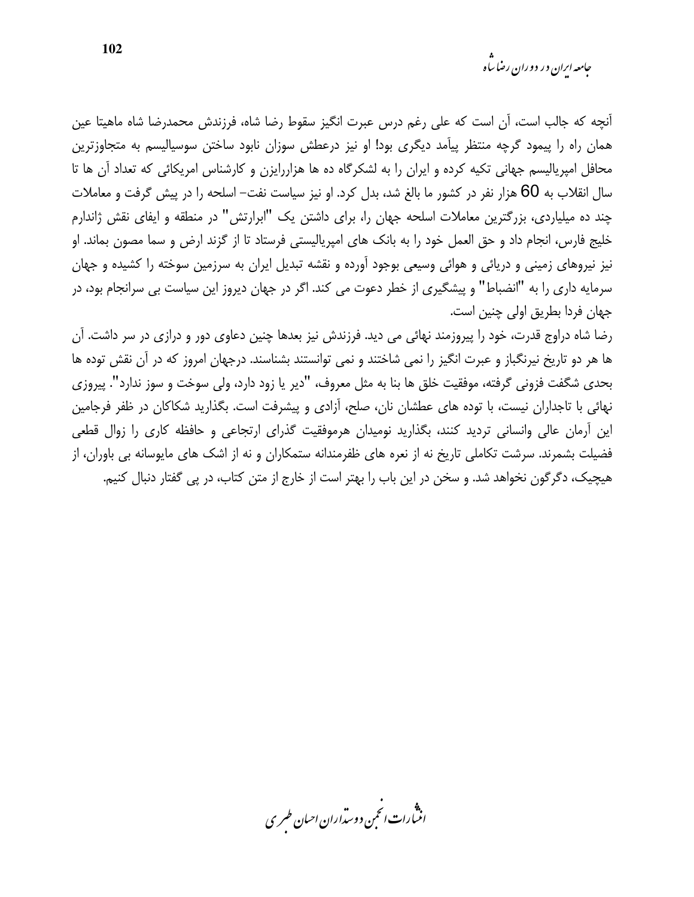آنچه که جالب است، آن است که علی رغم درس عبرت انگیز سقوط رضا شاه، فرزندش محمدرضا شاه ماهیتا عین همان راه را پیمود گرچه منتظر پیآمد دیگری بود! او نیز درعطش سوزان نابود ساختن سوسیالیسم به متجاوزترین محافل امپریالیسم جهانی تکیه کرده و ایران را به لشکرگاه ده ها هزاررایزن و کارشناس امریکائی که تعداد آن ها تا سال انقلاب به 60 هزار نفر در کشور ما بالغ شد، بدل کرد. او نیز سیاست نفت- اسلحه را در پیش گرفت و معاملات چند ده میلیاردی، بزرگترین معاملات اسلحه جهان را، برای داشتن یک "ابرارتش" در منطقه و ایفای نقش ژاندارم خلیج فارس، انجام داد و حق العمل خود را به بانک های امپریالیستی فرستاد تا از گزند ارض و سما مصون بماند. او نیز نیروهای زمینی و دریائی و هوائی وسیعی بوجود آورده و نقشه تبدیل ایران به سرزمین سوخته را کشیده و جهان سرمایه داری را به "انضباط" و پیشگیری از خطر دعوت می کند. اگر در جهان دیروز این سیاست بی سرانجام بود، در جهان فردا بطریق اولی چنین است.

رضا شاه دراوج قدرت، خود را پیروزمند نهائی می دید. فرزندش نیز بعدها چنین دعاوی دور و درازی در سر داشت. آن ها هر دو تاریخ نیرنگباز و عبرت انگیز را نمی شاختند و نمی توانستند بشناسند. درجهان امروز که در آن نقش توده ها بحدی شگفت فزونی گرفته، موفقیت خلق ها بنا به مثل معروف، "دیر یا زود دارد، ولی سوخت و سوز ندارد". پیروزی نهائی با تاجداران نیست، با توده های عطشان نان، صلح، آزادی و پیشرفت است. بگذارید شکاکان در ظفر فرجامین این آرمان عالی وانسانی تردید کنند، بگذارید نومیدان هرموفقیت گذرای ارتجاعی و حافظه کاری را زوال قطعی فضیلت بشمرند. سرشت تکاملی تاریخ نه از نعره های ظفرمندانه ستمکاران و نه از اشک های مایوسانه بی باوران، از هیچیک، دگرگون نخواهد شد. و سخن در این باب را بهتر است از خارج از متن کتاب، در پی گفتار دنبال کنیم.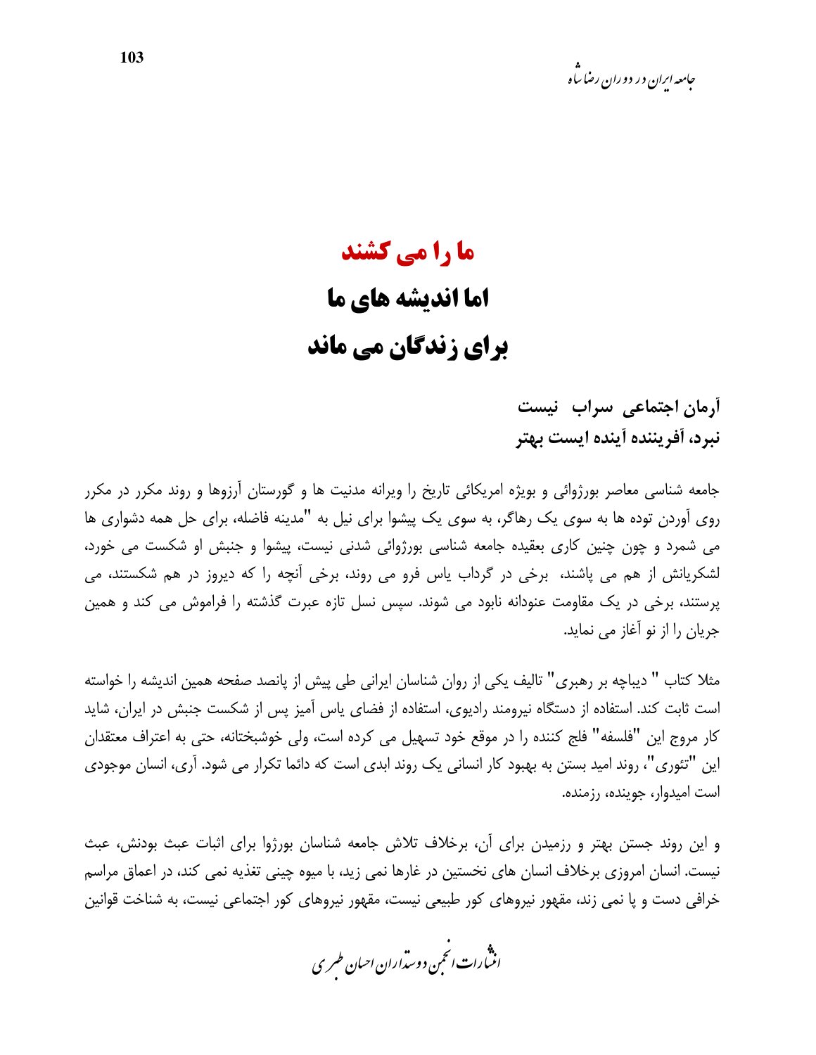# ما را می کشند

# اما اندیشه های ما

# برای زندگان می ماند

## آرمان اجتماعی سراب نیست

## نبرد، آفریننده آینده ایست بهتر

جامعه شناسی معاصر بورژوائی و بویژه امریکائی تاریخ را ویرانه مدنیت ها و گورستان آرزوها و روند مکرر در مکرر روی آوردن توده ها به سوی یک رهاگر، به سوی یک پیشوا برای نیل به "مدینه فاضله، برای حل همه دشواری ها می شمرد و چون چنین کاری بعقیده جامعه شناسی بورژوائی شدنی نیست، پیشوا و جنبش او شکست می خورد، لشکریانش از هم می پاشند، برخی در گرداب یاس فرو می روند، برخی آنچه را که دیروز در هم شکستند، می پرستند، برخی در یک مقاومت عنودانه نابود می شوند. سپس نسل تازه عبرت گذشته را فراموش می کند و همین جریان را از نو آغاز می نماید.

مثلا کتاب " دیباچه بر رهبری" تالیف یکی از روان شناسان ایرانی طی پیش از پانصد صفحه همین اندیشه را خواسته است ثابت کند. استفاده از دستگاه نیرومند رادیوی، استفاده از فضای یاس آمیز پس از شکست جنبش در ایران، شاید کار مروج این "فلسفه" فلج کننده را در موقع خود تسهیل می کرده است، ولی خوشبختانه، حتی به اعتراف معتقدان این "تئوری"، روند امید بستن به بهبود کار انسانی یک روند ابدی است که دائما تکرار می شود. آری، انسان موجودی است امیدوار، جوینده، رزمنده.

و این روند جستن بهتر و رزمیدن برای آن، برخلاف تلاش جامعه شناسان بورژوا برای اثبات عبث بودنش، عبث نیست. انسان امروزی برخلاف انسان های نخستین در غارها نمی زید، با میوه چینی تغذیه نمی کند، در اعماق مراسم خرافی دست و پا نمی زند، مقهور نیروهای کور طبیعی نیست، مقهور نیروهای کور اجتماعی نیست، به شناخت قوانین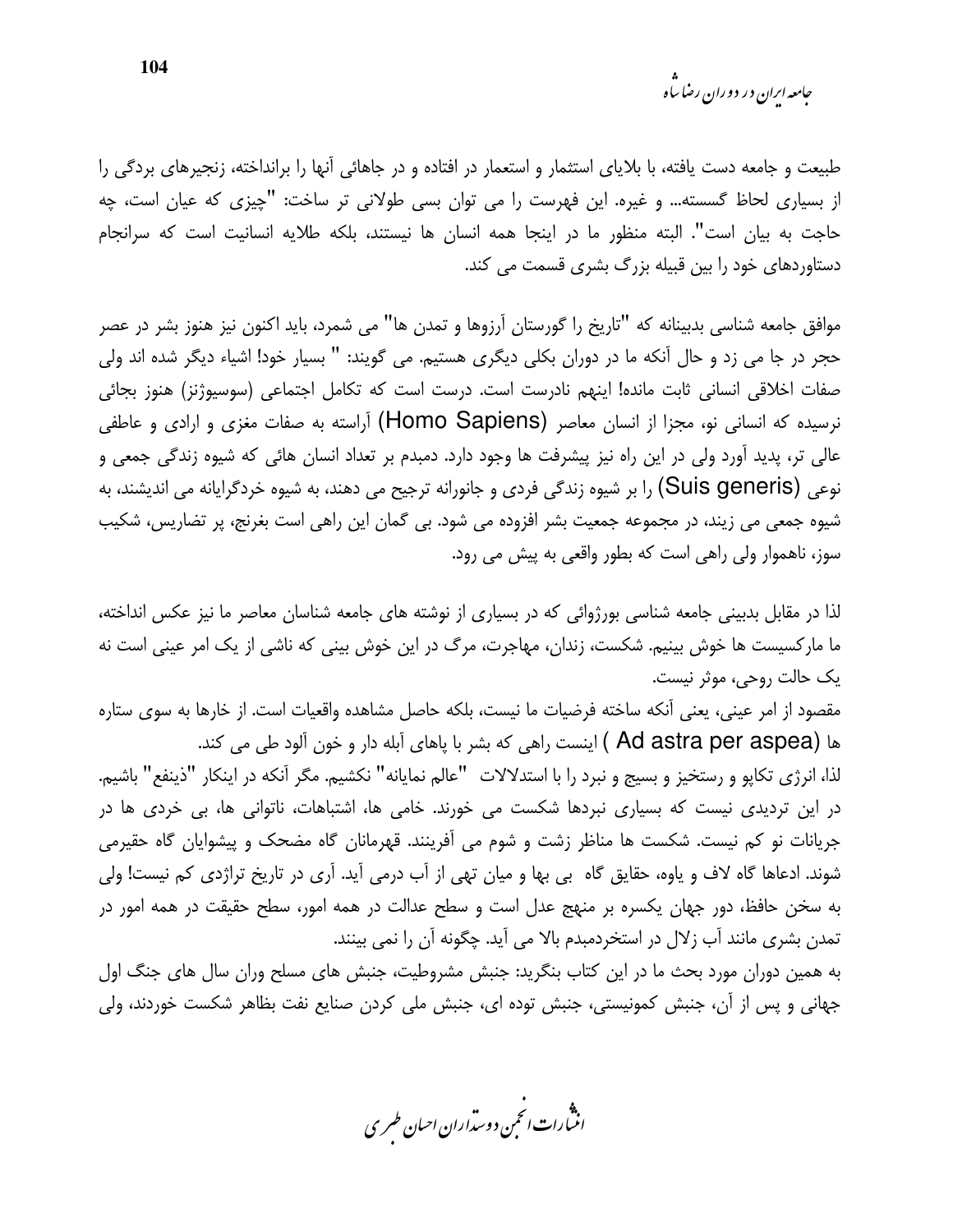طبیعت و جامعه دست یافته، با بلایای استثمار و استعمار در افتاده و در جاهائی آنها را برانداخته، زنجیرهای بردگی را از بسیاری لحاظ گسسته... و غیره. این فهرست را می توان بسی طولانی تر ساخت: "چیزی که عیان است، چه حاجت به بیان است". البته منظور ما در اینجا همه انسان ها نیستند، بلکه طلایه انسانیت است که سرانجام دستاوردهای خود را بین قبیله بزرگ بشری قسمت می کند.

موافق جامعه شناسی بدبینانه که "تاریخ را گورستان آرزوها و تمدن ها" می شمرد، باید اکنون نیز هنوز بشر در عصر حجر در جا می زد و حال آنکه ما در دوران بکلی دیگری هستیم. می گویند: " بسیار خود! اشیاء دیگر شده اند ولی صفات اخلاقی انسانی ثابت مانده! اینهم نادرست است. درست است که تکامل اجتماعی (سوسیوژنز) هنوز بجائی نرسیده که انسانی نو، مجزا از انسان معاصر (Homo Sapiens) آراسته به صفات مغزی و ارادی و عاطفی عالی تر، پدید آورد ولی در این راه نیز پیشرفت ها وجود دارد. دمبدم بر تعداد انسان هائی که شیوه زندگی جمعی و نوعی (Suis generis) را بر شیوه زندگی فردی و جانورانه ترجیح می دهند، به شیوه خردگرایانه می اندیشند، به شیوه جمعی می زیند، در مجموعه جمعیت بشر افزوده می شود. بی گمان این راهی است بغرنج، پر تضاریس، شکیب سوز، ناهموار ولی راهی است که بطور واقعی به پیش می رود.

لذا در مقابل بدبینی جامعه شناسی بورژوائی که در بسیاری از نوشته های جامعه شناسان معاصر ما نیز عکس انداخته، ما مارکسیست ها خوش بینیم. شکست، زندان، مهاجرت، مرگ در این خوش بینی که ناشی از یک امر عینی است نه یک حالت روحی، موثر نیست.

مقصود از امر عینی، یعنی آنکه ساخته فرضیات ما نیست، بلکه حاصل مشاهده واقعیات است. از خارها به سوی ستاره ها (Ad astra per aspea ) اینست راهی که بشر با پاهای آبله دار و خون آلود طی می کند.

لذا، انرژی تکاپو و رستخیز و بسیج و نبرد را با استدلالات "عالم نمایانه" نکشیم. مگر آنکه در اینکار "ذینفع" باشیم. در این تردیدی نیست که بسیاری نبردها شکست می خورند. خامی ها، اشتباهات، ناتوانی ها، بی خردی ها در جریانات نو کم نیست. شکست ها مناظر زشت و شوم می آفرینند. قهرمانان گاه مضحک و پیشوایان گاه حقیرمی شوند. ادعاها گاه لاف و یاوه، حقایق گاه بی بها و میان تهی از آب درمی آید. آری در تاریخ تراژدی کم نیست! ولی به سخن حافظ، دور جهان یکسره بر منهج عدل است و سطح عدالت در همه امور، سطح حقیقت در همه امور در تمدن بشری مانند آب زلال در استخردمبدم بالا می آید. چگونه آن را نمی بینند.

به همین دوران مورد بحث ما در این کتاب بنگرید: جنبش مشروطیت، جنبش های مسلح وران سال های جنگ اول جهانی و پس از آن، جنبش کمونیستی، جنبش توده ای، جنبش ملی کردن صنایع نفت بظاهر شکست خوردند، ولی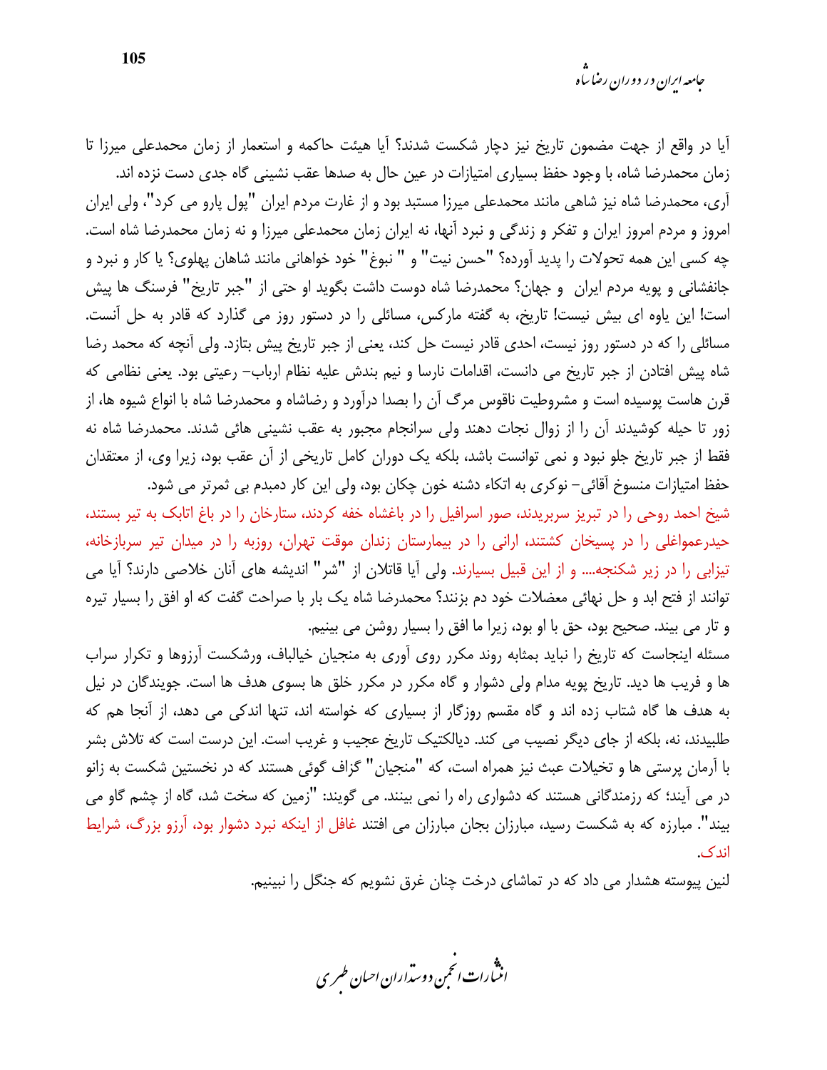آیا در واقع از جهت مضمون تاریخ نیز دچار شکست شدند؟ آیا هیئت حاکمه و استعمار از زمان محمدعلی میرزا تا زمان محمدرضا شاه، با وجود حفظ بسیاری امتیازات در عین حال به صدها عقب نشینی گاه جدی دست نزده اند.

آری، محمدرضا شاه نیز شاهی مانند محمدعلی میرزا مستبد بود و از غارت مردم ایران "پول پارو می کرد"، ولی ایران امروز و مردم امروز ایران و تفکر و زندگی و نبرد آنها، نه ایران زمان محمدعلی میرزا و نه زمان محمدرضا شاه است. چه کسی این همه تحولات را پدید آورده؟ "حسن نیت" و " نبوغ" خود خواهانی مانند شاهان پهلوی؟ یا کار و نبرد و جانفشانی و پویه مردم ایران و جهان؟ محمدرضا شاه دوست داشت بگوید او حتی از "جبر تاریخ" فرسنگ ها پیش است! این یاوه ای بیش نیست! تاریخ، به گفته مارکس، مسائلی را در دستور روز می گذارد که قادر به حل آنست. مسائلی را که در دستور روز نیست، احدی قادر نیست حل کند، یعنی از جبر تاریخ پیش بتازد. ولی آنچه که محمد رضا شاه پیش افتادن از جبر تاریخ می دانست، اقدامات نارسا و نیم بندش علیه نظام ارباب- رعیتی بود. یعنی نظامی که قرن هاست پوسیده است و مشروطیت ناقوس مرگ آن را بصدا درآورد و رضاشاه و محمدرضا شاه با انواع شیوه ها، از زور تا حیله کوشیدند آن را از زوال نجات دهند ولی سرانجام مجبور به عقب نشینی هائی شدند. محمدرضا شاه نه فقط از جبر تاریخ جلو نبود و نمی توانست باشد، بلکه یک دوران کامل تاریخی از آن عقب بود، زیرا وی، از معتقدان حفظ امتیازات منسوخ آقائی- نوکری به اتکاء دشنه خون چکان بود، ولی این کار دمبدم بی ثمرتر می شود.

شیخ احمد روحی را در تبریز سربریدند، صور اسرافیل را در باغشاه خفه کردند، ستارخان را در باغ اتابک به تیر بستند، حیدرعمواغلی را در پسیخان کشتند، ارانی را در بیمارستان زندان موقت تهران، روزبه را در میدان تیر سربازخانه، تیزابی را در زیر شکنجه.... و از این قبیل بسیارند. ولی آیا قاتلان از "شر" اندیشه های آنان خلاصی دارند؟ آیا می توانند از فتح ابد و حل نهائی معضلات خود دم بزنند؟ محمدرضا شاه یک بار با صراحت گفت که او افق را بسیار تیره و تار می بیند. صحیح بود، حق با او بود، زیرا ما افق را بسیار روشن می بینیم.

مسئله اینجاست که تاریخ را نباید بمثابه روند مکرر روی آوری به منجیان خیالباف، ورشکست آرزوها و تکرار سراب ها و فریب ها دید. تاریخ پویه مدام ولی دشوار و گاه مکرر در مکرر خلق ها بسوی هدف ها است. جویندگان در نیل به هدف ها گاه شتاب زده اند و گاه مقسم روزگار از بسیاری که خواسته اند، تنها اندکی می دهد، از آنجا هم که طلبیدند، نه، بلکه از جای دیگر نصیب می کند. دیالکتیک تاریخ عجیب و غریب است. این درست است که تلاش بشر با آرمان پرستی ها و تخیلات عبث نیز همراه است، که "منجیان" گزاف گوئی هستند که در نخستین شکست به زانو در می آیند؛ که رزمندگانی هستند که دشواری راه را نمی بینند. می گویند: "زمین که سخت شد، گاه از چشم گاو می بیند". مبارزه که به شکست رسید، مبارزان بجان مبارزان می افتند غافل از اینکه نبرد دشوار بود، آرزو بزرگ، شرایط اندک.

لنین پیوسته هشدار می داد که در تماشای درخت چنان غرق نشویم که جنگل را نبینیم.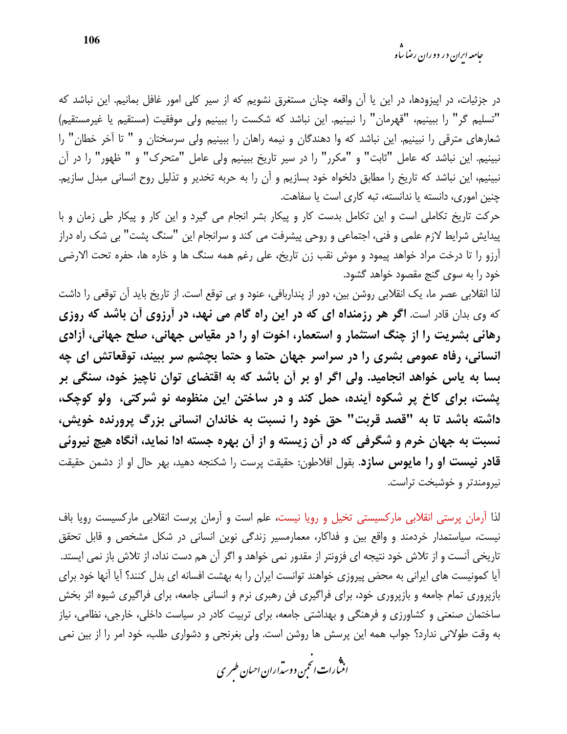در جزئیات، در اپیزودها، در این یا آن واقعه چنان مستغرق نشویم که از سیر کلی امور غافل بمانیم. این نباشد که "تسلیم گر" را ببینیم، "قهرمان" را نبینیم. این نباشد که شکست را ببینیم ولی موفقیت (مستقیم یا غیرمستقیم) شعارهای مترقی را نبینیم. این نباشد که وا دهندگان و نیمه راهان را ببینیم ولی سرسختان و " تا آخر خطان" را نبینیم. این نباشد که عامل "ثابت" و "مکرر" را در سیر تاریخ ببینیم ولی عامل "متحرک" و " ظهور" را در آن نبینیم، این نباشد که تاریخ را مطابق دلخواه خود بسازیم و آن را به حربه تخدیر و تذلیل روح انسانی مبدل سازیم. چنین اموری، دانسته یا ندانسته، تبه کاری است یا سفاهت.

حرکت تاریخ تکاملی است و این تکامل بدست کار و پیکار بشر انجام می گیرد و این کار و پیکار طی زمان و با پیدایش شرایط لازم علمی و فنی، اجتماعی و روحی پیشرفت می کند و سرانجام این "سنگ پشت" بی شک راه دراز آرزو را تا درخت مراد خواهد پیمود و موش نقب زن تاریخ، علی رغم همه سنگ ها و خاره ها، حفره تحت الارضی خود را به سوی گنج مقصود خواهد گشود.

لذا انقلابی عصر ما، یک انقلابی روشن بین، دور از پنداربافی، عنود و بی توقع است. از تاریخ باید آن توقعی را داشت که وی بدان قادر است. **اگر هر رزمنداه ای که در این راه گام می نهد، در آرزوی آن باشد که روزی رهائی بشریت را از چنگ استثمار و استعمار، اخوت او را در مقیاس جهانی، صلح جهانی، آزادی انسانی، رفاه عمومی بشری را در سراسر جهان حتما و حتما بچشم سر ببیند، توقعاتش ای چه بسا به یاس خواهد انجامید. ولی اگر او بر آن باشد که به اقتضای توان ناچیز خود، سنگی بر پشت، برای کاخ پر شکوه آینده، حمل کند و در ساختن این منظومه نو شرکتی، ولو کوچک، داشته باشد تا به "قصد قربت" حق خود را نسبت به خاندان انسانی بزرگ پرورنده خویش، نسبت به جهان خرم و شگرفی که در آن زیسته و از آن بهره جسته ادا نماید، آنگاه هیچ نیروئی قادر نیست او را مایوس سازد.** بقول افلاطون: حقیقت پرست را شکنجه دهید، بهر حال او از دشمن حقیقت نیرومندتر و خوشبخت تراست.

لذا آرمان پرستی انقلابی مارکسیستی تخیل و رویا نیست، علم است و آرمان پرست انقلابی مارکسیست رویا باف نیست، سیاستمدار خردمند و واقع بین و فداکار، معمارمسیر زندگی نوین انسانی در شکل مشخص و قابل تحقق تاریخی آنست و از تلاش خود نتیجه ای فزونتر از مقدور نمی خواهد و اگر آن هم دست نداد، از تلاش باز نمی ایستد. آیا کمونیست های ایرانی به محض پیروزی خواهند توانست ایران را به بهشت افسانه ای بدل کنند؟ آیا آنها خود برای بازپروری تمام جامعه و بازپروری خود، برای فراگیری فن رهبری نرم و انسانی جامعه، برای فراگیری شیوه اثر بخش ساختمان صنعتی و کشاورزی و فرهنگی و بهداشتی جامعه، برای تربیت کادر در سیاست داخلی، خارجی، نظامی، نیاز به وقت طولانی ندارد؟ جواب همه این پرسش ها روشن است. ولی بغرنجی و دشواری طلب، خود امر را از بین نمی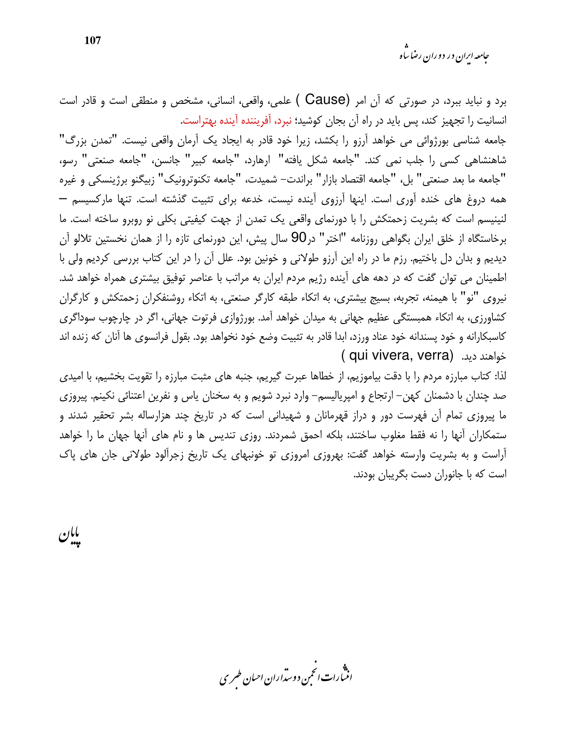برد و نباید ببرد، در صورتی که آن امر (Cause ) علمی، واقعی، انسانی، مشخص و منطقی است و قادر است انسانیت را تجهیز کند، پس باید در راه آن بجان کوشید؛ نبرد، آفریننده آینده بهتراست.

جامعه شناسی بورژوائی می خواهد آرزو را بکشد، زیرا خود قادر به ایجاد یک آرمان واقعی نیست. "تمدن بزرگ" شاهنشاهی کسی را جلب نمی کند. "جامعه شکل یافته" ارهارد، "جامعه کبیر" جانسن، "جامعه صنعتی" رسو، "جامعه ما بعد صنعتی" بل، "جامعه اقتصاد بازار" براندت- شمیدت، "جامعه تکنوترونیک" زبیگنو برژینسکی و غیره همه دروغ های خنده آوری است. اینها آرزوی آینده نیست، خدعه برای تثبیت گذشته است. تنها مارکسیسم – لنینیسم است که بشریت زحمتکش را با دورنمای واقعی یک تمدن از جهت کیفیتی بکلی نو روبرو ساخته است. ما برخاستگاه از خلق ایران بگواهی روزنامه "اختر" در90 سال پیش، این دورنمای تازه را از همان نخستین تلالو آن دیدیم و بدان دل باختیم. رزم ما در راه این آرزو طولانی و خونین بود. علل آن را در این کتاب بررسی کردیم ولی با اطمینان می توان گفت که در دهه های آینده رژیم مردم ایران به مراتب با عناصر توفیق بیشتری همراه خواهد شد. نیروی "نو" با هیمنه، تجربه، بسیج بیشتری، به اتکاء طبقه کارگر صنعتی، به اتکاء روشنفکران زحمتکش و کارگران کشاورزی، به اتکاء همبستگی عظیم جهانی به میدان خواهد آمد. بورژوازی فرتوت جهانی، اگر در چارچوب سوداگری کاسبکارانه و خود پسندانه خود عناد ورزد، ابدا قادر به تثبیت وضع خود نخواهد بود. بقول فرانسوی ها آنان که زنده اند خواهند دید. ( qui vivera, verra)

لذا: کتاب مبارزه مردم را با دقت بیاموزیم، از خطاها عبرت گیریم، جنبه های مثبت مبارزه را تقویت بخشیم، با امیدی صد چندان با دشمنان کهن- ارتجاع و امپریالیسم- وارد نبرد شویم و به سخنان یاس و نفرین اعتنائی نکینم. پیروزی ما پیروزی تمام آن فهرست دور و دراز قهرمانان و شهیدانی است که در تاریخ چند هزارساله بشر تحقیر شدند و ستمکاران آنها را نه فقط مغلوب ساختند، بلکه احمق شمردند. روزی تندیس ها و نام های آنها جهان ما را خواهد آراست و به بشریت وارسته خواهد گفت: بهروزی امروزی تو خونبهای یک تاریخ زجرآلود طولانی جان های پاک است که با جانوران دست بگریبان بودند.

**پایان**